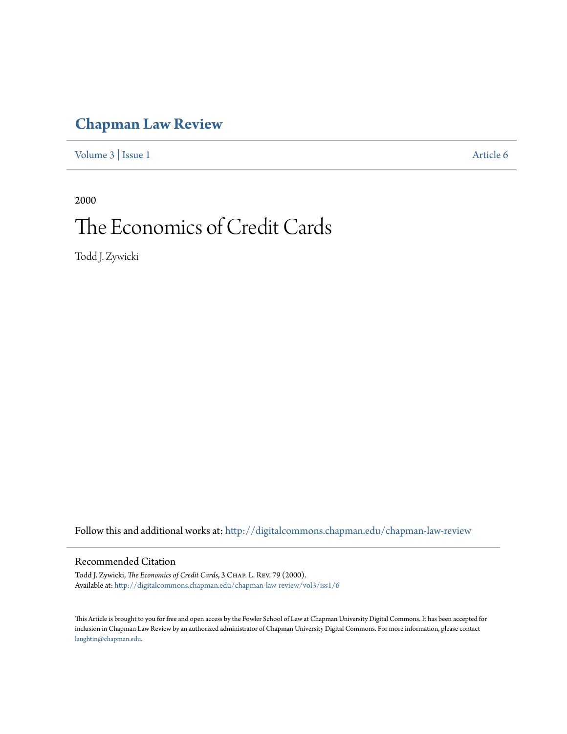# Chapman Law Review

Volume 3 | Issue 1 Article 6

2000

# The Economics of Credit Cards

Todd J. Zywicki

Follow this and additional works at: http://digitalcommons.chapman.edu/chapman-law-review

## Recommended Citation

Todd J. Zywicki, *The Economics of Credit Cards*, 3 Chap. L. Rev. 79 (2000).
Available at: http://digitalcommons.chapman.edu/chapman-law-review/vol3/iss1/6

This Article is brought to you for free and open access by the Fowler School of Law at Chapman University Digital Commons. It has been accepted for inclusion in Chapman Law Review by an authorized administrator of Chapman University Digital Commons. For more information, please contact laughtin@chapman.edu.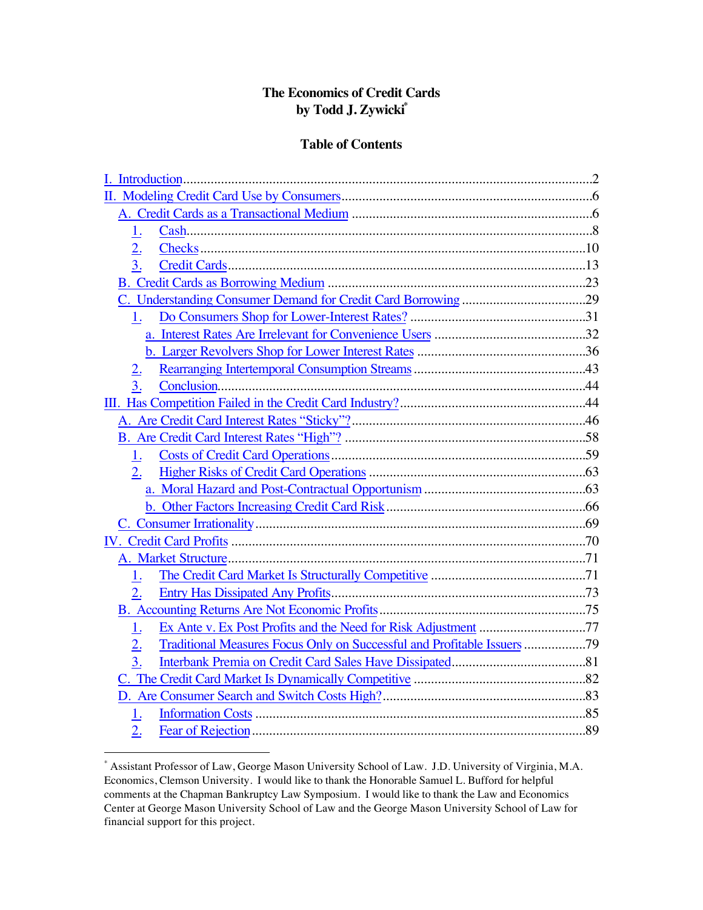# The Economics of Credit Cards
## by Todd J. Zywicki[*]

### Table of Contents

- I. Introduction ..... 2
- II. Modeling Credit Card Use by Consumers ..... 6
  - A. Credit Cards as a Transactional Medium ..... 6
    - 1. Cash ..... 8
    - 2. Checks ..... 10
    - 3. Credit Cards ..... 13
  - B. Credit Cards as Borrowing Medium ..... 23
  - C. Understanding Consumer Demand for Credit Card Borrowing ..... 29
    - 1. Do Consumers Shop for Lower-Interest Rates? ..... 31
      - a. Interest Rates Are Irrelevant for Convenience Users ..... 32
      - b. Larger Revolvers Shop for Lower Interest Rates ..... 36
    - 2. Rearranging Intertemporal Consumption Streams ..... 43
    - 3. Conclusion ..... 44
- III. Has Competition Failed in the Credit Card Industry? ..... 44
  - A. Are Credit Card Interest Rates "Sticky"? ..... 46
  - B. Are Credit Card Interest Rates "High"? ..... 58
    - 1. Costs of Credit Card Operations ..... 59
    - 2. Higher Risks of Credit Card Operations ..... 63
      - a. Moral Hazard and Post-Contractual Opportunism ..... 63
      - b. Other Factors Increasing Credit Card Risk ..... 66
  - C. Consumer Irrationality ..... 69
- IV. Credit Card Profits ..... 70
  - A. Market Structure ..... 71
    - 1. The Credit Card Market Is Structurally Competitive ..... 71
    - 2. Entry Has Dissipated Any Profits ..... 73
  - B. Accounting Returns Are Not Economic Profits ..... 75
    - 1. Ex Ante v. Ex Post Profits and the Need for Risk Adjustment ..... 77
    - 2. Traditional Measures Focus Only on Successful and Profitable Issuers ..... 79
    - 3. Interbank Premia on Credit Card Sales Have Dissipated ..... 81
  - C. The Credit Card Market Is Dynamically Competitive ..... 82
  - D. Are Consumer Search and Switch Costs High? ..... 83
    - 1. Information Costs ..... 85
    - 2. Fear of Rejection ..... 89

---

[*] Assistant Professor of Law, George Mason University School of Law. J.D. University of Virginia, M.A. Economics, Clemson University. I would like to thank the Honorable Samuel L. Bufford for helpful comments at the Chapman Bankruptcy Law Symposium. I would like to thank the Law and Economics Center at George Mason University School of Law and the George Mason University School of Law for financial support for this project.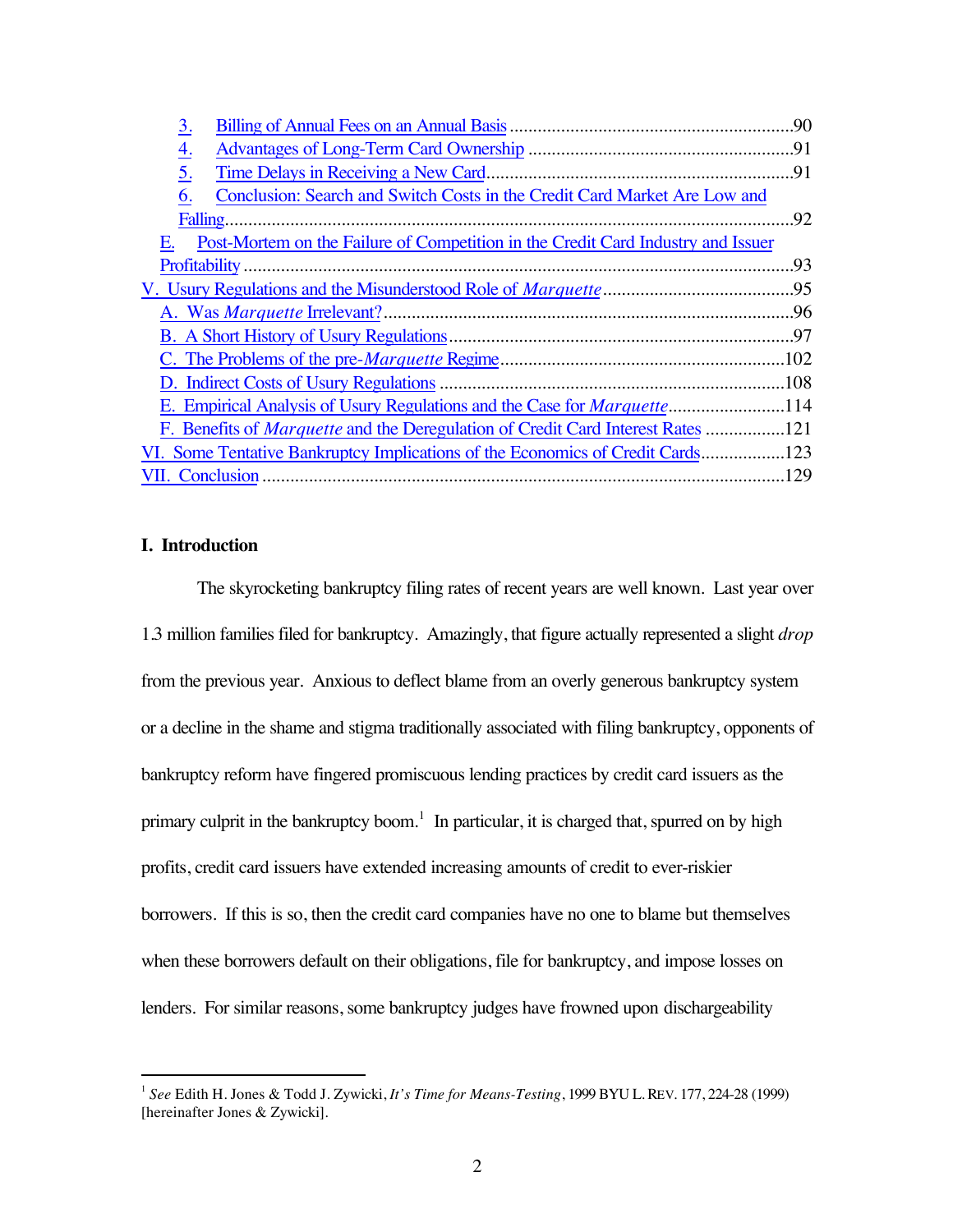3. Billing of Annual Fees on an Annual Basis ....................................................... 90
4. Advantages of Long-Term Card Ownership ....................................................... 91
5. Time Delays in Receiving a New Card ............................................................. 91
6. Conclusion: Search and Switch Costs in the Credit Card Market Are Low and Falling ................................................................................................. 92

E. Post-Mortem on the Failure of Competition in the Credit Card Industry and Issuer Profitability .................................................................................................... 93

V. Usury Regulations and the Misunderstood Role of *Marquette* ................................ 95

A. Was *Marquette* Irrelevant? .................................................................................. 96
B. A Short History of Usury Regulations .................................................................. 97
C. The Problems of the pre-*Marquette* Regime ......................................................... 102
D. Indirect Costs of Usury Regulations .................................................................... 108
E. Empirical Analysis of Usury Regulations and the Case for *Marquette* ..................... 114
F. Benefits of *Marquette* and the Deregulation of Credit Card Interest Rates ............... 121

VI. Some Tentative Bankruptcy Implications of the Economics of Credit Cards ............... 123

VII. Conclusion ........................................................................................................ 129

## I. Introduction

The skyrocketing bankruptcy filing rates of recent years are well known. Last year over 1.3 million families filed for bankruptcy. Amazingly, that figure actually represented a slight *drop* from the previous year. Anxious to deflect blame from an overly generous bankruptcy system or a decline in the shame and stigma traditionally associated with filing bankruptcy, opponents of bankruptcy reform have fingered promiscuous lending practices by credit card issuers as the primary culprit in the bankruptcy boom.[1] In particular, it is charged that, spurred on by high profits, credit card issuers have extended increasing amounts of credit to ever-riskier borrowers. If this is so, then the credit card companies have no one to blame but themselves when these borrowers default on their obligations, file for bankruptcy, and impose losses on lenders. For similar reasons, some bankruptcy judges have frowned upon dischargeability

---

[1] *See* Edith H. Jones & Todd J. Zywicki, *It's Time for Means-Testing*, 1999 BYU L. REV. 177, 224-28 (1999) [hereinafter Jones & Zywicki].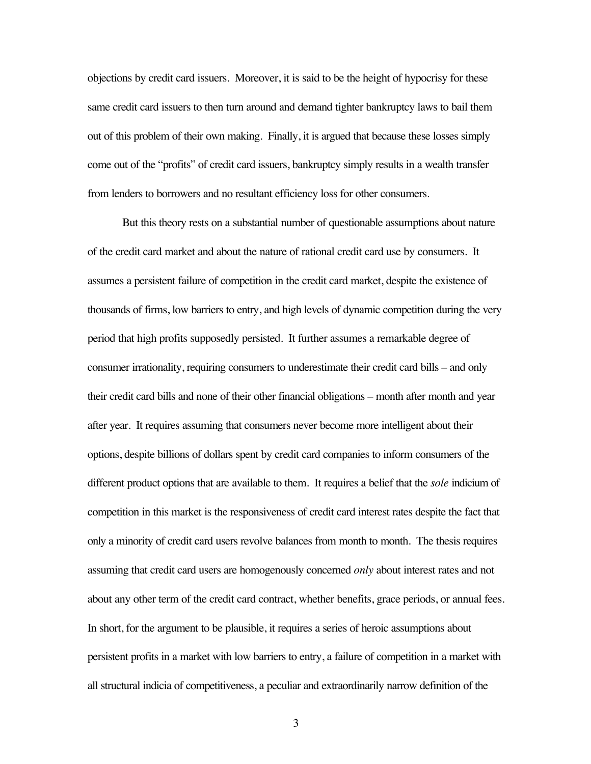objections by credit card issuers. Moreover, it is said to be the height of hypocrisy for these same credit card issuers to then turn around and demand tighter bankruptcy laws to bail them out of this problem of their own making. Finally, it is argued that because these losses simply come out of the "profits" of credit card issuers, bankruptcy simply results in a wealth transfer from lenders to borrowers and no resultant efficiency loss for other consumers.

But this theory rests on a substantial number of questionable assumptions about nature of the credit card market and about the nature of rational credit card use by consumers. It assumes a persistent failure of competition in the credit card market, despite the existence of thousands of firms, low barriers to entry, and high levels of dynamic competition during the very period that high profits supposedly persisted. It further assumes a remarkable degree of consumer irrationality, requiring consumers to underestimate their credit card bills – and only their credit card bills and none of their other financial obligations – month after month and year after year. It requires assuming that consumers never become more intelligent about their options, despite billions of dollars spent by credit card companies to inform consumers of the different product options that are available to them. It requires a belief that the *sole* indicium of competition in this market is the responsiveness of credit card interest rates despite the fact that only a minority of credit card users revolve balances from month to month. The thesis requires assuming that credit card users are homogenously concerned *only* about interest rates and not about any other term of the credit card contract, whether benefits, grace periods, or annual fees. In short, for the argument to be plausible, it requires a series of heroic assumptions about persistent profits in a market with low barriers to entry, a failure of competition in a market with all structural indicia of competitiveness, a peculiar and extraordinarily narrow definition of the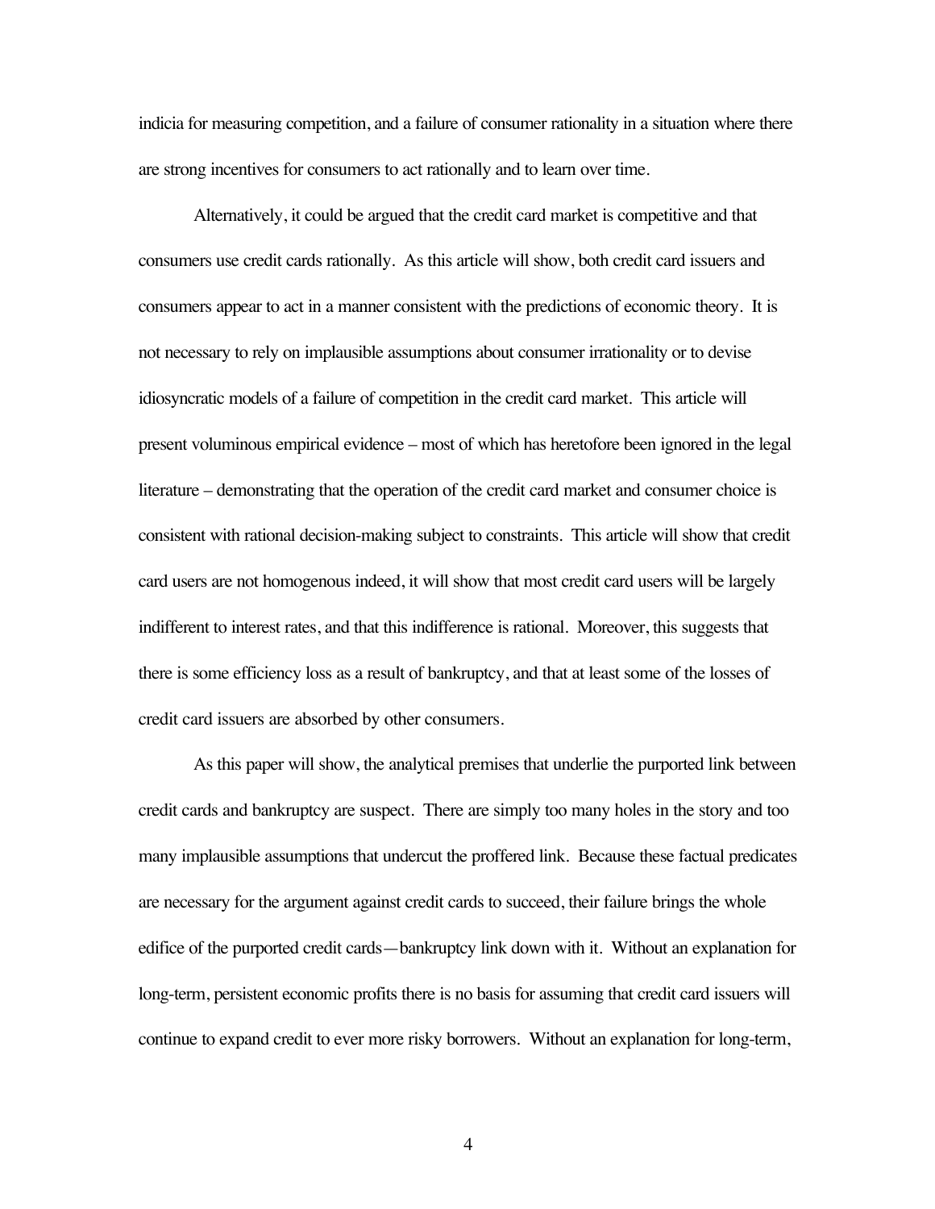indicia for measuring competition, and a failure of consumer rationality in a situation where there are strong incentives for consumers to act rationally and to learn over time.

Alternatively, it could be argued that the credit card market is competitive and that consumers use credit cards rationally. As this article will show, both credit card issuers and consumers appear to act in a manner consistent with the predictions of economic theory. It is not necessary to rely on implausible assumptions about consumer irrationality or to devise idiosyncratic models of a failure of competition in the credit card market. This article will present voluminous empirical evidence – most of which has heretofore been ignored in the legal literature – demonstrating that the operation of the credit card market and consumer choice is consistent with rational decision-making subject to constraints. This article will show that credit card users are not homogenous indeed, it will show that most credit card users will be largely indifferent to interest rates, and that this indifference is rational. Moreover, this suggests that there is some efficiency loss as a result of bankruptcy, and that at least some of the losses of credit card issuers are absorbed by other consumers.

As this paper will show, the analytical premises that underlie the purported link between credit cards and bankruptcy are suspect. There are simply too many holes in the story and too many implausible assumptions that undercut the proffered link. Because these factual predicates are necessary for the argument against credit cards to succeed, their failure brings the whole edifice of the purported credit cards—bankruptcy link down with it. Without an explanation for long-term, persistent economic profits there is no basis for assuming that credit card issuers will continue to expand credit to ever more risky borrowers. Without an explanation for long-term,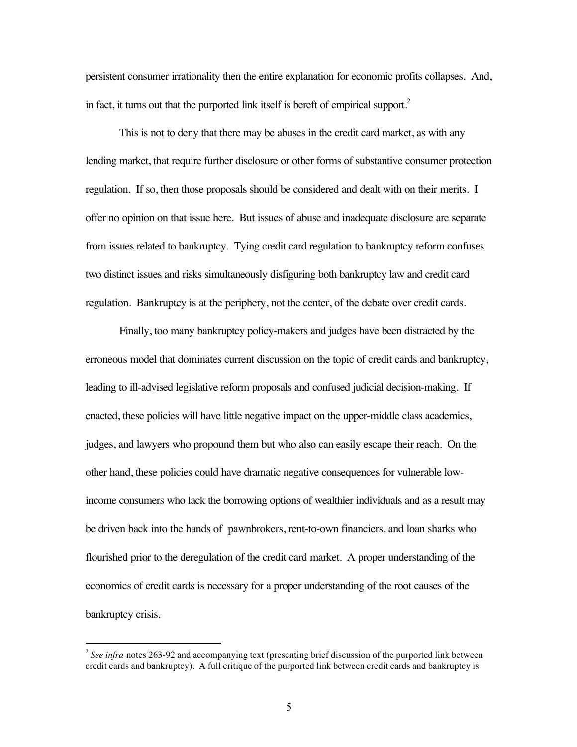persistent consumer irrationality then the entire explanation for economic profits collapses. And, in fact, it turns out that the purported link itself is bereft of empirical support.[2]

This is not to deny that there may be abuses in the credit card market, as with any lending market, that require further disclosure or other forms of substantive consumer protection regulation. If so, then those proposals should be considered and dealt with on their merits. I offer no opinion on that issue here. But issues of abuse and inadequate disclosure are separate from issues related to bankruptcy. Tying credit card regulation to bankruptcy reform confuses two distinct issues and risks simultaneously disfiguring both bankruptcy law and credit card regulation. Bankruptcy is at the periphery, not the center, of the debate over credit cards.

Finally, too many bankruptcy policy-makers and judges have been distracted by the erroneous model that dominates current discussion on the topic of credit cards and bankruptcy, leading to ill-advised legislative reform proposals and confused judicial decision-making. If enacted, these policies will have little negative impact on the upper-middle class academics, judges, and lawyers who propound them but who also can easily escape their reach. On the other hand, these policies could have dramatic negative consequences for vulnerable low-income consumers who lack the borrowing options of wealthier individuals and as a result may be driven back into the hands of pawnbrokers, rent-to-own financiers, and loan sharks who flourished prior to the deregulation of the credit card market. A proper understanding of the economics of credit cards is necessary for a proper understanding of the root causes of the bankruptcy crisis.

[2] *See infra* notes 263-92 and accompanying text (presenting brief discussion of the purported link between credit cards and bankruptcy). A full critique of the purported link between credit cards and bankruptcy is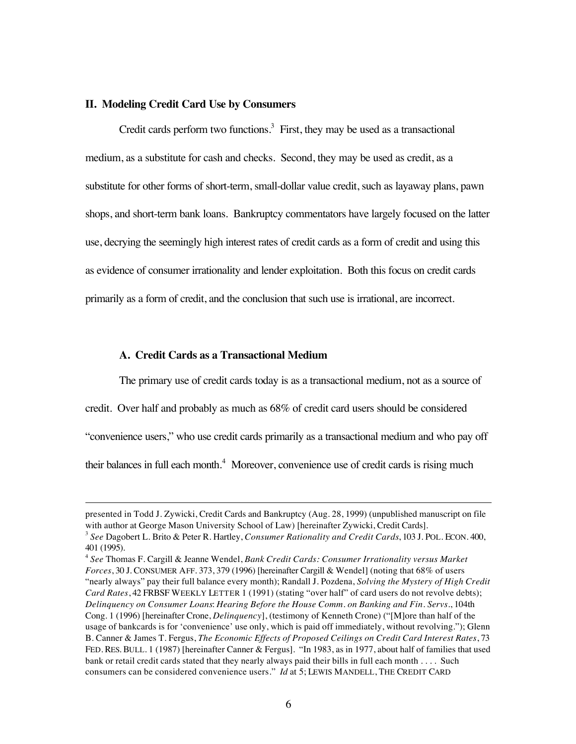## II. Modeling Credit Card Use by Consumers

Credit cards perform two functions.[3] First, they may be used as a transactional medium, as a substitute for cash and checks. Second, they may be used as credit, as a substitute for other forms of short-term, small-dollar value credit, such as layaway plans, pawn shops, and short-term bank loans. Bankruptcy commentators have largely focused on the latter use, decrying the seemingly high interest rates of credit cards as a form of credit and using this as evidence of consumer irrationality and lender exploitation. Both this focus on credit cards primarily as a form of credit, and the conclusion that such use is irrational, are incorrect.

### A. Credit Cards as a Transactional Medium

The primary use of credit cards today is as a transactional medium, not as a source of credit. Over half and probably as much as 68% of credit card users should be considered "convenience users," who use credit cards primarily as a transactional medium and who pay off their balances in full each month.[4] Moreover, convenience use of credit cards is rising much

---

presented in Todd J. Zywicki, Credit Cards and Bankruptcy (Aug. 28, 1999) (unpublished manuscript on file with author at George Mason University School of Law) [hereinafter Zywicki, Credit Cards].

[3] *See* Dagobert L. Brito & Peter R. Hartley, *Consumer Rationality and Credit Cards*, 103 J. POL. ECON. 400, 401 (1995).

[4] *See* Thomas F. Cargill & Jeanne Wendel, *Bank Credit Cards: Consumer Irrationality versus Market Forces*, 30 J. CONSUMER AFF. 373, 379 (1996) [hereinafter Cargill & Wendel] (noting that 68% of users "nearly always" pay their full balance every month); Randall J. Pozdena, *Solving the Mystery of High Credit Card Rates*, 42 FRBSF WEEKLY LETTER 1 (1991) (stating "over half" of card users do not revolve debts); *Delinquency on Consumer Loans*: *Hearing Before the House Comm. on Banking and Fin. Servs*., 104th Cong. 1 (1996) [hereinafter Crone, *Delinquency*], (testimony of Kenneth Crone) ("[M]ore than half of the usage of bankcards is for 'convenience' use only, which is paid off immediately, without revolving."); Glenn B. Canner & James T. Fergus, *The Economic Effects of Proposed Ceilings on Credit Card Interest Rates*, 73 FED. RES. BULL. 1 (1987) [hereinafter Canner & Fergus]. "In 1983, as in 1977, about half of families that used bank or retail credit cards stated that they nearly always paid their bills in full each month . . . . Such consumers can be considered convenience users." *Id* at 5; LEWIS MANDELL, THE CREDIT CARD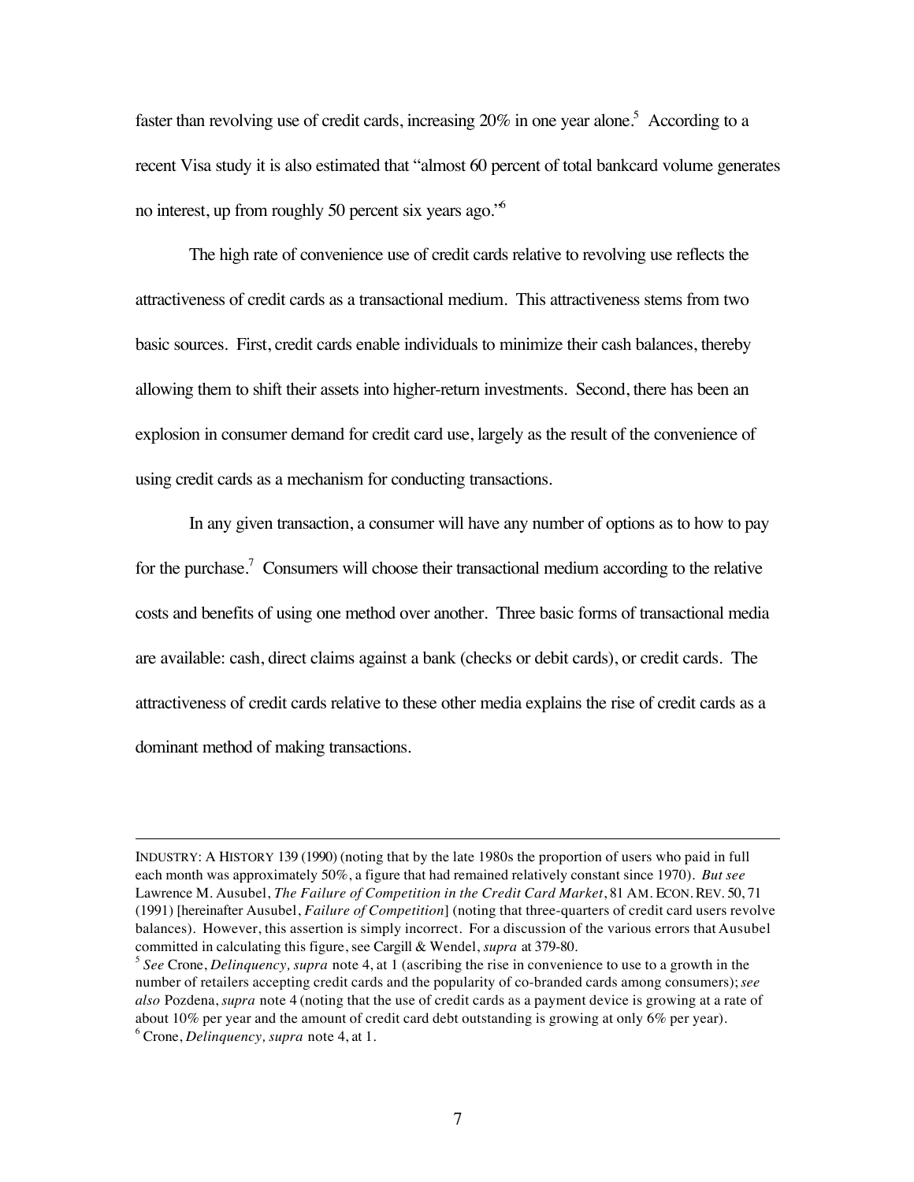faster than revolving use of credit cards, increasing 20% in one year alone.[5] According to a recent Visa study it is also estimated that "almost 60 percent of total bankcard volume generates no interest, up from roughly 50 percent six years ago."[6]

The high rate of convenience use of credit cards relative to revolving use reflects the attractiveness of credit cards as a transactional medium. This attractiveness stems from two basic sources. First, credit cards enable individuals to minimize their cash balances, thereby allowing them to shift their assets into higher-return investments. Second, there has been an explosion in consumer demand for credit card use, largely as the result of the convenience of using credit cards as a mechanism for conducting transactions.

In any given transaction, a consumer will have any number of options as to how to pay for the purchase.[7] Consumers will choose their transactional medium according to the relative costs and benefits of using one method over another. Three basic forms of transactional media are available: cash, direct claims against a bank (checks or debit cards), or credit cards. The attractiveness of credit cards relative to these other media explains the rise of credit cards as a dominant method of making transactions.

---

INDUSTRY: A HISTORY 139 (1990) (noting that by the late 1980s the proportion of users who paid in full each month was approximately 50%, a figure that had remained relatively constant since 1970). *But see* Lawrence M. Ausubel, *The Failure of Competition in the Credit Card Market*, 81 AM. ECON. REV. 50, 71 (1991) [hereinafter Ausubel, *Failure of Competition*] (noting that three-quarters of credit card users revolve balances). However, this assertion is simply incorrect. For a discussion of the various errors that Ausubel committed in calculating this figure, see Cargill & Wendel, *supra* at 379-80.

[5] *See* Crone, *Delinquency, supra* note 4, at 1 (ascribing the rise in convenience to use to a growth in the number of retailers accepting credit cards and the popularity of co-branded cards among consumers); *see also* Pozdena, *supra* note 4 (noting that the use of credit cards as a payment device is growing at a rate of about 10% per year and the amount of credit card debt outstanding is growing at only 6% per year).

[6] Crone, *Delinquency, supra* note 4, at 1.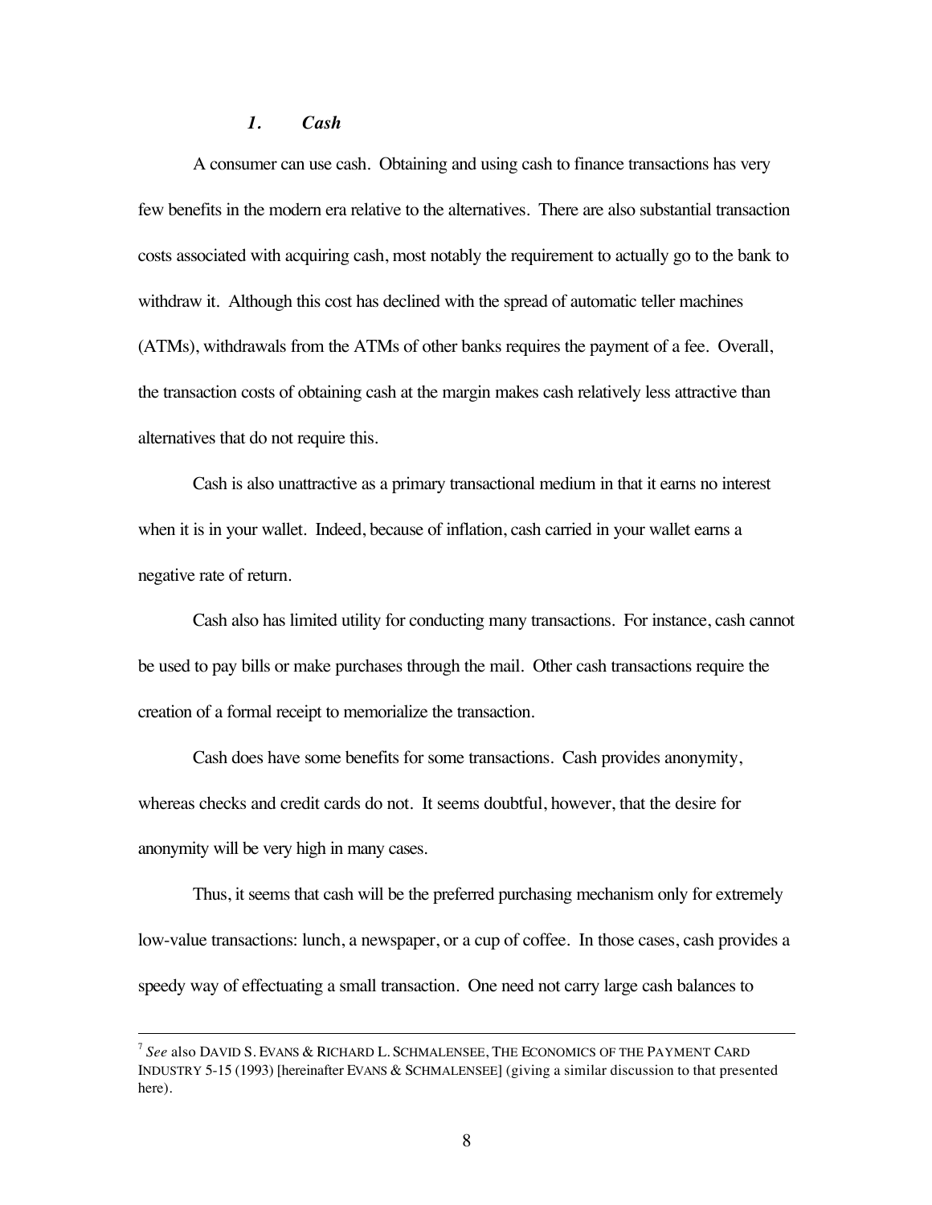### *1. Cash*

A consumer can use cash. Obtaining and using cash to finance transactions has very few benefits in the modern era relative to the alternatives. There are also substantial transaction costs associated with acquiring cash, most notably the requirement to actually go to the bank to withdraw it. Although this cost has declined with the spread of automatic teller machines (ATMs), withdrawals from the ATMs of other banks requires the payment of a fee. Overall, the transaction costs of obtaining cash at the margin makes cash relatively less attractive than alternatives that do not require this.

Cash is also unattractive as a primary transactional medium in that it earns no interest when it is in your wallet. Indeed, because of inflation, cash carried in your wallet earns a negative rate of return.

Cash also has limited utility for conducting many transactions. For instance, cash cannot be used to pay bills or make purchases through the mail. Other cash transactions require the creation of a formal receipt to memorialize the transaction.

Cash does have some benefits for some transactions. Cash provides anonymity, whereas checks and credit cards do not. It seems doubtful, however, that the desire for anonymity will be very high in many cases.

Thus, it seems that cash will be the preferred purchasing mechanism only for extremely low-value transactions: lunch, a newspaper, or a cup of coffee. In those cases, cash provides a speedy way of effectuating a small transaction. One need not carry large cash balances to

---

[7] *See* also DAVID S. EVANS & RICHARD L. SCHMALENSEE, THE ECONOMICS OF THE PAYMENT CARD INDUSTRY 5-15 (1993) [hereinafter EVANS & SCHMALENSEE] (giving a similar discussion to that presented here).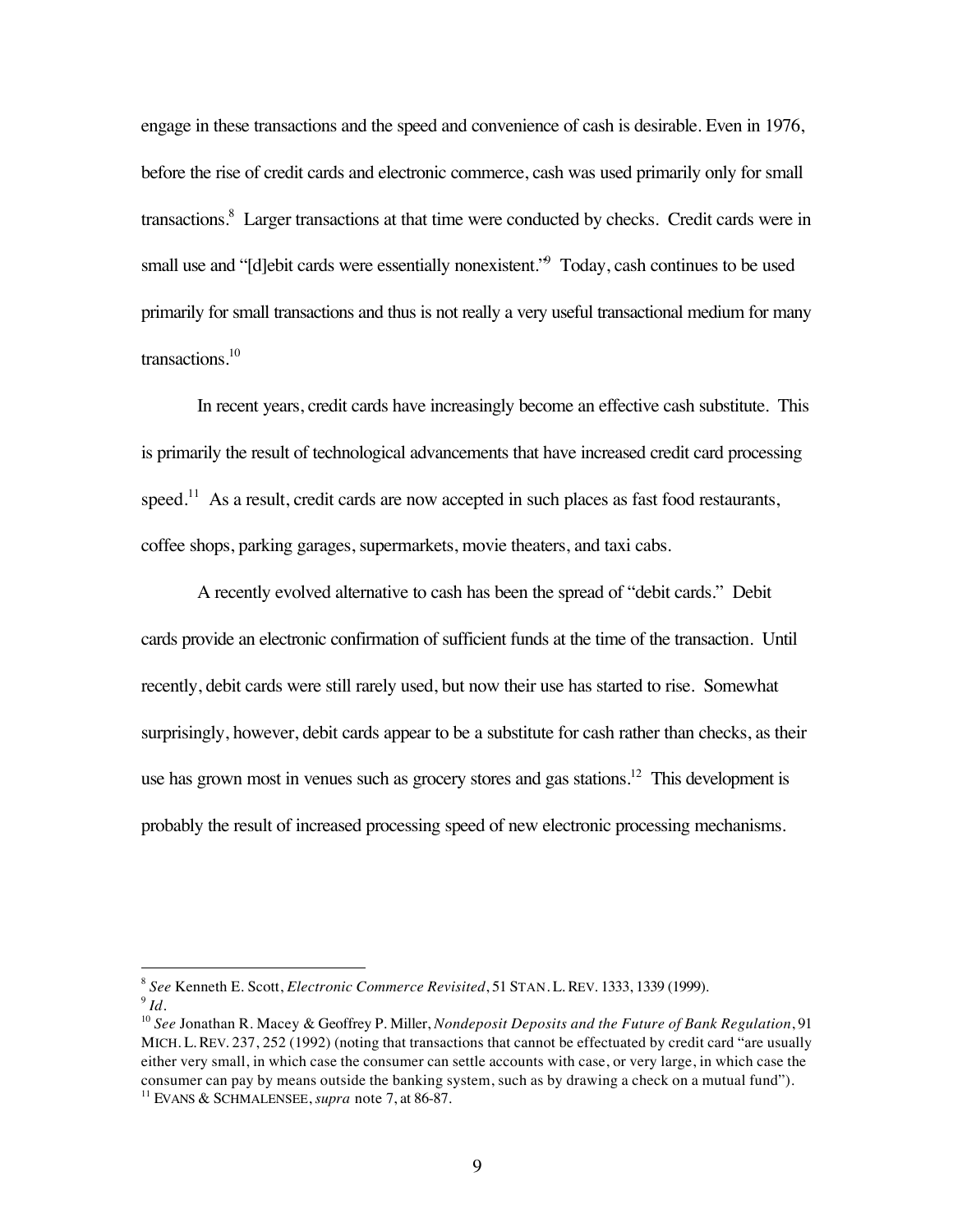engage in these transactions and the speed and convenience of cash is desirable. Even in 1976, before the rise of credit cards and electronic commerce, cash was used primarily only for small transactions.[8] Larger transactions at that time were conducted by checks. Credit cards were in small use and "[d]ebit cards were essentially nonexistent."[9] Today, cash continues to be used primarily for small transactions and thus is not really a very useful transactional medium for many transactions.[10]

In recent years, credit cards have increasingly become an effective cash substitute. This is primarily the result of technological advancements that have increased credit card processing speed.[11] As a result, credit cards are now accepted in such places as fast food restaurants, coffee shops, parking garages, supermarkets, movie theaters, and taxi cabs.

A recently evolved alternative to cash has been the spread of "debit cards." Debit cards provide an electronic confirmation of sufficient funds at the time of the transaction. Until recently, debit cards were still rarely used, but now their use has started to rise. Somewhat surprisingly, however, debit cards appear to be a substitute for cash rather than checks, as their use has grown most in venues such as grocery stores and gas stations.[12] This development is probably the result of increased processing speed of new electronic processing mechanisms.

---

[8] *See* Kenneth E. Scott, *Electronic Commerce Revisited*, 51 STAN. L. REV. 1333, 1339 (1999).

[9] *Id.*

[10] *See* Jonathan R. Macey & Geoffrey P. Miller, *Nondeposit Deposits and the Future of Bank Regulation*, 91 MICH. L. REV. 237, 252 (1992) (noting that transactions that cannot be effectuated by credit card "are usually either very small, in which case the consumer can settle accounts with case, or very large, in which case the consumer can pay by means outside the banking system, such as by drawing a check on a mutual fund").

[11] EVANS & SCHMALENSEE, *supra* note 7, at 86-87.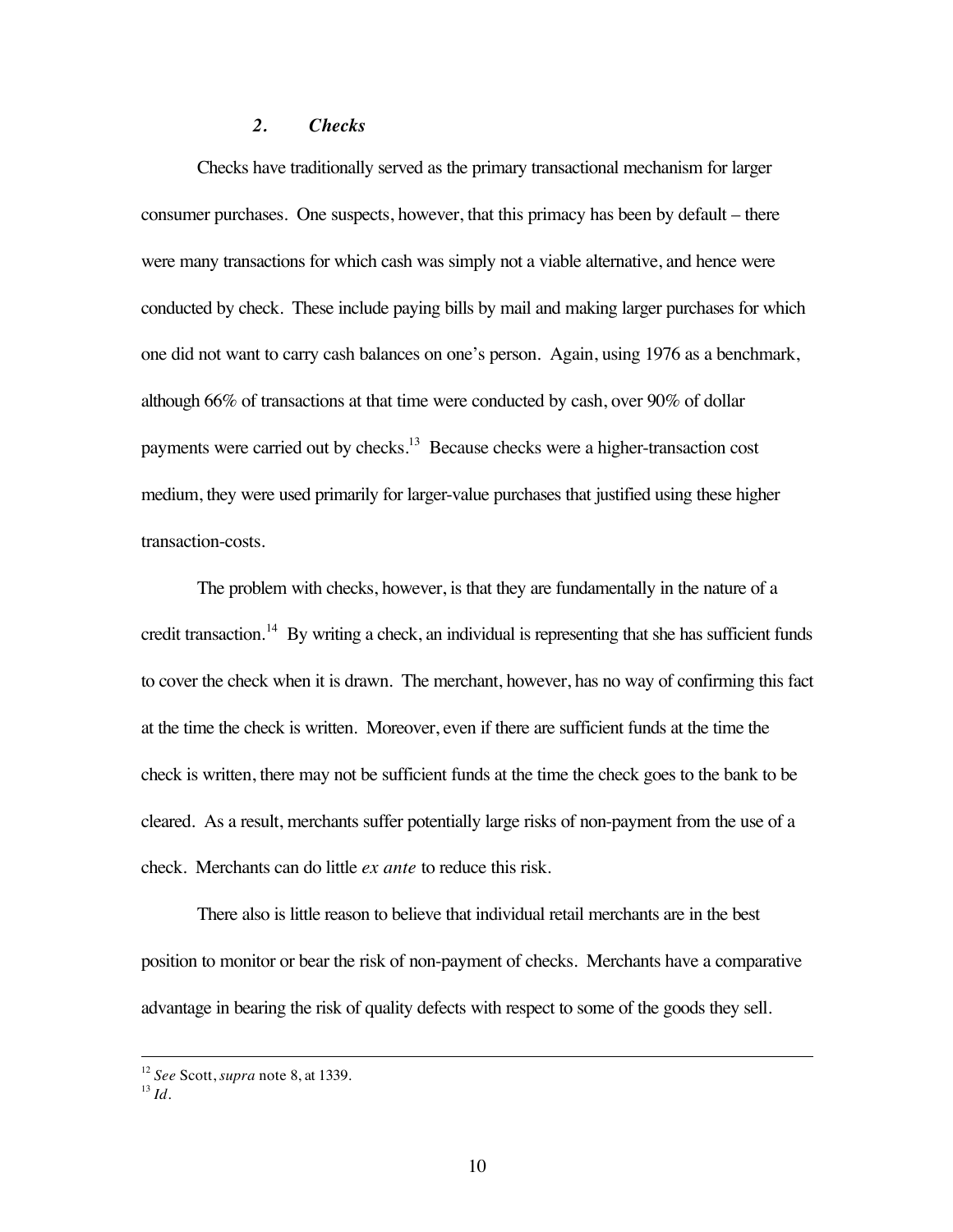### *2. Checks*

Checks have traditionally served as the primary transactional mechanism for larger consumer purchases. One suspects, however, that this primacy has been by default – there were many transactions for which cash was simply not a viable alternative, and hence were conducted by check. These include paying bills by mail and making larger purchases for which one did not want to carry cash balances on one's person. Again, using 1976 as a benchmark, although 66% of transactions at that time were conducted by cash, over 90% of dollar payments were carried out by checks.[13] Because checks were a higher-transaction cost medium, they were used primarily for larger-value purchases that justified using these higher transaction-costs.

The problem with checks, however, is that they are fundamentally in the nature of a credit transaction.[14] By writing a check, an individual is representing that she has sufficient funds to cover the check when it is drawn. The merchant, however, has no way of confirming this fact at the time the check is written. Moreover, even if there are sufficient funds at the time the check is written, there may not be sufficient funds at the time the check goes to the bank to be cleared. As a result, merchants suffer potentially large risks of non-payment from the use of a check. Merchants can do little *ex ante* to reduce this risk.

There also is little reason to believe that individual retail merchants are in the best position to monitor or bear the risk of non-payment of checks. Merchants have a comparative advantage in bearing the risk of quality defects with respect to some of the goods they sell.

---

[12] *See* Scott, *supra* note 8, at 1339.
[13] *Id.*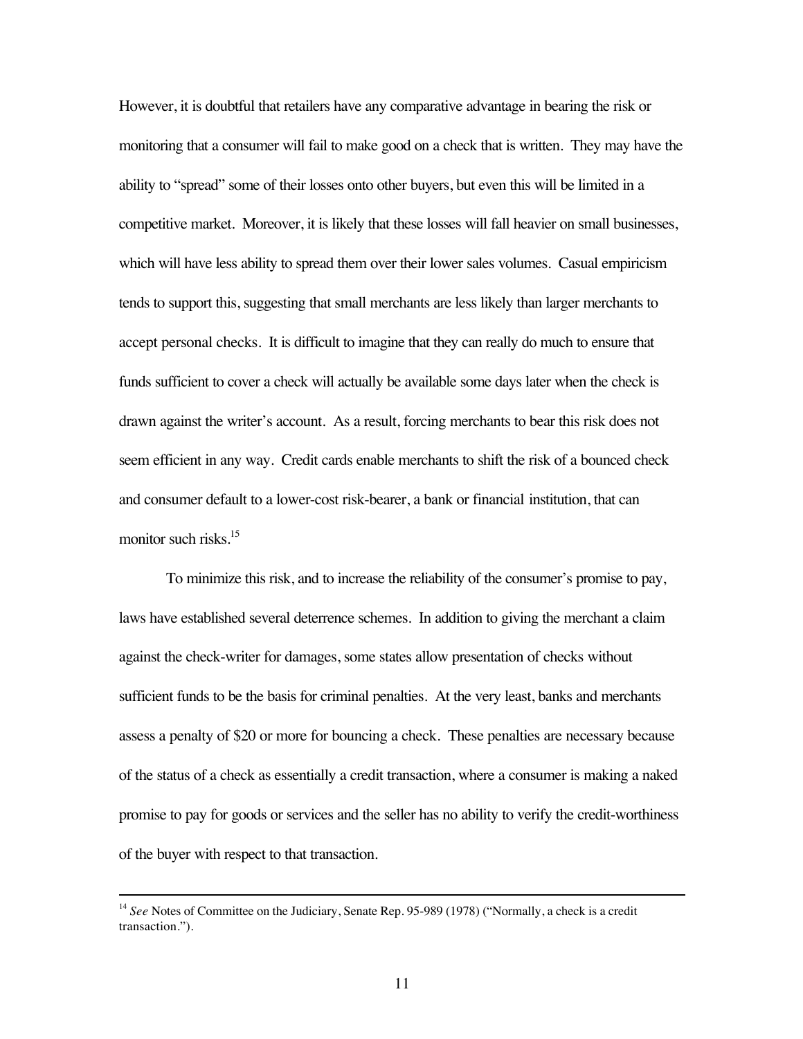However, it is doubtful that retailers have any comparative advantage in bearing the risk or monitoring that a consumer will fail to make good on a check that is written. They may have the ability to "spread" some of their losses onto other buyers, but even this will be limited in a competitive market. Moreover, it is likely that these losses will fall heavier on small businesses, which will have less ability to spread them over their lower sales volumes. Casual empiricism tends to support this, suggesting that small merchants are less likely than larger merchants to accept personal checks. It is difficult to imagine that they can really do much to ensure that funds sufficient to cover a check will actually be available some days later when the check is drawn against the writer's account. As a result, forcing merchants to bear this risk does not seem efficient in any way. Credit cards enable merchants to shift the risk of a bounced check and consumer default to a lower-cost risk-bearer, a bank or financial institution, that can monitor such risks.[15]

To minimize this risk, and to increase the reliability of the consumer's promise to pay, laws have established several deterrence schemes. In addition to giving the merchant a claim against the check-writer for damages, some states allow presentation of checks without sufficient funds to be the basis for criminal penalties. At the very least, banks and merchants assess a penalty of $20 or more for bouncing a check. These penalties are necessary because of the status of a check as essentially a credit transaction, where a consumer is making a naked promise to pay for goods or services and the seller has no ability to verify the credit-worthiness of the buyer with respect to that transaction.

---

[14] *See* Notes of Committee on the Judiciary, Senate Rep. 95-989 (1978) ("Normally, a check is a credit transaction.").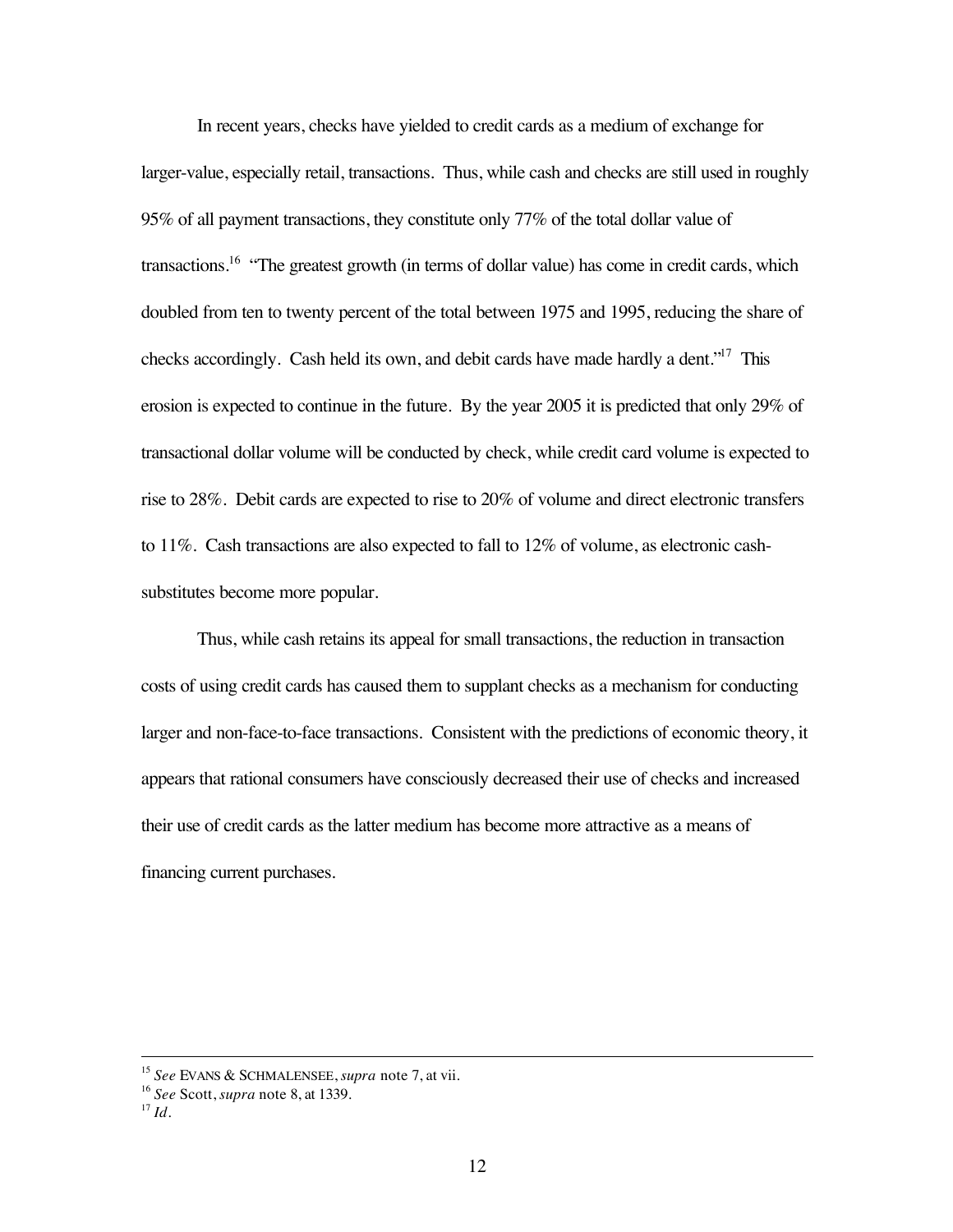In recent years, checks have yielded to credit cards as a medium of exchange for larger-value, especially retail, transactions. Thus, while cash and checks are still used in roughly 95% of all payment transactions, they constitute only 77% of the total dollar value of transactions.[16] "The greatest growth (in terms of dollar value) has come in credit cards, which doubled from ten to twenty percent of the total between 1975 and 1995, reducing the share of checks accordingly. Cash held its own, and debit cards have made hardly a dent."[17] This erosion is expected to continue in the future. By the year 2005 it is predicted that only 29% of transactional dollar volume will be conducted by check, while credit card volume is expected to rise to 28%. Debit cards are expected to rise to 20% of volume and direct electronic transfers to 11%. Cash transactions are also expected to fall to 12% of volume, as electronic cash-substitutes become more popular.

Thus, while cash retains its appeal for small transactions, the reduction in transaction costs of using credit cards has caused them to supplant checks as a mechanism for conducting larger and non-face-to-face transactions. Consistent with the predictions of economic theory, it appears that rational consumers have consciously decreased their use of checks and increased their use of credit cards as the latter medium has become more attractive as a means of financing current purchases.

---

[15] *See* EVANS & SCHMALENSEE, *supra* note 7, at vii.

[16] *See* Scott, *supra* note 8, at 1339.

[17] *Id.*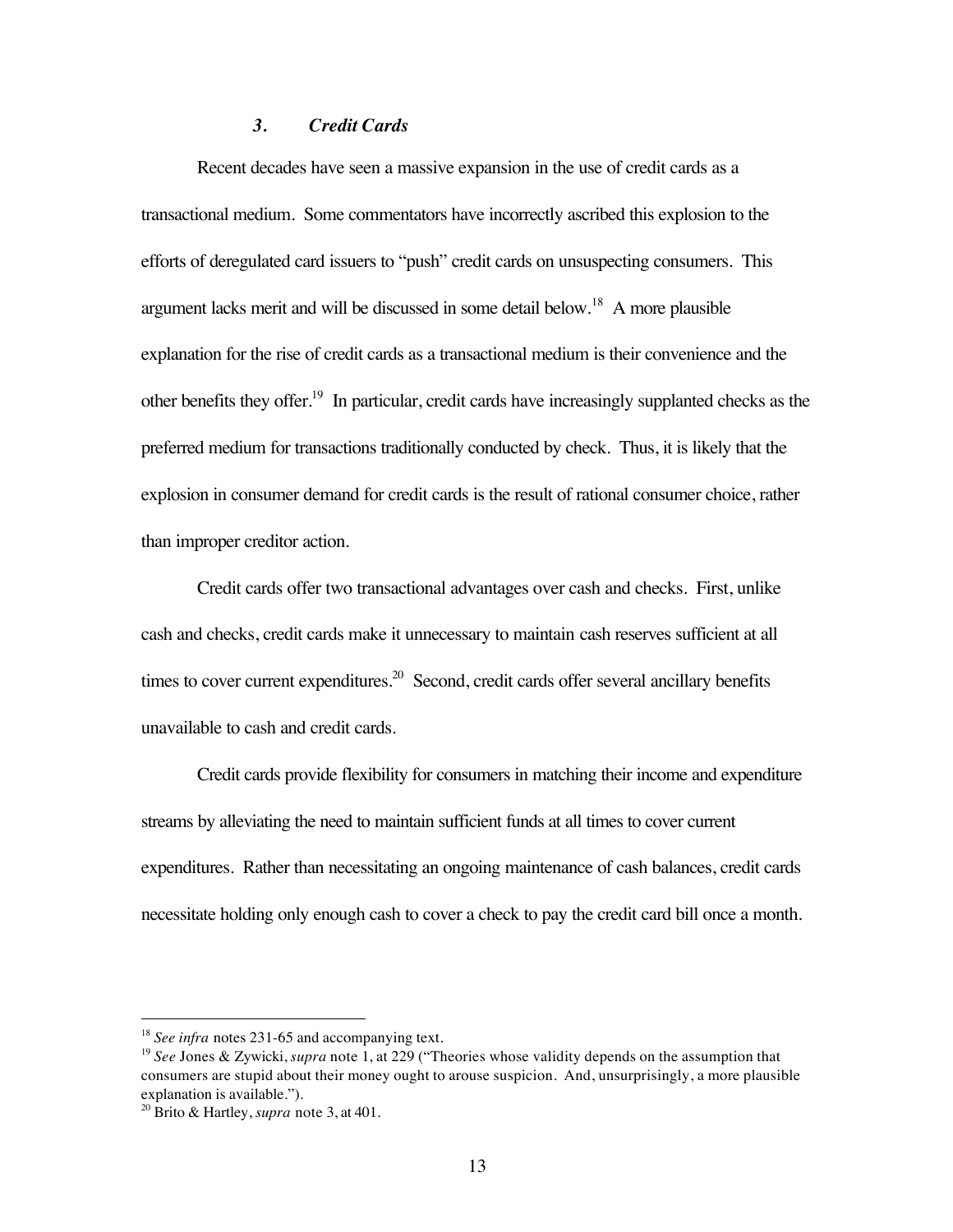### *3. Credit Cards*

Recent decades have seen a massive expansion in the use of credit cards as a transactional medium. Some commentators have incorrectly ascribed this explosion to the efforts of deregulated card issuers to "push" credit cards on unsuspecting consumers. This argument lacks merit and will be discussed in some detail below.[18] A more plausible explanation for the rise of credit cards as a transactional medium is their convenience and the other benefits they offer.[19] In particular, credit cards have increasingly supplanted checks as the preferred medium for transactions traditionally conducted by check. Thus, it is likely that the explosion in consumer demand for credit cards is the result of rational consumer choice, rather than improper creditor action.

Credit cards offer two transactional advantages over cash and checks. First, unlike cash and checks, credit cards make it unnecessary to maintain cash reserves sufficient at all times to cover current expenditures.[20] Second, credit cards offer several ancillary benefits unavailable to cash and credit cards.

Credit cards provide flexibility for consumers in matching their income and expenditure streams by alleviating the need to maintain sufficient funds at all times to cover current expenditures. Rather than necessitating an ongoing maintenance of cash balances, credit cards necessitate holding only enough cash to cover a check to pay the credit card bill once a month.

---

[18] *See infra* notes 231-65 and accompanying text.

[19] *See* Jones & Zywicki, *supra* note 1, at 229 ("Theories whose validity depends on the assumption that consumers are stupid about their money ought to arouse suspicion. And, unsurprisingly, a more plausible explanation is available.").

[20] Brito & Hartley, *supra* note 3, at 401.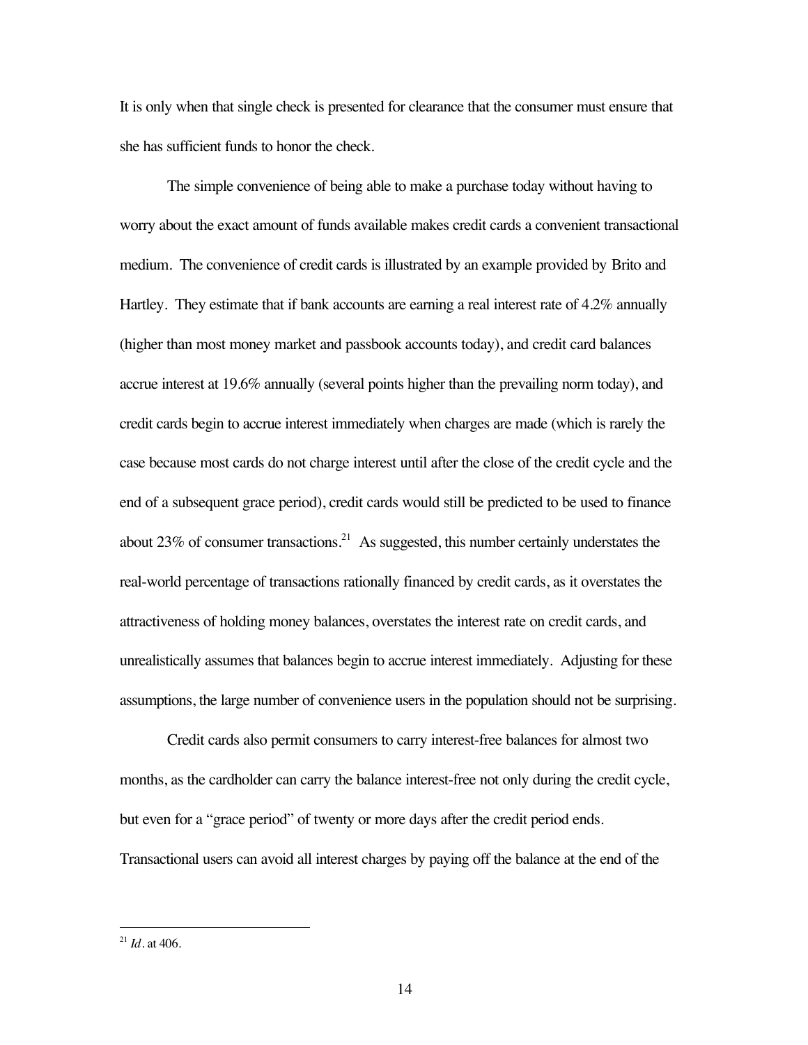It is only when that single check is presented for clearance that the consumer must ensure that she has sufficient funds to honor the check.

The simple convenience of being able to make a purchase today without having to worry about the exact amount of funds available makes credit cards a convenient transactional medium. The convenience of credit cards is illustrated by an example provided by Brito and Hartley. They estimate that if bank accounts are earning a real interest rate of 4.2% annually (higher than most money market and passbook accounts today), and credit card balances accrue interest at 19.6% annually (several points higher than the prevailing norm today), and credit cards begin to accrue interest immediately when charges are made (which is rarely the case because most cards do not charge interest until after the close of the credit cycle and the end of a subsequent grace period), credit cards would still be predicted to be used to finance about 23% of consumer transactions.[21] As suggested, this number certainly understates the real-world percentage of transactions rationally financed by credit cards, as it overstates the attractiveness of holding money balances, overstates the interest rate on credit cards, and unrealistically assumes that balances begin to accrue interest immediately. Adjusting for these assumptions, the large number of convenience users in the population should not be surprising.

Credit cards also permit consumers to carry interest-free balances for almost two months, as the cardholder can carry the balance interest-free not only during the credit cycle, but even for a "grace period" of twenty or more days after the credit period ends. Transactional users can avoid all interest charges by paying off the balance at the end of the

---

[21] *Id*. at 406.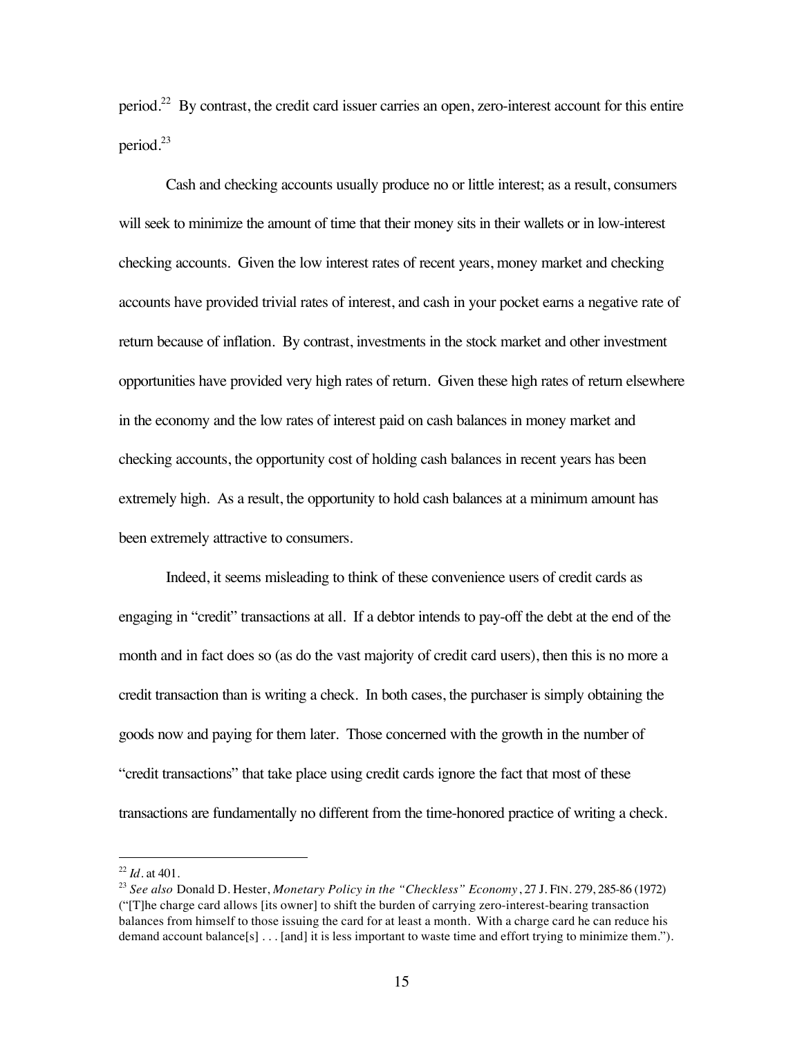period.[22] By contrast, the credit card issuer carries an open, zero-interest account for this entire period.[23]

Cash and checking accounts usually produce no or little interest; as a result, consumers will seek to minimize the amount of time that their money sits in their wallets or in low-interest checking accounts. Given the low interest rates of recent years, money market and checking accounts have provided trivial rates of interest, and cash in your pocket earns a negative rate of return because of inflation. By contrast, investments in the stock market and other investment opportunities have provided very high rates of return. Given these high rates of return elsewhere in the economy and the low rates of interest paid on cash balances in money market and checking accounts, the opportunity cost of holding cash balances in recent years has been extremely high. As a result, the opportunity to hold cash balances at a minimum amount has been extremely attractive to consumers.

Indeed, it seems misleading to think of these convenience users of credit cards as engaging in "credit" transactions at all. If a debtor intends to pay-off the debt at the end of the month and in fact does so (as do the vast majority of credit card users), then this is no more a credit transaction than is writing a check. In both cases, the purchaser is simply obtaining the goods now and paying for them later. Those concerned with the growth in the number of "credit transactions" that take place using credit cards ignore the fact that most of these transactions are fundamentally no different from the time-honored practice of writing a check.

---

[22] *Id*. at 401.

[23] *See also* Donald D. Hester, *Monetary Policy in the "Checkless" Economy*, 27 J. FIN. 279, 285-86 (1972) ("[T]he charge card allows [its owner] to shift the burden of carrying zero-interest-bearing transaction balances from himself to those issuing the card for at least a month. With a charge card he can reduce his demand account balance[s] . . . [and] it is less important to waste time and effort trying to minimize them.").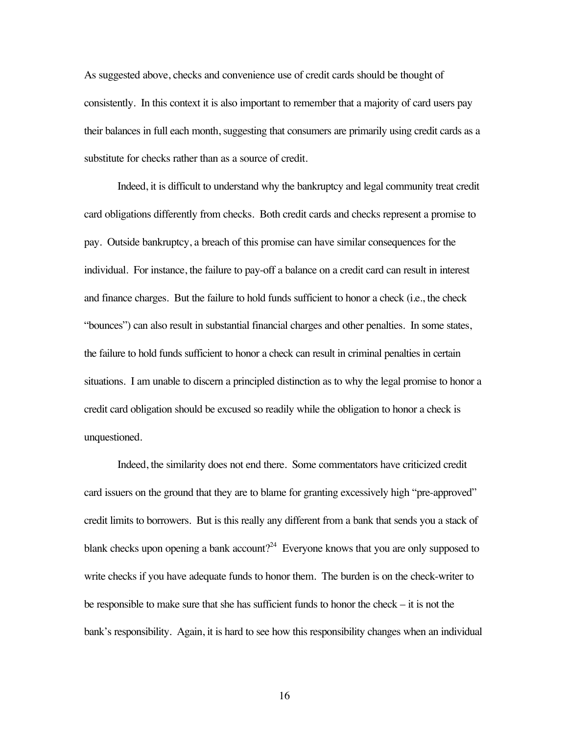As suggested above, checks and convenience use of credit cards should be thought of consistently. In this context it is also important to remember that a majority of card users pay their balances in full each month, suggesting that consumers are primarily using credit cards as a substitute for checks rather than as a source of credit.

Indeed, it is difficult to understand why the bankruptcy and legal community treat credit card obligations differently from checks. Both credit cards and checks represent a promise to pay. Outside bankruptcy, a breach of this promise can have similar consequences for the individual. For instance, the failure to pay-off a balance on a credit card can result in interest and finance charges. But the failure to hold funds sufficient to honor a check (i.e., the check "bounces") can also result in substantial financial charges and other penalties. In some states, the failure to hold funds sufficient to honor a check can result in criminal penalties in certain situations. I am unable to discern a principled distinction as to why the legal promise to honor a credit card obligation should be excused so readily while the obligation to honor a check is unquestioned.

Indeed, the similarity does not end there. Some commentators have criticized credit card issuers on the ground that they are to blame for granting excessively high "pre-approved" credit limits to borrowers. But is this really any different from a bank that sends you a stack of blank checks upon opening a bank account?[24] Everyone knows that you are only supposed to write checks if you have adequate funds to honor them. The burden is on the check-writer to be responsible to make sure that she has sufficient funds to honor the check – it is not the bank's responsibility. Again, it is hard to see how this responsibility changes when an individual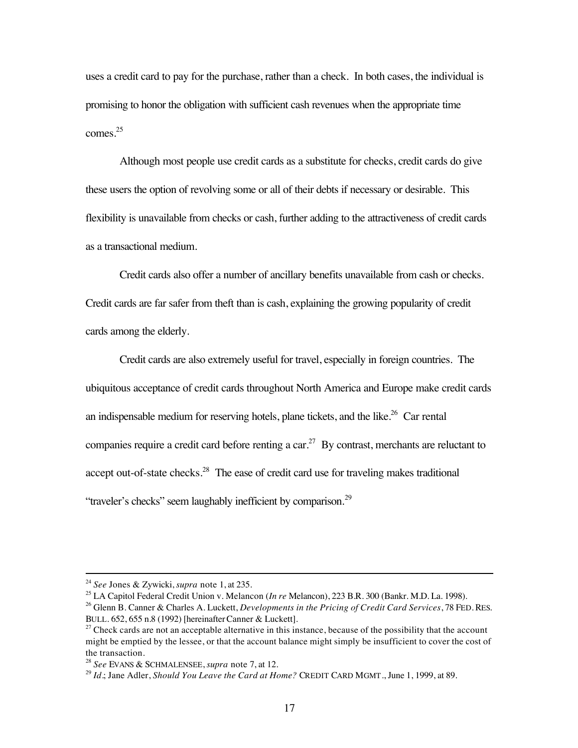uses a credit card to pay for the purchase, rather than a check. In both cases, the individual is promising to honor the obligation with sufficient cash revenues when the appropriate time comes.[25]

Although most people use credit cards as a substitute for checks, credit cards do give these users the option of revolving some or all of their debts if necessary or desirable. This flexibility is unavailable from checks or cash, further adding to the attractiveness of credit cards as a transactional medium.

Credit cards also offer a number of ancillary benefits unavailable from cash or checks. Credit cards are far safer from theft than is cash, explaining the growing popularity of credit cards among the elderly.

Credit cards are also extremely useful for travel, especially in foreign countries. The ubiquitous acceptance of credit cards throughout North America and Europe make credit cards an indispensable medium for reserving hotels, plane tickets, and the like.[26] Car rental companies require a credit card before renting a car.[27] By contrast, merchants are reluctant to accept out-of-state checks.[28] The ease of credit card use for traveling makes traditional "traveler's checks" seem laughably inefficient by comparison.[29]

---

[24] *See* Jones & Zywicki, *supra* note 1, at 235.

[25] LA Capitol Federal Credit Union v. Melancon (*In re* Melancon), 223 B.R. 300 (Bankr. M.D. La. 1998).

[26] Glenn B. Canner & Charles A. Luckett, *Developments in the Pricing of Credit Card Services*, 78 FED. RES. BULL. 652, 655 n.8 (1992) [hereinafter Canner & Luckett].

[27] Check cards are not an acceptable alternative in this instance, because of the possibility that the account might be emptied by the lessee, or that the account balance might simply be insufficient to cover the cost of the transaction.

[28] *See* EVANS & SCHMALENSEE, *supra* note 7, at 12.

[29] *Id*.; Jane Adler, *Should You Leave the Card at Home?* CREDIT CARD MGMT., June 1, 1999, at 89.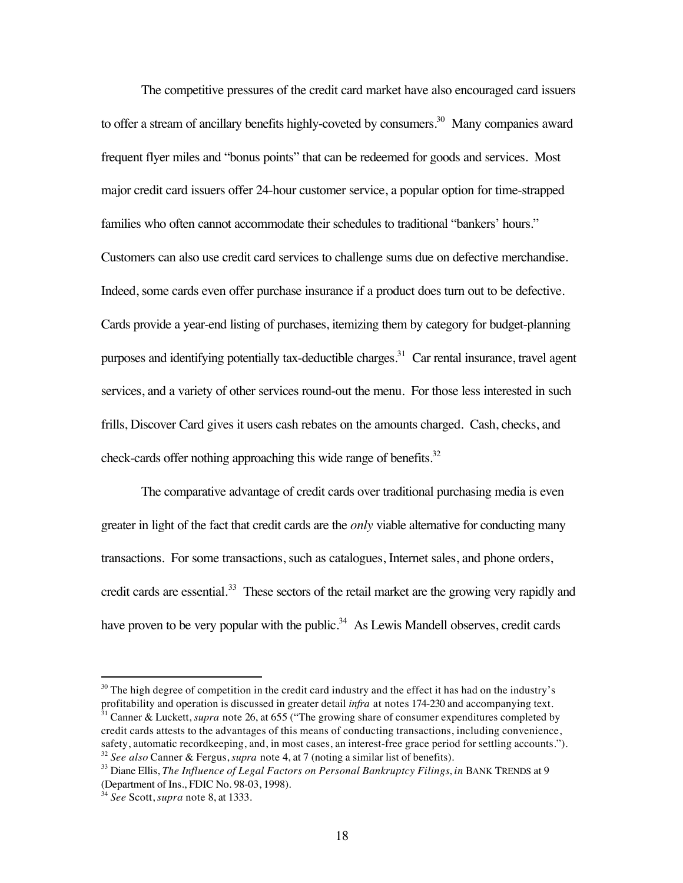The competitive pressures of the credit card market have also encouraged card issuers to offer a stream of ancillary benefits highly-coveted by consumers.[30] Many companies award frequent flyer miles and "bonus points" that can be redeemed for goods and services. Most major credit card issuers offer 24-hour customer service, a popular option for time-strapped families who often cannot accommodate their schedules to traditional "bankers' hours." Customers can also use credit card services to challenge sums due on defective merchandise. Indeed, some cards even offer purchase insurance if a product does turn out to be defective. Cards provide a year-end listing of purchases, itemizing them by category for budget-planning purposes and identifying potentially tax-deductible charges.[31] Car rental insurance, travel agent services, and a variety of other services round-out the menu. For those less interested in such frills, Discover Card gives it users cash rebates on the amounts charged. Cash, checks, and check-cards offer nothing approaching this wide range of benefits.[32]

The comparative advantage of credit cards over traditional purchasing media is even greater in light of the fact that credit cards are the *only* viable alternative for conducting many transactions. For some transactions, such as catalogues, Internet sales, and phone orders, credit cards are essential.[33] These sectors of the retail market are the growing very rapidly and have proven to be very popular with the public.[34] As Lewis Mandell observes, credit cards

---

[30] The high degree of competition in the credit card industry and the effect it has had on the industry's profitability and operation is discussed in greater detail *infra* at notes 174-230 and accompanying text.

[31] Canner & Luckett, *supra* note 26, at 655 ("The growing share of consumer expenditures completed by credit cards attests to the advantages of this means of conducting transactions, including convenience, safety, automatic recordkeeping, and, in most cases, an interest-free grace period for settling accounts.").

[32] *See also* Canner & Fergus, *supra* note 4, at 7 (noting a similar list of benefits).

[33] Diane Ellis, *The Influence of Legal Factors on Personal Bankruptcy Filings*, *in* BANK TRENDS at 9 (Department of Ins., FDIC No. 98-03, 1998).

[34] *See* Scott, *supra* note 8, at 1333.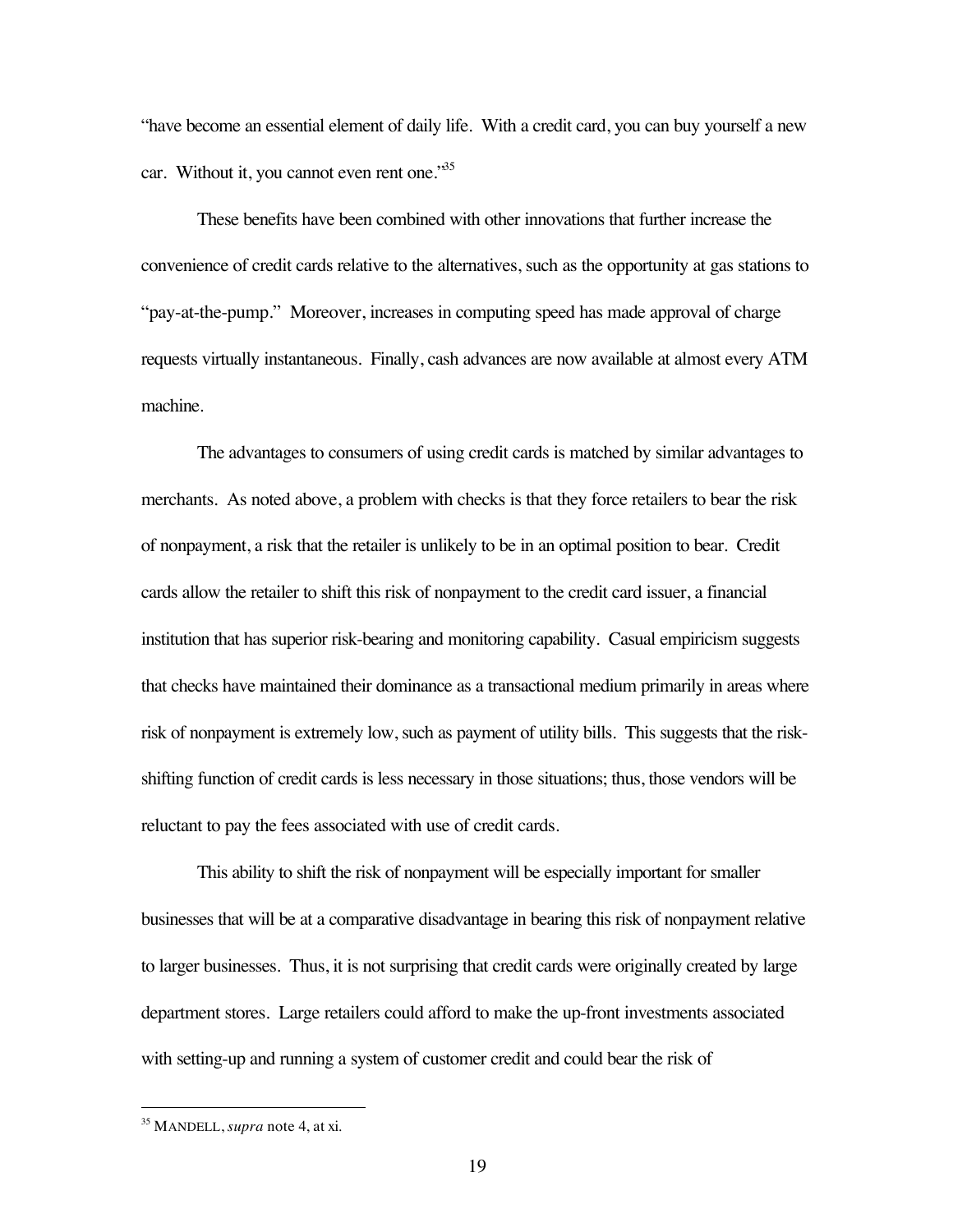"have become an essential element of daily life. With a credit card, you can buy yourself a new car. Without it, you cannot even rent one."[35]

These benefits have been combined with other innovations that further increase the convenience of credit cards relative to the alternatives, such as the opportunity at gas stations to "pay-at-the-pump." Moreover, increases in computing speed has made approval of charge requests virtually instantaneous. Finally, cash advances are now available at almost every ATM machine.

The advantages to consumers of using credit cards is matched by similar advantages to merchants. As noted above, a problem with checks is that they force retailers to bear the risk of nonpayment, a risk that the retailer is unlikely to be in an optimal position to bear. Credit cards allow the retailer to shift this risk of nonpayment to the credit card issuer, a financial institution that has superior risk-bearing and monitoring capability. Casual empiricism suggests that checks have maintained their dominance as a transactional medium primarily in areas where risk of nonpayment is extremely low, such as payment of utility bills. This suggests that the risk-shifting function of credit cards is less necessary in those situations; thus, those vendors will be reluctant to pay the fees associated with use of credit cards.

This ability to shift the risk of nonpayment will be especially important for smaller businesses that will be at a comparative disadvantage in bearing this risk of nonpayment relative to larger businesses. Thus, it is not surprising that credit cards were originally created by large department stores. Large retailers could afford to make the up-front investments associated with setting-up and running a system of customer credit and could bear the risk of

---

[35] MANDELL, *supra* note 4, at xi.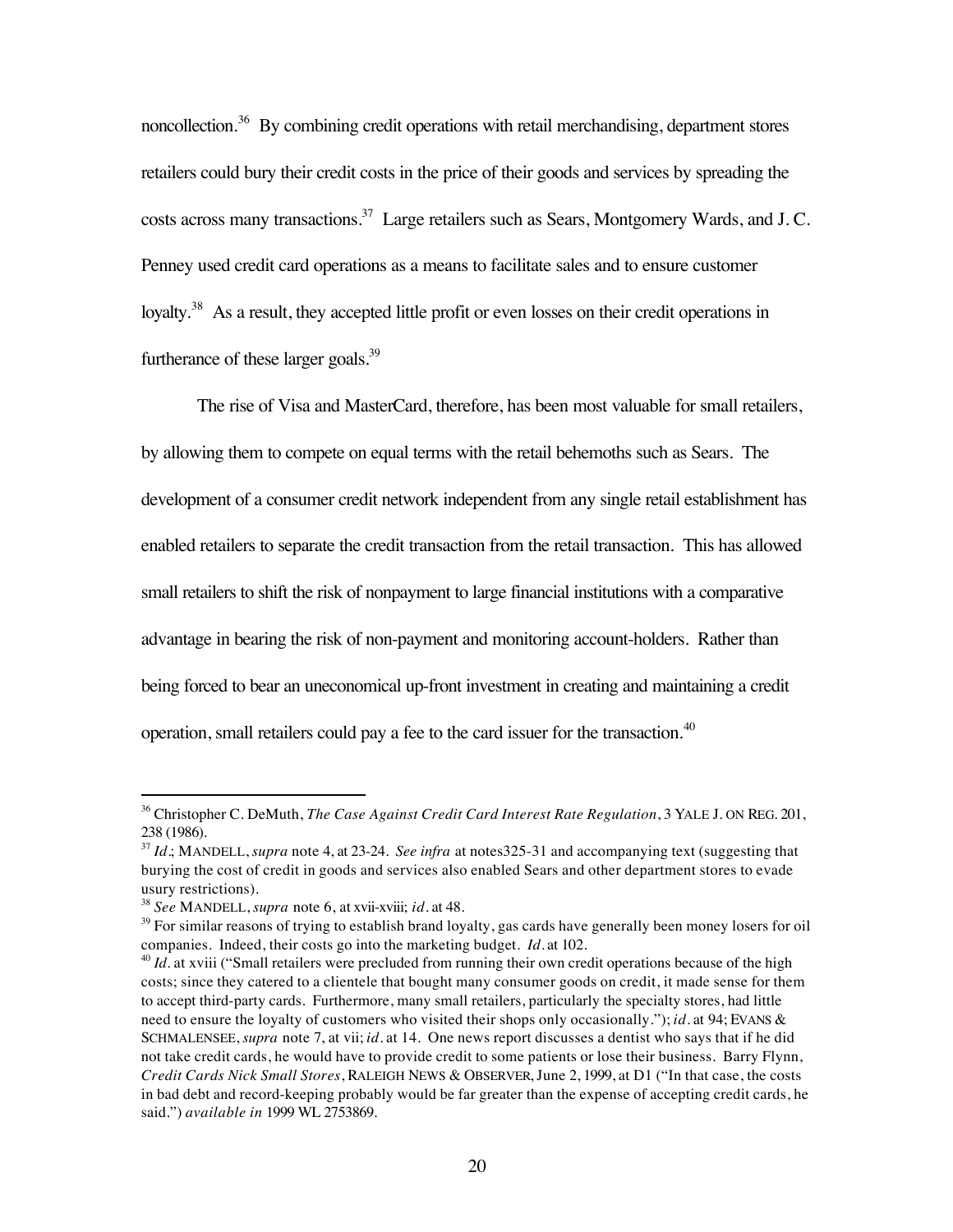noncollection.[36] By combining credit operations with retail merchandising, department stores retailers could bury their credit costs in the price of their goods and services by spreading the costs across many transactions.[37] Large retailers such as Sears, Montgomery Wards, and J. C. Penney used credit card operations as a means to facilitate sales and to ensure customer loyalty.[38] As a result, they accepted little profit or even losses on their credit operations in furtherance of these larger goals.[39]

The rise of Visa and MasterCard, therefore, has been most valuable for small retailers, by allowing them to compete on equal terms with the retail behemoths such as Sears. The development of a consumer credit network independent from any single retail establishment has enabled retailers to separate the credit transaction from the retail transaction. This has allowed small retailers to shift the risk of nonpayment to large financial institutions with a comparative advantage in bearing the risk of non-payment and monitoring account-holders. Rather than being forced to bear an uneconomical up-front investment in creating and maintaining a credit operation, small retailers could pay a fee to the card issuer for the transaction.[40]

---

[36] Christopher C. DeMuth, *The Case Against Credit Card Interest Rate Regulation*, 3 YALE J. ON REG. 201, 238 (1986).

[37] *Id*.; MANDELL, *supra* note 4, at 23-24. *See infra* at notes325-31 and accompanying text (suggesting that burying the cost of credit in goods and services also enabled Sears and other department stores to evade usury restrictions).

[38] *See* MANDELL, *supra* note 6, at xvii-xviii; *id*. at 48.

[39] For similar reasons of trying to establish brand loyalty, gas cards have generally been money losers for oil companies. Indeed, their costs go into the marketing budget. *Id*. at 102.

[40] *Id*. at xviii ("Small retailers were precluded from running their own credit operations because of the high costs; since they catered to a clientele that bought many consumer goods on credit, it made sense for them to accept third-party cards. Furthermore, many small retailers, particularly the specialty stores, had little need to ensure the loyalty of customers who visited their shops only occasionally."); *id*. at 94; EVANS & SCHMALENSEE, *supra* note 7, at vii; *id*. at 14. One news report discusses a dentist who says that if he did not take credit cards, he would have to provide credit to some patients or lose their business. Barry Flynn, *Credit Cards Nick Small Stores*, RALEIGH NEWS & OBSERVER, June 2, 1999, at D1 ("In that case, the costs in bad debt and record-keeping probably would be far greater than the expense of accepting credit cards, he said.") *available in* 1999 WL 2753869.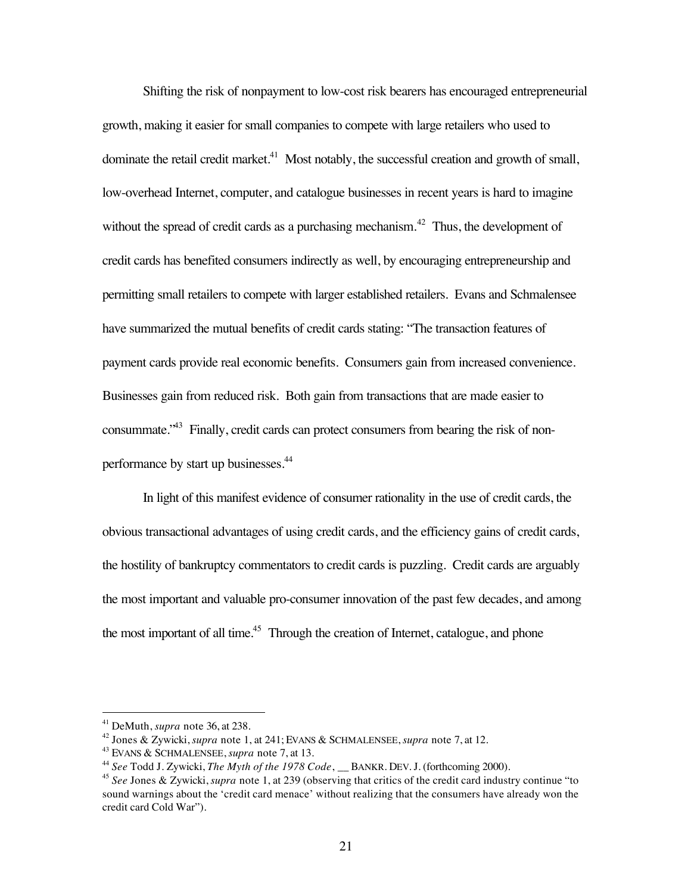Shifting the risk of nonpayment to low-cost risk bearers has encouraged entrepreneurial growth, making it easier for small companies to compete with large retailers who used to dominate the retail credit market.[41] Most notably, the successful creation and growth of small, low-overhead Internet, computer, and catalogue businesses in recent years is hard to imagine without the spread of credit cards as a purchasing mechanism.[42] Thus, the development of credit cards has benefited consumers indirectly as well, by encouraging entrepreneurship and permitting small retailers to compete with larger established retailers. Evans and Schmalensee have summarized the mutual benefits of credit cards stating: "The transaction features of payment cards provide real economic benefits. Consumers gain from increased convenience. Businesses gain from reduced risk. Both gain from transactions that are made easier to consummate."[43] Finally, credit cards can protect consumers from bearing the risk of non-performance by start up businesses.[44]

In light of this manifest evidence of consumer rationality in the use of credit cards, the obvious transactional advantages of using credit cards, and the efficiency gains of credit cards, the hostility of bankruptcy commentators to credit cards is puzzling. Credit cards are arguably the most important and valuable pro-consumer innovation of the past few decades, and among the most important of all time.[45] Through the creation of Internet, catalogue, and phone

---

[41] DeMuth, *supra* note 36, at 238.

[42] Jones & Zywicki, *supra* note 1, at 241; EVANS & SCHMALENSEE, *supra* note 7, at 12.

[43] EVANS & SCHMALENSEE, *supra* note 7, at 13.

[44] *See* Todd J. Zywicki, *The Myth of the 1978 Code*, __ BANKR. DEV. J. (forthcoming 2000).

[45] *See* Jones & Zywicki, *supra* note 1, at 239 (observing that critics of the credit card industry continue "to sound warnings about the 'credit card menace' without realizing that the consumers have already won the credit card Cold War").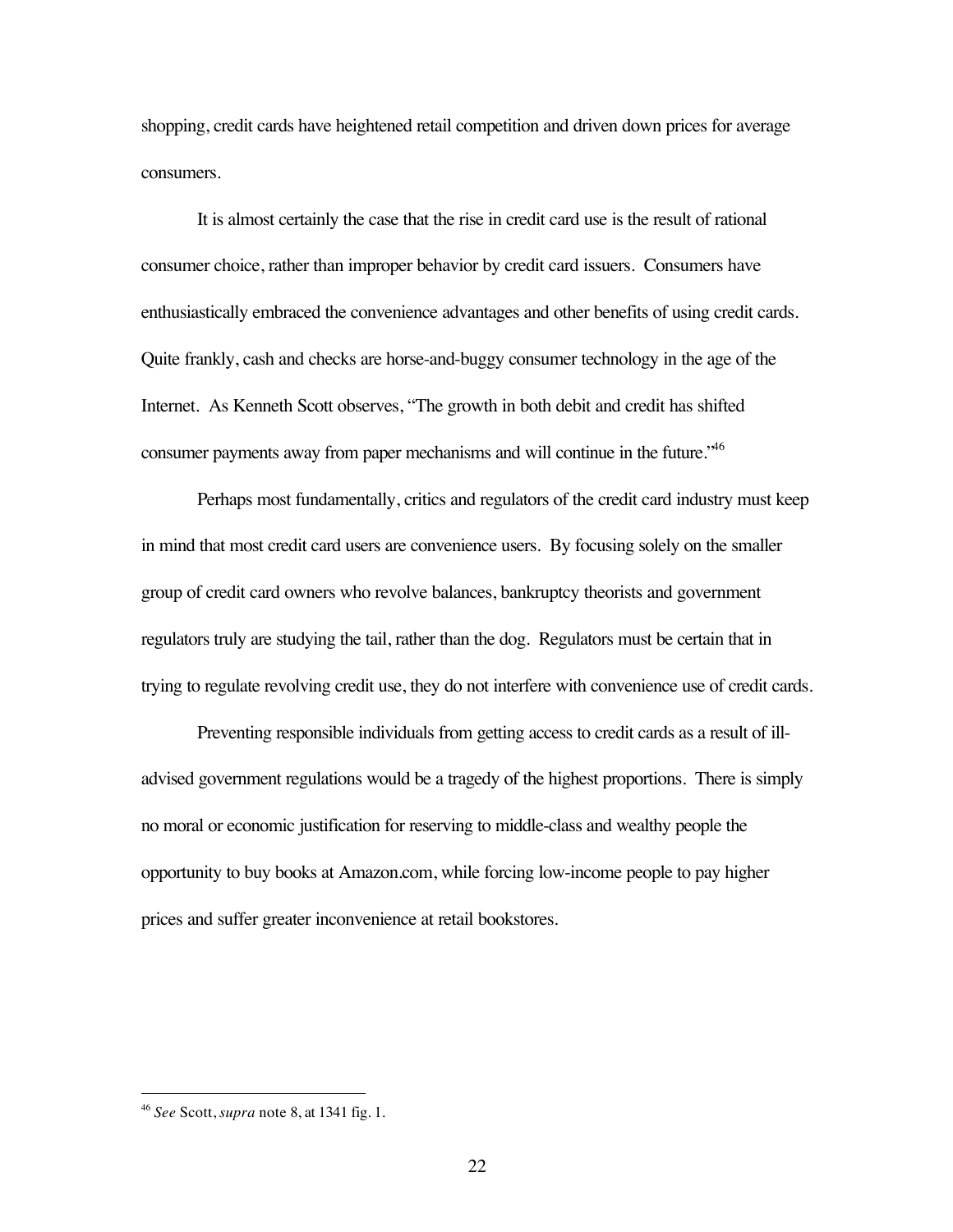shopping, credit cards have heightened retail competition and driven down prices for average consumers.

It is almost certainly the case that the rise in credit card use is the result of rational consumer choice, rather than improper behavior by credit card issuers. Consumers have enthusiastically embraced the convenience advantages and other benefits of using credit cards. Quite frankly, cash and checks are horse-and-buggy consumer technology in the age of the Internet. As Kenneth Scott observes, "The growth in both debit and credit has shifted consumer payments away from paper mechanisms and will continue in the future."[46]

Perhaps most fundamentally, critics and regulators of the credit card industry must keep in mind that most credit card users are convenience users. By focusing solely on the smaller group of credit card owners who revolve balances, bankruptcy theorists and government regulators truly are studying the tail, rather than the dog. Regulators must be certain that in trying to regulate revolving credit use, they do not interfere with convenience use of credit cards.

Preventing responsible individuals from getting access to credit cards as a result of ill-advised government regulations would be a tragedy of the highest proportions. There is simply no moral or economic justification for reserving to middle-class and wealthy people the opportunity to buy books at Amazon.com, while forcing low-income people to pay higher prices and suffer greater inconvenience at retail bookstores.

---

[46] *See* Scott, *supra* note 8, at 1341 fig. 1.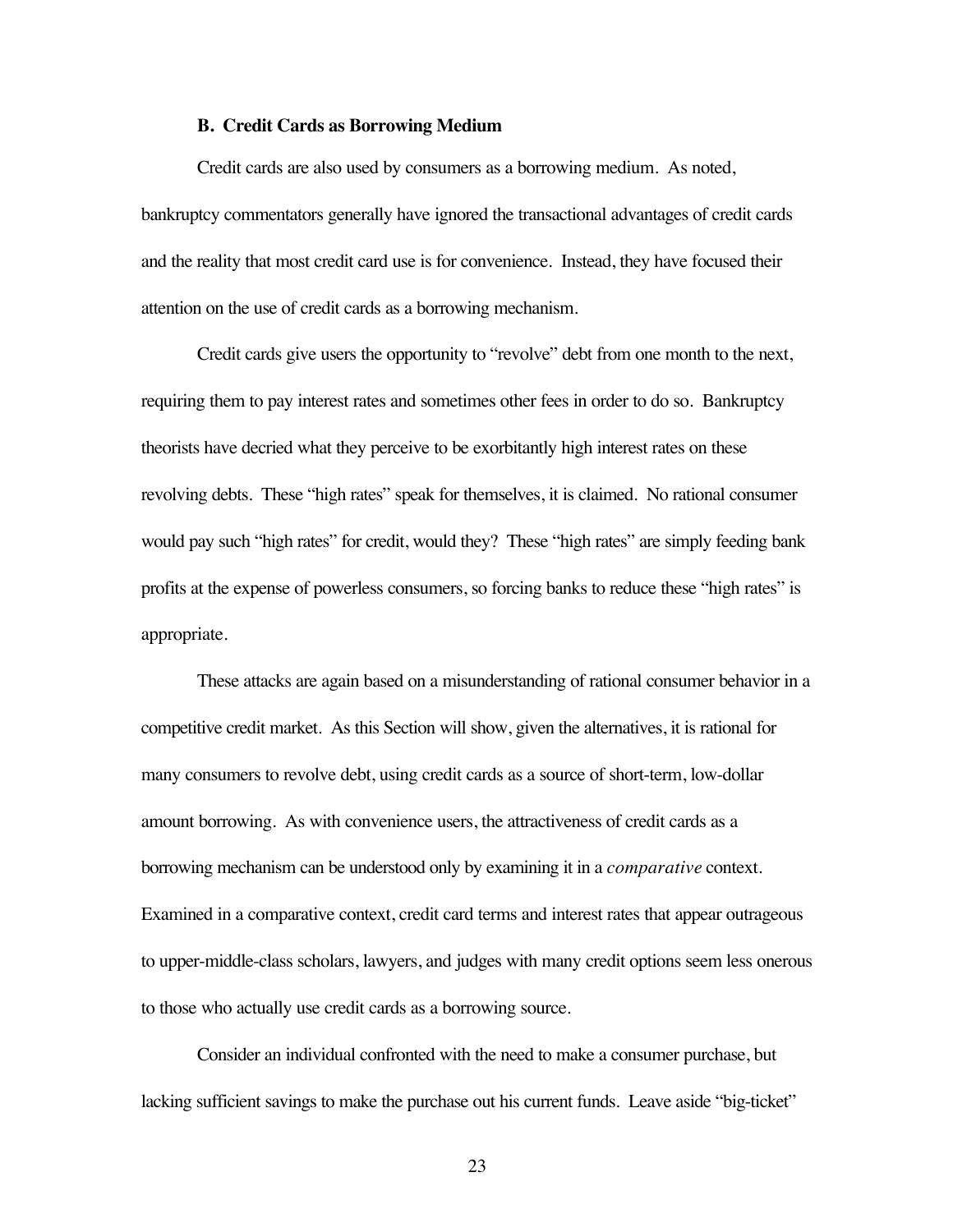### B. Credit Cards as Borrowing Medium

Credit cards are also used by consumers as a borrowing medium. As noted, bankruptcy commentators generally have ignored the transactional advantages of credit cards and the reality that most credit card use is for convenience. Instead, they have focused their attention on the use of credit cards as a borrowing mechanism.

Credit cards give users the opportunity to "revolve" debt from one month to the next, requiring them to pay interest rates and sometimes other fees in order to do so. Bankruptcy theorists have decried what they perceive to be exorbitantly high interest rates on these revolving debts. These "high rates" speak for themselves, it is claimed. No rational consumer would pay such "high rates" for credit, would they? These "high rates" are simply feeding bank profits at the expense of powerless consumers, so forcing banks to reduce these "high rates" is appropriate.

These attacks are again based on a misunderstanding of rational consumer behavior in a competitive credit market. As this Section will show, given the alternatives, it is rational for many consumers to revolve debt, using credit cards as a source of short-term, low-dollar amount borrowing. As with convenience users, the attractiveness of credit cards as a borrowing mechanism can be understood only by examining it in a *comparative* context. Examined in a comparative context, credit card terms and interest rates that appear outrageous to upper-middle-class scholars, lawyers, and judges with many credit options seem less onerous to those who actually use credit cards as a borrowing source.

Consider an individual confronted with the need to make a consumer purchase, but lacking sufficient savings to make the purchase out his current funds. Leave aside "big-ticket"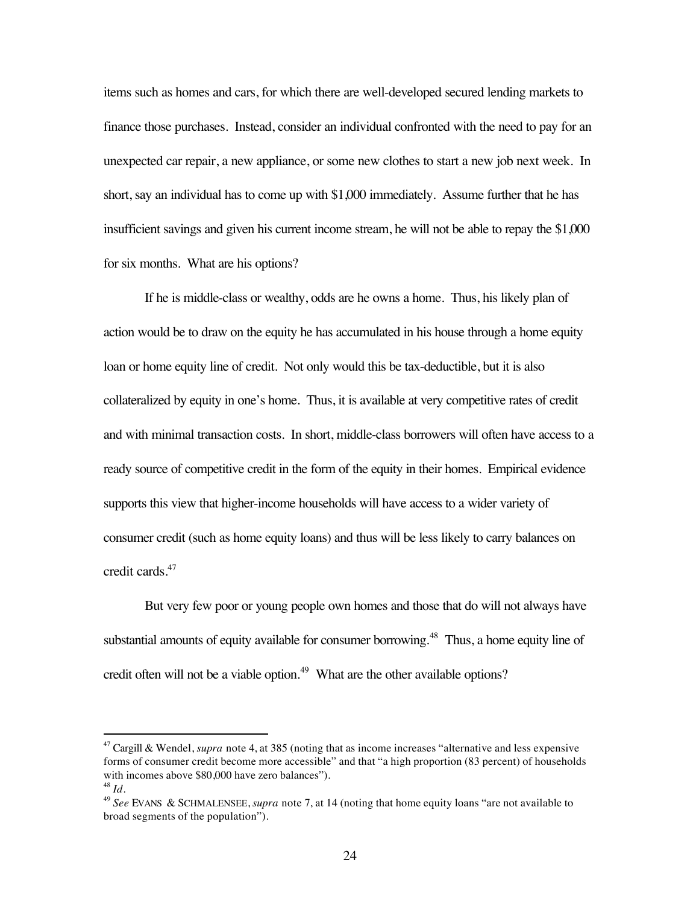items such as homes and cars, for which there are well-developed secured lending markets to finance those purchases. Instead, consider an individual confronted with the need to pay for an unexpected car repair, a new appliance, or some new clothes to start a new job next week. In short, say an individual has to come up with $1,000 immediately. Assume further that he has insufficient savings and given his current income stream, he will not be able to repay the $1,000 for six months. What are his options?

If he is middle-class or wealthy, odds are he owns a home. Thus, his likely plan of action would be to draw on the equity he has accumulated in his house through a home equity loan or home equity line of credit. Not only would this be tax-deductible, but it is also collateralized by equity in one's home. Thus, it is available at very competitive rates of credit and with minimal transaction costs. In short, middle-class borrowers will often have access to a ready source of competitive credit in the form of the equity in their homes. Empirical evidence supports this view that higher-income households will have access to a wider variety of consumer credit (such as home equity loans) and thus will be less likely to carry balances on credit cards.[47]

But very few poor or young people own homes and those that do will not always have substantial amounts of equity available for consumer borrowing.[48] Thus, a home equity line of credit often will not be a viable option.[49] What are the other available options?

---

[47] Cargill & Wendel, *supra* note 4, at 385 (noting that as income increases "alternative and less expensive forms of consumer credit become more accessible" and that "a high proportion (83 percent) of households with incomes above $80,000 have zero balances").

[48] *Id.*

[49] *See* EVANS & SCHMALENSEE, *supra* note 7, at 14 (noting that home equity loans "are not available to broad segments of the population").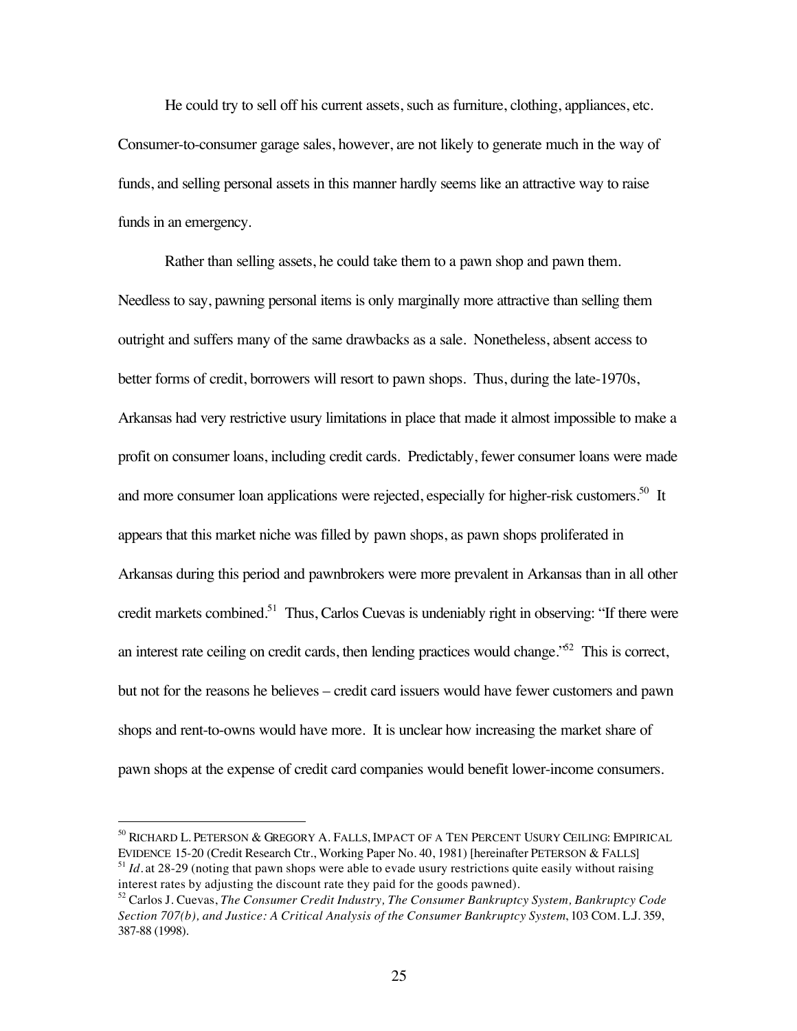He could try to sell off his current assets, such as furniture, clothing, appliances, etc. Consumer-to-consumer garage sales, however, are not likely to generate much in the way of funds, and selling personal assets in this manner hardly seems like an attractive way to raise funds in an emergency.

Rather than selling assets, he could take them to a pawn shop and pawn them. Needless to say, pawning personal items is only marginally more attractive than selling them outright and suffers many of the same drawbacks as a sale. Nonetheless, absent access to better forms of credit, borrowers will resort to pawn shops. Thus, during the late-1970s, Arkansas had very restrictive usury limitations in place that made it almost impossible to make a profit on consumer loans, including credit cards. Predictably, fewer consumer loans were made and more consumer loan applications were rejected, especially for higher-risk customers.[50] It appears that this market niche was filled by pawn shops, as pawn shops proliferated in Arkansas during this period and pawnbrokers were more prevalent in Arkansas than in all other credit markets combined.[51] Thus, Carlos Cuevas is undeniably right in observing: "If there were an interest rate ceiling on credit cards, then lending practices would change."[52] This is correct, but not for the reasons he believes – credit card issuers would have fewer customers and pawn shops and rent-to-owns would have more. It is unclear how increasing the market share of pawn shops at the expense of credit card companies would benefit lower-income consumers.

---

[50] RICHARD L. PETERSON & GREGORY A. FALLS, IMPACT OF A TEN PERCENT USURY CEILING: EMPIRICAL EVIDENCE 15-20 (Credit Research Ctr., Working Paper No. 40, 1981) [hereinafter PETERSON & FALLS]

[51] *Id.* at 28-29 (noting that pawn shops were able to evade usury restrictions quite easily without raising interest rates by adjusting the discount rate they paid for the goods pawned).

[52] Carlos J. Cuevas, *The Consumer Credit Industry, The Consumer Bankruptcy System, Bankruptcy Code Section 707(b), and Justice: A Critical Analysis of the Consumer Bankruptcy System*, 103 COM. L.J. 359, 387-88 (1998).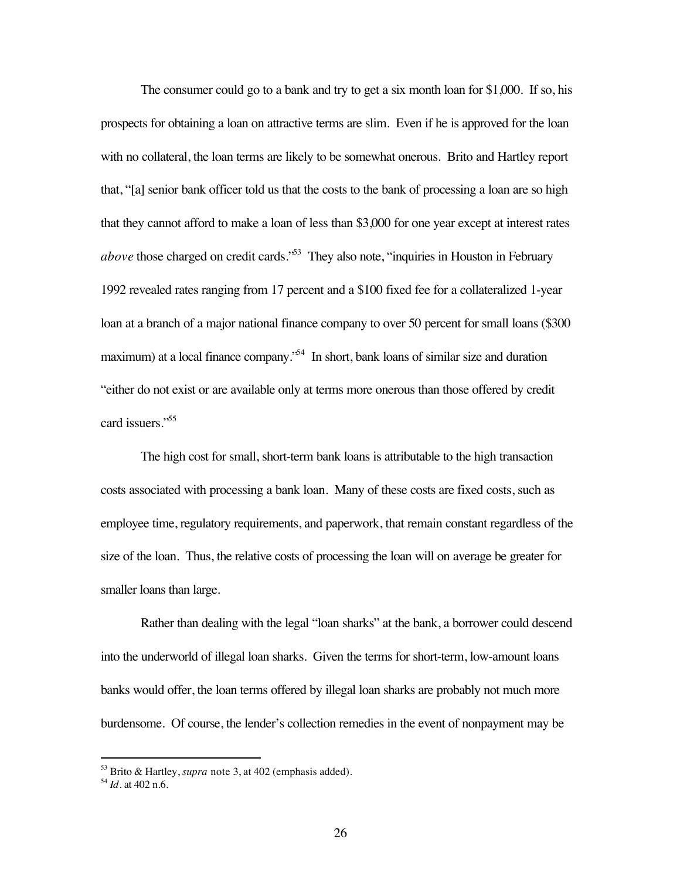The consumer could go to a bank and try to get a six month loan for $1,000. If so, his prospects for obtaining a loan on attractive terms are slim. Even if he is approved for the loan with no collateral, the loan terms are likely to be somewhat onerous. Brito and Hartley report that, "[a] senior bank officer told us that the costs to the bank of processing a loan are so high that they cannot afford to make a loan of less than $3,000 for one year except at interest rates *above* those charged on credit cards."[53] They also note, "inquiries in Houston in February 1992 revealed rates ranging from 17 percent and a $100 fixed fee for a collateralized 1-year loan at a branch of a major national finance company to over 50 percent for small loans ($300 maximum) at a local finance company."[54] In short, bank loans of similar size and duration "either do not exist or are available only at terms more onerous than those offered by credit card issuers."[55]

The high cost for small, short-term bank loans is attributable to the high transaction costs associated with processing a bank loan. Many of these costs are fixed costs, such as employee time, regulatory requirements, and paperwork, that remain constant regardless of the size of the loan. Thus, the relative costs of processing the loan will on average be greater for smaller loans than large.

Rather than dealing with the legal "loan sharks" at the bank, a borrower could descend into the underworld of illegal loan sharks. Given the terms for short-term, low-amount loans banks would offer, the loan terms offered by illegal loan sharks are probably not much more burdensome. Of course, the lender's collection remedies in the event of nonpayment may be

---

[53] Brito & Hartley, *supra* note 3, at 402 (emphasis added).

[54] *Id*. at 402 n.6.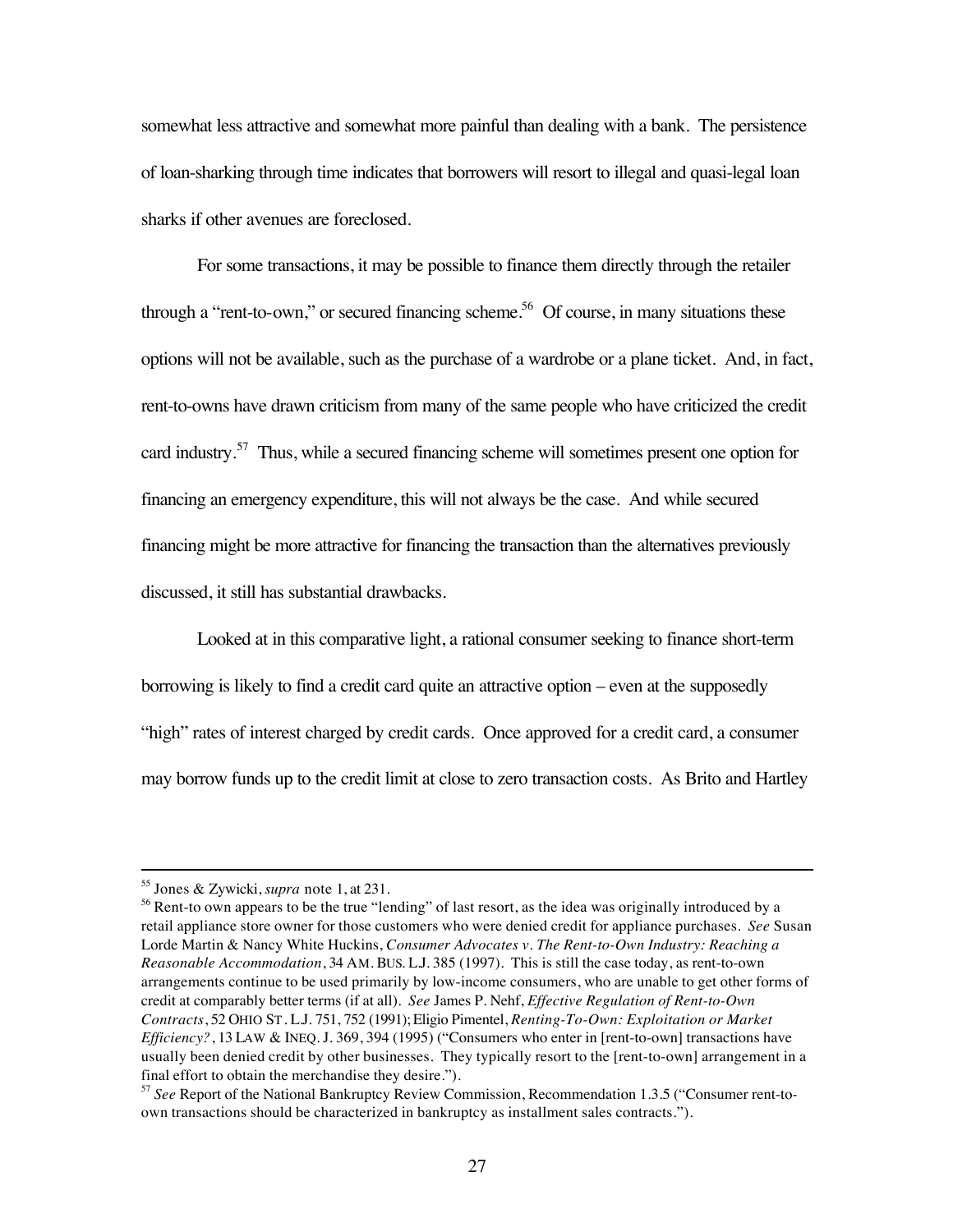somewhat less attractive and somewhat more painful than dealing with a bank. The persistence of loan-sharking through time indicates that borrowers will resort to illegal and quasi-legal loan sharks if other avenues are foreclosed.

For some transactions, it may be possible to finance them directly through the retailer through a "rent-to-own," or secured financing scheme.[56] Of course, in many situations these options will not be available, such as the purchase of a wardrobe or a plane ticket. And, in fact, rent-to-owns have drawn criticism from many of the same people who have criticized the credit card industry.[57] Thus, while a secured financing scheme will sometimes present one option for financing an emergency expenditure, this will not always be the case. And while secured financing might be more attractive for financing the transaction than the alternatives previously discussed, it still has substantial drawbacks.

Looked at in this comparative light, a rational consumer seeking to finance short-term borrowing is likely to find a credit card quite an attractive option – even at the supposedly "high" rates of interest charged by credit cards. Once approved for a credit card, a consumer may borrow funds up to the credit limit at close to zero transaction costs. As Brito and Hartley

---

[55] Jones & Zywicki, *supra* note 1, at 231.

[56] Rent-to own appears to be the true "lending" of last resort, as the idea was originally introduced by a retail appliance store owner for those customers who were denied credit for appliance purchases. *See* Susan Lorde Martin & Nancy White Huckins, *Consumer Advocates v. The Rent-to-Own Industry: Reaching a Reasonable Accommodation*, 34 AM. BUS. L.J. 385 (1997). This is still the case today, as rent-to-own arrangements continue to be used primarily by low-income consumers, who are unable to get other forms of credit at comparably better terms (if at all). *See* James P. Nehf, *Effective Regulation of Rent-to-Own Contracts*, 52 OHIO ST. L.J. 751, 752 (1991); Eligio Pimentel, *Renting-To-Own: Exploitation or Market Efficiency?*, 13 LAW & INEQ. J. 369, 394 (1995) ("Consumers who enter in [rent-to-own] transactions have usually been denied credit by other businesses. They typically resort to the [rent-to-own] arrangement in a final effort to obtain the merchandise they desire.").

[57] *See* Report of the National Bankruptcy Review Commission, Recommendation 1.3.5 ("Consumer rent-to-own transactions should be characterized in bankruptcy as installment sales contracts.").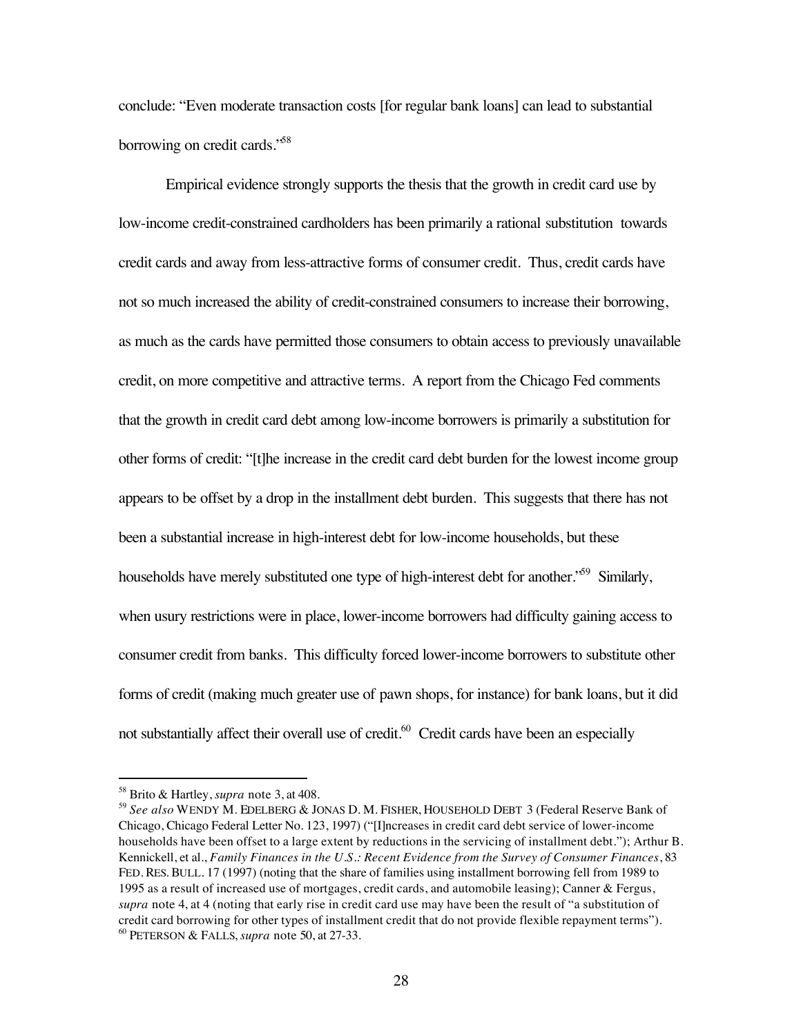conclude: "Even moderate transaction costs [for regular bank loans] can lead to substantial borrowing on credit cards."[58]

Empirical evidence strongly supports the thesis that the growth in credit card use by low-income credit-constrained cardholders has been primarily a rational substitution towards credit cards and away from less-attractive forms of consumer credit. Thus, credit cards have not so much increased the ability of credit-constrained consumers to increase their borrowing, as much as the cards have permitted those consumers to obtain access to previously unavailable credit, on more competitive and attractive terms. A report from the Chicago Fed comments that the growth in credit card debt among low-income borrowers is primarily a substitution for other forms of credit: "[t]he increase in the credit card debt burden for the lowest income group appears to be offset by a drop in the installment debt burden. This suggests that there has not been a substantial increase in high-interest debt for low-income households, but these households have merely substituted one type of high-interest debt for another."[59] Similarly, when usury restrictions were in place, lower-income borrowers had difficulty gaining access to consumer credit from banks. This difficulty forced lower-income borrowers to substitute other forms of credit (making much greater use of pawn shops, for instance) for bank loans, but it did not substantially affect their overall use of credit.[60] Credit cards have been an especially

---

[58] Brito & Hartley, *supra* note 3, at 408.

[59] *See also* WENDY M. EDELBERG & JONAS D. M. FISHER, HOUSEHOLD DEBT 3 (Federal Reserve Bank of Chicago, Chicago Federal Letter No. 123, 1997) ("[I]ncreases in credit card debt service of lower-income households have been offset to a large extent by reductions in the servicing of installment debt."); Arthur B. Kennickell, et al., *Family Finances in the U.S.: Recent Evidence from the Survey of Consumer Finances*, 83 FED. RES. BULL. 17 (1997) (noting that the share of families using installment borrowing fell from 1989 to 1995 as a result of increased use of mortgages, credit cards, and automobile leasing); Canner & Fergus, *supra* note 4, at 4 (noting that early rise in credit card use may have been the result of "a substitution of credit card borrowing for other types of installment credit that do not provide flexible repayment terms").

[60] PETERSON & FALLS, *supra* note 50, at 27-33.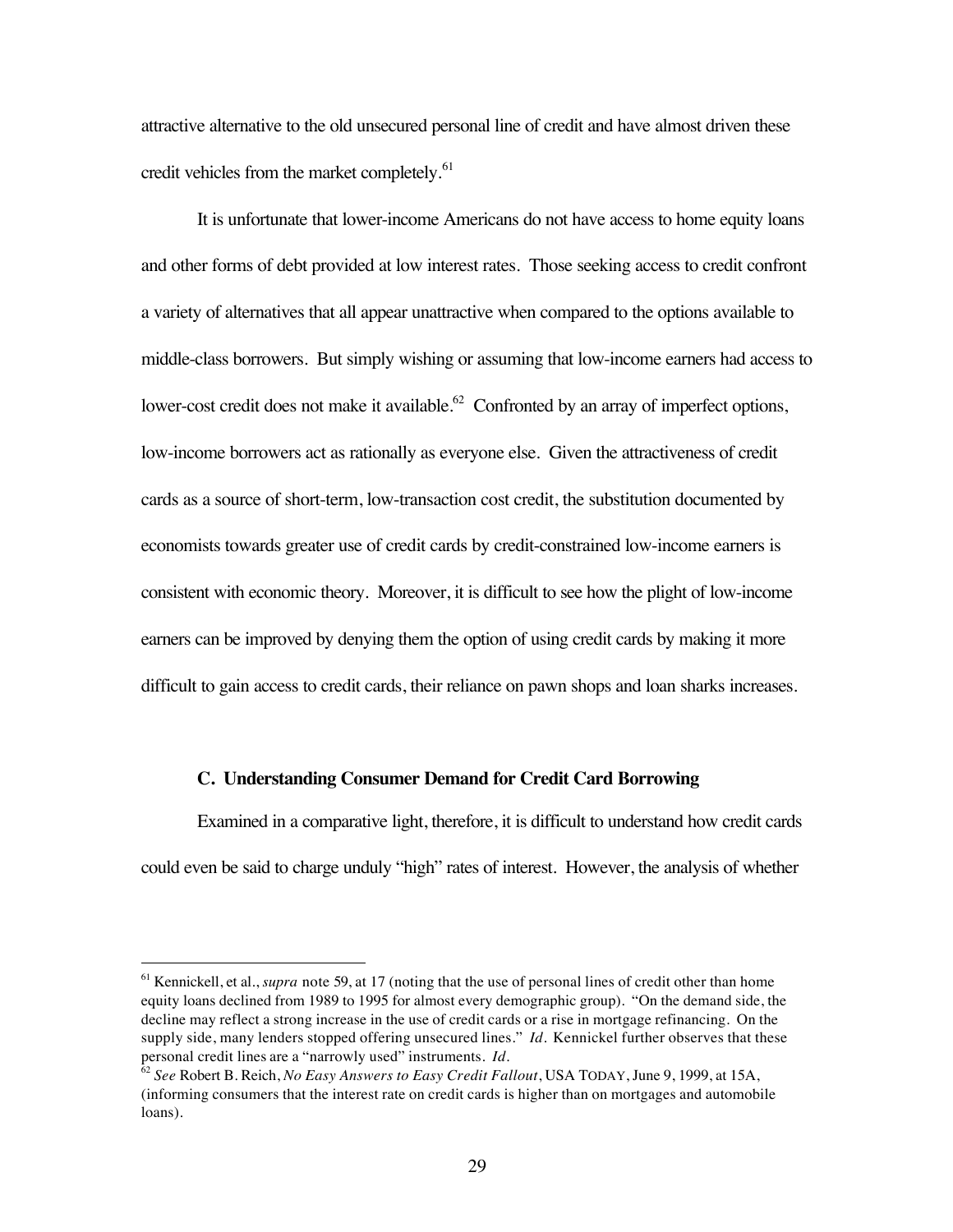attractive alternative to the old unsecured personal line of credit and have almost driven these credit vehicles from the market completely.[61]

It is unfortunate that lower-income Americans do not have access to home equity loans and other forms of debt provided at low interest rates. Those seeking access to credit confront a variety of alternatives that all appear unattractive when compared to the options available to middle-class borrowers. But simply wishing or assuming that low-income earners had access to lower-cost credit does not make it available.[62] Confronted by an array of imperfect options, low-income borrowers act as rationally as everyone else. Given the attractiveness of credit cards as a source of short-term, low-transaction cost credit, the substitution documented by economists towards greater use of credit cards by credit-constrained low-income earners is consistent with economic theory. Moreover, it is difficult to see how the plight of low-income earners can be improved by denying them the option of using credit cards by making it more difficult to gain access to credit cards, their reliance on pawn shops and loan sharks increases.

### C. Understanding Consumer Demand for Credit Card Borrowing

Examined in a comparative light, therefore, it is difficult to understand how credit cards could even be said to charge unduly "high" rates of interest. However, the analysis of whether

---

[61] Kennickell, et al., *supra* note 59, at 17 (noting that the use of personal lines of credit other than home equity loans declined from 1989 to 1995 for almost every demographic group). "On the demand side, the decline may reflect a strong increase in the use of credit cards or a rise in mortgage refinancing. On the supply side, many lenders stopped offering unsecured lines." *Id.* Kennickel further observes that these personal credit lines are a "narrowly used" instruments. *Id.*

[62] *See* Robert B. Reich, *No Easy Answers to Easy Credit Fallout*, USA TODAY, June 9, 1999, at 15A, (informing consumers that the interest rate on credit cards is higher than on mortgages and automobile loans).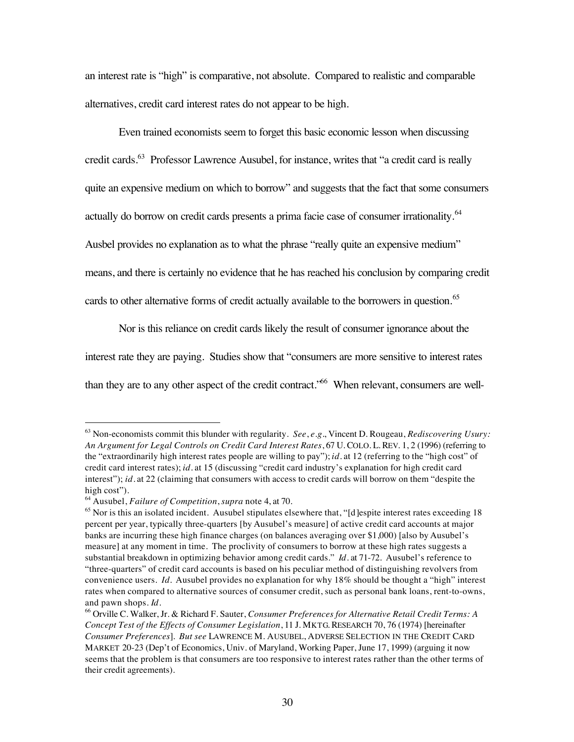an interest rate is "high" is comparative, not absolute. Compared to realistic and comparable alternatives, credit card interest rates do not appear to be high.

Even trained economists seem to forget this basic economic lesson when discussing credit cards.[63] Professor Lawrence Ausubel, for instance, writes that "a credit card is really quite an expensive medium on which to borrow" and suggests that the fact that some consumers actually do borrow on credit cards presents a prima facie case of consumer irrationality.[64] Ausbel provides no explanation as to what the phrase "really quite an expensive medium" means, and there is certainly no evidence that he has reached his conclusion by comparing credit cards to other alternative forms of credit actually available to the borrowers in question.[65]

Nor is this reliance on credit cards likely the result of consumer ignorance about the interest rate they are paying. Studies show that "consumers are more sensitive to interest rates than they are to any other aspect of the credit contract."[66] When relevant, consumers are well-

---

[63] Non-economists commit this blunder with regularity. *See*, *e.g*., Vincent D. Rougeau, *Rediscovering Usury: An Argument for Legal Controls on Credit Card Interest Rates*, 67 U. COLO. L. REV. 1, 2 (1996) (referring to the "extraordinarily high interest rates people are willing to pay"); *id*. at 12 (referring to the "high cost" of credit card interest rates); *id*. at 15 (discussing "credit card industry's explanation for high credit card interest"); *id*. at 22 (claiming that consumers with access to credit cards will borrow on them "despite the high cost").

[64] Ausubel, *Failure of Competition*, *supra* note 4, at 70.

[65] Nor is this an isolated incident. Ausubel stipulates elsewhere that, "[d]espite interest rates exceeding 18 percent per year, typically three-quarters [by Ausubel's measure] of active credit card accounts at major banks are incurring these high finance charges (on balances averaging over $1,000) [also by Ausubel's measure] at any moment in time. The proclivity of consumers to borrow at these high rates suggests a substantial breakdown in optimizing behavior among credit cards." *Id*. at 71-72. Ausubel's reference to "three-quarters" of credit card accounts is based on his peculiar method of distinguishing revolvers from convenience users. *Id*. Ausubel provides no explanation for why 18% should be thought a "high" interest rates when compared to alternative sources of consumer credit, such as personal bank loans, rent-to-owns, and pawn shops. *Id*.

[66] Orville C. Walker, Jr. & Richard F. Sauter, *Consumer Preferences for Alternative Retail Credit Terms: A Concept Test of the Effects of Consumer Legislation*, 11 J. MKTG. RESEARCH 70, 76 (1974) [hereinafter *Consumer Preferences*]. *But see* LAWRENCE M. AUSUBEL, ADVERSE SELECTION IN THE CREDIT CARD MARKET 20-23 (Dep't of Economics, Univ. of Maryland, Working Paper, June 17, 1999) (arguing it now seems that the problem is that consumers are too responsive to interest rates rather than the other terms of their credit agreements).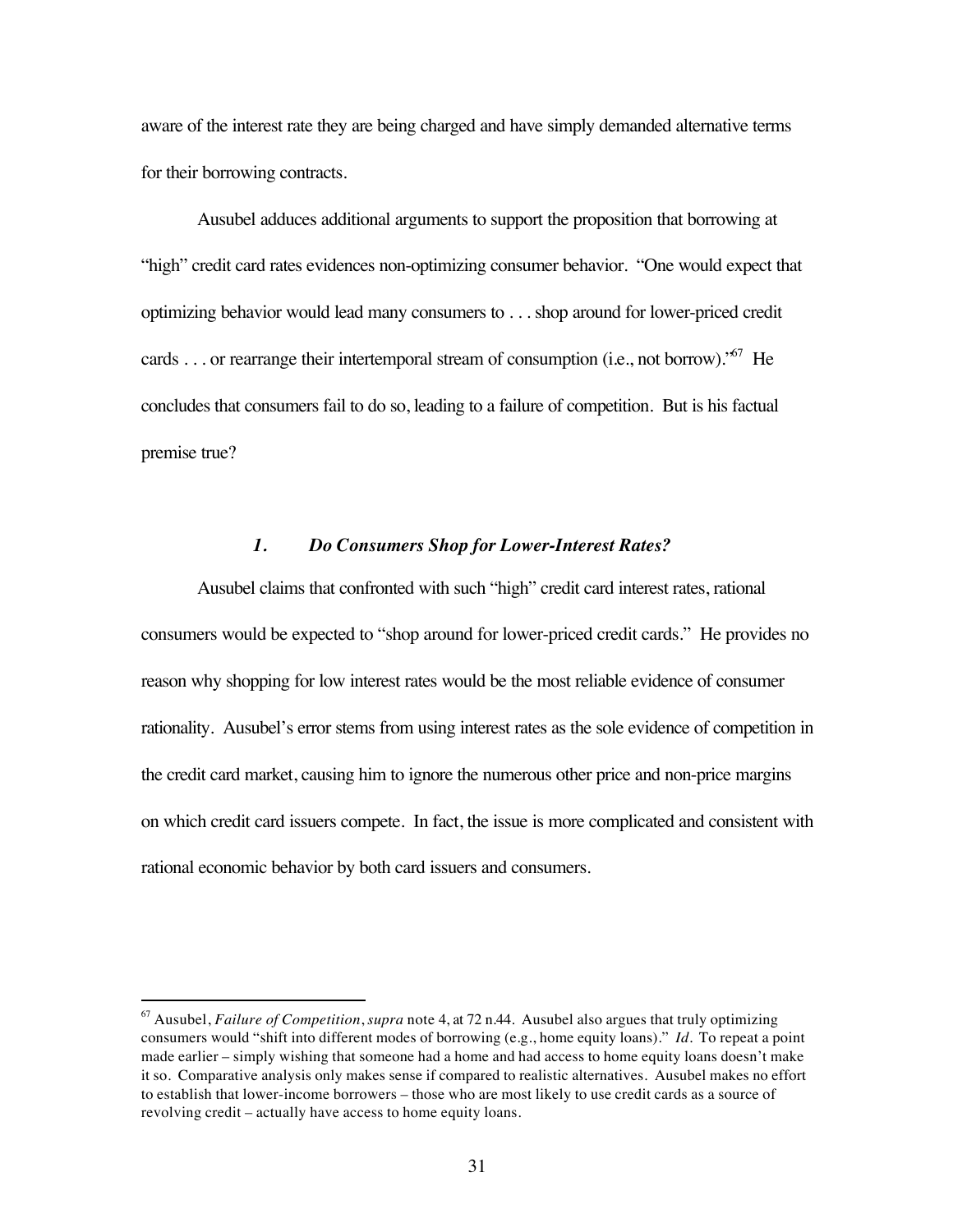aware of the interest rate they are being charged and have simply demanded alternative terms for their borrowing contracts.

Ausubel adduces additional arguments to support the proposition that borrowing at "high" credit card rates evidences non-optimizing consumer behavior. "One would expect that optimizing behavior would lead many consumers to . . . shop around for lower-priced credit cards . . . or rearrange their intertemporal stream of consumption (i.e., not borrow)."[67] He concludes that consumers fail to do so, leading to a failure of competition. But is his factual premise true?

### *1. Do Consumers Shop for Lower-Interest Rates?*

Ausubel claims that confronted with such "high" credit card interest rates, rational consumers would be expected to "shop around for lower-priced credit cards." He provides no reason why shopping for low interest rates would be the most reliable evidence of consumer rationality. Ausubel's error stems from using interest rates as the sole evidence of competition in the credit card market, causing him to ignore the numerous other price and non-price margins on which credit card issuers compete. In fact, the issue is more complicated and consistent with rational economic behavior by both card issuers and consumers.

---

[67] Ausubel, *Failure of Competition*, *supra* note 4, at 72 n.44. Ausubel also argues that truly optimizing consumers would "shift into different modes of borrowing (e.g., home equity loans)." *Id.* To repeat a point made earlier – simply wishing that someone had a home and had access to home equity loans doesn't make it so. Comparative analysis only makes sense if compared to realistic alternatives. Ausubel makes no effort to establish that lower-income borrowers – those who are most likely to use credit cards as a source of revolving credit – actually have access to home equity loans.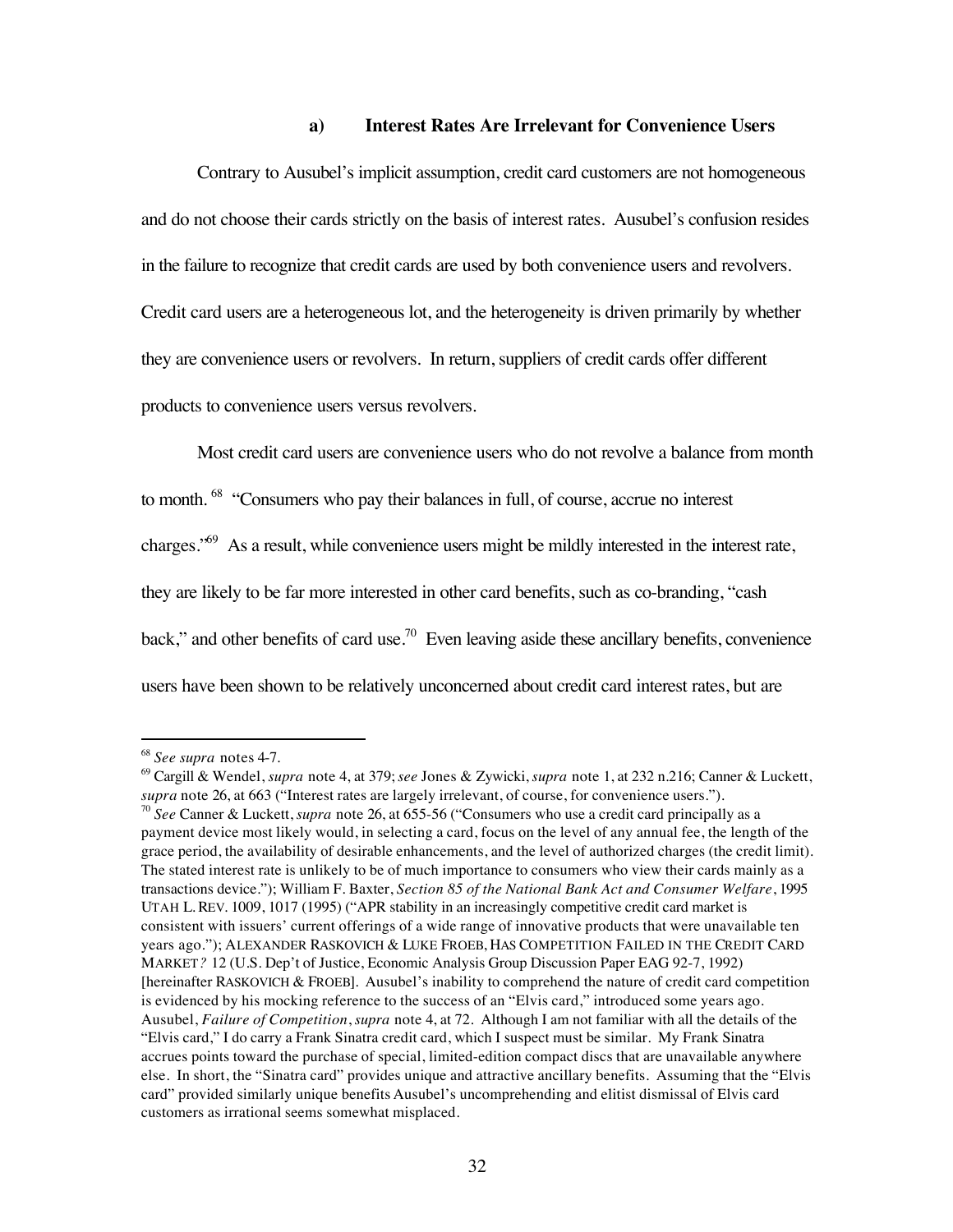### a) Interest Rates Are Irrelevant for Convenience Users

Contrary to Ausubel's implicit assumption, credit card customers are not homogeneous and do not choose their cards strictly on the basis of interest rates. Ausubel's confusion resides in the failure to recognize that credit cards are used by both convenience users and revolvers. Credit card users are a heterogeneous lot, and the heterogeneity is driven primarily by whether they are convenience users or revolvers. In return, suppliers of credit cards offer different products to convenience users versus revolvers.

Most credit card users are convenience users who do not revolve a balance from month to month.[68] "Consumers who pay their balances in full, of course, accrue no interest charges."[69] As a result, while convenience users might be mildly interested in the interest rate, they are likely to be far more interested in other card benefits, such as co-branding, "cash back," and other benefits of card use.[70] Even leaving aside these ancillary benefits, convenience users have been shown to be relatively unconcerned about credit card interest rates, but are

---

[68] *See supra* notes 4-7.

[69] Cargill & Wendel, *supra* note 4, at 379; *see* Jones & Zywicki, *supra* note 1, at 232 n.216; Canner & Luckett, *supra* note 26, at 663 ("Interest rates are largely irrelevant, of course, for convenience users.").

[70] *See* Canner & Luckett, *supra* note 26, at 655-56 ("Consumers who use a credit card principally as a payment device most likely would, in selecting a card, focus on the level of any annual fee, the length of the grace period, the availability of desirable enhancements, and the level of authorized charges (the credit limit). The stated interest rate is unlikely to be of much importance to consumers who view their cards mainly as a transactions device."); William F. Baxter, *Section 85 of the National Bank Act and Consumer Welfare*, 1995 UTAH L. REV. 1009, 1017 (1995) ("APR stability in an increasingly competitive credit card market is consistent with issuers' current offerings of a wide range of innovative products that were unavailable ten years ago."); ALEXANDER RASKOVICH & LUKE FROEB, HAS COMPETITION FAILED IN THE CREDIT CARD MARKET? 12 (U.S. Dep't of Justice, Economic Analysis Group Discussion Paper EAG 92-7, 1992) [hereinafter RASKOVICH & FROEB]. Ausubel's inability to comprehend the nature of credit card competition is evidenced by his mocking reference to the success of an "Elvis card," introduced some years ago. Ausubel, *Failure of Competition*, *supra* note 4, at 72. Although I am not familiar with all the details of the "Elvis card," I do carry a Frank Sinatra credit card, which I suspect must be similar. My Frank Sinatra accrues points toward the purchase of special, limited-edition compact discs that are unavailable anywhere else. In short, the "Sinatra card" provides unique and attractive ancillary benefits. Assuming that the "Elvis card" provided similarly unique benefits Ausubel's uncomprehending and elitist dismissal of Elvis card customers as irrational seems somewhat misplaced.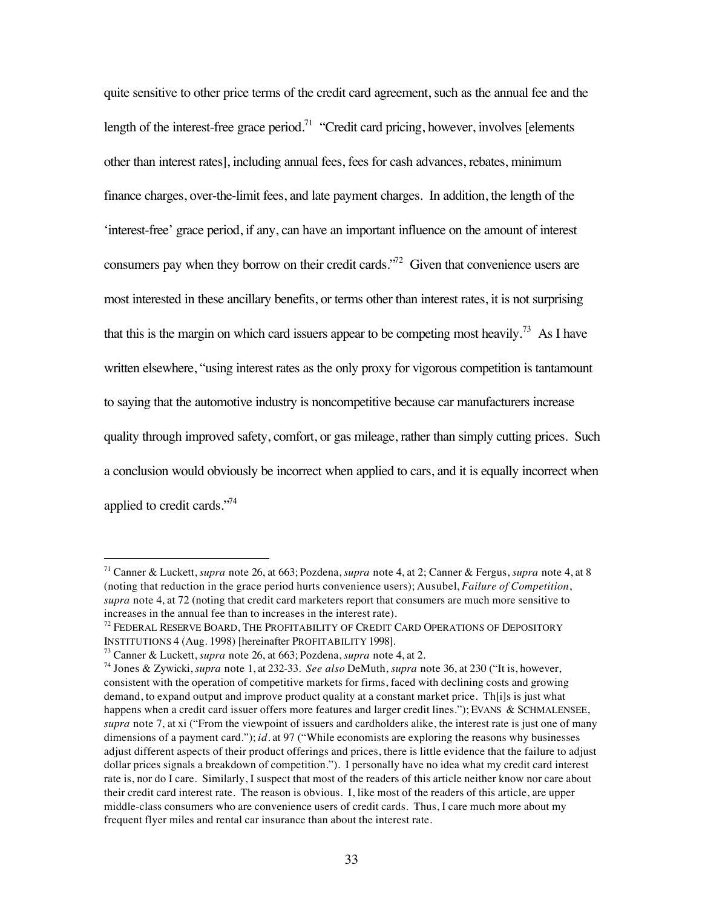quite sensitive to other price terms of the credit card agreement, such as the annual fee and the length of the interest-free grace period.[71] "Credit card pricing, however, involves [elements other than interest rates], including annual fees, fees for cash advances, rebates, minimum finance charges, over-the-limit fees, and late payment charges. In addition, the length of the 'interest-free' grace period, if any, can have an important influence on the amount of interest consumers pay when they borrow on their credit cards."[72] Given that convenience users are most interested in these ancillary benefits, or terms other than interest rates, it is not surprising that this is the margin on which card issuers appear to be competing most heavily.[73] As I have written elsewhere, "using interest rates as the only proxy for vigorous competition is tantamount to saying that the automotive industry is noncompetitive because car manufacturers increase quality through improved safety, comfort, or gas mileage, rather than simply cutting prices. Such a conclusion would obviously be incorrect when applied to cars, and it is equally incorrect when applied to credit cards."[74]

---

[71] Canner & Luckett, *supra* note 26, at 663; Pozdena, *supra* note 4, at 2; Canner & Fergus, *supra* note 4, at 8 (noting that reduction in the grace period hurts convenience users); Ausubel, *Failure of Competition*, *supra* note 4, at 72 (noting that credit card marketers report that consumers are much more sensitive to increases in the annual fee than to increases in the interest rate).

[72] FEDERAL RESERVE BOARD, THE PROFITABILITY OF CREDIT CARD OPERATIONS OF DEPOSITORY INSTITUTIONS 4 (Aug. 1998) [hereinafter PROFITABILITY 1998].

[73] Canner & Luckett, *supra* note 26, at 663; Pozdena, *supra* note 4, at 2.

[74] Jones & Zywicki, *supra* note 1, at 232-33. *See also* DeMuth, *supra* note 36, at 230 ("It is, however, consistent with the operation of competitive markets for firms, faced with declining costs and growing demand, to expand output and improve product quality at a constant market price. Th[i]s is just what happens when a credit card issuer offers more features and larger credit lines."); EVANS & SCHMALENSEE, *supra* note 7, at xi ("From the viewpoint of issuers and cardholders alike, the interest rate is just one of many dimensions of a payment card."); *id.* at 97 ("While economists are exploring the reasons why businesses adjust different aspects of their product offerings and prices, there is little evidence that the failure to adjust dollar prices signals a breakdown of competition."). I personally have no idea what my credit card interest rate is, nor do I care. Similarly, I suspect that most of the readers of this article neither know nor care about their credit card interest rate. The reason is obvious. I, like most of the readers of this article, are upper middle-class consumers who are convenience users of credit cards. Thus, I care much more about my frequent flyer miles and rental car insurance than about the interest rate.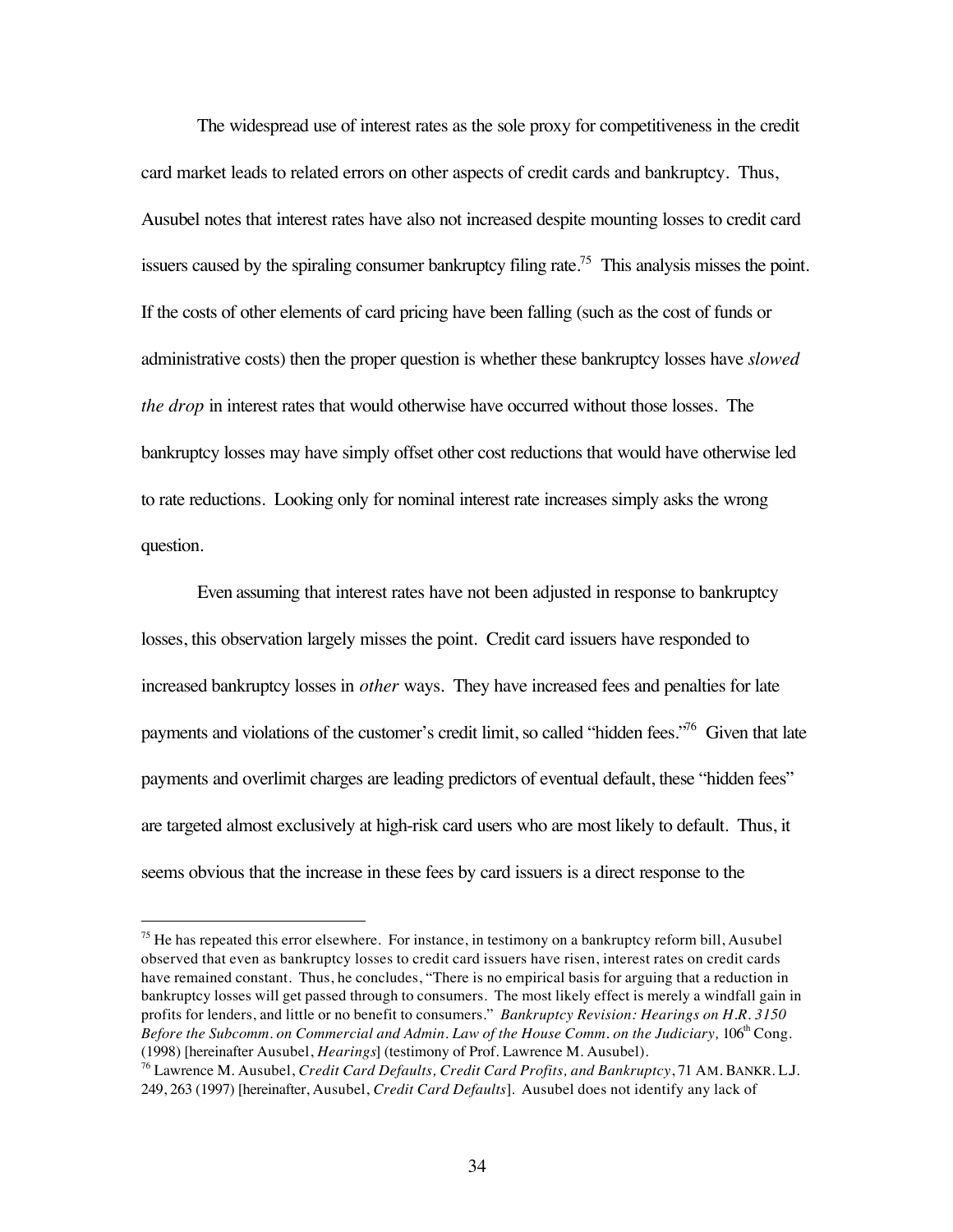The widespread use of interest rates as the sole proxy for competitiveness in the credit card market leads to related errors on other aspects of credit cards and bankruptcy. Thus, Ausubel notes that interest rates have also not increased despite mounting losses to credit card issuers caused by the spiraling consumer bankruptcy filing rate.[75] This analysis misses the point. If the costs of other elements of card pricing have been falling (such as the cost of funds or administrative costs) then the proper question is whether these bankruptcy losses have *slowed the drop* in interest rates that would otherwise have occurred without those losses. The bankruptcy losses may have simply offset other cost reductions that would have otherwise led to rate reductions. Looking only for nominal interest rate increases simply asks the wrong question.

Even assuming that interest rates have not been adjusted in response to bankruptcy losses, this observation largely misses the point. Credit card issuers have responded to increased bankruptcy losses in *other* ways. They have increased fees and penalties for late payments and violations of the customer's credit limit, so called "hidden fees."[76] Given that late payments and overlimit charges are leading predictors of eventual default, these "hidden fees" are targeted almost exclusively at high-risk card users who are most likely to default. Thus, it seems obvious that the increase in these fees by card issuers is a direct response to the

---

[75] He has repeated this error elsewhere. For instance, in testimony on a bankruptcy reform bill, Ausubel observed that even as bankruptcy losses to credit card issuers have risen, interest rates on credit cards have remained constant. Thus, he concludes, "There is no empirical basis for arguing that a reduction in bankruptcy losses will get passed through to consumers. The most likely effect is merely a windfall gain in profits for lenders, and little or no benefit to consumers." *Bankruptcy Revision: Hearings on H.R. 3150 Before the Subcomm. on Commercial and Admin. Law of the House Comm. on the Judiciary,* 106th Cong. (1998) [hereinafter Ausubel, *Hearings*] (testimony of Prof. Lawrence M. Ausubel).

[76] Lawrence M. Ausubel, *Credit Card Defaults, Credit Card Profits, and Bankruptcy*, 71 AM. BANKR. L.J. 249, 263 (1997) [hereinafter, Ausubel, *Credit Card Defaults*]. Ausubel does not identify any lack of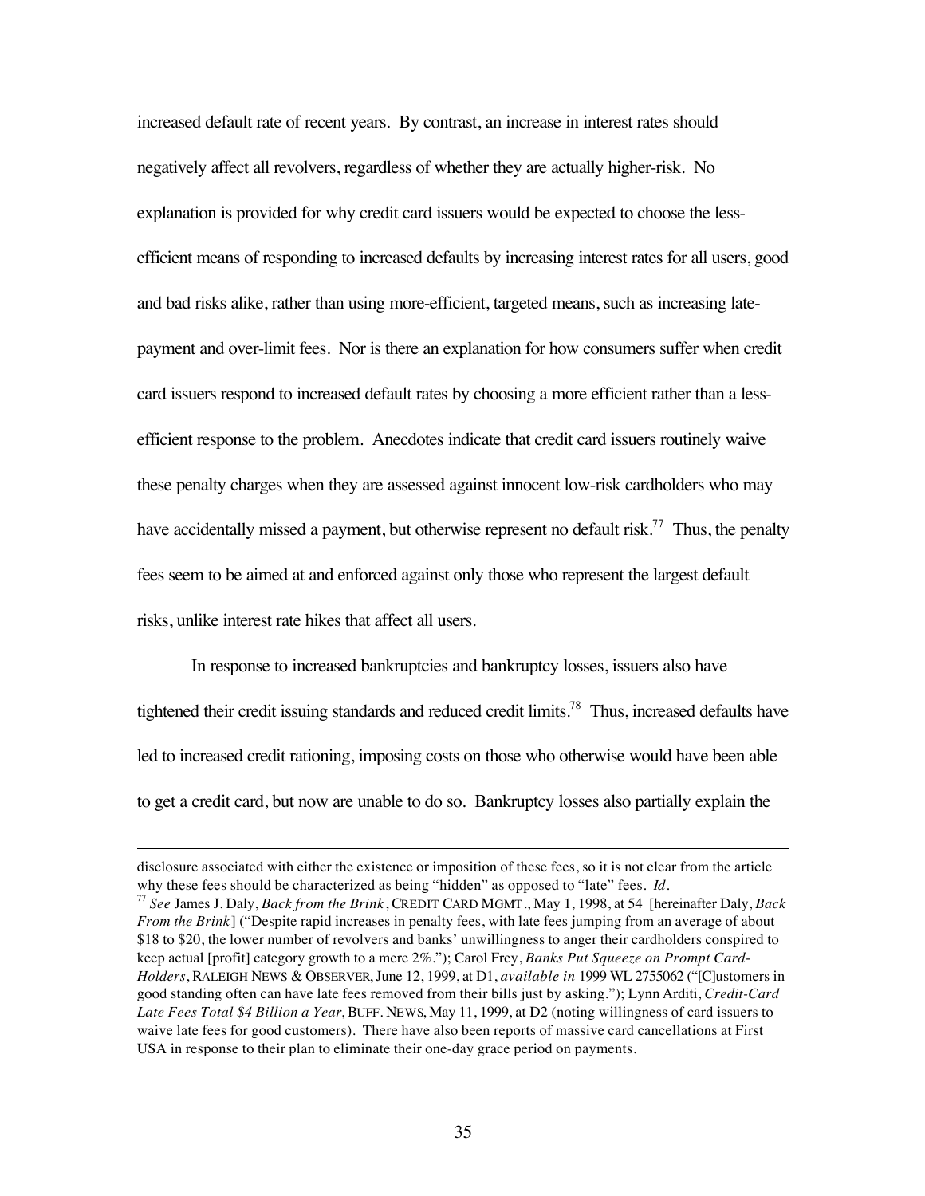increased default rate of recent years. By contrast, an increase in interest rates should negatively affect all revolvers, regardless of whether they are actually higher-risk. No explanation is provided for why credit card issuers would be expected to choose the less-efficient means of responding to increased defaults by increasing interest rates for all users, good and bad risks alike, rather than using more-efficient, targeted means, such as increasing late-payment and over-limit fees. Nor is there an explanation for how consumers suffer when credit card issuers respond to increased default rates by choosing a more efficient rather than a less-efficient response to the problem. Anecdotes indicate that credit card issuers routinely waive these penalty charges when they are assessed against innocent low-risk cardholders who may have accidentally missed a payment, but otherwise represent no default risk.[77] Thus, the penalty fees seem to be aimed at and enforced against only those who represent the largest default risks, unlike interest rate hikes that affect all users.

In response to increased bankruptcies and bankruptcy losses, issuers also have tightened their credit issuing standards and reduced credit limits.[78] Thus, increased defaults have led to increased credit rationing, imposing costs on those who otherwise would have been able to get a credit card, but now are unable to do so. Bankruptcy losses also partially explain the

---

disclosure associated with either the existence or imposition of these fees, so it is not clear from the article why these fees should be characterized as being "hidden" as opposed to "late" fees. *Id.*

[77] *See* James J. Daly, *Back from the Brink*, CREDIT CARD MGMT., May 1, 1998, at 54 [hereinafter Daly, *Back From the Brink*] ("Despite rapid increases in penalty fees, with late fees jumping from an average of about $18 to $20, the lower number of revolvers and banks' unwillingness to anger their cardholders conspired to keep actual [profit] category growth to a mere 2%."); Carol Frey, *Banks Put Squeeze on Prompt Card-Holders*, RALEIGH NEWS & OBSERVER, June 12, 1999, at D1, *available in* 1999 WL 2755062 ("[C]ustomers in good standing often can have late fees removed from their bills just by asking."); Lynn Arditi, *Credit-Card Late Fees Total $4 Billion a Year*, BUFF. NEWS, May 11, 1999, at D2 (noting willingness of card issuers to waive late fees for good customers). There have also been reports of massive card cancellations at First USA in response to their plan to eliminate their one-day grace period on payments.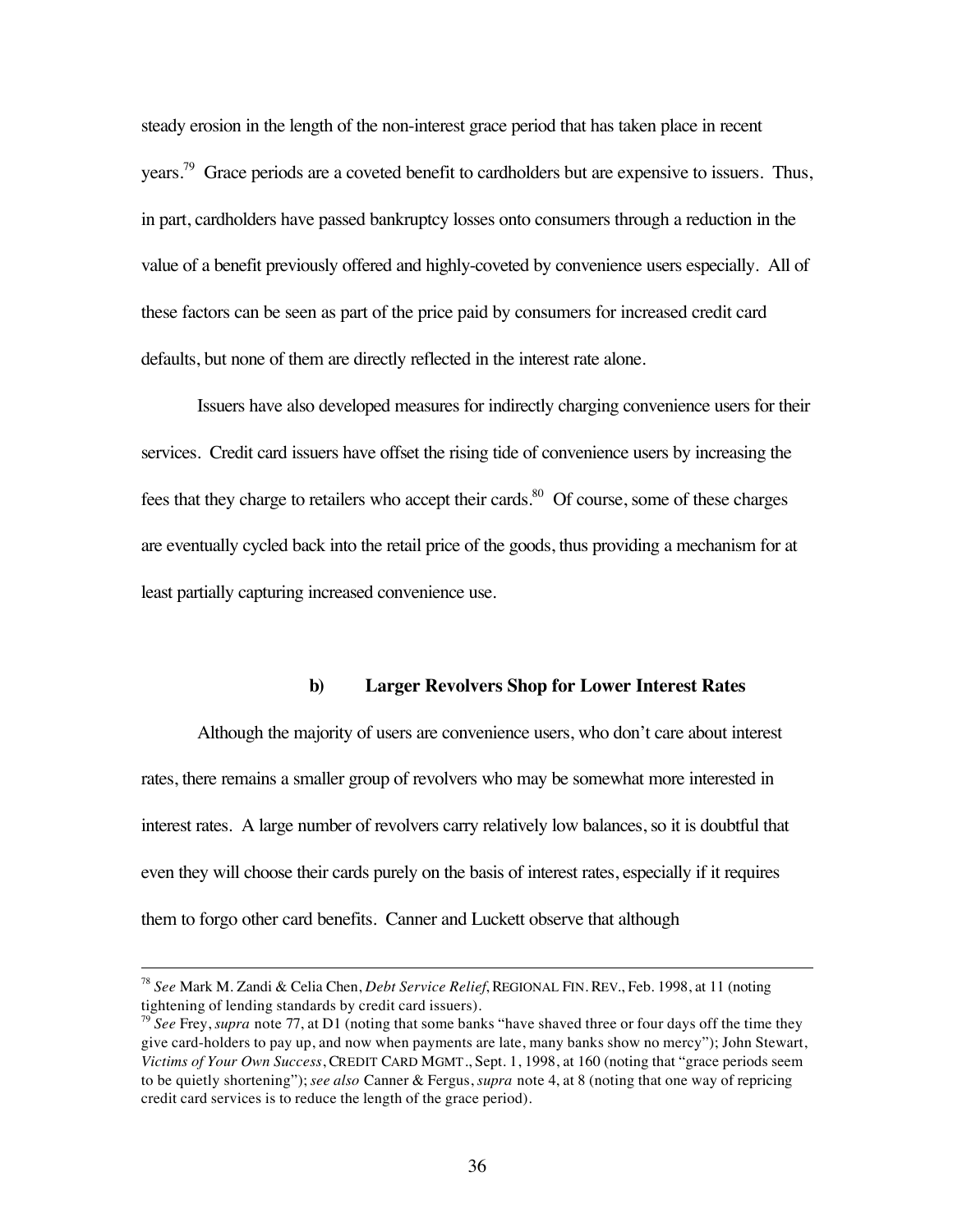steady erosion in the length of the non-interest grace period that has taken place in recent years.[79] Grace periods are a coveted benefit to cardholders but are expensive to issuers. Thus, in part, cardholders have passed bankruptcy losses onto consumers through a reduction in the value of a benefit previously offered and highly-coveted by convenience users especially. All of these factors can be seen as part of the price paid by consumers for increased credit card defaults, but none of them are directly reflected in the interest rate alone.

Issuers have also developed measures for indirectly charging convenience users for their services. Credit card issuers have offset the rising tide of convenience users by increasing the fees that they charge to retailers who accept their cards.[80] Of course, some of these charges are eventually cycled back into the retail price of the goods, thus providing a mechanism for at least partially capturing increased convenience use.

#### b) Larger Revolvers Shop for Lower Interest Rates

Although the majority of users are convenience users, who don't care about interest rates, there remains a smaller group of revolvers who may be somewhat more interested in interest rates. A large number of revolvers carry relatively low balances, so it is doubtful that even they will choose their cards purely on the basis of interest rates, especially if it requires them to forgo other card benefits. Canner and Luckett observe that although

---

[78] *See* Mark M. Zandi & Celia Chen, *Debt Service Relief*, REGIONAL FIN. REV., Feb. 1998, at 11 (noting tightening of lending standards by credit card issuers).

[79] *See* Frey, *supra* note 77, at D1 (noting that some banks "have shaved three or four days off the time they give card-holders to pay up, and now when payments are late, many banks show no mercy"); John Stewart, *Victims of Your Own Success*, CREDIT CARD MGMT., Sept. 1, 1998, at 160 (noting that "grace periods seem to be quietly shortening"); *see also* Canner & Fergus, *supra* note 4, at 8 (noting that one way of repricing credit card services is to reduce the length of the grace period).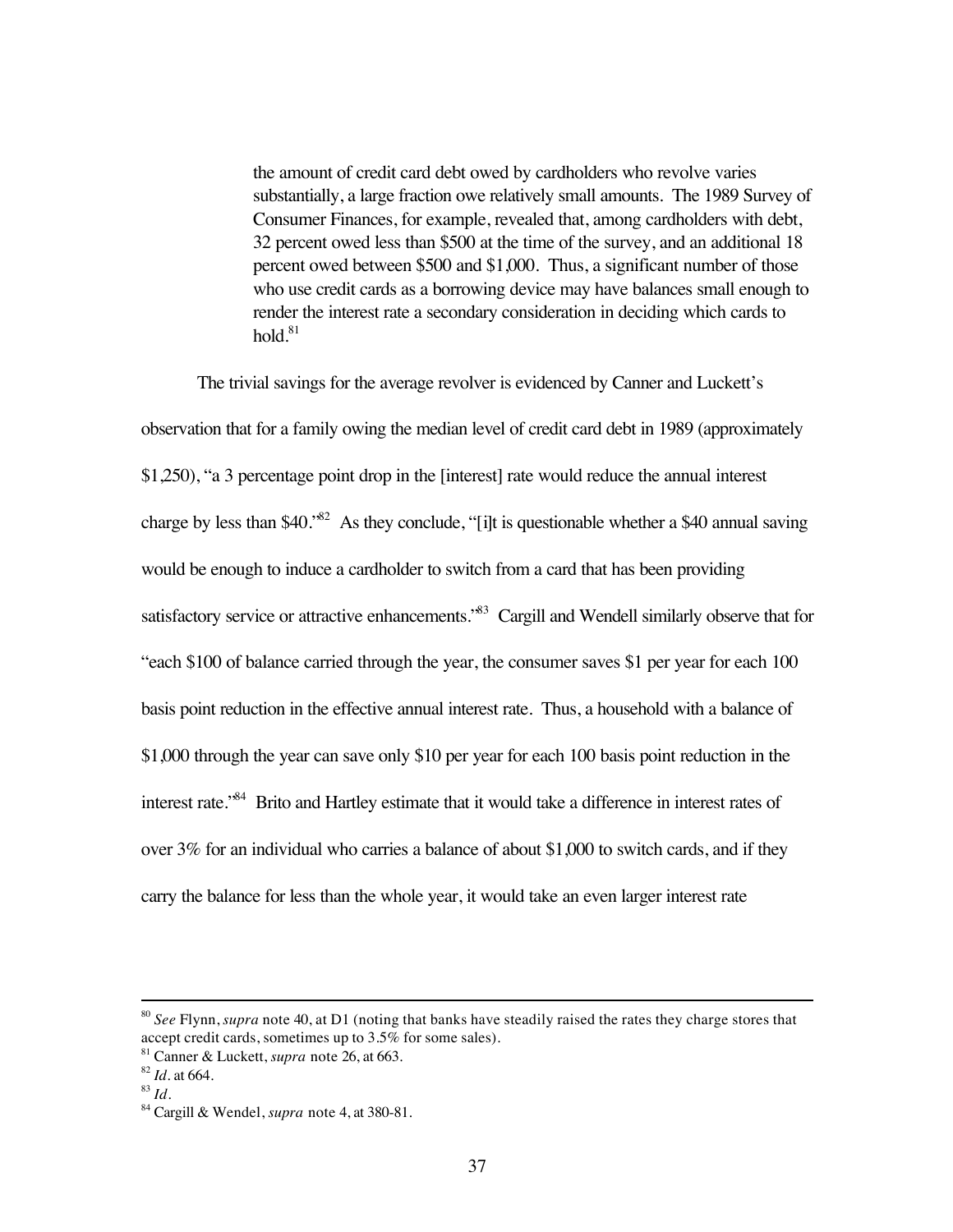> the amount of credit card debt owed by cardholders who revolve varies substantially, a large fraction owe relatively small amounts. The 1989 Survey of Consumer Finances, for example, revealed that, among cardholders with debt, 32 percent owed less than $500 at the time of the survey, and an additional 18 percent owed between $500 and $1,000. Thus, a significant number of those who use credit cards as a borrowing device may have balances small enough to render the interest rate a secondary consideration in deciding which cards to hold.[81]

The trivial savings for the average revolver is evidenced by Canner and Luckett's observation that for a family owing the median level of credit card debt in 1989 (approximately $1,250), "a 3 percentage point drop in the [interest] rate would reduce the annual interest charge by less than $40."[82] As they conclude, "[i]t is questionable whether a $40 annual saving would be enough to induce a cardholder to switch from a card that has been providing satisfactory service or attractive enhancements."[83] Cargill and Wendell similarly observe that for "each $100 of balance carried through the year, the consumer saves $1 per year for each 100 basis point reduction in the effective annual interest rate. Thus, a household with a balance of $1,000 through the year can save only $10 per year for each 100 basis point reduction in the interest rate."[84] Brito and Hartley estimate that it would take a difference in interest rates of over 3% for an individual who carries a balance of about $1,000 to switch cards, and if they carry the balance for less than the whole year, it would take an even larger interest rate

---

[80] *See* Flynn, *supra* note 40, at D1 (noting that banks have steadily raised the rates they charge stores that accept credit cards, sometimes up to 3.5% for some sales).

[81] Canner & Luckett, *supra* note 26, at 663.

[82] *Id.* at 664.

[83] *Id.*

[84] Cargill & Wendel, *supra* note 4, at 380-81.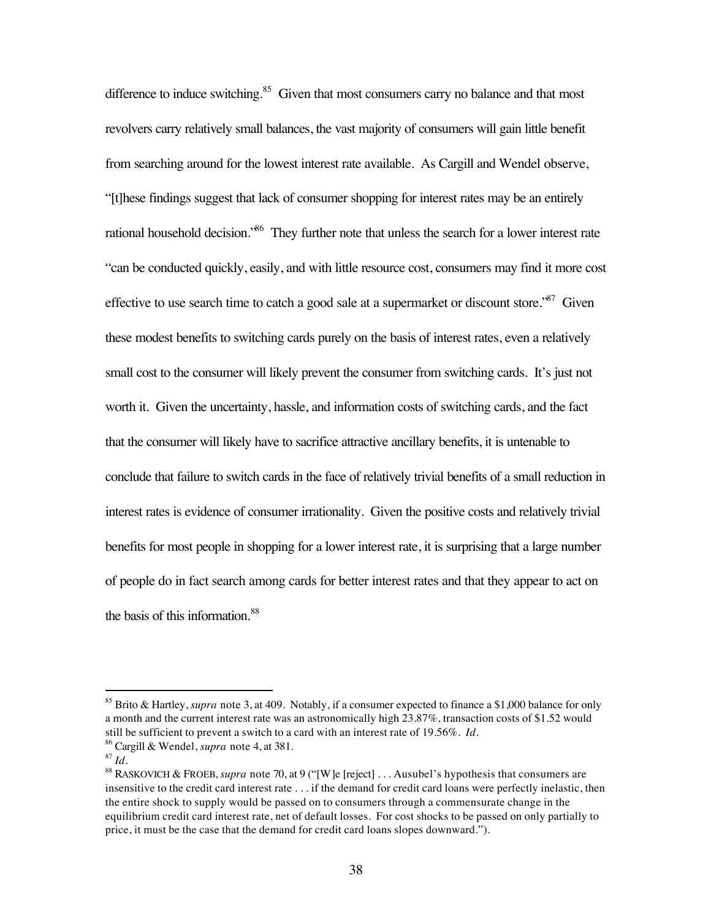difference to induce switching.[85] Given that most consumers carry no balance and that most revolvers carry relatively small balances, the vast majority of consumers will gain little benefit from searching around for the lowest interest rate available. As Cargill and Wendel observe, "[t]hese findings suggest that lack of consumer shopping for interest rates may be an entirely rational household decision."[86] They further note that unless the search for a lower interest rate "can be conducted quickly, easily, and with little resource cost, consumers may find it more cost effective to use search time to catch a good sale at a supermarket or discount store."[87] Given these modest benefits to switching cards purely on the basis of interest rates, even a relatively small cost to the consumer will likely prevent the consumer from switching cards. It's just not worth it. Given the uncertainty, hassle, and information costs of switching cards, and the fact that the consumer will likely have to sacrifice attractive ancillary benefits, it is untenable to conclude that failure to switch cards in the face of relatively trivial benefits of a small reduction in interest rates is evidence of consumer irrationality. Given the positive costs and relatively trivial benefits for most people in shopping for a lower interest rate, it is surprising that a large number of people do in fact search among cards for better interest rates and that they appear to act on the basis of this information.[88]

---

[85] Brito & Hartley, *supra* note 3, at 409. Notably, if a consumer expected to finance a $1,000 balance for only a month and the current interest rate was an astronomically high 23.87%, transaction costs of $1.52 would still be sufficient to prevent a switch to a card with an interest rate of 19.56%. *Id.*

[86] Cargill & Wendel, *supra* note 4, at 381.

[87] *Id.*

[88] RASKOVICH & FROEB, *supra* note 70, at 9 ("[W]e [reject] . . . Ausubel's hypothesis that consumers are insensitive to the credit card interest rate . . . if the demand for credit card loans were perfectly inelastic, then the entire shock to supply would be passed on to consumers through a commensurate change in the equilibrium credit card interest rate, net of default losses. For cost shocks to be passed on only partially to price, it must be the case that the demand for credit card loans slopes downward.").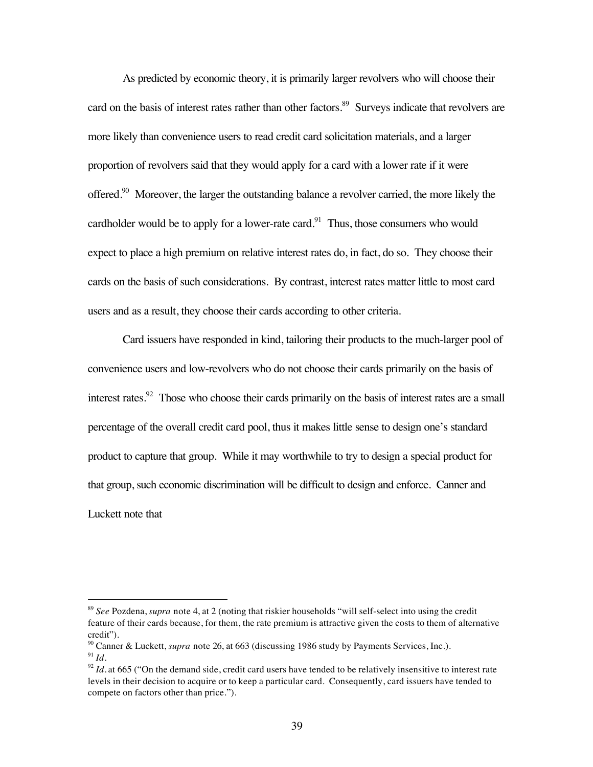As predicted by economic theory, it is primarily larger revolvers who will choose their card on the basis of interest rates rather than other factors.[89] Surveys indicate that revolvers are more likely than convenience users to read credit card solicitation materials, and a larger proportion of revolvers said that they would apply for a card with a lower rate if it were offered.[90] Moreover, the larger the outstanding balance a revolver carried, the more likely the cardholder would be to apply for a lower-rate card.[91] Thus, those consumers who would expect to place a high premium on relative interest rates do, in fact, do so. They choose their cards on the basis of such considerations. By contrast, interest rates matter little to most card users and as a result, they choose their cards according to other criteria.

Card issuers have responded in kind, tailoring their products to the much-larger pool of convenience users and low-revolvers who do not choose their cards primarily on the basis of interest rates.[92] Those who choose their cards primarily on the basis of interest rates are a small percentage of the overall credit card pool, thus it makes little sense to design one's standard product to capture that group. While it may worthwhile to try to design a special product for that group, such economic discrimination will be difficult to design and enforce. Canner and Luckett note that

---

[89] *See* Pozdena, *supra* note 4, at 2 (noting that riskier households "will self-select into using the credit feature of their cards because, for them, the rate premium is attractive given the costs to them of alternative credit").

[90] Canner & Luckett, *supra* note 26, at 663 (discussing 1986 study by Payments Services, Inc.).

[91] *Id.*

[92] *Id.* at 665 ("On the demand side, credit card users have tended to be relatively insensitive to interest rate levels in their decision to acquire or to keep a particular card. Consequently, card issuers have tended to compete on factors other than price.").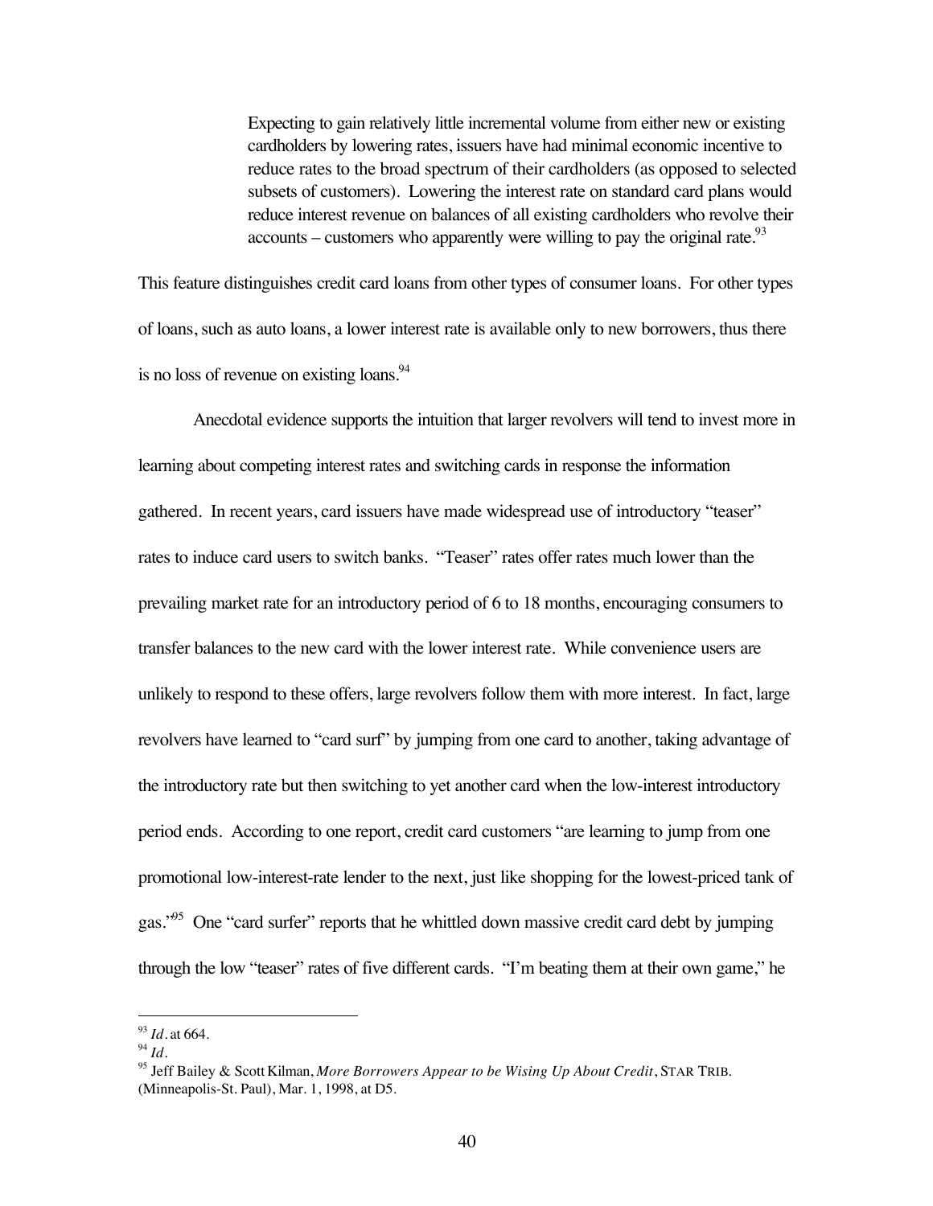> Expecting to gain relatively little incremental volume from either new or existing cardholders by lowering rates, issuers have had minimal economic incentive to reduce rates to the broad spectrum of their cardholders (as opposed to selected subsets of customers). Lowering the interest rate on standard card plans would reduce interest revenue on balances of all existing cardholders who revolve their accounts – customers who apparently were willing to pay the original rate.[93]

This feature distinguishes credit card loans from other types of consumer loans. For other types of loans, such as auto loans, a lower interest rate is available only to new borrowers, thus there is no loss of revenue on existing loans.[94]

Anecdotal evidence supports the intuition that larger revolvers will tend to invest more in learning about competing interest rates and switching cards in response the information gathered. In recent years, card issuers have made widespread use of introductory "teaser" rates to induce card users to switch banks. "Teaser" rates offer rates much lower than the prevailing market rate for an introductory period of 6 to 18 months, encouraging consumers to transfer balances to the new card with the lower interest rate. While convenience users are unlikely to respond to these offers, large revolvers follow them with more interest. In fact, large revolvers have learned to "card surf" by jumping from one card to another, taking advantage of the introductory rate but then switching to yet another card when the low-interest introductory period ends. According to one report, credit card customers "are learning to jump from one promotional low-interest-rate lender to the next, just like shopping for the lowest-priced tank of gas."[95] One "card surfer" reports that he whittled down massive credit card debt by jumping through the low "teaser" rates of five different cards. "I'm beating them at their own game," he

---

[93] *Id.* at 664.

[94] *Id.*

[95] Jeff Bailey & Scott Kilman, *More Borrowers Appear to be Wising Up About Credit*, STAR TRIB. (Minneapolis-St. Paul), Mar. 1, 1998, at D5.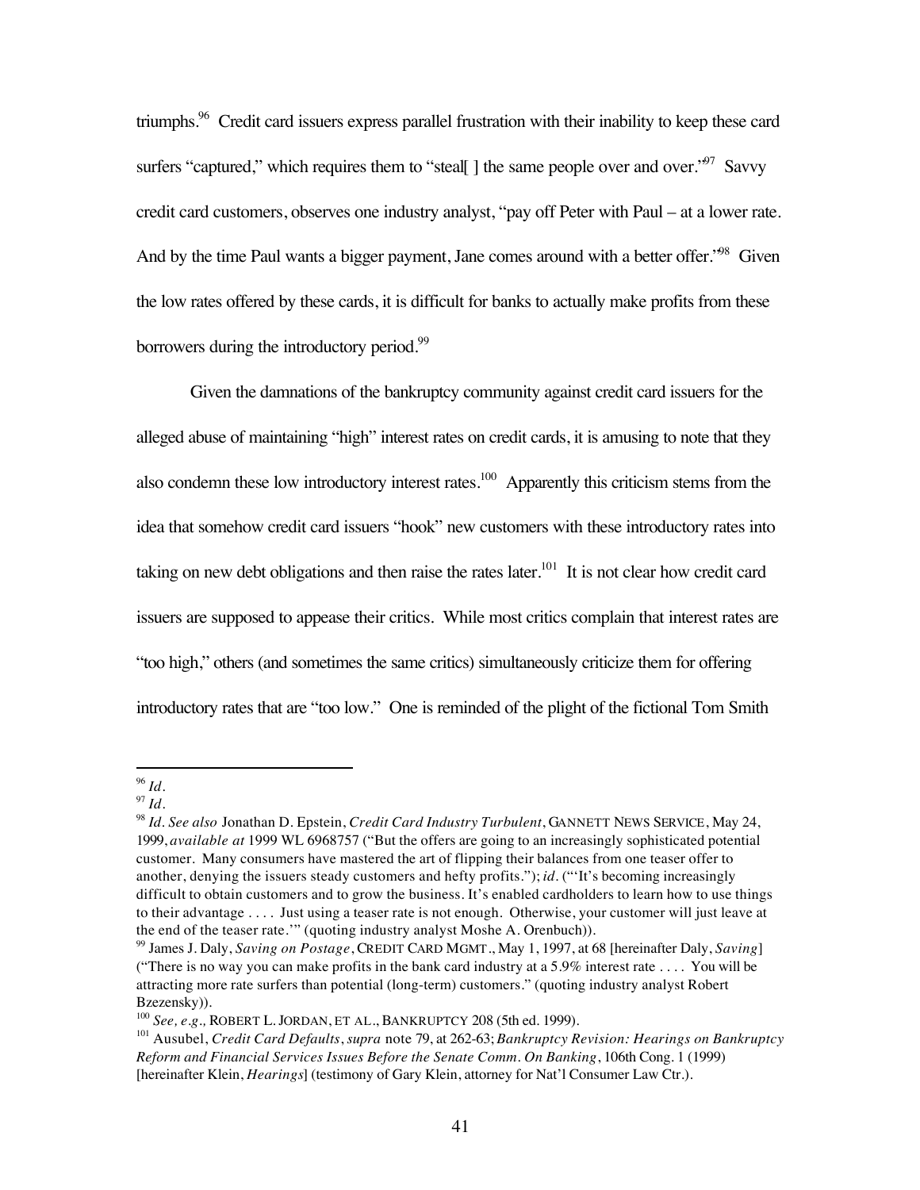triumphs.[96] Credit card issuers express parallel frustration with their inability to keep these card surfers "captured," which requires them to "steal[ ] the same people over and over."[97] Savvy credit card customers, observes one industry analyst, "pay off Peter with Paul – at a lower rate. And by the time Paul wants a bigger payment, Jane comes around with a better offer."[98] Given the low rates offered by these cards, it is difficult for banks to actually make profits from these borrowers during the introductory period.[99]

Given the damnations of the bankruptcy community against credit card issuers for the alleged abuse of maintaining "high" interest rates on credit cards, it is amusing to note that they also condemn these low introductory interest rates.[100] Apparently this criticism stems from the idea that somehow credit card issuers "hook" new customers with these introductory rates into taking on new debt obligations and then raise the rates later.[101] It is not clear how credit card issuers are supposed to appease their critics. While most critics complain that interest rates are "too high," others (and sometimes the same critics) simultaneously criticize them for offering introductory rates that are "too low." One is reminded of the plight of the fictional Tom Smith

---

[96] *Id.*

[97] *Id.*

[98] *Id. See also* Jonathan D. Epstein, *Credit Card Industry Turbulent*, GANNETT NEWS SERVICE, May 24, 1999, *available at* 1999 WL 6968757 ("But the offers are going to an increasingly sophisticated potential customer. Many consumers have mastered the art of flipping their balances from one teaser offer to another, denying the issuers steady customers and hefty profits."); *id.* ("'It's becoming increasingly difficult to obtain customers and to grow the business. It's enabled cardholders to learn how to use things to their advantage . . . . Just using a teaser rate is not enough. Otherwise, your customer will just leave at the end of the teaser rate.'" (quoting industry analyst Moshe A. Orenbuch)).

[99] James J. Daly, *Saving on Postage*, CREDIT CARD MGMT., May 1, 1997, at 68 [hereinafter Daly, *Saving*] ("There is no way you can make profits in the bank card industry at a 5.9% interest rate . . . . You will be attracting more rate surfers than potential (long-term) customers." (quoting industry analyst Robert Bzezensky)).

[100] *See, e.g.,* ROBERT L. JORDAN, ET AL., BANKRUPTCY 208 (5th ed. 1999).

[101] Ausubel, *Credit Card Defaults*, *supra* note 79, at 262-63; *Bankruptcy Revision: Hearings on Bankruptcy Reform and Financial Services Issues Before the Senate Comm. On Banking*, 106th Cong. 1 (1999) [hereinafter Klein, *Hearings*] (testimony of Gary Klein, attorney for Nat'l Consumer Law Ctr.).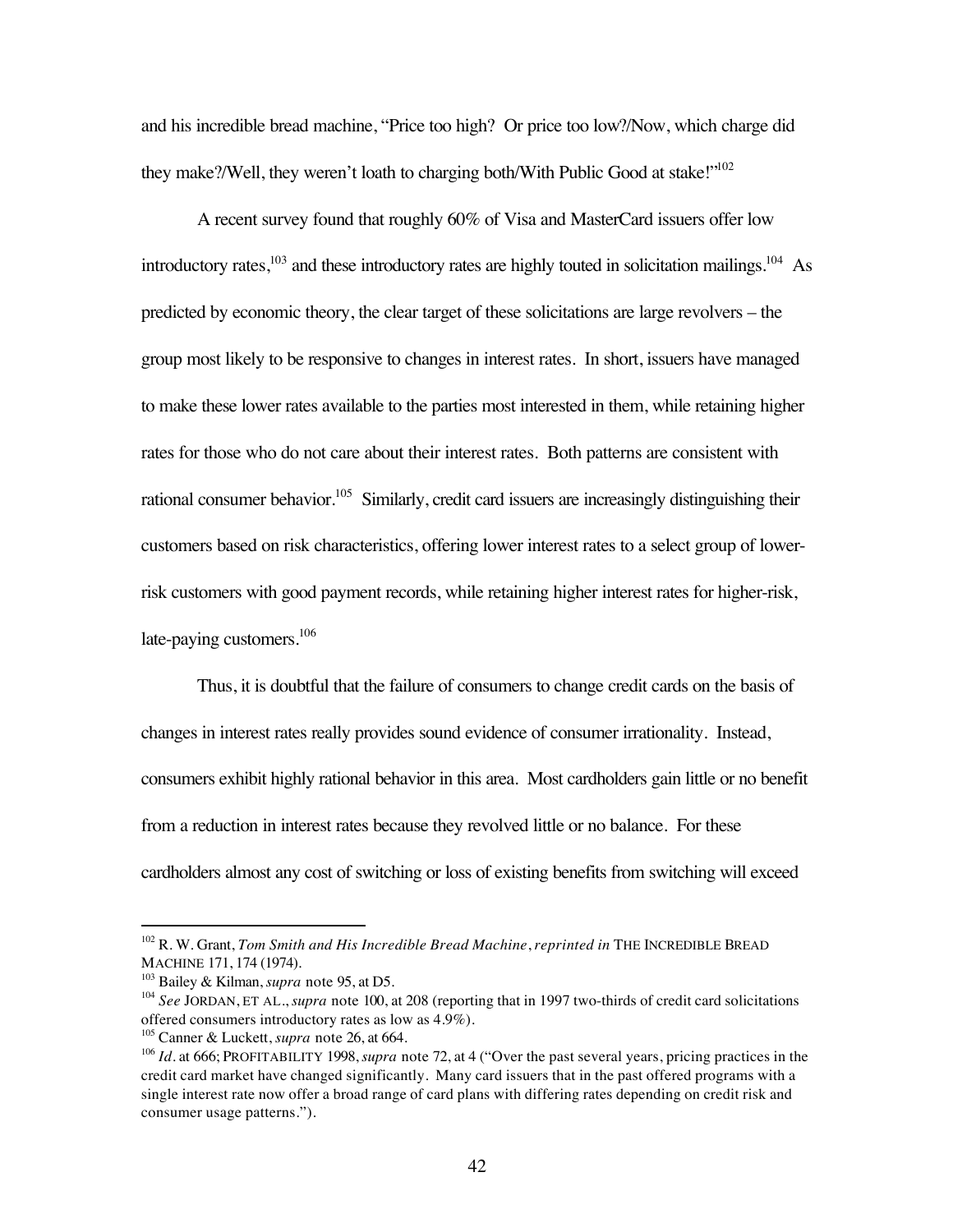and his incredible bread machine, "Price too high? Or price too low?/Now, which charge did they make?/Well, they weren't loath to charging both/With Public Good at stake!"[102]

A recent survey found that roughly 60% of Visa and MasterCard issuers offer low introductory rates,[103] and these introductory rates are highly touted in solicitation mailings.[104] As predicted by economic theory, the clear target of these solicitations are large revolvers – the group most likely to be responsive to changes in interest rates. In short, issuers have managed to make these lower rates available to the parties most interested in them, while retaining higher rates for those who do not care about their interest rates. Both patterns are consistent with rational consumer behavior.[105] Similarly, credit card issuers are increasingly distinguishing their customers based on risk characteristics, offering lower interest rates to a select group of lower-risk customers with good payment records, while retaining higher interest rates for higher-risk, late-paying customers.[106]

Thus, it is doubtful that the failure of consumers to change credit cards on the basis of changes in interest rates really provides sound evidence of consumer irrationality. Instead, consumers exhibit highly rational behavior in this area. Most cardholders gain little or no benefit from a reduction in interest rates because they revolved little or no balance. For these cardholders almost any cost of switching or loss of existing benefits from switching will exceed

---

[102] R. W. Grant, *Tom Smith and His Incredible Bread Machine*, *reprinted in* THE INCREDIBLE BREAD MACHINE 171, 174 (1974).

[103] Bailey & Kilman, *supra* note 95, at D5.

[104] *See* JORDAN, ET AL., *supra* note 100, at 208 (reporting that in 1997 two-thirds of credit card solicitations offered consumers introductory rates as low as 4.9%).

[105] Canner & Luckett, *supra* note 26, at 664.

[106] *Id.* at 666; PROFITABILITY 1998, *supra* note 72, at 4 ("Over the past several years, pricing practices in the credit card market have changed significantly. Many card issuers that in the past offered programs with a single interest rate now offer a broad range of card plans with differing rates depending on credit risk and consumer usage patterns.").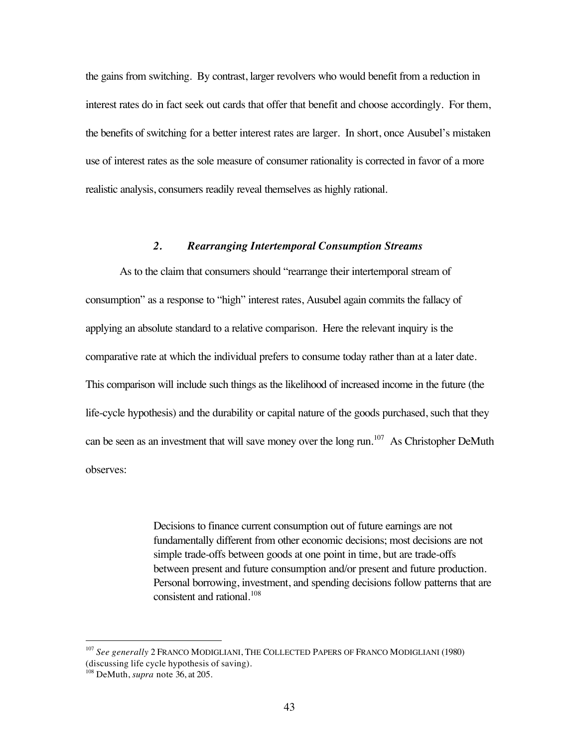the gains from switching. By contrast, larger revolvers who would benefit from a reduction in interest rates do in fact seek out cards that offer that benefit and choose accordingly. For them, the benefits of switching for a better interest rates are larger. In short, once Ausubel's mistaken use of interest rates as the sole measure of consumer rationality is corrected in favor of a more realistic analysis, consumers readily reveal themselves as highly rational.

### *2. Rearranging Intertemporal Consumption Streams*

As to the claim that consumers should "rearrange their intertemporal stream of consumption" as a response to "high" interest rates, Ausubel again commits the fallacy of applying an absolute standard to a relative comparison. Here the relevant inquiry is the comparative rate at which the individual prefers to consume today rather than at a later date. This comparison will include such things as the likelihood of increased income in the future (the life-cycle hypothesis) and the durability or capital nature of the goods purchased, such that they can be seen as an investment that will save money over the long run.[107] As Christopher DeMuth observes:

> Decisions to finance current consumption out of future earnings are not fundamentally different from other economic decisions; most decisions are not simple trade-offs between goods at one point in time, but are trade-offs between present and future consumption and/or present and future production. Personal borrowing, investment, and spending decisions follow patterns that are consistent and rational.[108]

---

[107] *See generally* 2 FRANCO MODIGLIANI, THE COLLECTED PAPERS OF FRANCO MODIGLIANI (1980) (discussing life cycle hypothesis of saving).

[108] DeMuth, *supra* note 36, at 205.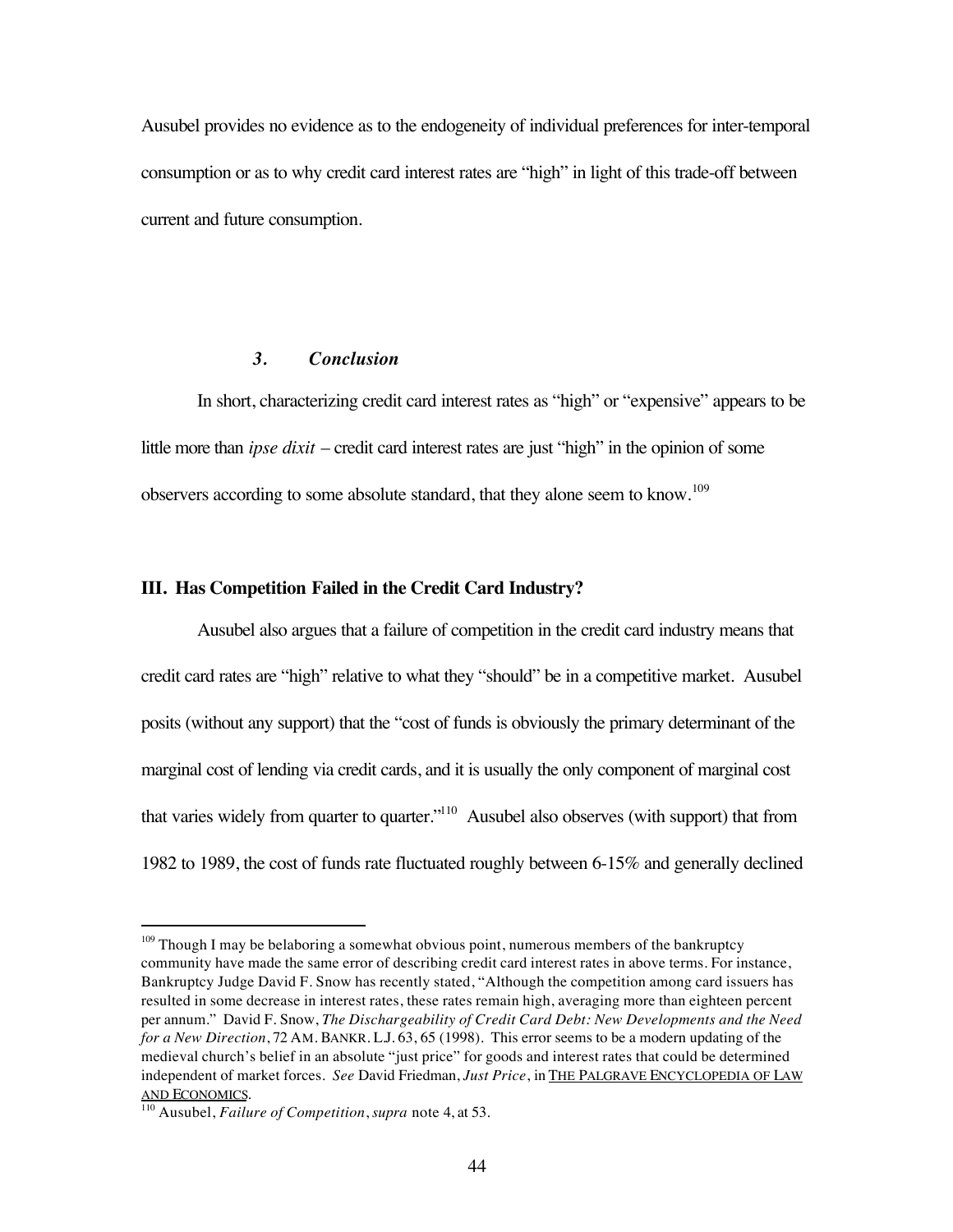Ausubel provides no evidence as to the endogeneity of individual preferences for inter-temporal consumption or as to why credit card interest rates are "high" in light of this trade-off between current and future consumption.

### *3. Conclusion*

In short, characterizing credit card interest rates as "high" or "expensive" appears to be little more than *ipse dixit* – credit card interest rates are just "high" in the opinion of some observers according to some absolute standard, that they alone seem to know.[109]

## III. Has Competition Failed in the Credit Card Industry?

Ausubel also argues that a failure of competition in the credit card industry means that credit card rates are "high" relative to what they "should" be in a competitive market. Ausubel posits (without any support) that the "cost of funds is obviously the primary determinant of the marginal cost of lending via credit cards, and it is usually the only component of marginal cost that varies widely from quarter to quarter."[110] Ausubel also observes (with support) that from 1982 to 1989, the cost of funds rate fluctuated roughly between 6-15% and generally declined

---

[109] Though I may be belaboring a somewhat obvious point, numerous members of the bankruptcy community have made the same error of describing credit card interest rates in above terms. For instance, Bankruptcy Judge David F. Snow has recently stated, "Although the competition among card issuers has resulted in some decrease in interest rates, these rates remain high, averaging more than eighteen percent per annum." David F. Snow, *The Dischargeability of Credit Card Debt: New Developments and the Need for a New Direction*, 72 AM. BANKR. L.J. 63, 65 (1998). This error seems to be a modern updating of the medieval church's belief in an absolute "just price" for goods and interest rates that could be determined independent of market forces. *See* David Friedman, *Just Price*, in THE PALGRAVE ENCYCLOPEDIA OF LAW AND ECONOMICS.

[110] Ausubel, *Failure of Competition*, *supra* note 4, at 53.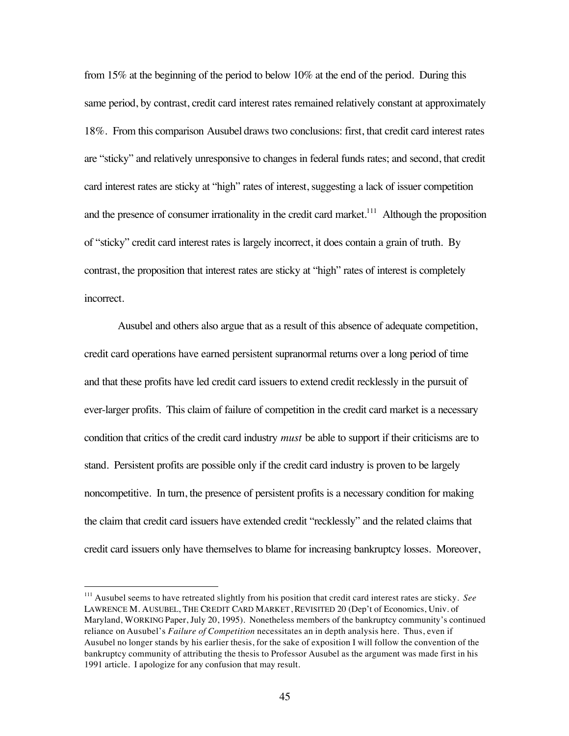from 15% at the beginning of the period to below 10% at the end of the period. During this same period, by contrast, credit card interest rates remained relatively constant at approximately 18%. From this comparison Ausubel draws two conclusions: first, that credit card interest rates are "sticky" and relatively unresponsive to changes in federal funds rates; and second, that credit card interest rates are sticky at "high" rates of interest, suggesting a lack of issuer competition and the presence of consumer irrationality in the credit card market.[111] Although the proposition of "sticky" credit card interest rates is largely incorrect, it does contain a grain of truth. By contrast, the proposition that interest rates are sticky at "high" rates of interest is completely incorrect.

Ausubel and others also argue that as a result of this absence of adequate competition, credit card operations have earned persistent supranormal returns over a long period of time and that these profits have led credit card issuers to extend credit recklessly in the pursuit of ever-larger profits. This claim of failure of competition in the credit card market is a necessary condition that critics of the credit card industry *must* be able to support if their criticisms are to stand. Persistent profits are possible only if the credit card industry is proven to be largely noncompetitive. In turn, the presence of persistent profits is a necessary condition for making the claim that credit card issuers have extended credit "recklessly" and the related claims that credit card issuers only have themselves to blame for increasing bankruptcy losses. Moreover,

---

[111] Ausubel seems to have retreated slightly from his position that credit card interest rates are sticky. *See* LAWRENCE M. AUSUBEL, THE CREDIT CARD MARKET, REVISITED 20 (Dep't of Economics, Univ. of Maryland, WORKING Paper, July 20, 1995). Nonetheless members of the bankruptcy community's continued reliance on Ausubel's *Failure of Competition* necessitates an in depth analysis here. Thus, even if Ausubel no longer stands by his earlier thesis, for the sake of exposition I will follow the convention of the bankruptcy community of attributing the thesis to Professor Ausubel as the argument was made first in his 1991 article. I apologize for any confusion that may result.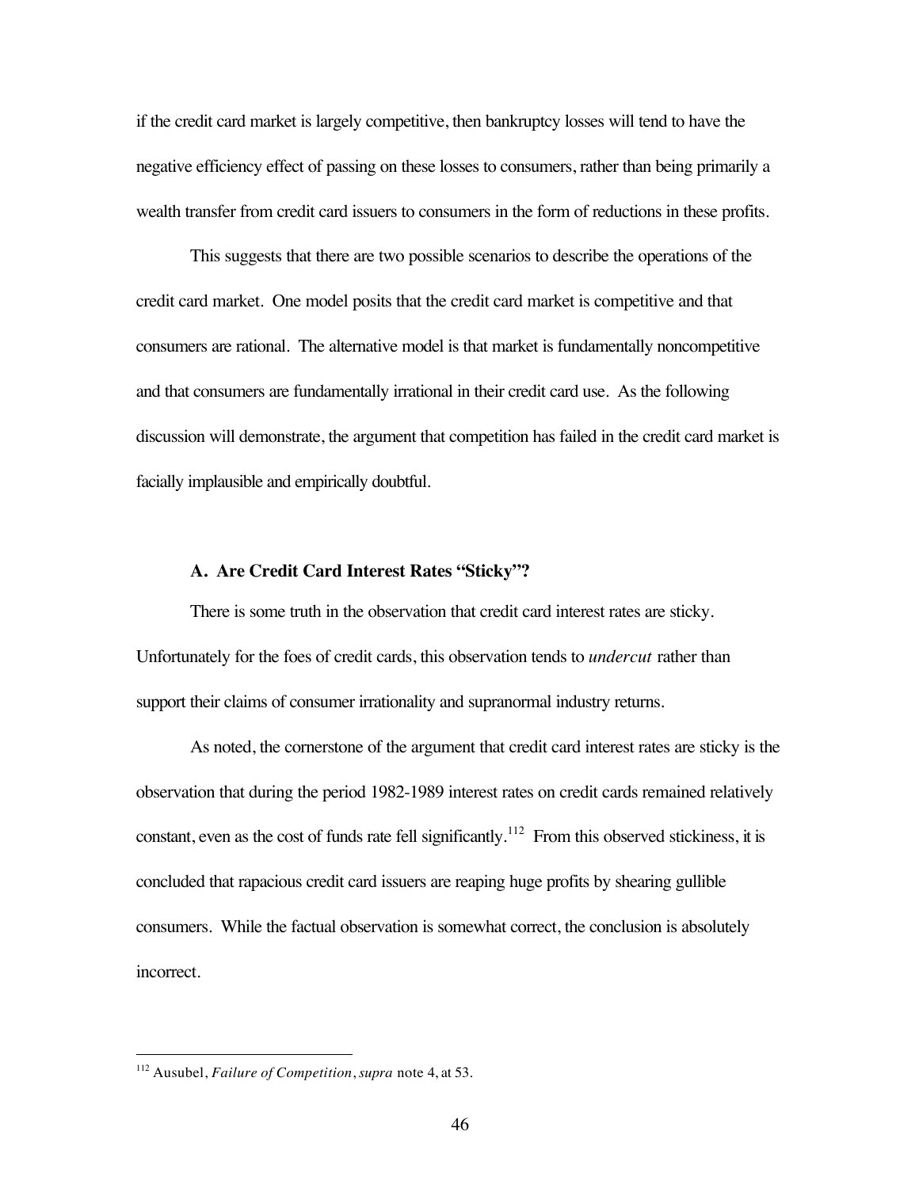if the credit card market is largely competitive, then bankruptcy losses will tend to have the negative efficiency effect of passing on these losses to consumers, rather than being primarily a wealth transfer from credit card issuers to consumers in the form of reductions in these profits.

This suggests that there are two possible scenarios to describe the operations of the credit card market. One model posits that the credit card market is competitive and that consumers are rational. The alternative model is that market is fundamentally noncompetitive and that consumers are fundamentally irrational in their credit card use. As the following discussion will demonstrate, the argument that competition has failed in the credit card market is facially implausible and empirically doubtful.

### A. Are Credit Card Interest Rates "Sticky"?

There is some truth in the observation that credit card interest rates are sticky. Unfortunately for the foes of credit cards, this observation tends to *undercut* rather than support their claims of consumer irrationality and supranormal industry returns.

As noted, the cornerstone of the argument that credit card interest rates are sticky is the observation that during the period 1982-1989 interest rates on credit cards remained relatively constant, even as the cost of funds rate fell significantly.[112] From this observed stickiness, it is concluded that rapacious credit card issuers are reaping huge profits by shearing gullible consumers. While the factual observation is somewhat correct, the conclusion is absolutely incorrect.

---

[112] Ausubel, *Failure of Competition*, *supra* note 4, at 53.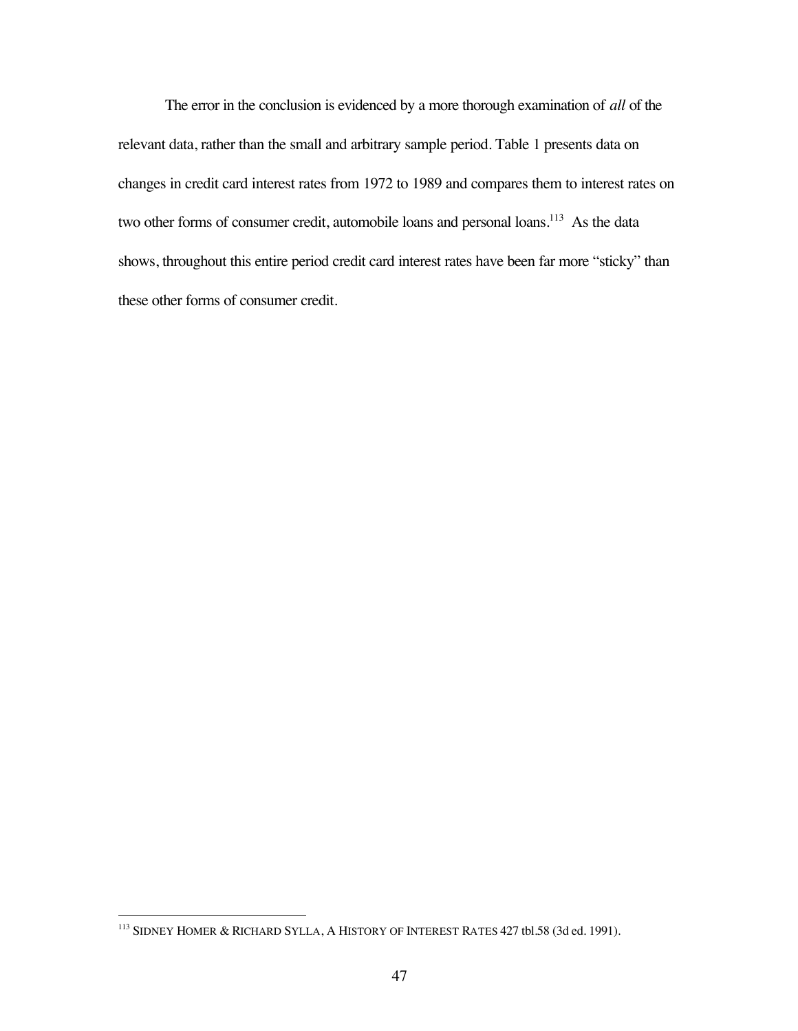The error in the conclusion is evidenced by a more thorough examination of *all* of the relevant data, rather than the small and arbitrary sample period. Table 1 presents data on changes in credit card interest rates from 1972 to 1989 and compares them to interest rates on two other forms of consumer credit, automobile loans and personal loans.[113] As the data shows, throughout this entire period credit card interest rates have been far more "sticky" than these other forms of consumer credit.

---

[113] SIDNEY HOMER & RICHARD SYLLA, A HISTORY OF INTEREST RATES 427 tbl.58 (3d ed. 1991).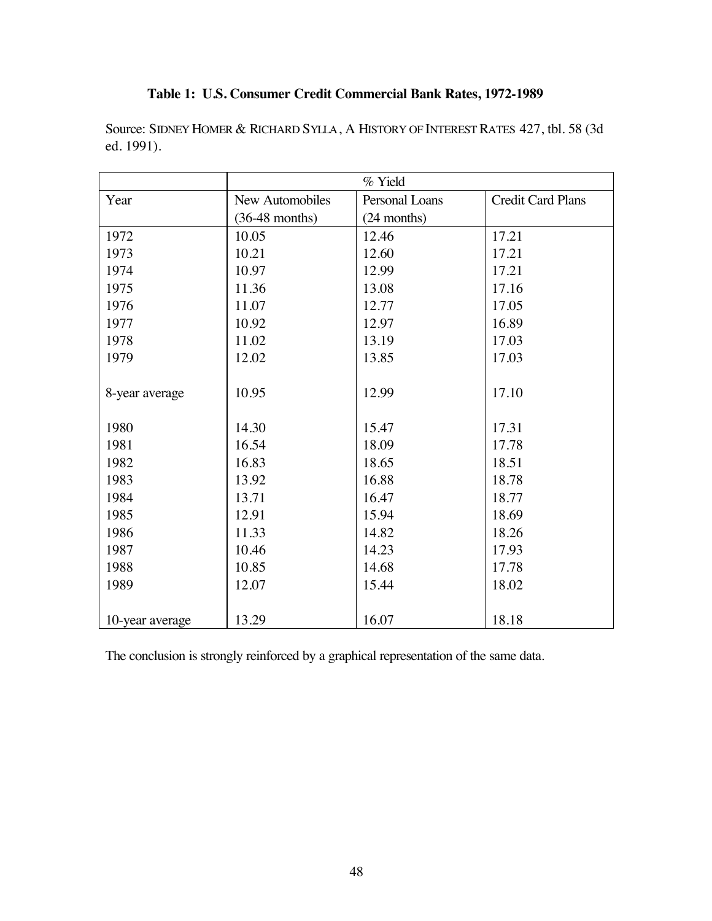**Table 1: U.S. Consumer Credit Commercial Bank Rates, 1972-1989**

Source: SIDNEY HOMER & RICHARD SYLLA, A HISTORY OF INTEREST RATES 427, tbl. 58 (3d ed. 1991).

| | % Yield | | |
|---|---|---|---|
| Year | New Automobiles (36-48 months) | Personal Loans (24 months) | Credit Card Plans |
| 1972 | 10.05 | 12.46 | 17.21 |
| 1973 | 10.21 | 12.60 | 17.21 |
| 1974 | 10.97 | 12.99 | 17.21 |
| 1975 | 11.36 | 13.08 | 17.16 |
| 1976 | 11.07 | 12.77 | 17.05 |
| 1977 | 10.92 | 12.97 | 16.89 |
| 1978 | 11.02 | 13.19 | 17.03 |
| 1979 | 12.02 | 13.85 | 17.03 |
| 8-year average | 10.95 | 12.99 | 17.10 |
| 1980 | 14.30 | 15.47 | 17.31 |
| 1981 | 16.54 | 18.09 | 17.78 |
| 1982 | 16.83 | 18.65 | 18.51 |
| 1983 | 13.92 | 16.88 | 18.78 |
| 1984 | 13.71 | 16.47 | 18.77 |
| 1985 | 12.91 | 15.94 | 18.69 |
| 1986 | 11.33 | 14.82 | 18.26 |
| 1987 | 10.46 | 14.23 | 17.93 |
| 1988 | 10.85 | 14.68 | 17.78 |
| 1989 | 12.07 | 15.44 | 18.02 |
| 10-year average | 13.29 | 16.07 | 18.18 |

The conclusion is strongly reinforced by a graphical representation of the same data.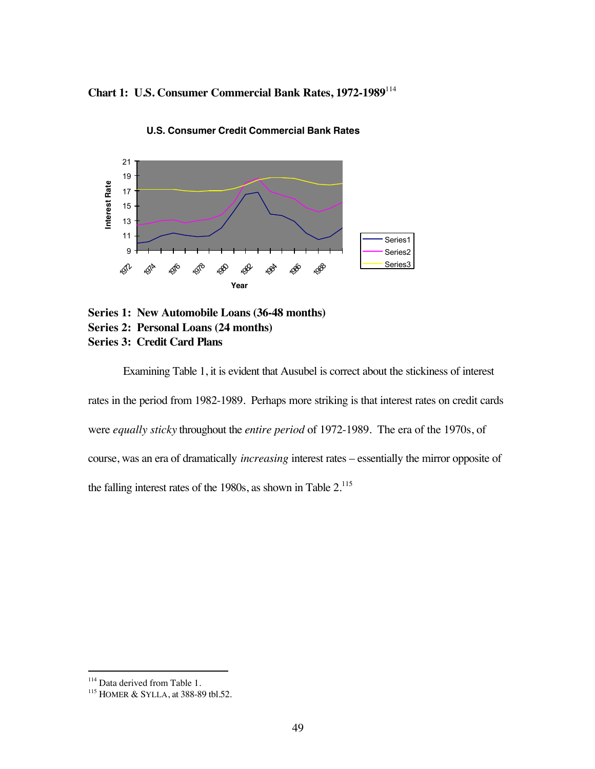**Chart 1: U.S. Consumer Commercial Bank Rates, 1972-1989**[114]

U.S. Consumer Credit Commercial Bank Rates

**Series 1: New Automobile Loans (36-48 months)**
**Series 2: Personal Loans (24 months)**
**Series 3: Credit Card Plans**

Examining Table 1, it is evident that Ausubel is correct about the stickiness of interest rates in the period from 1982-1989. Perhaps more striking is that interest rates on credit cards were *equally sticky* throughout the *entire period* of 1972-1989. The era of the 1970s, of course, was an era of dramatically *increasing* interest rates – essentially the mirror opposite of the falling interest rates of the 1980s, as shown in Table 2.[115]

---

[114] Data derived from Table 1.
[115] HOMER & SYLLA, at 388-89 tbl.52.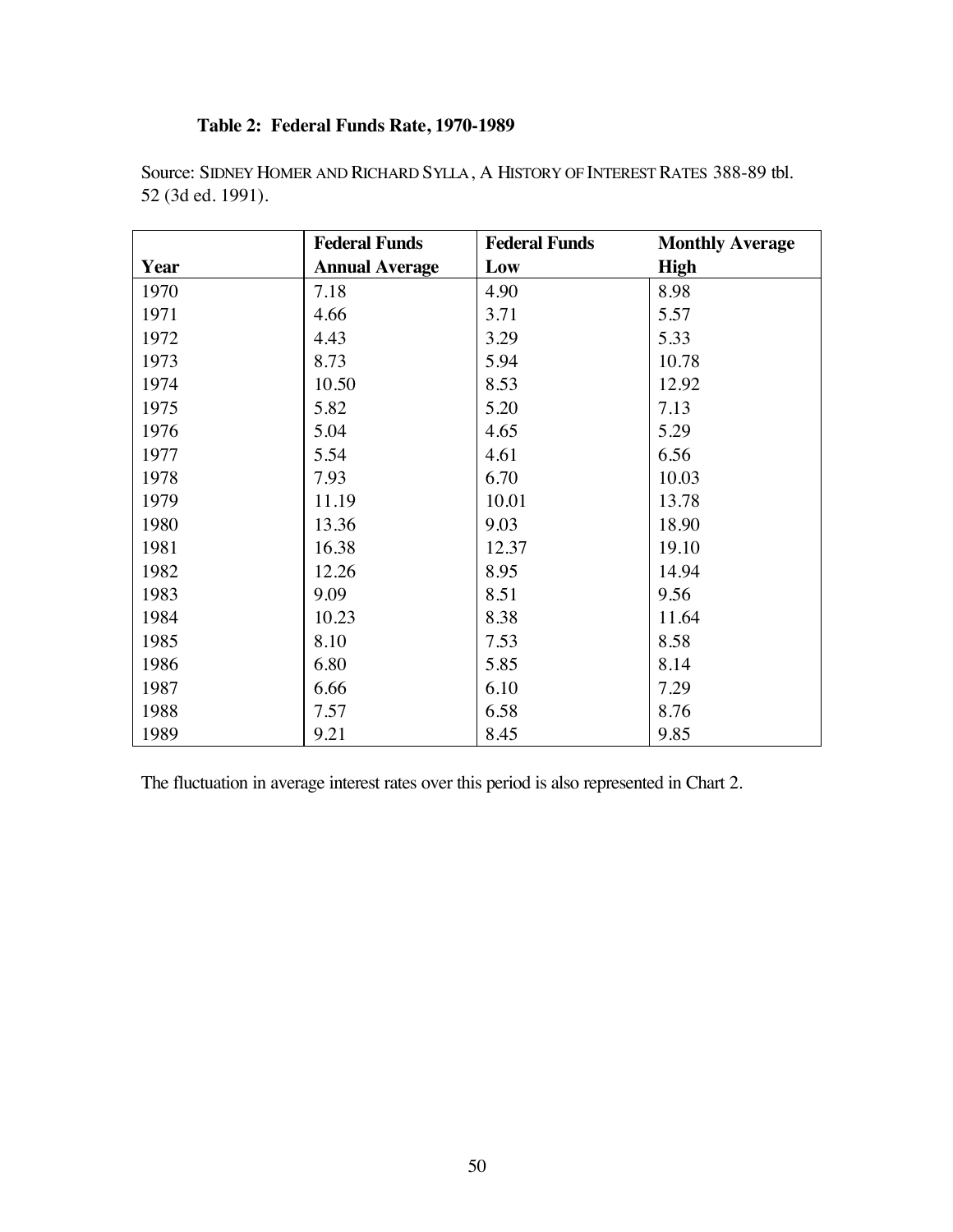**Table 2: Federal Funds Rate, 1970-1989**

Source: SIDNEY HOMER AND RICHARD SYLLA, A HISTORY OF INTEREST RATES 388-89 tbl. 52 (3d ed. 1991).

| Year | Federal Funds Annual Average | Federal Funds Low | Monthly Average High |
|---|---|---|---|
| 1970 | 7.18 | 4.90 | 8.98 |
| 1971 | 4.66 | 3.71 | 5.57 |
| 1972 | 4.43 | 3.29 | 5.33 |
| 1973 | 8.73 | 5.94 | 10.78 |
| 1974 | 10.50 | 8.53 | 12.92 |
| 1975 | 5.82 | 5.20 | 7.13 |
| 1976 | 5.04 | 4.65 | 5.29 |
| 1977 | 5.54 | 4.61 | 6.56 |
| 1978 | 7.93 | 6.70 | 10.03 |
| 1979 | 11.19 | 10.01 | 13.78 |
| 1980 | 13.36 | 9.03 | 18.90 |
| 1981 | 16.38 | 12.37 | 19.10 |
| 1982 | 12.26 | 8.95 | 14.94 |
| 1983 | 9.09 | 8.51 | 9.56 |
| 1984 | 10.23 | 8.38 | 11.64 |
| 1985 | 8.10 | 7.53 | 8.58 |
| 1986 | 6.80 | 5.85 | 8.14 |
| 1987 | 6.66 | 6.10 | 7.29 |
| 1988 | 7.57 | 6.58 | 8.76 |
| 1989 | 9.21 | 8.45 | 9.85 |

The fluctuation in average interest rates over this period is also represented in Chart 2.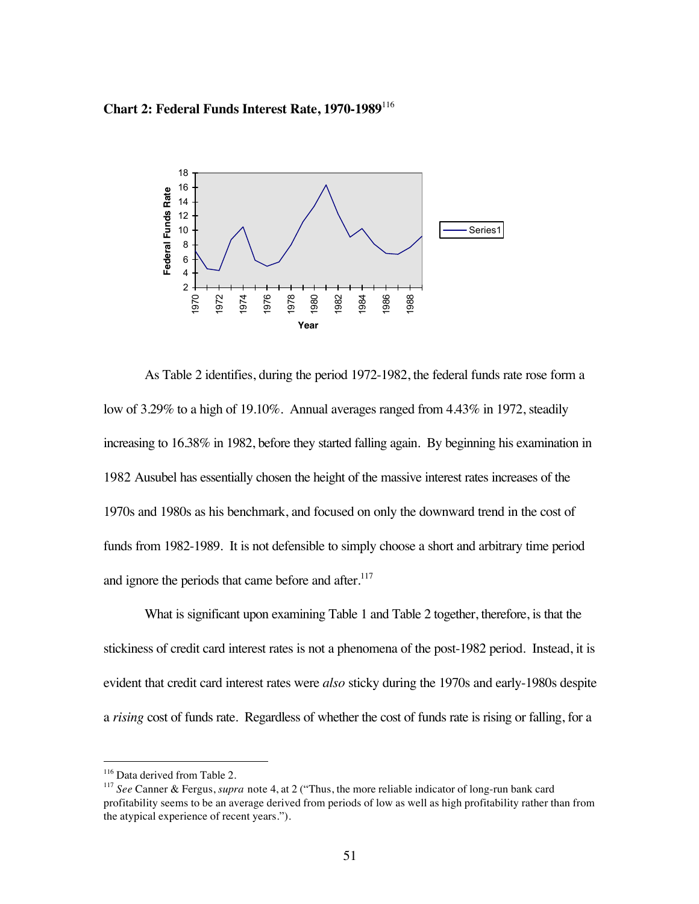**Chart 2: Federal Funds Interest Rate, 1970-1989**[116]

As Table 2 identifies, during the period 1972-1982, the federal funds rate rose form a low of 3.29% to a high of 19.10%. Annual averages ranged from 4.43% in 1972, steadily increasing to 16.38% in 1982, before they started falling again. By beginning his examination in 1982 Ausubel has essentially chosen the height of the massive interest rates increases of the 1970s and 1980s as his benchmark, and focused on only the downward trend in the cost of funds from 1982-1989. It is not defensible to simply choose a short and arbitrary time period and ignore the periods that came before and after.[117]

What is significant upon examining Table 1 and Table 2 together, therefore, is that the stickiness of credit card interest rates is not a phenomena of the post-1982 period. Instead, it is evident that credit card interest rates were *also* sticky during the 1970s and early-1980s despite a *rising* cost of funds rate. Regardless of whether the cost of funds rate is rising or falling, for a

---

[116] Data derived from Table 2.

[117] *See* Canner & Fergus, *supra* note 4, at 2 ("Thus, the more reliable indicator of long-run bank card profitability seems to be an average derived from periods of low as well as high profitability rather than from the atypical experience of recent years.").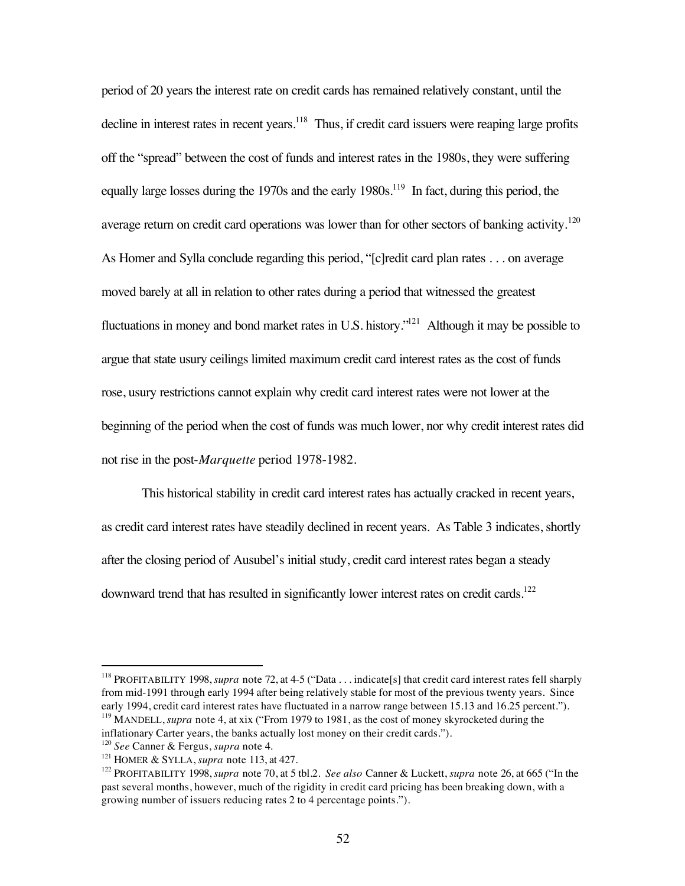period of 20 years the interest rate on credit cards has remained relatively constant, until the decline in interest rates in recent years.[118] Thus, if credit card issuers were reaping large profits off the "spread" between the cost of funds and interest rates in the 1980s, they were suffering equally large losses during the 1970s and the early 1980s.[119] In fact, during this period, the average return on credit card operations was lower than for other sectors of banking activity.[120] As Homer and Sylla conclude regarding this period, "[c]redit card plan rates . . . on average moved barely at all in relation to other rates during a period that witnessed the greatest fluctuations in money and bond market rates in U.S. history."[121] Although it may be possible to argue that state usury ceilings limited maximum credit card interest rates as the cost of funds rose, usury restrictions cannot explain why credit card interest rates were not lower at the beginning of the period when the cost of funds was much lower, nor why credit interest rates did not rise in the post-*Marquette* period 1978-1982.

This historical stability in credit card interest rates has actually cracked in recent years, as credit card interest rates have steadily declined in recent years. As Table 3 indicates, shortly after the closing period of Ausubel's initial study, credit card interest rates began a steady downward trend that has resulted in significantly lower interest rates on credit cards.[122]

---

[118] PROFITABILITY 1998, *supra* note 72, at 4-5 ("Data . . . indicate[s] that credit card interest rates fell sharply from mid-1991 through early 1994 after being relatively stable for most of the previous twenty years. Since early 1994, credit card interest rates have fluctuated in a narrow range between 15.13 and 16.25 percent.").

[119] MANDELL, *supra* note 4, at xix ("From 1979 to 1981, as the cost of money skyrocketed during the inflationary Carter years, the banks actually lost money on their credit cards.").

[120] *See* Canner & Fergus, *supra* note 4.

[121] HOMER & SYLLA, *supra* note 113, at 427.

[122] PROFITABILITY 1998, *supra* note 70, at 5 tbl.2. *See also* Canner & Luckett, *supra* note 26, at 665 ("In the past several months, however, much of the rigidity in credit card pricing has been breaking down, with a growing number of issuers reducing rates 2 to 4 percentage points.").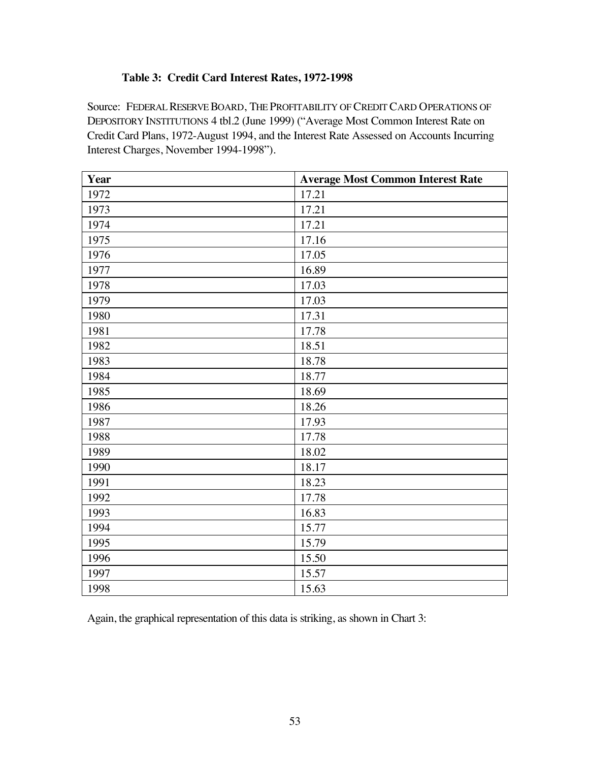**Table 3: Credit Card Interest Rates, 1972-1998**

Source: FEDERAL RESERVE BOARD, THE PROFITABILITY OF CREDIT CARD OPERATIONS OF DEPOSITORY INSTITUTIONS 4 tbl.2 (June 1999) ("Average Most Common Interest Rate on Credit Card Plans, 1972-August 1994, and the Interest Rate Assessed on Accounts Incurring Interest Charges, November 1994-1998").

| Year | Average Most Common Interest Rate |
|---|---|
| 1972 | 17.21 |
| 1973 | 17.21 |
| 1974 | 17.21 |
| 1975 | 17.16 |
| 1976 | 17.05 |
| 1977 | 16.89 |
| 1978 | 17.03 |
| 1979 | 17.03 |
| 1980 | 17.31 |
| 1981 | 17.78 |
| 1982 | 18.51 |
| 1983 | 18.78 |
| 1984 | 18.77 |
| 1985 | 18.69 |
| 1986 | 18.26 |
| 1987 | 17.93 |
| 1988 | 17.78 |
| 1989 | 18.02 |
| 1990 | 18.17 |
| 1991 | 18.23 |
| 1992 | 17.78 |
| 1993 | 16.83 |
| 1994 | 15.77 |
| 1995 | 15.79 |
| 1996 | 15.50 |
| 1997 | 15.57 |
| 1998 | 15.63 |

Again, the graphical representation of this data is striking, as shown in Chart 3: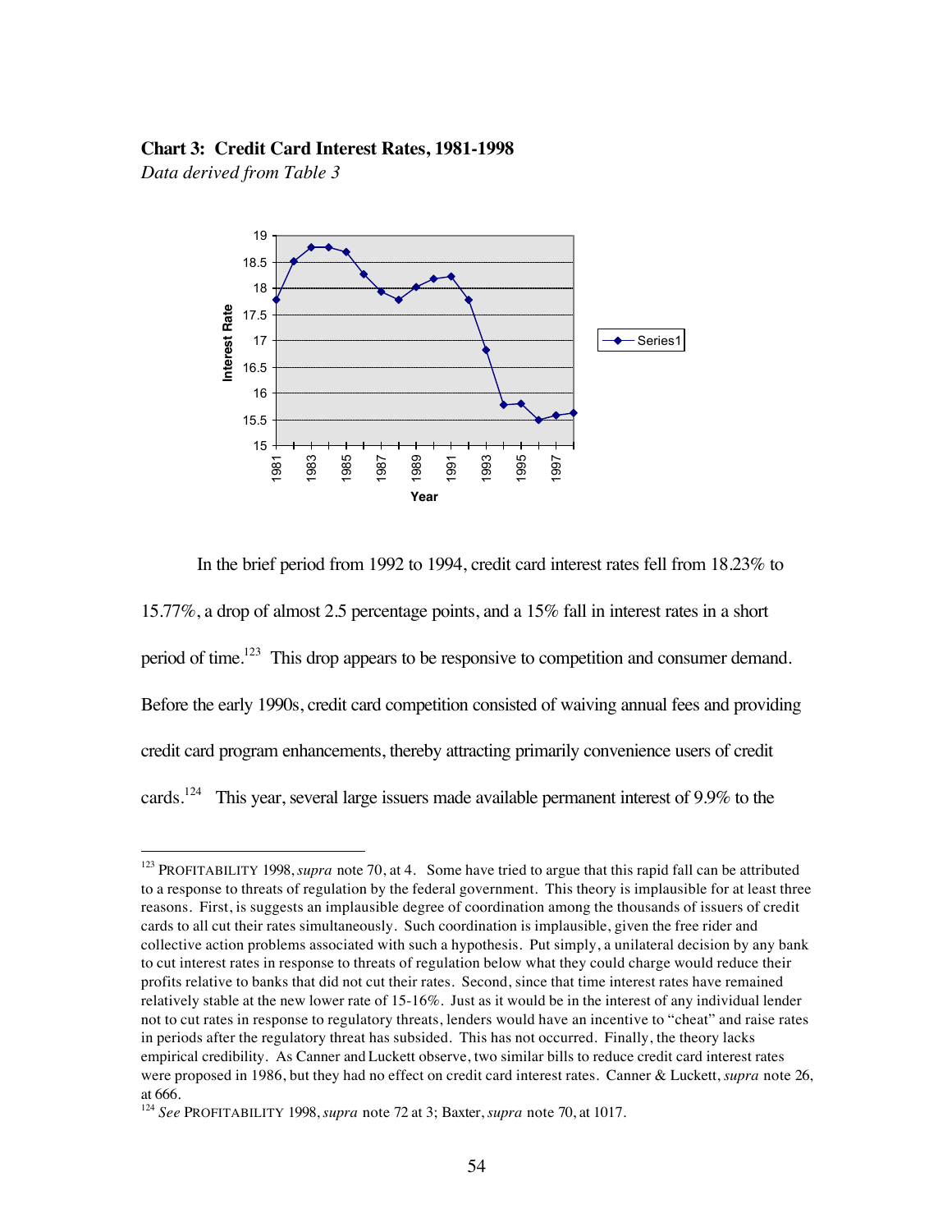**Chart 3: Credit Card Interest Rates, 1981-1998**

*Data derived from Table 3*

In the brief period from 1992 to 1994, credit card interest rates fell from 18.23% to 15.77%, a drop of almost 2.5 percentage points, and a 15% fall in interest rates in a short period of time.[123] This drop appears to be responsive to competition and consumer demand. Before the early 1990s, credit card competition consisted of waiving annual fees and providing credit card program enhancements, thereby attracting primarily convenience users of credit cards.[124] This year, several large issuers made available permanent interest of 9.9% to the

---

[123] PROFITABILITY 1998, *supra* note 70, at 4. Some have tried to argue that this rapid fall can be attributed to a response to threats of regulation by the federal government. This theory is implausible for at least three reasons. First, is suggests an implausible degree of coordination among the thousands of issuers of credit cards to all cut their rates simultaneously. Such coordination is implausible, given the free rider and collective action problems associated with such a hypothesis. Put simply, a unilateral decision by any bank to cut interest rates in response to threats of regulation below what they could charge would reduce their profits relative to banks that did not cut their rates. Second, since that time interest rates have remained relatively stable at the new lower rate of 15-16%. Just as it would be in the interest of any individual lender not to cut rates in response to regulatory threats, lenders would have an incentive to "cheat" and raise rates in periods after the regulatory threat has subsided. This has not occurred. Finally, the theory lacks empirical credibility. As Canner and Luckett observe, two similar bills to reduce credit card interest rates were proposed in 1986, but they had no effect on credit card interest rates. Canner & Luckett, *supra* note 26, at 666.

[124] *See* PROFITABILITY 1998, *supra* note 72 at 3; Baxter, *supra* note 70, at 1017.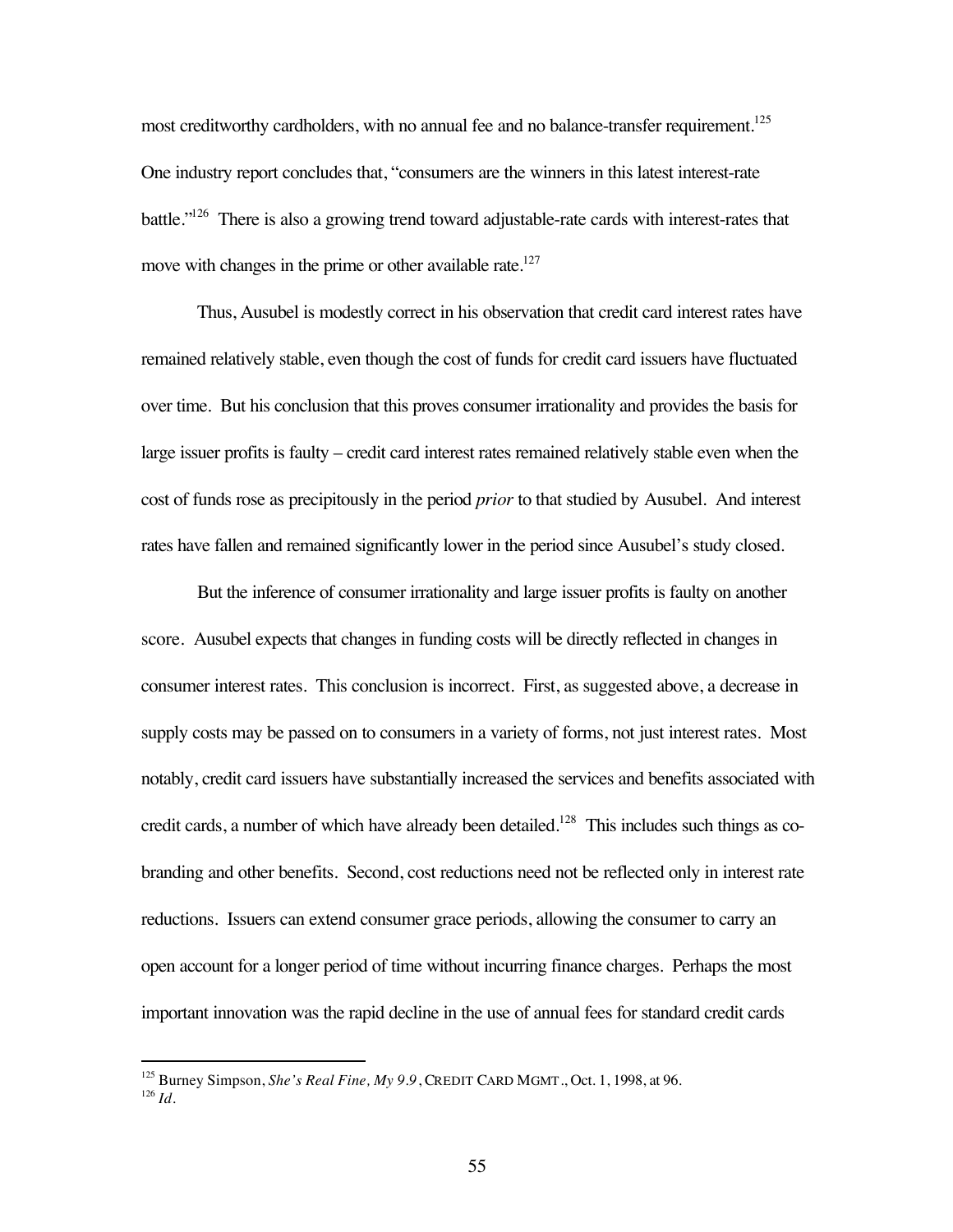most creditworthy cardholders, with no annual fee and no balance-transfer requirement.[125] One industry report concludes that, "consumers are the winners in this latest interest-rate battle."[126] There is also a growing trend toward adjustable-rate cards with interest-rates that move with changes in the prime or other available rate.[127]

Thus, Ausubel is modestly correct in his observation that credit card interest rates have remained relatively stable, even though the cost of funds for credit card issuers have fluctuated over time. But his conclusion that this proves consumer irrationality and provides the basis for large issuer profits is faulty – credit card interest rates remained relatively stable even when the cost of funds rose as precipitously in the period *prior* to that studied by Ausubel. And interest rates have fallen and remained significantly lower in the period since Ausubel's study closed.

But the inference of consumer irrationality and large issuer profits is faulty on another score. Ausubel expects that changes in funding costs will be directly reflected in changes in consumer interest rates. This conclusion is incorrect. First, as suggested above, a decrease in supply costs may be passed on to consumers in a variety of forms, not just interest rates. Most notably, credit card issuers have substantially increased the services and benefits associated with credit cards, a number of which have already been detailed.[128] This includes such things as co-branding and other benefits. Second, cost reductions need not be reflected only in interest rate reductions. Issuers can extend consumer grace periods, allowing the consumer to carry an open account for a longer period of time without incurring finance charges. Perhaps the most important innovation was the rapid decline in the use of annual fees for standard credit cards

---

[125] Burney Simpson, *She's Real Fine, My 9.9*, CREDIT CARD MGMT., Oct. 1, 1998, at 96.

[126] *Id.*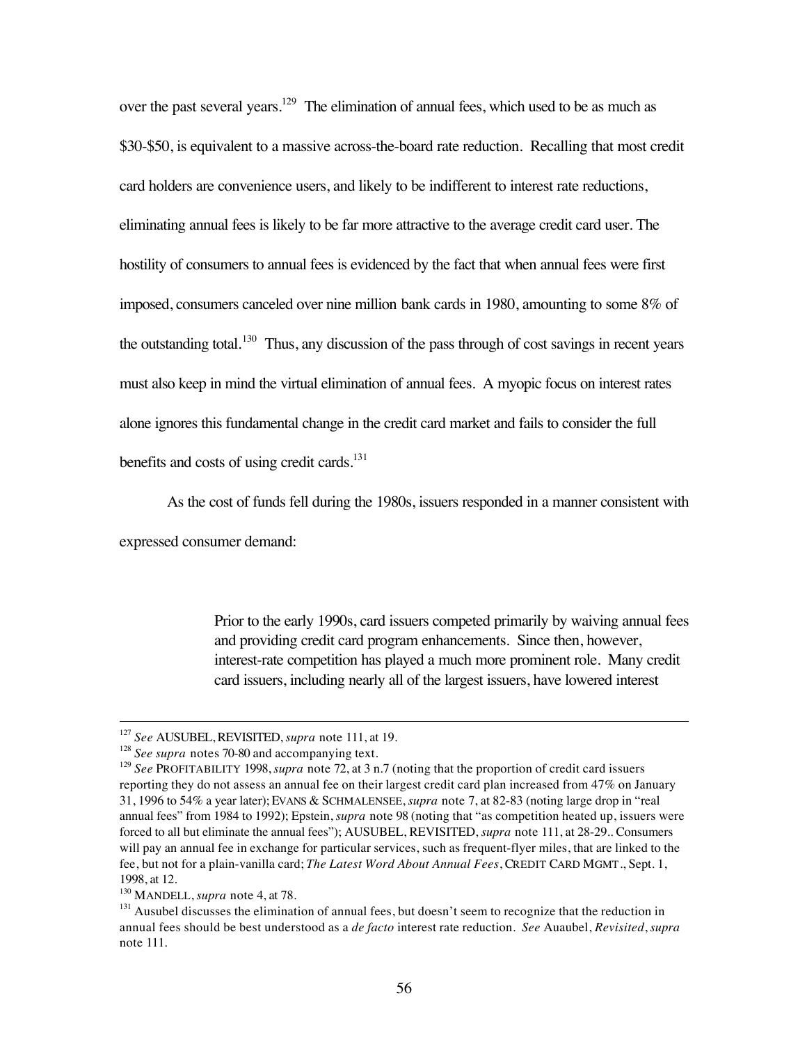over the past several years.[129] The elimination of annual fees, which used to be as much as $30-$50, is equivalent to a massive across-the-board rate reduction. Recalling that most credit card holders are convenience users, and likely to be indifferent to interest rate reductions, eliminating annual fees is likely to be far more attractive to the average credit card user. The hostility of consumers to annual fees is evidenced by the fact that when annual fees were first imposed, consumers canceled over nine million bank cards in 1980, amounting to some 8% of the outstanding total.[130] Thus, any discussion of the pass through of cost savings in recent years must also keep in mind the virtual elimination of annual fees. A myopic focus on interest rates alone ignores this fundamental change in the credit card market and fails to consider the full benefits and costs of using credit cards.[131]

As the cost of funds fell during the 1980s, issuers responded in a manner consistent with expressed consumer demand:

> Prior to the early 1990s, card issuers competed primarily by waiving annual fees and providing credit card program enhancements. Since then, however, interest-rate competition has played a much more prominent role. Many credit card issuers, including nearly all of the largest issuers, have lowered interest

---

[127] *See* AUSUBEL, REVISITED, *supra* note 111, at 19.

[128] *See supra* notes 70-80 and accompanying text.

[129] *See* PROFITABILITY 1998, *supra* note 72, at 3 n.7 (noting that the proportion of credit card issuers reporting they do not assess an annual fee on their largest credit card plan increased from 47% on January 31, 1996 to 54% a year later); EVANS & SCHMALENSEE, *supra* note 7, at 82-83 (noting large drop in "real annual fees" from 1984 to 1992); Epstein, *supra* note 98 (noting that "as competition heated up, issuers were forced to all but eliminate the annual fees"); AUSUBEL, REVISITED, *supra* note 111, at 28-29.. Consumers will pay an annual fee in exchange for particular services, such as frequent-flyer miles, that are linked to the fee, but not for a plain-vanilla card; *The Latest Word About Annual Fees*, CREDIT CARD MGMT., Sept. 1, 1998, at 12.

[130] MANDELL, *supra* note 4, at 78.

[131] Ausubel discusses the elimination of annual fees, but doesn't seem to recognize that the reduction in annual fees should be best understood as a *de facto* interest rate reduction. *See* Auaubel, *Revisited*, *supra* note 111.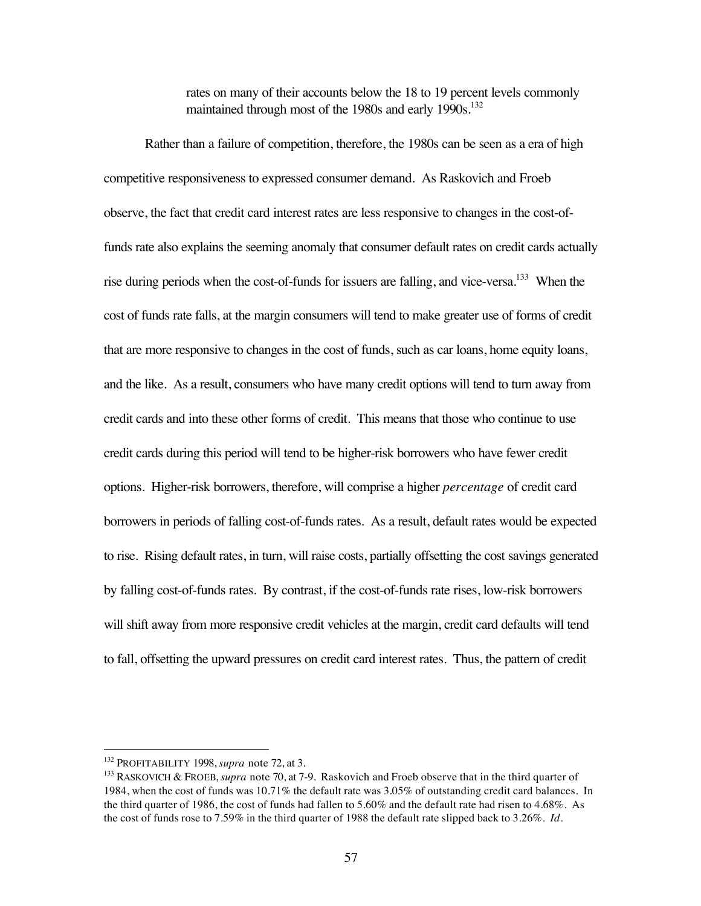> rates on many of their accounts below the 18 to 19 percent levels commonly maintained through most of the 1980s and early 1990s.[132]

Rather than a failure of competition, therefore, the 1980s can be seen as a era of high competitive responsiveness to expressed consumer demand. As Raskovich and Froeb observe, the fact that credit card interest rates are less responsive to changes in the cost-of-funds rate also explains the seeming anomaly that consumer default rates on credit cards actually rise during periods when the cost-of-funds for issuers are falling, and vice-versa.[133] When the cost of funds rate falls, at the margin consumers will tend to make greater use of forms of credit that are more responsive to changes in the cost of funds, such as car loans, home equity loans, and the like. As a result, consumers who have many credit options will tend to turn away from credit cards and into these other forms of credit. This means that those who continue to use credit cards during this period will tend to be higher-risk borrowers who have fewer credit options. Higher-risk borrowers, therefore, will comprise a higher *percentage* of credit card borrowers in periods of falling cost-of-funds rates. As a result, default rates would be expected to rise. Rising default rates, in turn, will raise costs, partially offsetting the cost savings generated by falling cost-of-funds rates. By contrast, if the cost-of-funds rate rises, low-risk borrowers will shift away from more responsive credit vehicles at the margin, credit card defaults will tend to fall, offsetting the upward pressures on credit card interest rates. Thus, the pattern of credit

---

[132] PROFITABILITY 1998, *supra* note 72, at 3.

[133] RASKOVICH & FROEB, *supra* note 70, at 7-9. Raskovich and Froeb observe that in the third quarter of 1984, when the cost of funds was 10.71% the default rate was 3.05% of outstanding credit card balances. In the third quarter of 1986, the cost of funds had fallen to 5.60% and the default rate had risen to 4.68%. As the cost of funds rose to 7.59% in the third quarter of 1988 the default rate slipped back to 3.26%. *Id.*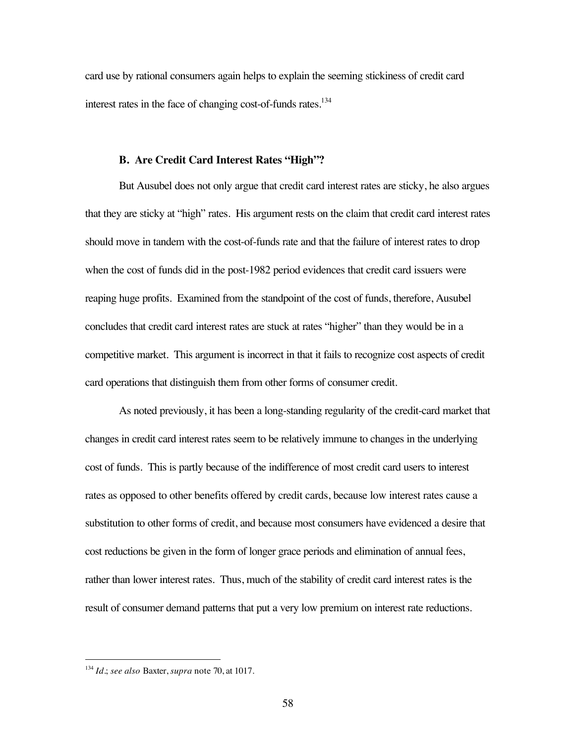card use by rational consumers again helps to explain the seeming stickiness of credit card interest rates in the face of changing cost-of-funds rates.[134]

### B. Are Credit Card Interest Rates "High"?

But Ausubel does not only argue that credit card interest rates are sticky, he also argues that they are sticky at "high" rates. His argument rests on the claim that credit card interest rates should move in tandem with the cost-of-funds rate and that the failure of interest rates to drop when the cost of funds did in the post-1982 period evidences that credit card issuers were reaping huge profits. Examined from the standpoint of the cost of funds, therefore, Ausubel concludes that credit card interest rates are stuck at rates "higher" than they would be in a competitive market. This argument is incorrect in that it fails to recognize cost aspects of credit card operations that distinguish them from other forms of consumer credit.

As noted previously, it has been a long-standing regularity of the credit-card market that changes in credit card interest rates seem to be relatively immune to changes in the underlying cost of funds. This is partly because of the indifference of most credit card users to interest rates as opposed to other benefits offered by credit cards, because low interest rates cause a substitution to other forms of credit, and because most consumers have evidenced a desire that cost reductions be given in the form of longer grace periods and elimination of annual fees, rather than lower interest rates. Thus, much of the stability of credit card interest rates is the result of consumer demand patterns that put a very low premium on interest rate reductions.

---

[134] *Id.*; *see also* Baxter, *supra* note 70, at 1017.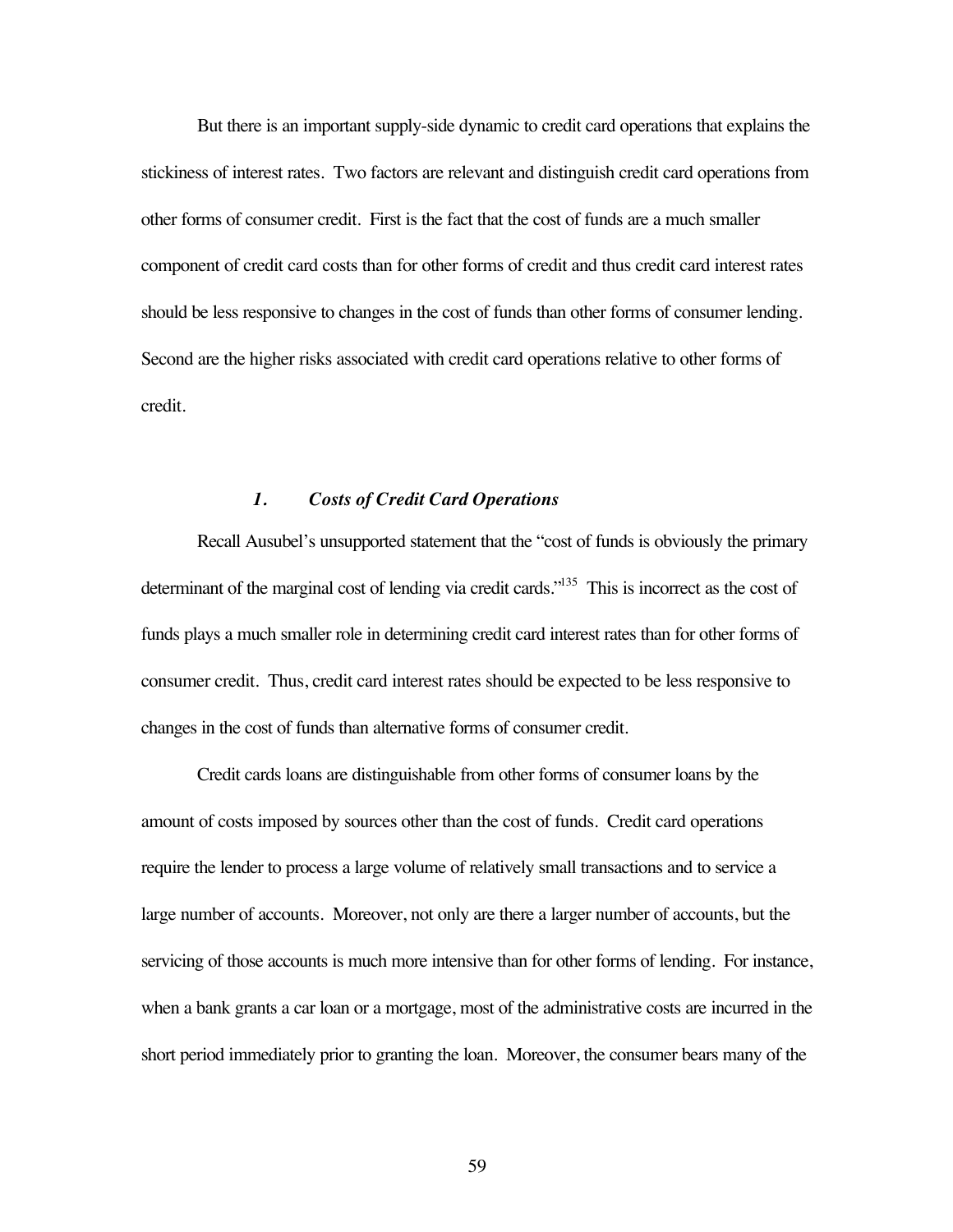But there is an important supply-side dynamic to credit card operations that explains the stickiness of interest rates. Two factors are relevant and distinguish credit card operations from other forms of consumer credit. First is the fact that the cost of funds are a much smaller component of credit card costs than for other forms of credit and thus credit card interest rates should be less responsive to changes in the cost of funds than other forms of consumer lending. Second are the higher risks associated with credit card operations relative to other forms of credit.

### *1. Costs of Credit Card Operations*

Recall Ausubel's unsupported statement that the "cost of funds is obviously the primary determinant of the marginal cost of lending via credit cards."[135] This is incorrect as the cost of funds plays a much smaller role in determining credit card interest rates than for other forms of consumer credit. Thus, credit card interest rates should be expected to be less responsive to changes in the cost of funds than alternative forms of consumer credit.

Credit cards loans are distinguishable from other forms of consumer loans by the amount of costs imposed by sources other than the cost of funds. Credit card operations require the lender to process a large volume of relatively small transactions and to service a large number of accounts. Moreover, not only are there a larger number of accounts, but the servicing of those accounts is much more intensive than for other forms of lending. For instance, when a bank grants a car loan or a mortgage, most of the administrative costs are incurred in the short period immediately prior to granting the loan. Moreover, the consumer bears many of the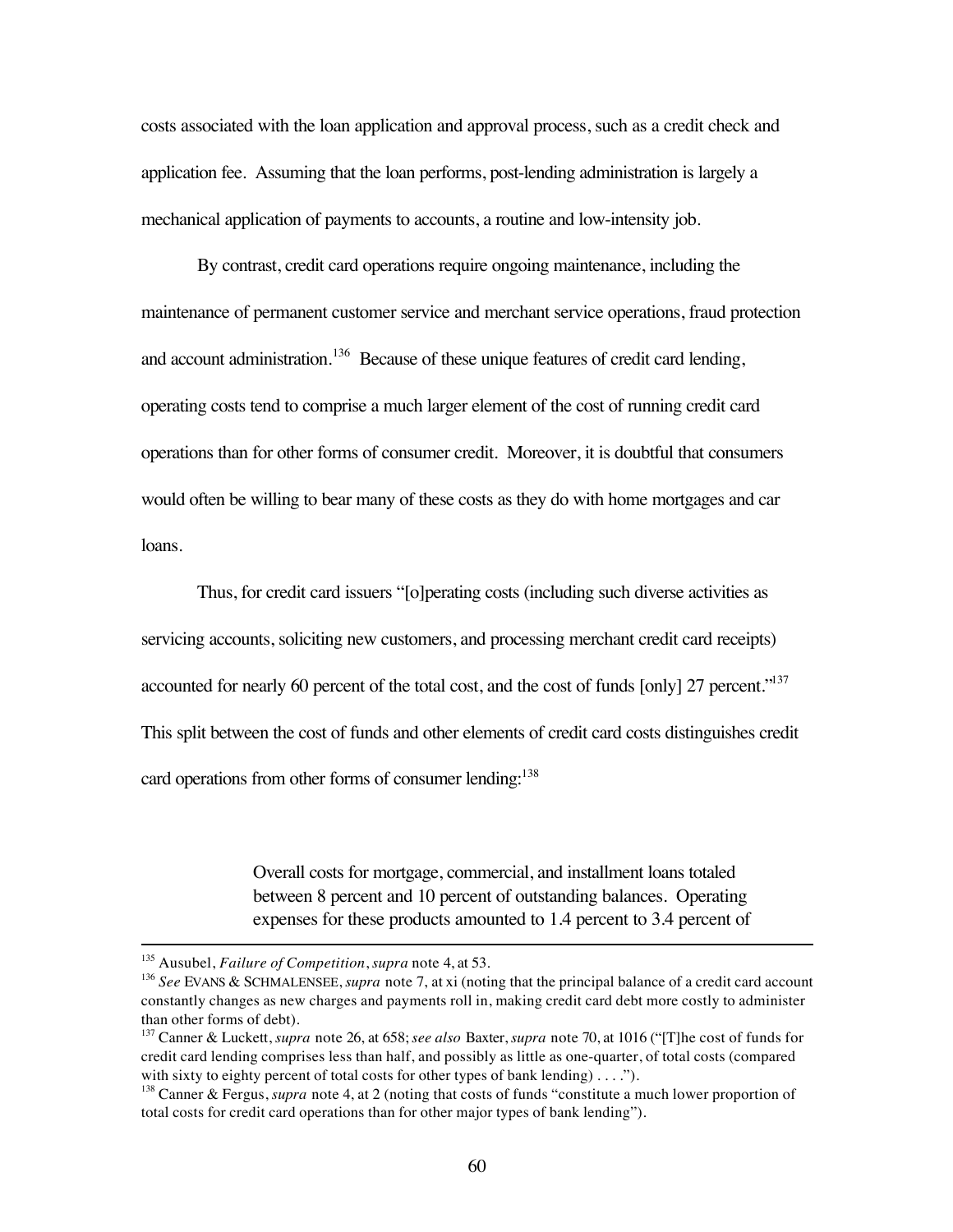costs associated with the loan application and approval process, such as a credit check and application fee. Assuming that the loan performs, post-lending administration is largely a mechanical application of payments to accounts, a routine and low-intensity job.

By contrast, credit card operations require ongoing maintenance, including the maintenance of permanent customer service and merchant service operations, fraud protection and account administration.[136] Because of these unique features of credit card lending, operating costs tend to comprise a much larger element of the cost of running credit card operations than for other forms of consumer credit. Moreover, it is doubtful that consumers would often be willing to bear many of these costs as they do with home mortgages and car loans.

Thus, for credit card issuers "[o]perating costs (including such diverse activities as servicing accounts, soliciting new customers, and processing merchant credit card receipts) accounted for nearly 60 percent of the total cost, and the cost of funds [only] 27 percent."[137] This split between the cost of funds and other elements of credit card costs distinguishes credit card operations from other forms of consumer lending:[138]

> Overall costs for mortgage, commercial, and installment loans totaled between 8 percent and 10 percent of outstanding balances. Operating expenses for these products amounted to 1.4 percent to 3.4 percent of

---

[135] Ausubel, *Failure of Competition*, *supra* note 4, at 53.

[136] *See* EVANS & SCHMALENSEE, *supra* note 7, at xi (noting that the principal balance of a credit card account constantly changes as new charges and payments roll in, making credit card debt more costly to administer than other forms of debt).

[137] Canner & Luckett, *supra* note 26, at 658; *see also* Baxter, *supra* note 70, at 1016 ("[T]he cost of funds for credit card lending comprises less than half, and possibly as little as one-quarter, of total costs (compared with sixty to eighty percent of total costs for other types of bank lending) . . . .").

[138] Canner & Fergus, *supra* note 4, at 2 (noting that costs of funds "constitute a much lower proportion of total costs for credit card operations than for other major types of bank lending").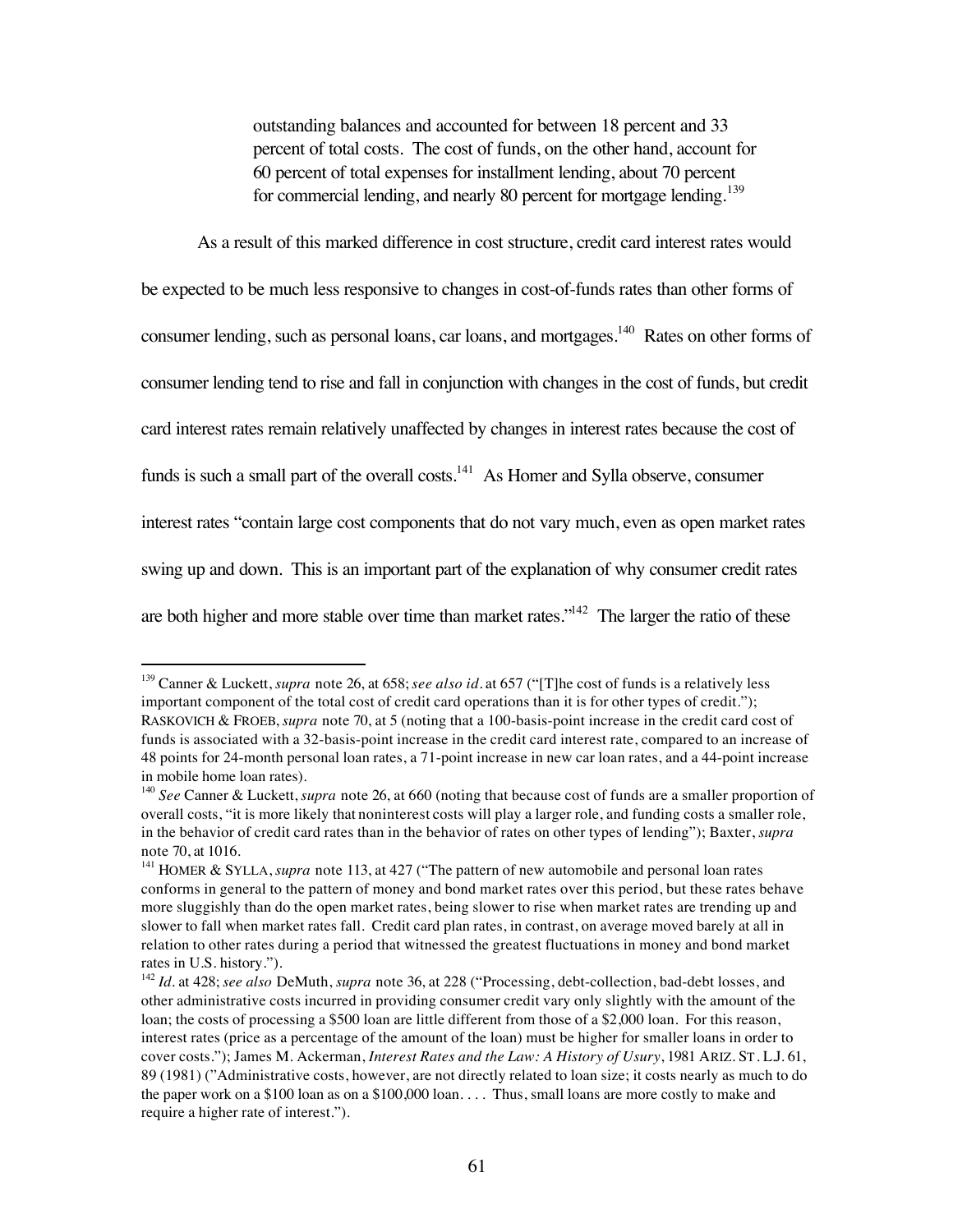> outstanding balances and accounted for between 18 percent and 33 percent of total costs. The cost of funds, on the other hand, account for 60 percent of total expenses for installment lending, about 70 percent for commercial lending, and nearly 80 percent for mortgage lending.[139]

As a result of this marked difference in cost structure, credit card interest rates would be expected to be much less responsive to changes in cost-of-funds rates than other forms of consumer lending, such as personal loans, car loans, and mortgages.[140] Rates on other forms of consumer lending tend to rise and fall in conjunction with changes in the cost of funds, but credit card interest rates remain relatively unaffected by changes in interest rates because the cost of funds is such a small part of the overall costs.[141] As Homer and Sylla observe, consumer interest rates "contain large cost components that do not vary much, even as open market rates swing up and down. This is an important part of the explanation of why consumer credit rates are both higher and more stable over time than market rates."[142] The larger the ratio of these

---

[139] Canner & Luckett, *supra* note 26, at 658; *see also id.* at 657 ("[T]he cost of funds is a relatively less important component of the total cost of credit card operations than it is for other types of credit."); RASKOVICH & FROEB, *supra* note 70, at 5 (noting that a 100-basis-point increase in the credit card cost of funds is associated with a 32-basis-point increase in the credit card interest rate, compared to an increase of 48 points for 24-month personal loan rates, a 71-point increase in new car loan rates, and a 44-point increase in mobile home loan rates).

[140] *See* Canner & Luckett, *supra* note 26, at 660 (noting that because cost of funds are a smaller proportion of overall costs, "it is more likely that noninterest costs will play a larger role, and funding costs a smaller role, in the behavior of credit card rates than in the behavior of rates on other types of lending"); Baxter, *supra* note 70, at 1016.

[141] HOMER & SYLLA, *supra* note 113, at 427 ("The pattern of new automobile and personal loan rates conforms in general to the pattern of money and bond market rates over this period, but these rates behave more sluggishly than do the open market rates, being slower to rise when market rates are trending up and slower to fall when market rates fall. Credit card plan rates, in contrast, on average moved barely at all in relation to other rates during a period that witnessed the greatest fluctuations in money and bond market rates in U.S. history.").

[142] *Id.* at 428; *see also* DeMuth, *supra* note 36, at 228 ("Processing, debt-collection, bad-debt losses, and other administrative costs incurred in providing consumer credit vary only slightly with the amount of the loan; the costs of processing a \$500 loan are little different from those of a \$2,000 loan. For this reason, interest rates (price as a percentage of the amount of the loan) must be higher for smaller loans in order to cover costs."); James M. Ackerman, *Interest Rates and the Law: A History of Usury*, 1981 ARIZ. ST. L.J. 61, 89 (1981) ("Administrative costs, however, are not directly related to loan size; it costs nearly as much to do the paper work on a \$100 loan as on a \$100,000 loan. . . . Thus, small loans are more costly to make and require a higher rate of interest.").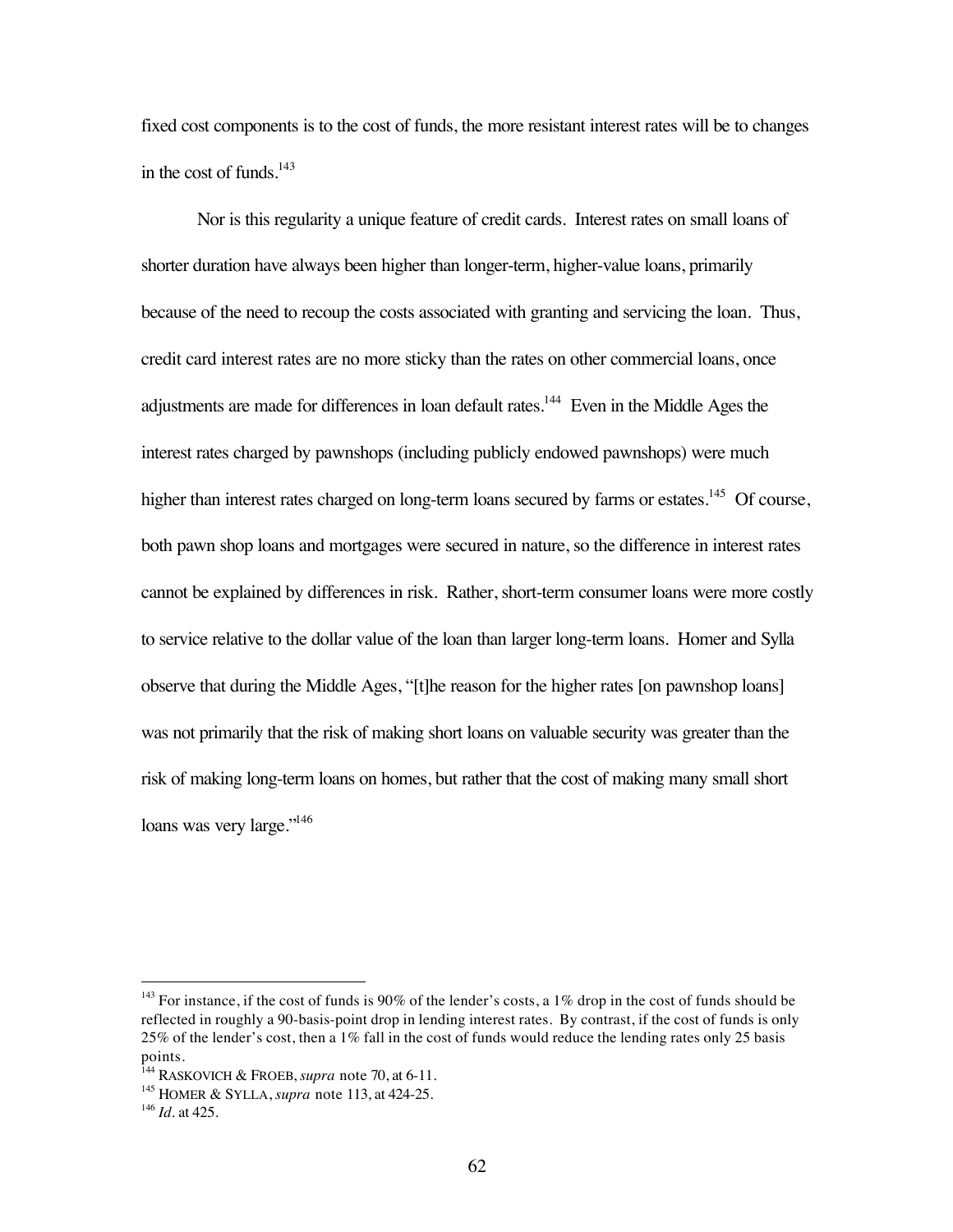fixed cost components is to the cost of funds, the more resistant interest rates will be to changes in the cost of funds.[143]

Nor is this regularity a unique feature of credit cards. Interest rates on small loans of shorter duration have always been higher than longer-term, higher-value loans, primarily because of the need to recoup the costs associated with granting and servicing the loan. Thus, credit card interest rates are no more sticky than the rates on other commercial loans, once adjustments are made for differences in loan default rates.[144] Even in the Middle Ages the interest rates charged by pawnshops (including publicly endowed pawnshops) were much higher than interest rates charged on long-term loans secured by farms or estates.[145] Of course, both pawn shop loans and mortgages were secured in nature, so the difference in interest rates cannot be explained by differences in risk. Rather, short-term consumer loans were more costly to service relative to the dollar value of the loan than larger long-term loans. Homer and Sylla observe that during the Middle Ages, "[t]he reason for the higher rates [on pawnshop loans] was not primarily that the risk of making short loans on valuable security was greater than the risk of making long-term loans on homes, but rather that the cost of making many small short loans was very large."[146]

---

[143] For instance, if the cost of funds is 90% of the lender's costs, a 1% drop in the cost of funds should be reflected in roughly a 90-basis-point drop in lending interest rates. By contrast, if the cost of funds is only 25% of the lender's cost, then a 1% fall in the cost of funds would reduce the lending rates only 25 basis points.

[144] RASKOVICH & FROEB, *supra* note 70, at 6-11.

[145] HOMER & SYLLA, *supra* note 113, at 424-25.

[146] *Id.* at 425.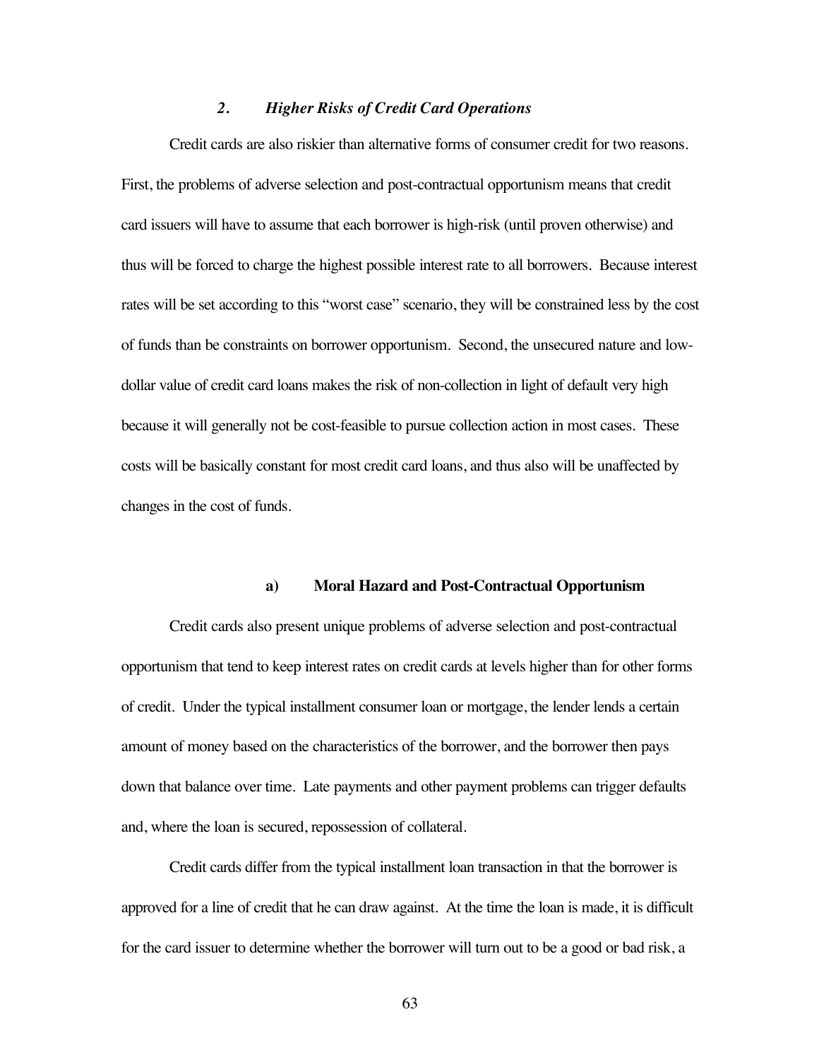### *2. Higher Risks of Credit Card Operations*

Credit cards are also riskier than alternative forms of consumer credit for two reasons. First, the problems of adverse selection and post-contractual opportunism means that credit card issuers will have to assume that each borrower is high-risk (until proven otherwise) and thus will be forced to charge the highest possible interest rate to all borrowers. Because interest rates will be set according to this "worst case" scenario, they will be constrained less by the cost of funds than be constraints on borrower opportunism. Second, the unsecured nature and low-dollar value of credit card loans makes the risk of non-collection in light of default very high because it will generally not be cost-feasible to pursue collection action in most cases. These costs will be basically constant for most credit card loans, and thus also will be unaffected by changes in the cost of funds.

#### **a) Moral Hazard and Post-Contractual Opportunism**

Credit cards also present unique problems of adverse selection and post-contractual opportunism that tend to keep interest rates on credit cards at levels higher than for other forms of credit. Under the typical installment consumer loan or mortgage, the lender lends a certain amount of money based on the characteristics of the borrower, and the borrower then pays down that balance over time. Late payments and other payment problems can trigger defaults and, where the loan is secured, repossession of collateral.

Credit cards differ from the typical installment loan transaction in that the borrower is approved for a line of credit that he can draw against. At the time the loan is made, it is difficult for the card issuer to determine whether the borrower will turn out to be a good or bad risk, a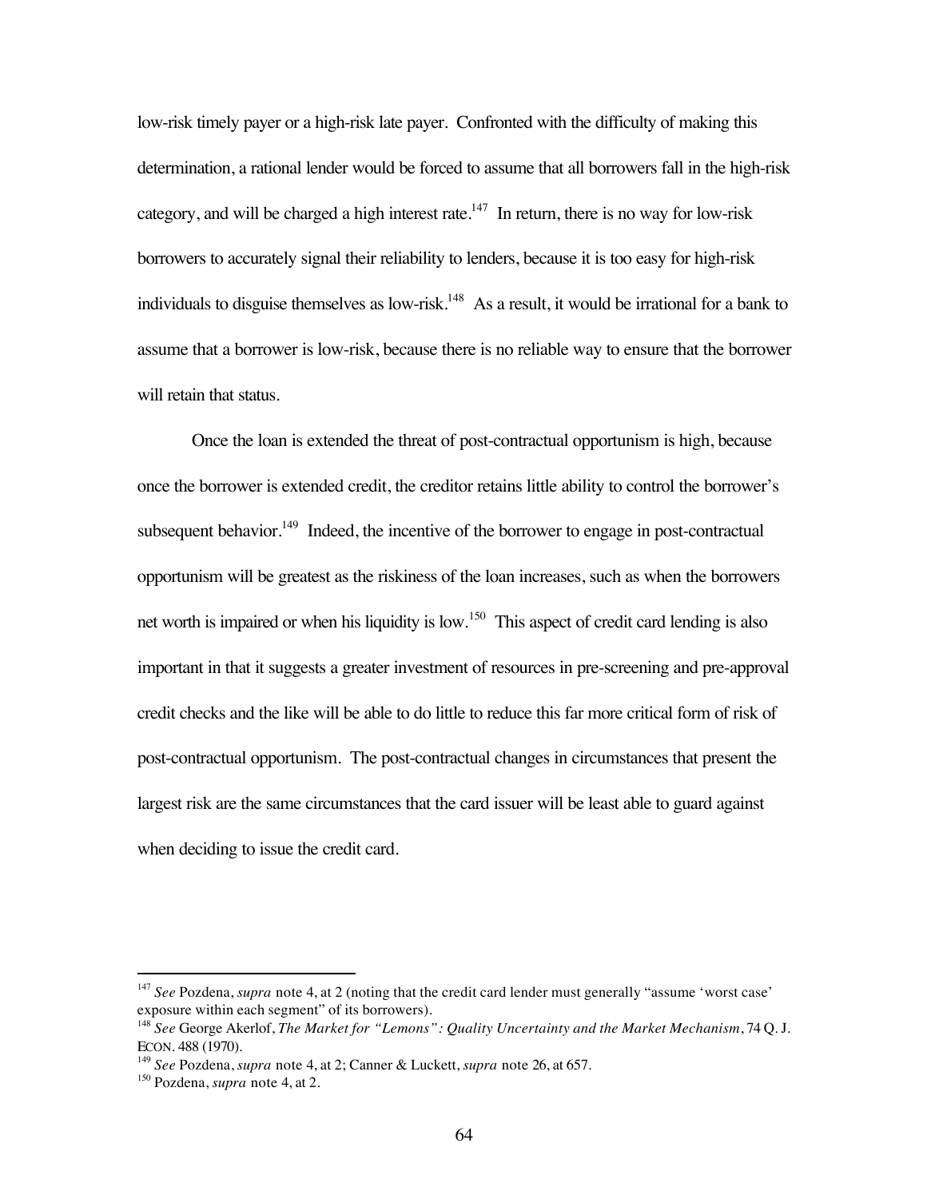low-risk timely payer or a high-risk late payer. Confronted with the difficulty of making this determination, a rational lender would be forced to assume that all borrowers fall in the high-risk category, and will be charged a high interest rate.[147] In return, there is no way for low-risk borrowers to accurately signal their reliability to lenders, because it is too easy for high-risk individuals to disguise themselves as low-risk.[148] As a result, it would be irrational for a bank to assume that a borrower is low-risk, because there is no reliable way to ensure that the borrower will retain that status.

Once the loan is extended the threat of post-contractual opportunism is high, because once the borrower is extended credit, the creditor retains little ability to control the borrower's subsequent behavior.[149] Indeed, the incentive of the borrower to engage in post-contractual opportunism will be greatest as the riskiness of the loan increases, such as when the borrowers net worth is impaired or when his liquidity is low.[150] This aspect of credit card lending is also important in that it suggests a greater investment of resources in pre-screening and pre-approval credit checks and the like will be able to do little to reduce this far more critical form of risk of post-contractual opportunism. The post-contractual changes in circumstances that present the largest risk are the same circumstances that the card issuer will be least able to guard against when deciding to issue the credit card.

---

[147] *See* Pozdena, *supra* note 4, at 2 (noting that the credit card lender must generally "assume 'worst case' exposure within each segment" of its borrowers).

[148] *See* George Akerlof, *The Market for "Lemons": Quality Uncertainty and the Market Mechanism*, 74 Q. J. ECON. 488 (1970).

[149] *See* Pozdena, *supra* note 4, at 2; Canner & Luckett, *supra* note 26, at 657.

[150] Pozdena, *supra* note 4, at 2.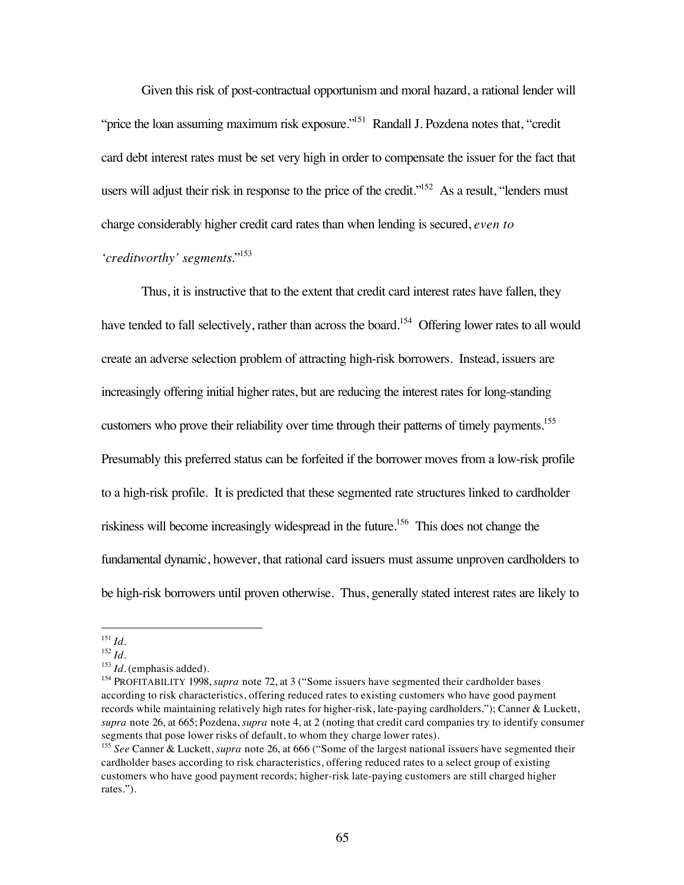Given this risk of post-contractual opportunism and moral hazard, a rational lender will "price the loan assuming maximum risk exposure."[151] Randall J. Pozdena notes that, "credit card debt interest rates must be set very high in order to compensate the issuer for the fact that users will adjust their risk in response to the price of the credit."[152] As a result, "lenders must charge considerably higher credit card rates than when lending is secured, *even to 'creditworthy' segments*."[153]

Thus, it is instructive that to the extent that credit card interest rates have fallen, they have tended to fall selectively, rather than across the board.[154] Offering lower rates to all would create an adverse selection problem of attracting high-risk borrowers. Instead, issuers are increasingly offering initial higher rates, but are reducing the interest rates for long-standing customers who prove their reliability over time through their patterns of timely payments.[155] Presumably this preferred status can be forfeited if the borrower moves from a low-risk profile to a high-risk profile. It is predicted that these segmented rate structures linked to cardholder riskiness will become increasingly widespread in the future.[156] This does not change the fundamental dynamic, however, that rational card issuers must assume unproven cardholders to be high-risk borrowers until proven otherwise. Thus, generally stated interest rates are likely to

---

[151] *Id.*

[152] *Id.*

[153] *Id.* (emphasis added).

[154] PROFITABILITY 1998, *supra* note 72, at 3 ("Some issuers have segmented their cardholder bases according to risk characteristics, offering reduced rates to existing customers who have good payment records while maintaining relatively high rates for higher-risk, late-paying cardholders."); Canner & Luckett, *supra* note 26, at 665; Pozdena, *supra* note 4, at 2 (noting that credit card companies try to identify consumer segments that pose lower risks of default, to whom they charge lower rates).

[155] *See* Canner & Luckett, *supra* note 26, at 666 ("Some of the largest national issuers have segmented their cardholder bases according to risk characteristics, offering reduced rates to a select group of existing customers who have good payment records; higher-risk late-paying customers are still charged higher rates.").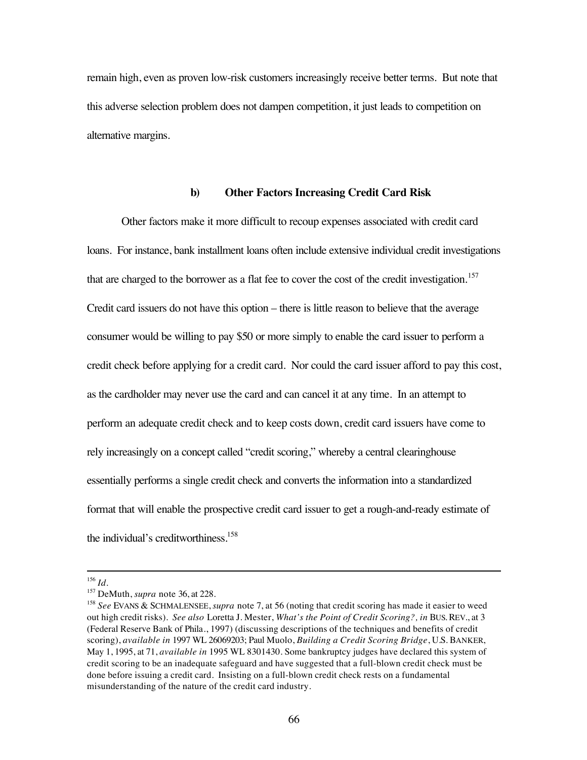remain high, even as proven low-risk customers increasingly receive better terms. But note that this adverse selection problem does not dampen competition, it just leads to competition on alternative margins.

### b) Other Factors Increasing Credit Card Risk

Other factors make it more difficult to recoup expenses associated with credit card loans. For instance, bank installment loans often include extensive individual credit investigations that are charged to the borrower as a flat fee to cover the cost of the credit investigation.[157] Credit card issuers do not have this option – there is little reason to believe that the average consumer would be willing to pay $50 or more simply to enable the card issuer to perform a credit check before applying for a credit card. Nor could the card issuer afford to pay this cost, as the cardholder may never use the card and can cancel it at any time. In an attempt to perform an adequate credit check and to keep costs down, credit card issuers have come to rely increasingly on a concept called "credit scoring," whereby a central clearinghouse essentially performs a single credit check and converts the information into a standardized format that will enable the prospective credit card issuer to get a rough-and-ready estimate of the individual's creditworthiness.[158]

---

[156] *Id.*

[157] DeMuth, *supra* note 36, at 228.

[158] *See* EVANS & SCHMALENSEE, *supra* note 7, at 56 (noting that credit scoring has made it easier to weed out high credit risks). *See also* Loretta J. Mester, *What's the Point of Credit Scoring?, in* BUS. REV., at 3 (Federal Reserve Bank of Phila., 1997) (discussing descriptions of the techniques and benefits of credit scoring), *available in* 1997 WL 26069203; Paul Muolo, *Building a Credit Scoring Bridge*, U.S. BANKER, May 1, 1995, at 71, *available in* 1995 WL 8301430. Some bankruptcy judges have declared this system of credit scoring to be an inadequate safeguard and have suggested that a full-blown credit check must be done before issuing a credit card. Insisting on a full-blown credit check rests on a fundamental misunderstanding of the nature of the credit card industry.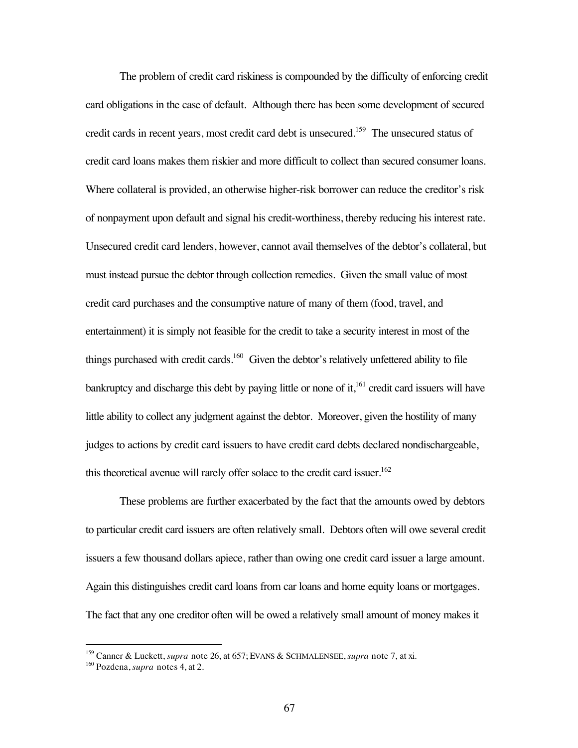The problem of credit card riskiness is compounded by the difficulty of enforcing credit card obligations in the case of default. Although there has been some development of secured credit cards in recent years, most credit card debt is unsecured.[159] The unsecured status of credit card loans makes them riskier and more difficult to collect than secured consumer loans. Where collateral is provided, an otherwise higher-risk borrower can reduce the creditor's risk of nonpayment upon default and signal his credit-worthiness, thereby reducing his interest rate. Unsecured credit card lenders, however, cannot avail themselves of the debtor's collateral, but must instead pursue the debtor through collection remedies. Given the small value of most credit card purchases and the consumptive nature of many of them (food, travel, and entertainment) it is simply not feasible for the credit to take a security interest in most of the things purchased with credit cards.[160] Given the debtor's relatively unfettered ability to file bankruptcy and discharge this debt by paying little or none of it,[161] credit card issuers will have little ability to collect any judgment against the debtor. Moreover, given the hostility of many judges to actions by credit card issuers to have credit card debts declared nondischargeable, this theoretical avenue will rarely offer solace to the credit card issuer.[162]

These problems are further exacerbated by the fact that the amounts owed by debtors to particular credit card issuers are often relatively small. Debtors often will owe several credit issuers a few thousand dollars apiece, rather than owing one credit card issuer a large amount. Again this distinguishes credit card loans from car loans and home equity loans or mortgages. The fact that any one creditor often will be owed a relatively small amount of money makes it

---

[159] Canner & Luckett, *supra* note 26, at 657; EVANS & SCHMALENSEE, *supra* note 7, at xi.

[160] Pozdena, *supra* notes 4, at 2.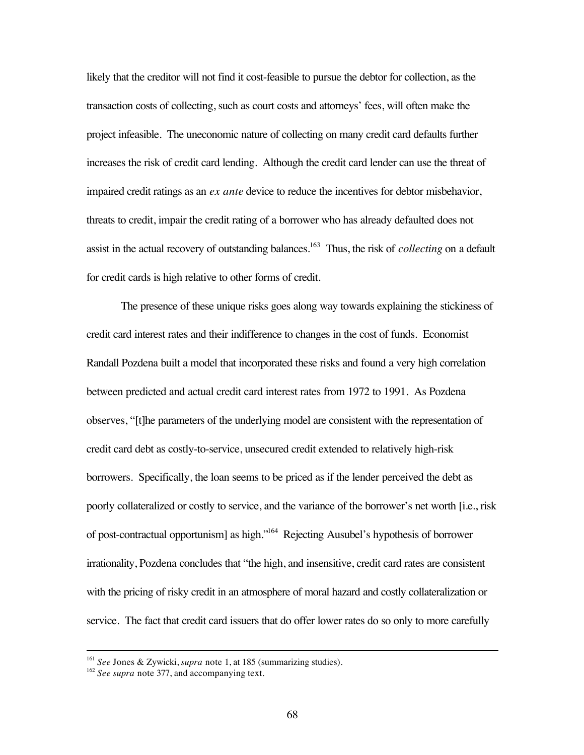likely that the creditor will not find it cost-feasible to pursue the debtor for collection, as the transaction costs of collecting, such as court costs and attorneys' fees, will often make the project infeasible. The uneconomic nature of collecting on many credit card defaults further increases the risk of credit card lending. Although the credit card lender can use the threat of impaired credit ratings as an *ex ante* device to reduce the incentives for debtor misbehavior, threats to credit, impair the credit rating of a borrower who has already defaulted does not assist in the actual recovery of outstanding balances.[163] Thus, the risk of *collecting* on a default for credit cards is high relative to other forms of credit.

The presence of these unique risks goes along way towards explaining the stickiness of credit card interest rates and their indifference to changes in the cost of funds. Economist Randall Pozdena built a model that incorporated these risks and found a very high correlation between predicted and actual credit card interest rates from 1972 to 1991. As Pozdena observes, "[t]he parameters of the underlying model are consistent with the representation of credit card debt as costly-to-service, unsecured credit extended to relatively high-risk borrowers. Specifically, the loan seems to be priced as if the lender perceived the debt as poorly collateralized or costly to service, and the variance of the borrower's net worth [i.e., risk of post-contractual opportunism] as high."[164] Rejecting Ausubel's hypothesis of borrower irrationality, Pozdena concludes that "the high, and insensitive, credit card rates are consistent with the pricing of risky credit in an atmosphere of moral hazard and costly collateralization or service. The fact that credit card issuers that do offer lower rates do so only to more carefully

---

[161] *See* Jones & Zywicki, *supra* note 1, at 185 (summarizing studies).

[162] *See supra* note 377, and accompanying text.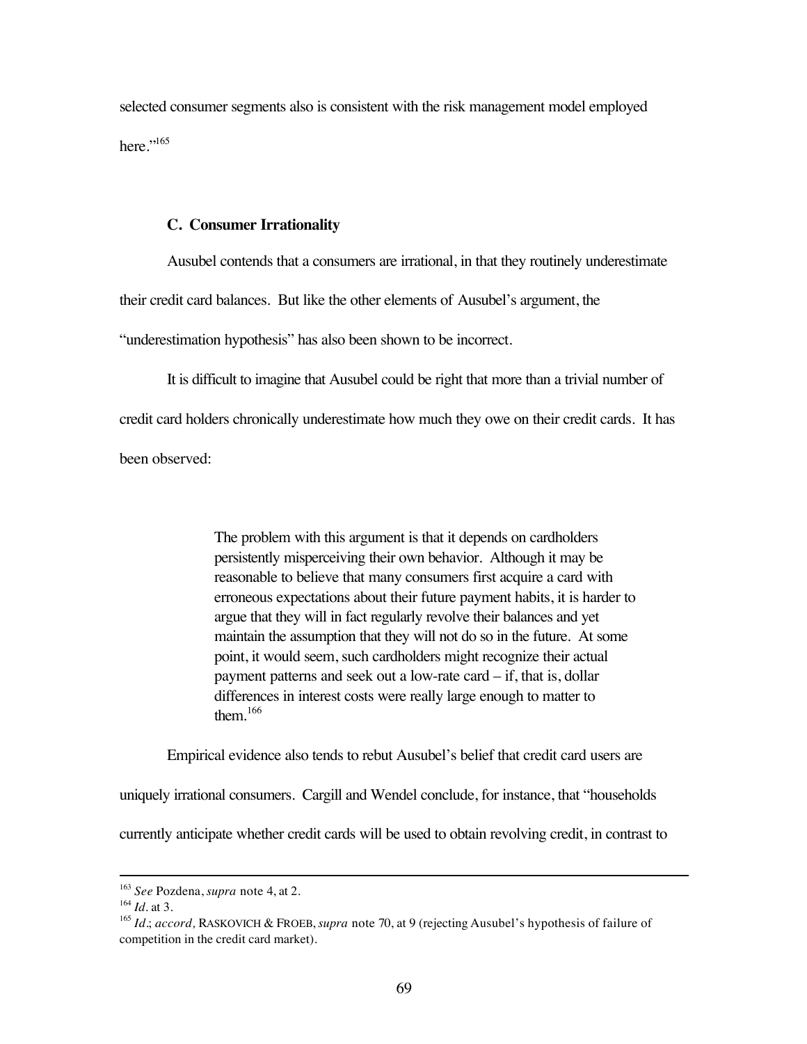selected consumer segments also is consistent with the risk management model employed here."[165]

### C. Consumer Irrationality

Ausubel contends that a consumers are irrational, in that they routinely underestimate their credit card balances. But like the other elements of Ausubel's argument, the "underestimation hypothesis" has also been shown to be incorrect.

It is difficult to imagine that Ausubel could be right that more than a trivial number of credit card holders chronically underestimate how much they owe on their credit cards. It has been observed:

> The problem with this argument is that it depends on cardholders persistently misperceiving their own behavior. Although it may be reasonable to believe that many consumers first acquire a card with erroneous expectations about their future payment habits, it is harder to argue that they will in fact regularly revolve their balances and yet maintain the assumption that they will not do so in the future. At some point, it would seem, such cardholders might recognize their actual payment patterns and seek out a low-rate card – if, that is, dollar differences in interest costs were really large enough to matter to them.[166]

Empirical evidence also tends to rebut Ausubel's belief that credit card users are uniquely irrational consumers. Cargill and Wendel conclude, for instance, that "households currently anticipate whether credit cards will be used to obtain revolving credit, in contrast to

---

[163] *See* Pozdena, *supra* note 4, at 2.

[164] *Id.* at 3.

[165] *Id.*; *accord,* RASKOVICH & FROEB, *supra* note 70, at 9 (rejecting Ausubel's hypothesis of failure of competition in the credit card market).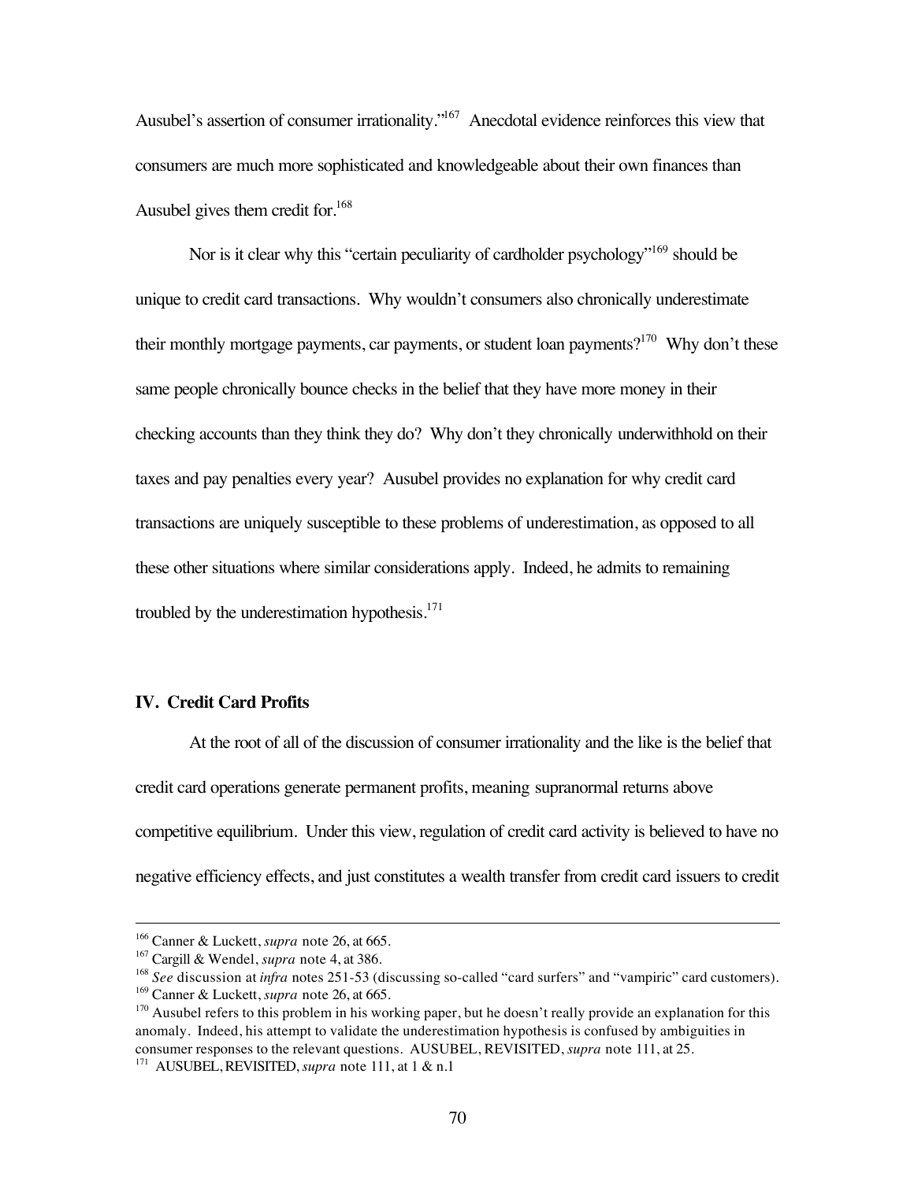Ausubel's assertion of consumer irrationality."[167] Anecdotal evidence reinforces this view that consumers are much more sophisticated and knowledgeable about their own finances than Ausubel gives them credit for.[168]

Nor is it clear why this "certain peculiarity of cardholder psychology"[169] should be unique to credit card transactions. Why wouldn't consumers also chronically underestimate their monthly mortgage payments, car payments, or student loan payments?[170] Why don't these same people chronically bounce checks in the belief that they have more money in their checking accounts than they think they do? Why don't they chronically underwithhold on their taxes and pay penalties every year? Ausubel provides no explanation for why credit card transactions are uniquely susceptible to these problems of underestimation, as opposed to all these other situations where similar considerations apply. Indeed, he admits to remaining troubled by the underestimation hypothesis.[171]

## IV. Credit Card Profits

At the root of all of the discussion of consumer irrationality and the like is the belief that credit card operations generate permanent profits, meaning supranormal returns above competitive equilibrium. Under this view, regulation of credit card activity is believed to have no negative efficiency effects, and just constitutes a wealth transfer from credit card issuers to credit

---

[166] Canner & Luckett, *supra* note 26, at 665.

[167] Cargill & Wendel, *supra* note 4, at 386.

[168] *See* discussion at *infra* notes 251-53 (discussing so-called "card surfers" and "vampiric" card customers).

[169] Canner & Luckett, *supra* note 26, at 665.

[170] Ausubel refers to this problem in his working paper, but he doesn't really provide an explanation for this anomaly. Indeed, his attempt to validate the underestimation hypothesis is confused by ambiguities in consumer responses to the relevant questions. AUSUBEL, REVISITED, *supra* note 111, at 25.

[171] AUSUBEL, REVISITED, *supra* note 111, at 1 & n.1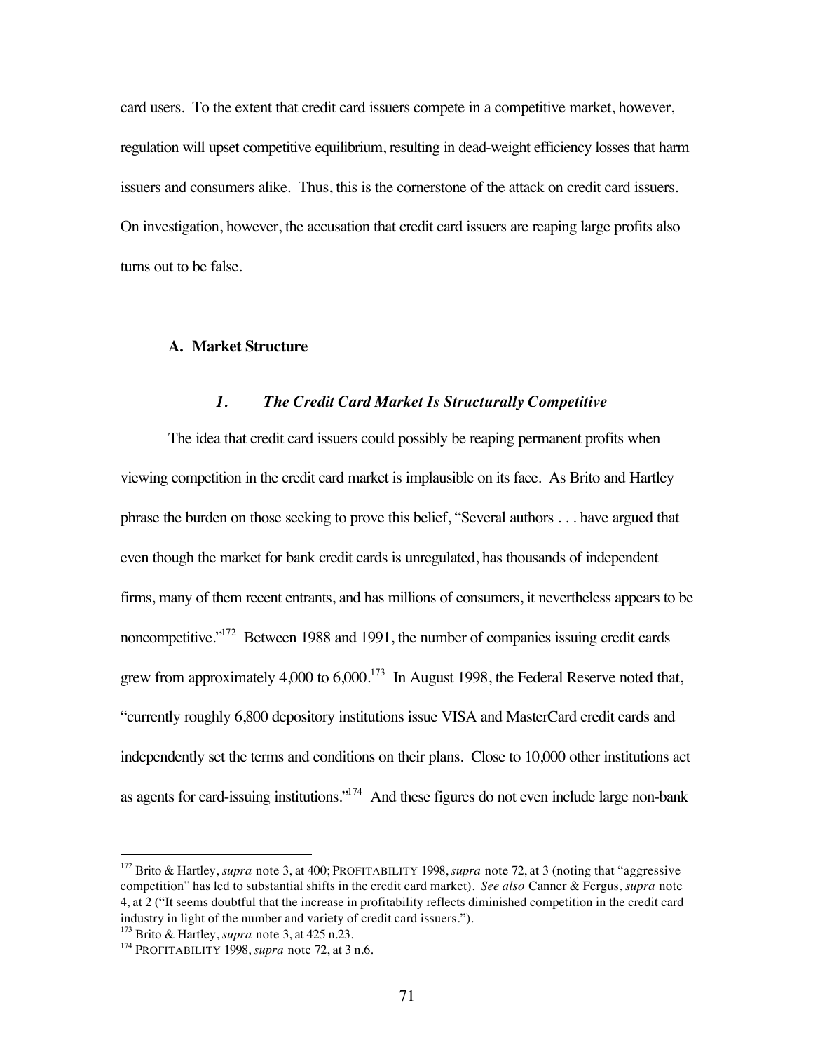card users. To the extent that credit card issuers compete in a competitive market, however, regulation will upset competitive equilibrium, resulting in dead-weight efficiency losses that harm issuers and consumers alike. Thus, this is the cornerstone of the attack on credit card issuers. On investigation, however, the accusation that credit card issuers are reaping large profits also turns out to be false.

### A. Market Structure

#### *1. The Credit Card Market Is Structurally Competitive*

The idea that credit card issuers could possibly be reaping permanent profits when viewing competition in the credit card market is implausible on its face. As Brito and Hartley phrase the burden on those seeking to prove this belief, "Several authors . . . have argued that even though the market for bank credit cards is unregulated, has thousands of independent firms, many of them recent entrants, and has millions of consumers, it nevertheless appears to be noncompetitive."[172] Between 1988 and 1991, the number of companies issuing credit cards grew from approximately 4,000 to 6,000.[173] In August 1998, the Federal Reserve noted that, "currently roughly 6,800 depository institutions issue VISA and MasterCard credit cards and independently set the terms and conditions on their plans. Close to 10,000 other institutions act as agents for card-issuing institutions."[174] And these figures do not even include large non-bank

---

[172] Brito & Hartley, *supra* note 3, at 400; PROFITABILITY 1998, *supra* note 72, at 3 (noting that "aggressive competition" has led to substantial shifts in the credit card market). *See also* Canner & Fergus, *supra* note 4, at 2 ("It seems doubtful that the increase in profitability reflects diminished competition in the credit card industry in light of the number and variety of credit card issuers.").

[173] Brito & Hartley, *supra* note 3, at 425 n.23.

[174] PROFITABILITY 1998, *supra* note 72, at 3 n.6.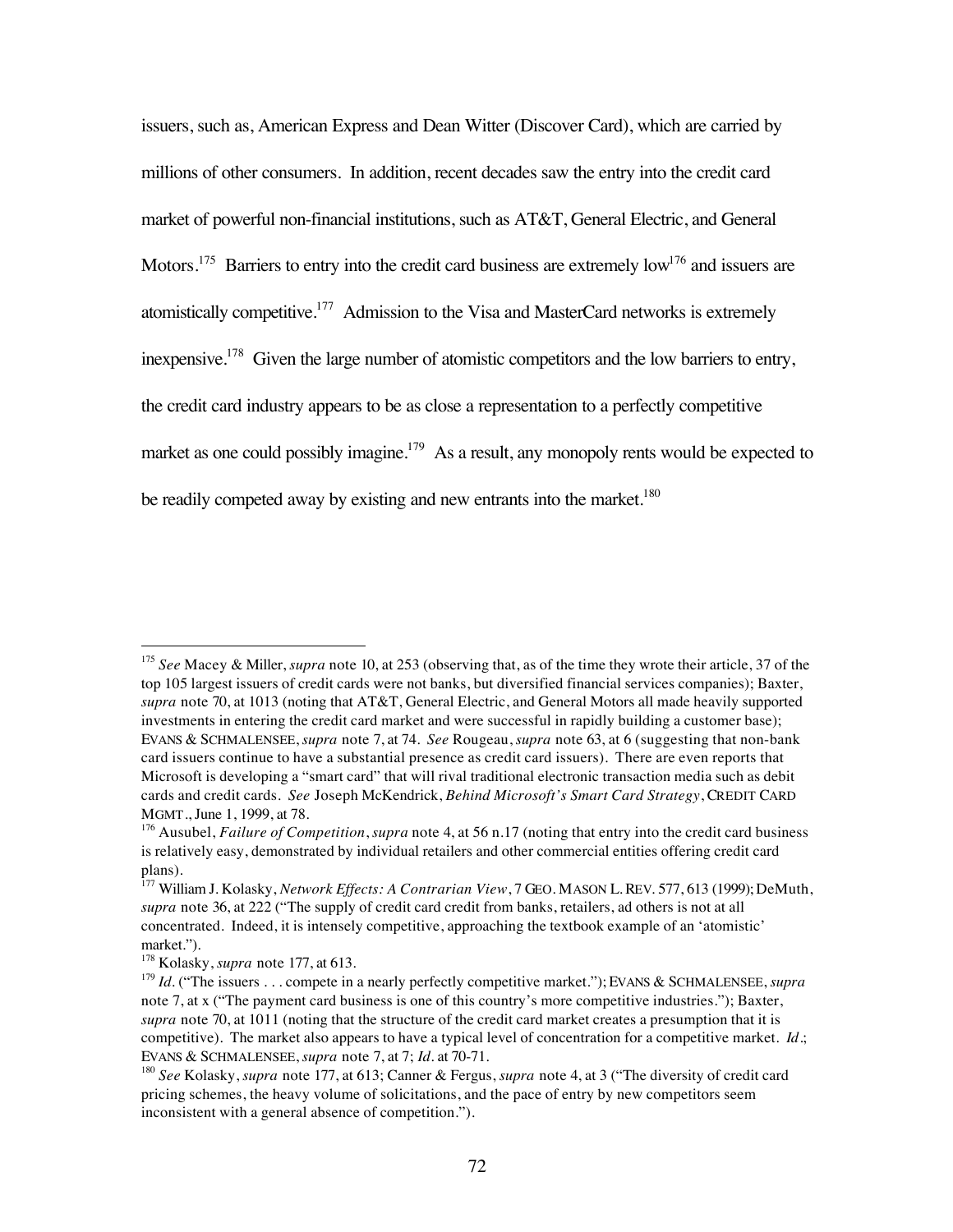issuers, such as, American Express and Dean Witter (Discover Card), which are carried by millions of other consumers. In addition, recent decades saw the entry into the credit card market of powerful non-financial institutions, such as AT&T, General Electric, and General Motors.[175] Barriers to entry into the credit card business are extremely low[176] and issuers are atomistically competitive.[177] Admission to the Visa and MasterCard networks is extremely inexpensive.[178] Given the large number of atomistic competitors and the low barriers to entry, the credit card industry appears to be as close a representation to a perfectly competitive market as one could possibly imagine.[179] As a result, any monopoly rents would be expected to be readily competed away by existing and new entrants into the market.[180]

---

[175] *See* Macey & Miller, *supra* note 10, at 253 (observing that, as of the time they wrote their article, 37 of the top 105 largest issuers of credit cards were not banks, but diversified financial services companies); Baxter, *supra* note 70, at 1013 (noting that AT&T, General Electric, and General Motors all made heavily supported investments in entering the credit card market and were successful in rapidly building a customer base); EVANS & SCHMALENSEE, *supra* note 7, at 74. *See* Rougeau, *supra* note 63, at 6 (suggesting that non-bank card issuers continue to have a substantial presence as credit card issuers). There are even reports that Microsoft is developing a "smart card" that will rival traditional electronic transaction media such as debit cards and credit cards. *See* Joseph McKendrick, *Behind Microsoft's Smart Card Strategy*, CREDIT CARD MGMT., June 1, 1999, at 78.

[176] Ausubel, *Failure of Competition*, *supra* note 4, at 56 n.17 (noting that entry into the credit card business is relatively easy, demonstrated by individual retailers and other commercial entities offering credit card plans).

[177] William J. Kolasky, *Network Effects: A Contrarian View*, 7 GEO. MASON L. REV. 577, 613 (1999); DeMuth, *supra* note 36, at 222 ("The supply of credit card credit from banks, retailers, ad others is not at all concentrated. Indeed, it is intensely competitive, approaching the textbook example of an 'atomistic' market.").

[178] Kolasky, *supra* note 177, at 613.

[179] *Id.* ("The issuers . . . compete in a nearly perfectly competitive market."); EVANS & SCHMALENSEE, *supra* note 7, at x ("The payment card business is one of this country's more competitive industries."); Baxter, *supra* note 70, at 1011 (noting that the structure of the credit card market creates a presumption that it is competitive). The market also appears to have a typical level of concentration for a competitive market. *Id.*; EVANS & SCHMALENSEE, *supra* note 7, at 7; *Id.* at 70-71.

[180] *See* Kolasky, *supra* note 177, at 613; Canner & Fergus, *supra* note 4, at 3 ("The diversity of credit card pricing schemes, the heavy volume of solicitations, and the pace of entry by new competitors seem inconsistent with a general absence of competition.").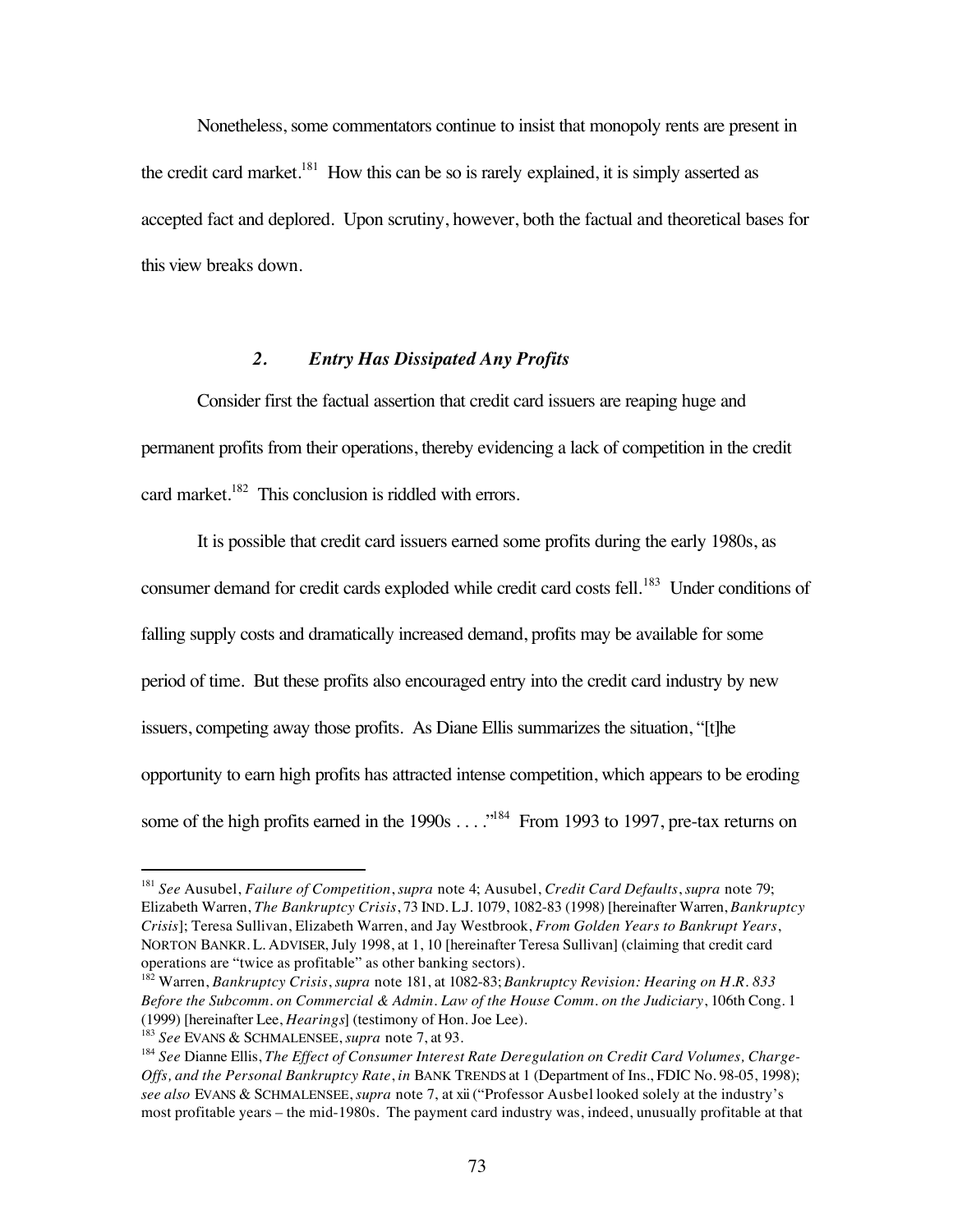Nonetheless, some commentators continue to insist that monopoly rents are present in the credit card market.[181] How this can be so is rarely explained, it is simply asserted as accepted fact and deplored. Upon scrutiny, however, both the factual and theoretical bases for this view breaks down.

### *2. Entry Has Dissipated Any Profits*

Consider first the factual assertion that credit card issuers are reaping huge and permanent profits from their operations, thereby evidencing a lack of competition in the credit card market.[182] This conclusion is riddled with errors.

It is possible that credit card issuers earned some profits during the early 1980s, as consumer demand for credit cards exploded while credit card costs fell.[183] Under conditions of falling supply costs and dramatically increased demand, profits may be available for some period of time. But these profits also encouraged entry into the credit card industry by new issuers, competing away those profits. As Diane Ellis summarizes the situation, "[t]he opportunity to earn high profits has attracted intense competition, which appears to be eroding some of the high profits earned in the 1990s . . . ."[184] From 1993 to 1997, pre-tax returns on

---

[181] *See* Ausubel, *Failure of Competition*, *supra* note 4; Ausubel, *Credit Card Defaults*, *supra* note 79; Elizabeth Warren, *The Bankruptcy Crisis*, 73 IND. L.J. 1079, 1082-83 (1998) [hereinafter Warren, *Bankruptcy Crisis*]; Teresa Sullivan, Elizabeth Warren, and Jay Westbrook, *From Golden Years to Bankrupt Years*, NORTON BANKR. L. ADVISER, July 1998, at 1, 10 [hereinafter Teresa Sullivan] (claiming that credit card operations are "twice as profitable" as other banking sectors).

[182] Warren, *Bankruptcy Crisis*, *supra* note 181, at 1082-83; *Bankruptcy Revision: Hearing on H.R. 833 Before the Subcomm. on Commercial & Admin. Law of the House Comm. on the Judiciary*, 106th Cong. 1 (1999) [hereinafter Lee, *Hearings*] (testimony of Hon. Joe Lee).

[183] *See* EVANS & SCHMALENSEE, *supra* note 7, at 93.

[184] *See* Dianne Ellis, *The Effect of Consumer Interest Rate Deregulation on Credit Card Volumes, Charge-Offs, and the Personal Bankruptcy Rate*, *in* BANK TRENDS at 1 (Department of Ins., FDIC No. 98-05, 1998); *see also* EVANS & SCHMALENSEE, *supra* note 7, at xii ("Professor Ausbel looked solely at the industry's most profitable years – the mid-1980s. The payment card industry was, indeed, unusually profitable at that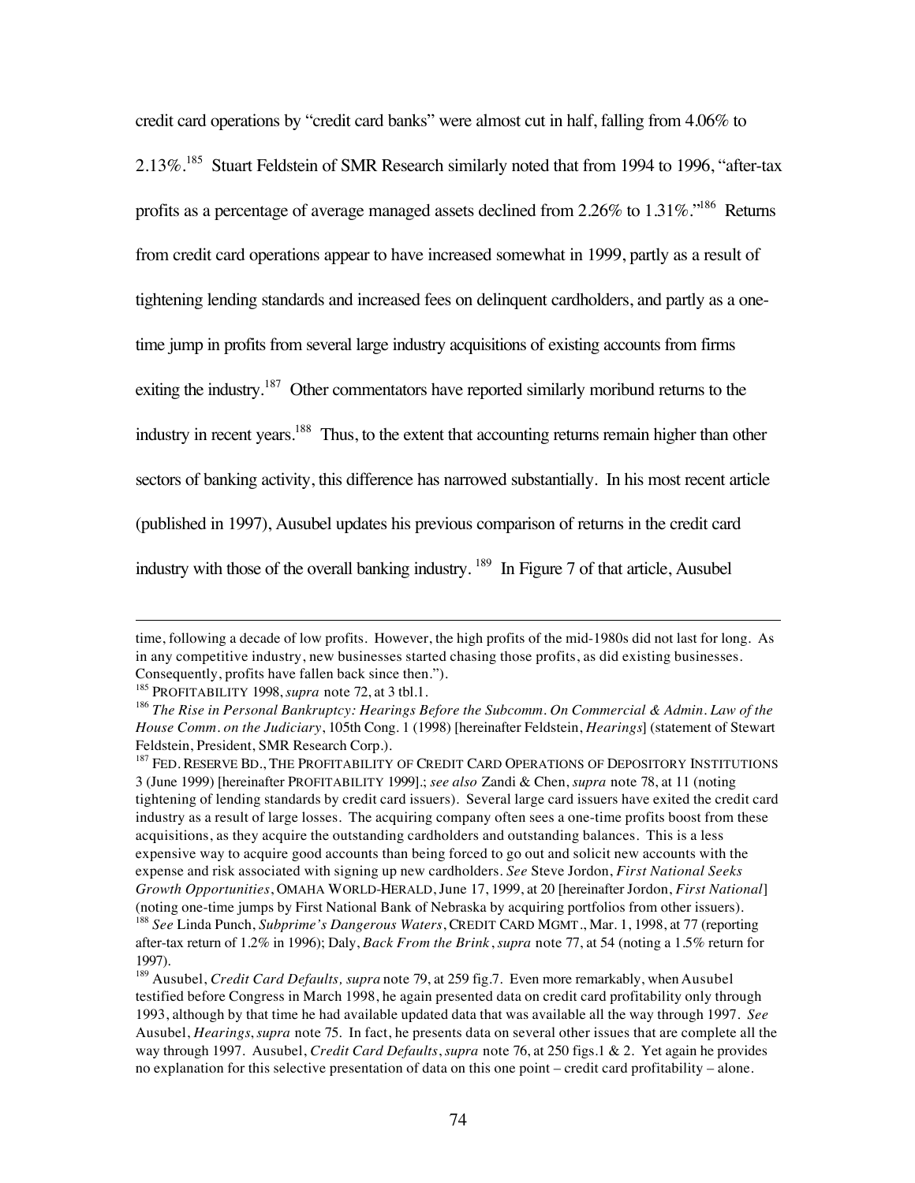credit card operations by "credit card banks" were almost cut in half, falling from 4.06% to 2.13%.[185] Stuart Feldstein of SMR Research similarly noted that from 1994 to 1996, "after-tax profits as a percentage of average managed assets declined from 2.26% to 1.31%."[186] Returns from credit card operations appear to have increased somewhat in 1999, partly as a result of tightening lending standards and increased fees on delinquent cardholders, and partly as a one-time jump in profits from several large industry acquisitions of existing accounts from firms exiting the industry.[187] Other commentators have reported similarly moribund returns to the industry in recent years.[188] Thus, to the extent that accounting returns remain higher than other sectors of banking activity, this difference has narrowed substantially. In his most recent article (published in 1997), Ausubel updates his previous comparison of returns in the credit card industry with those of the overall banking industry. [189] In Figure 7 of that article, Ausubel

---

time, following a decade of low profits. However, the high profits of the mid-1980s did not last for long. As in any competitive industry, new businesses started chasing those profits, as did existing businesses. Consequently, profits have fallen back since then.").

[185] PROFITABILITY 1998, *supra* note 72, at 3 tbl.1.

[186] *The Rise in Personal Bankruptcy: Hearings Before the Subcomm. On Commercial & Admin. Law of the House Comm. on the Judiciary*, 105th Cong. 1 (1998) [hereinafter Feldstein, *Hearings*] (statement of Stewart Feldstein, President, SMR Research Corp.).

[187] FED. RESERVE BD., THE PROFITABILITY OF CREDIT CARD OPERATIONS OF DEPOSITORY INSTITUTIONS 3 (June 1999) [hereinafter PROFITABILITY 1999].; *see also* Zandi & Chen, *supra* note 78, at 11 (noting tightening of lending standards by credit card issuers). Several large card issuers have exited the credit card industry as a result of large losses. The acquiring company often sees a one-time profits boost from these acquisitions, as they acquire the outstanding cardholders and outstanding balances. This is a less expensive way to acquire good accounts than being forced to go out and solicit new accounts with the expense and risk associated with signing up new cardholders. *See* Steve Jordon, *First National Seeks Growth Opportunities*, OMAHA WORLD-HERALD, June 17, 1999, at 20 [hereinafter Jordon, *First National*] (noting one-time jumps by First National Bank of Nebraska by acquiring portfolios from other issuers).

[188] *See* Linda Punch, *Subprime's Dangerous Waters*, CREDIT CARD MGMT., Mar. 1, 1998, at 77 (reporting after-tax return of 1.2% in 1996); Daly, *Back From the Brink*, *supra* note 77, at 54 (noting a 1.5% return for 1997).

[189] Ausubel, *Credit Card Defaults, supra* note 79, at 259 fig.7. Even more remarkably, when Ausubel testified before Congress in March 1998, he again presented data on credit card profitability only through 1993, although by that time he had available updated data that was available all the way through 1997. *See* Ausubel, *Hearings*, *supra* note 75. In fact, he presents data on several other issues that are complete all the way through 1997. Ausubel, *Credit Card Defaults*, *supra* note 76, at 250 figs.1 & 2. Yet again he provides no explanation for this selective presentation of data on this one point – credit card profitability – alone.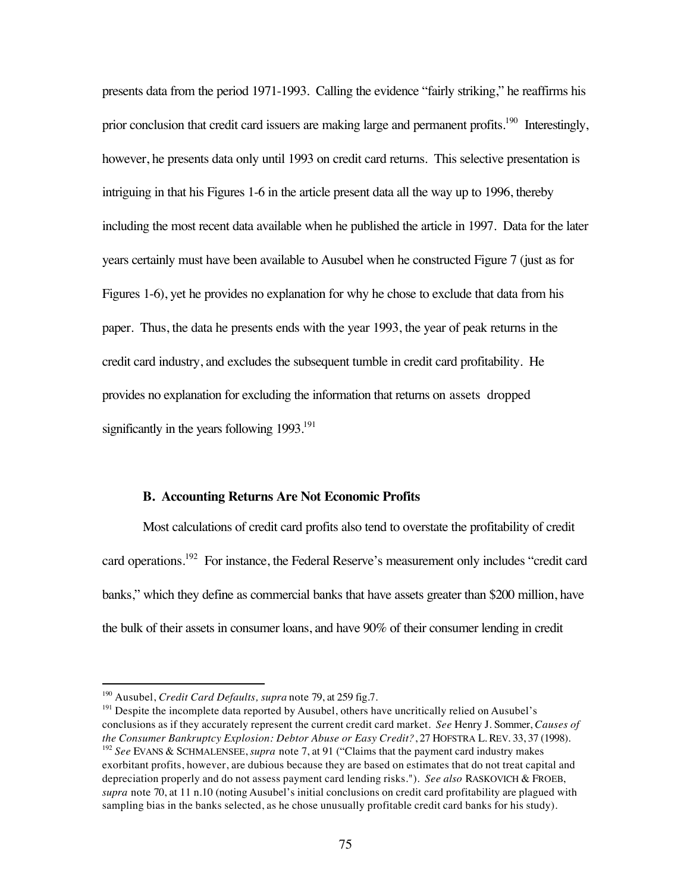presents data from the period 1971-1993. Calling the evidence "fairly striking," he reaffirms his prior conclusion that credit card issuers are making large and permanent profits.[190] Interestingly, however, he presents data only until 1993 on credit card returns. This selective presentation is intriguing in that his Figures 1-6 in the article present data all the way up to 1996, thereby including the most recent data available when he published the article in 1997. Data for the later years certainly must have been available to Ausubel when he constructed Figure 7 (just as for Figures 1-6), yet he provides no explanation for why he chose to exclude that data from his paper. Thus, the data he presents ends with the year 1993, the year of peak returns in the credit card industry, and excludes the subsequent tumble in credit card profitability. He provides no explanation for excluding the information that returns on assets dropped significantly in the years following 1993.[191]

### B. Accounting Returns Are Not Economic Profits

Most calculations of credit card profits also tend to overstate the profitability of credit card operations.[192] For instance, the Federal Reserve's measurement only includes "credit card banks," which they define as commercial banks that have assets greater than $200 million, have the bulk of their assets in consumer loans, and have 90% of their consumer lending in credit

---

[190] Ausubel, *Credit Card Defaults, supra* note 79, at 259 fig.7.

[191] Despite the incomplete data reported by Ausubel, others have uncritically relied on Ausubel's conclusions as if they accurately represent the current credit card market. *See* Henry J. Sommer, *Causes of the Consumer Bankruptcy Explosion: Debtor Abuse or Easy Credit?*, 27 HOFSTRA L. REV. 33, 37 (1998).

[192] *See* EVANS & SCHMALENSEE, *supra* note 7, at 91 ("Claims that the payment card industry makes exorbitant profits, however, are dubious because they are based on estimates that do not treat capital and depreciation properly and do not assess payment card lending risks."). *See also* RASKOVICH & FROEB, *supra* note 70, at 11 n.10 (noting Ausubel's initial conclusions on credit card profitability are plagued with sampling bias in the banks selected, as he chose unusually profitable credit card banks for his study).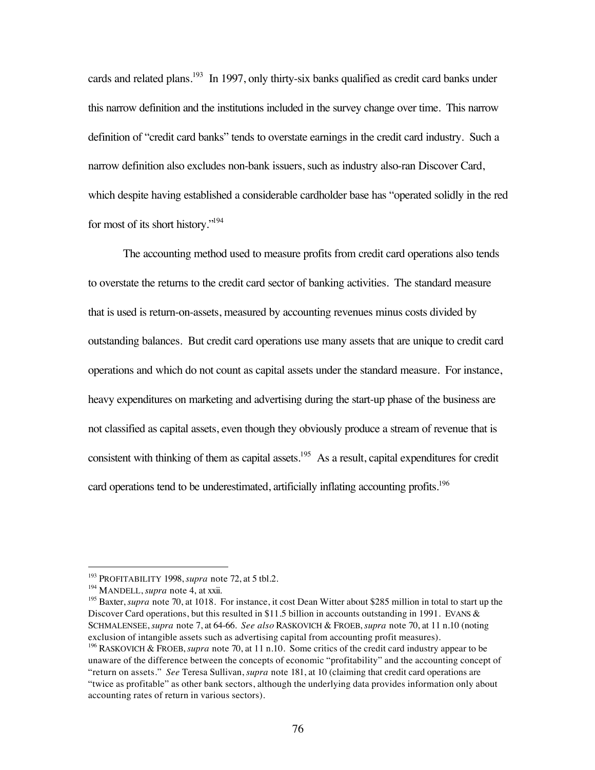cards and related plans.[193] In 1997, only thirty-six banks qualified as credit card banks under this narrow definition and the institutions included in the survey change over time. This narrow definition of "credit card banks" tends to overstate earnings in the credit card industry. Such a narrow definition also excludes non-bank issuers, such as industry also-ran Discover Card, which despite having established a considerable cardholder base has "operated solidly in the red for most of its short history."[194]

The accounting method used to measure profits from credit card operations also tends to overstate the returns to the credit card sector of banking activities. The standard measure that is used is return-on-assets, measured by accounting revenues minus costs divided by outstanding balances. But credit card operations use many assets that are unique to credit card operations and which do not count as capital assets under the standard measure. For instance, heavy expenditures on marketing and advertising during the start-up phase of the business are not classified as capital assets, even though they obviously produce a stream of revenue that is consistent with thinking of them as capital assets.[195] As a result, capital expenditures for credit card operations tend to be underestimated, artificially inflating accounting profits.[196]

---

[193] PROFITABILITY 1998, *supra* note 72, at 5 tbl.2.

[194] MANDELL, *supra* note 4, at xxii.

[195] Baxter, *supra* note 70, at 1018. For instance, it cost Dean Witter about $285 million in total to start up the Discover Card operations, but this resulted in $11.5 billion in accounts outstanding in 1991. EVANS & SCHMALENSEE, *supra* note 7, at 64-66. *See also* RASKOVICH & FROEB, *supra* note 70, at 11 n.10 (noting exclusion of intangible assets such as advertising capital from accounting profit measures).

[196] RASKOVICH & FROEB, *supra* note 70, at 11 n.10. Some critics of the credit card industry appear to be unaware of the difference between the concepts of economic "profitability" and the accounting concept of "return on assets." *See* Teresa Sullivan, *supra* note 181, at 10 (claiming that credit card operations are "twice as profitable" as other bank sectors, although the underlying data provides information only about accounting rates of return in various sectors).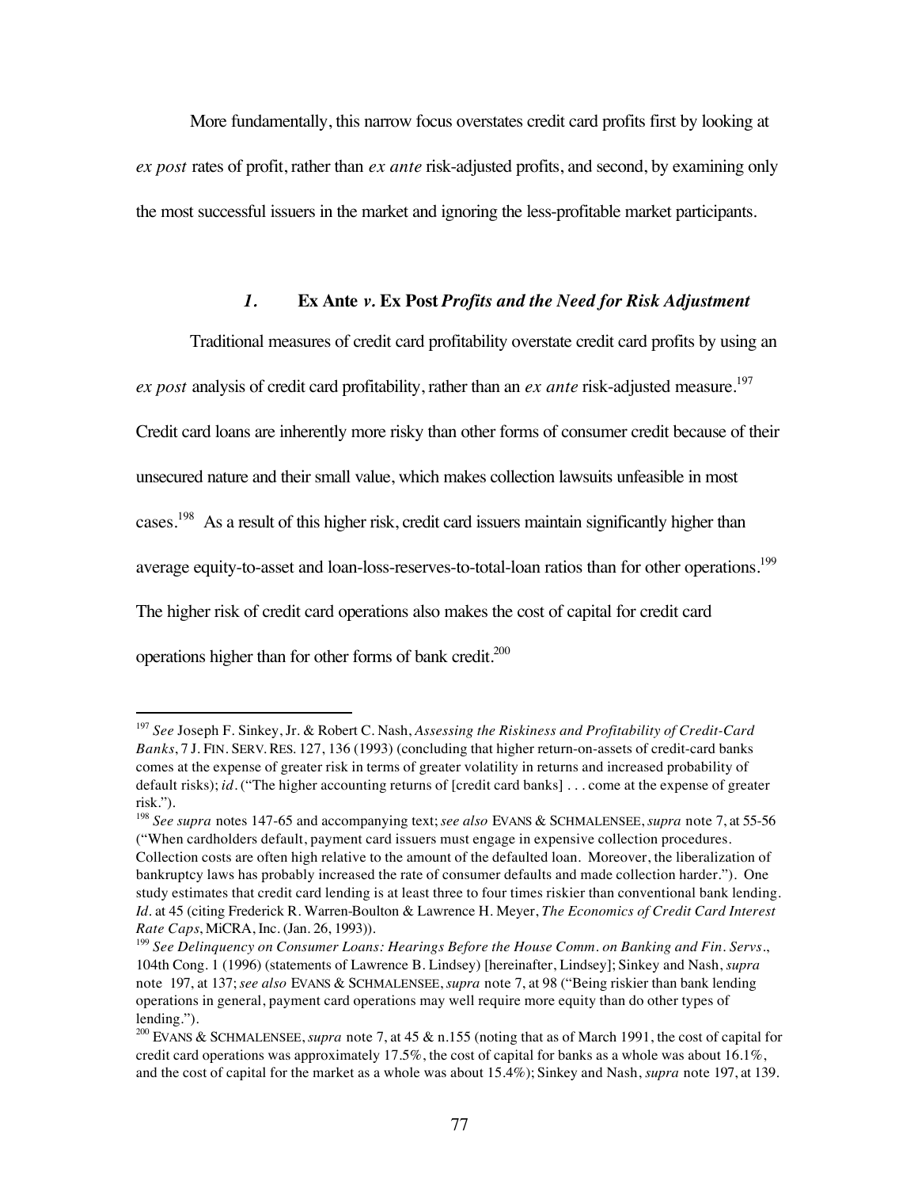More fundamentally, this narrow focus overstates credit card profits first by looking at *ex post* rates of profit, rather than *ex ante* risk-adjusted profits, and second, by examining only the most successful issuers in the market and ignoring the less-profitable market participants.

### *1.* **Ex Ante** *v.* **Ex Post** *Profits and the Need for Risk Adjustment*

Traditional measures of credit card profitability overstate credit card profits by using an *ex post* analysis of credit card profitability, rather than an *ex ante* risk-adjusted measure.[197] Credit card loans are inherently more risky than other forms of consumer credit because of their unsecured nature and their small value, which makes collection lawsuits unfeasible in most cases.[198] As a result of this higher risk, credit card issuers maintain significantly higher than average equity-to-asset and loan-loss-reserves-to-total-loan ratios than for other operations.[199] The higher risk of credit card operations also makes the cost of capital for credit card operations higher than for other forms of bank credit.[200]

---

[197] *See* Joseph F. Sinkey, Jr. & Robert C. Nash, *Assessing the Riskiness and Profitability of Credit-Card Banks*, 7 J. FIN. SERV. RES. 127, 136 (1993) (concluding that higher return-on-assets of credit-card banks comes at the expense of greater risk in terms of greater volatility in returns and increased probability of default risks); *id*. ("The higher accounting returns of [credit card banks] . . . come at the expense of greater risk.").

[198] *See supra* notes 147-65 and accompanying text; *see also* EVANS & SCHMALENSEE, *supra* note 7, at 55-56 ("When cardholders default, payment card issuers must engage in expensive collection procedures. Collection costs are often high relative to the amount of the defaulted loan. Moreover, the liberalization of bankruptcy laws has probably increased the rate of consumer defaults and made collection harder."). One study estimates that credit card lending is at least three to four times riskier than conventional bank lending. *Id*. at 45 (citing Frederick R. Warren-Boulton & Lawrence H. Meyer, *The Economics of Credit Card Interest Rate Caps*, MiCRA, Inc. (Jan. 26, 1993)).

[199] *See Delinquency on Consumer Loans: Hearings Before the House Comm. on Banking and Fin. Servs*., 104th Cong. 1 (1996) (statements of Lawrence B. Lindsey) [hereinafter, Lindsey]; Sinkey and Nash, *supra* note 197, at 137; *see also* EVANS & SCHMALENSEE, *supra* note 7, at 98 ("Being riskier than bank lending operations in general, payment card operations may well require more equity than do other types of lending.").

[200] EVANS & SCHMALENSEE, *supra* note 7, at 45 & n.155 (noting that as of March 1991, the cost of capital for credit card operations was approximately 17.5%, the cost of capital for banks as a whole was about 16.1%, and the cost of capital for the market as a whole was about 15.4%); Sinkey and Nash, *supra* note 197, at 139.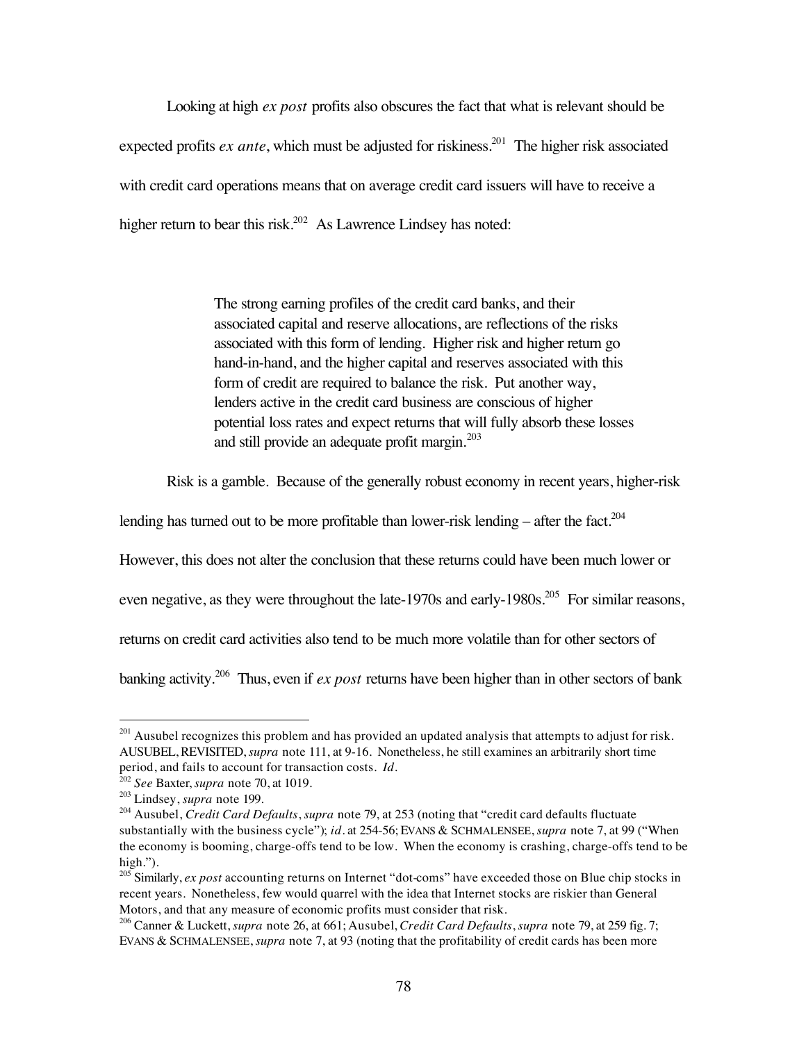Looking at high *ex post* profits also obscures the fact that what is relevant should be expected profits *ex ante*, which must be adjusted for riskiness.[201] The higher risk associated with credit card operations means that on average credit card issuers will have to receive a higher return to bear this risk.[202] As Lawrence Lindsey has noted:

> The strong earning profiles of the credit card banks, and their associated capital and reserve allocations, are reflections of the risks associated with this form of lending. Higher risk and higher return go hand-in-hand, and the higher capital and reserves associated with this form of credit are required to balance the risk. Put another way, lenders active in the credit card business are conscious of higher potential loss rates and expect returns that will fully absorb these losses and still provide an adequate profit margin.[203]

Risk is a gamble. Because of the generally robust economy in recent years, higher-risk lending has turned out to be more profitable than lower-risk lending – after the fact.[204] However, this does not alter the conclusion that these returns could have been much lower or even negative, as they were throughout the late-1970s and early-1980s.[205] For similar reasons, returns on credit card activities also tend to be much more volatile than for other sectors of banking activity.[206] Thus, even if *ex post* returns have been higher than in other sectors of bank

---

[201] Ausubel recognizes this problem and has provided an updated analysis that attempts to adjust for risk. AUSUBEL, REVISITED, *supra* note 111, at 9-16. Nonetheless, he still examines an arbitrarily short time period, and fails to account for transaction costs. *Id.*

[202] *See* Baxter, *supra* note 70, at 1019.

[203] Lindsey, *supra* note 199.

[204] Ausubel, *Credit Card Defaults*, *supra* note 79, at 253 (noting that "credit card defaults fluctuate substantially with the business cycle"); *id.* at 254-56; EVANS & SCHMALENSEE, *supra* note 7, at 99 ("When the economy is booming, charge-offs tend to be low. When the economy is crashing, charge-offs tend to be high.").

[205] Similarly, *ex post* accounting returns on Internet "dot-coms" have exceeded those on Blue chip stocks in recent years. Nonetheless, few would quarrel with the idea that Internet stocks are riskier than General Motors, and that any measure of economic profits must consider that risk.

[206] Canner & Luckett, *supra* note 26, at 661; Ausubel, *Credit Card Defaults*, *supra* note 79, at 259 fig. 7; EVANS & SCHMALENSEE, *supra* note 7, at 93 (noting that the profitability of credit cards has been more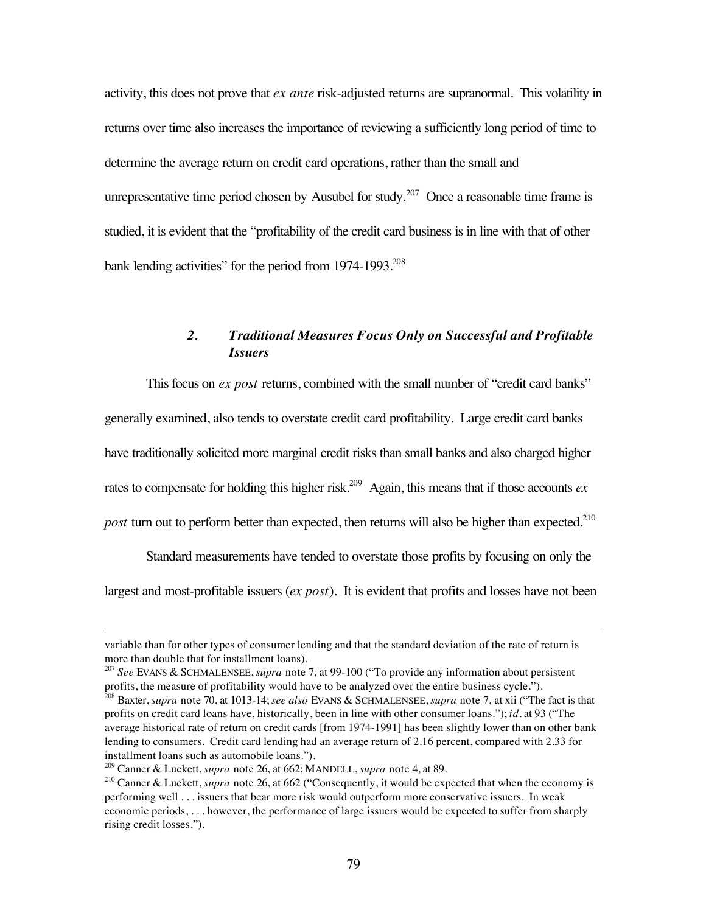activity, this does not prove that *ex ante* risk-adjusted returns are supranormal. This volatility in returns over time also increases the importance of reviewing a sufficiently long period of time to determine the average return on credit card operations, rather than the small and unrepresentative time period chosen by Ausubel for study.[207] Once a reasonable time frame is studied, it is evident that the "profitability of the credit card business is in line with that of other bank lending activities" for the period from 1974-1993.[208]

### *2. Traditional Measures Focus Only on Successful and Profitable Issuers*

This focus on *ex post* returns, combined with the small number of "credit card banks" generally examined, also tends to overstate credit card profitability. Large credit card banks have traditionally solicited more marginal credit risks than small banks and also charged higher rates to compensate for holding this higher risk.[209] Again, this means that if those accounts *ex post* turn out to perform better than expected, then returns will also be higher than expected.[210]

Standard measurements have tended to overstate those profits by focusing on only the largest and most-profitable issuers (*ex post*). It is evident that profits and losses have not been

---

variable than for other types of consumer lending and that the standard deviation of the rate of return is more than double that for installment loans).

[207] *See* EVANS & SCHMALENSEE, *supra* note 7, at 99-100 ("To provide any information about persistent profits, the measure of profitability would have to be analyzed over the entire business cycle.").

[208] Baxter, *supra* note 70, at 1013-14; *see also* EVANS & SCHMALENSEE, *supra* note 7, at xii ("The fact is that profits on credit card loans have, historically, been in line with other consumer loans."); *id.* at 93 ("The average historical rate of return on credit cards [from 1974-1991] has been slightly lower than on other bank lending to consumers. Credit card lending had an average return of 2.16 percent, compared with 2.33 for installment loans such as automobile loans.").

[209] Canner & Luckett, *supra* note 26, at 662; MANDELL, *supra* note 4, at 89.

[210] Canner & Luckett, *supra* note 26, at 662 ("Consequently, it would be expected that when the economy is performing well . . . issuers that bear more risk would outperform more conservative issuers. In weak economic periods, . . . however, the performance of large issuers would be expected to suffer from sharply rising credit losses.").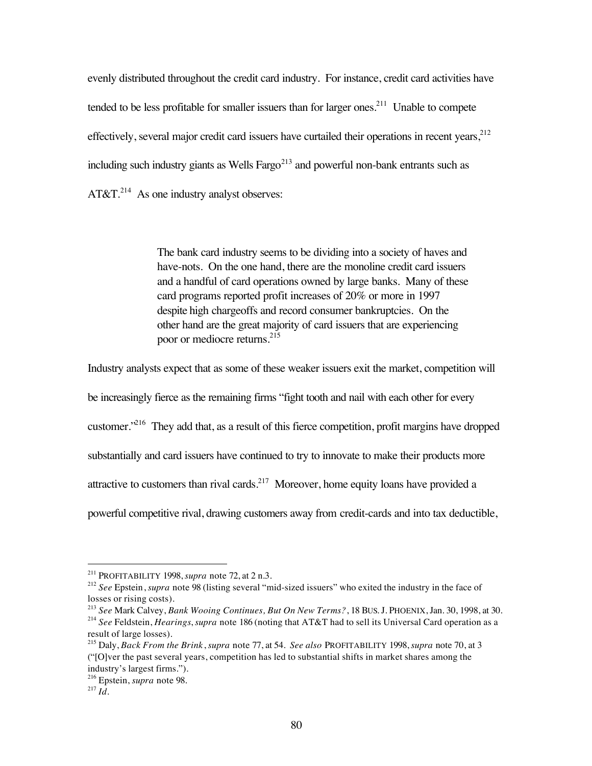evenly distributed throughout the credit card industry. For instance, credit card activities have tended to be less profitable for smaller issuers than for larger ones.[211] Unable to compete effectively, several major credit card issuers have curtailed their operations in recent years,[212] including such industry giants as Wells Fargo[213] and powerful non-bank entrants such as AT&T.[214] As one industry analyst observes:

> The bank card industry seems to be dividing into a society of haves and have-nots. On the one hand, there are the monoline credit card issuers and a handful of card operations owned by large banks. Many of these card programs reported profit increases of 20% or more in 1997 despite high chargeoffs and record consumer bankruptcies. On the other hand are the great majority of card issuers that are experiencing poor or mediocre returns.[215]

Industry analysts expect that as some of these weaker issuers exit the market, competition will be increasingly fierce as the remaining firms "fight tooth and nail with each other for every customer."[216] They add that, as a result of this fierce competition, profit margins have dropped substantially and card issuers have continued to try to innovate to make their products more attractive to customers than rival cards.[217] Moreover, home equity loans have provided a powerful competitive rival, drawing customers away from credit-cards and into tax deductible,

---

[211] PROFITABILITY 1998, *supra* note 72, at 2 n.3.

[212] *See* Epstein, *supra* note 98 (listing several "mid-sized issuers" who exited the industry in the face of losses or rising costs).

[213] *See* Mark Calvey, *Bank Wooing Continues, But On New Terms?*, 18 BUS. J. PHOENIX, Jan. 30, 1998, at 30.

[214] *See* Feldstein, *Hearings*, *supra* note 186 (noting that AT&T had to sell its Universal Card operation as a result of large losses).

[215] Daly, *Back From the Brink*, *supra* note 77, at 54. *See also* PROFITABILITY 1998, *supra* note 70, at 3 ("[O]ver the past several years, competition has led to substantial shifts in market shares among the industry's largest firms.").

[216] Epstein, *supra* note 98.

[217] *Id.*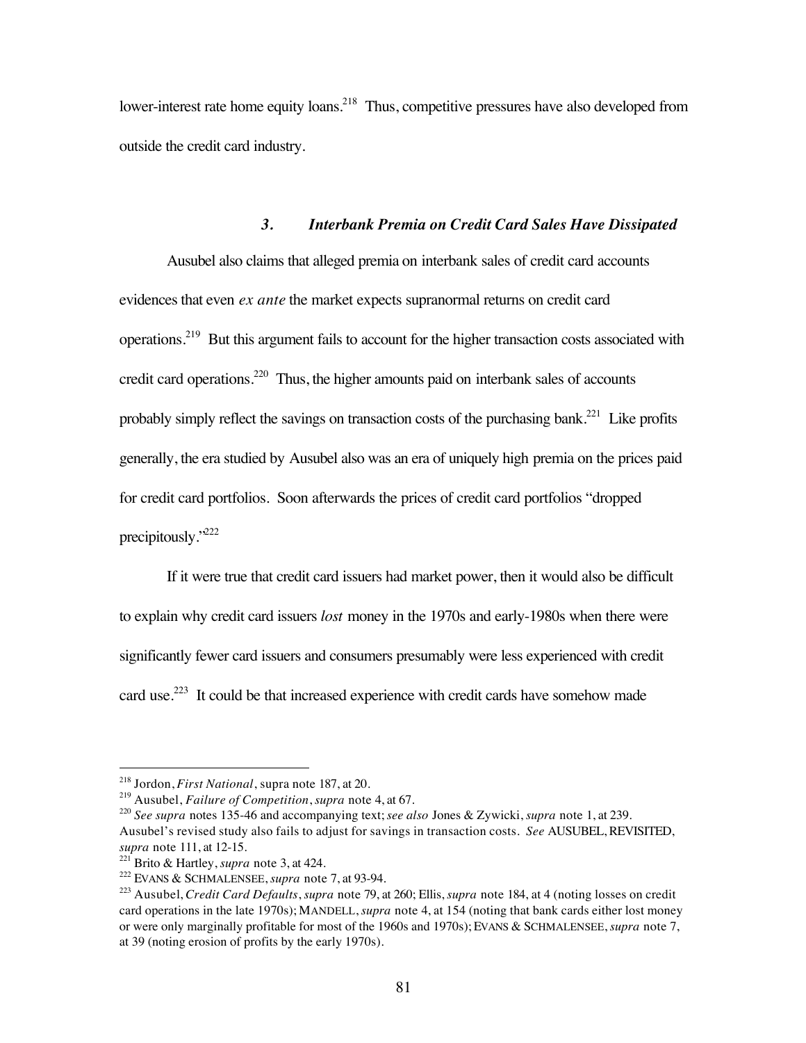lower-interest rate home equity loans.[218] Thus, competitive pressures have also developed from outside the credit card industry.

### *3. Interbank Premia on Credit Card Sales Have Dissipated*

Ausubel also claims that alleged premia on interbank sales of credit card accounts evidences that even *ex ante* the market expects supranormal returns on credit card operations.[219] But this argument fails to account for the higher transaction costs associated with credit card operations.[220] Thus, the higher amounts paid on interbank sales of accounts probably simply reflect the savings on transaction costs of the purchasing bank.[221] Like profits generally, the era studied by Ausubel also was an era of uniquely high premia on the prices paid for credit card portfolios. Soon afterwards the prices of credit card portfolios "dropped precipitously."[222]

If it were true that credit card issuers had market power, then it would also be difficult to explain why credit card issuers *lost* money in the 1970s and early-1980s when there were significantly fewer card issuers and consumers presumably were less experienced with credit card use.[223] It could be that increased experience with credit cards have somehow made

---

[218] Jordon, *First National*, supra note 187, at 20.

[219] Ausubel, *Failure of Competition*, *supra* note 4, at 67.

[220] *See supra* notes 135-46 and accompanying text; *see also* Jones & Zywicki, *supra* note 1, at 239. Ausubel's revised study also fails to adjust for savings in transaction costs. *See* AUSUBEL, REVISITED, *supra* note 111, at 12-15.

[221] Brito & Hartley, *supra* note 3, at 424.

[222] EVANS & SCHMALENSEE, *supra* note 7, at 93-94.

[223] Ausubel, *Credit Card Defaults*, *supra* note 79, at 260; Ellis, *supra* note 184, at 4 (noting losses on credit card operations in the late 1970s); MANDELL, *supra* note 4, at 154 (noting that bank cards either lost money or were only marginally profitable for most of the 1960s and 1970s); EVANS & SCHMALENSEE, *supra* note 7, at 39 (noting erosion of profits by the early 1970s).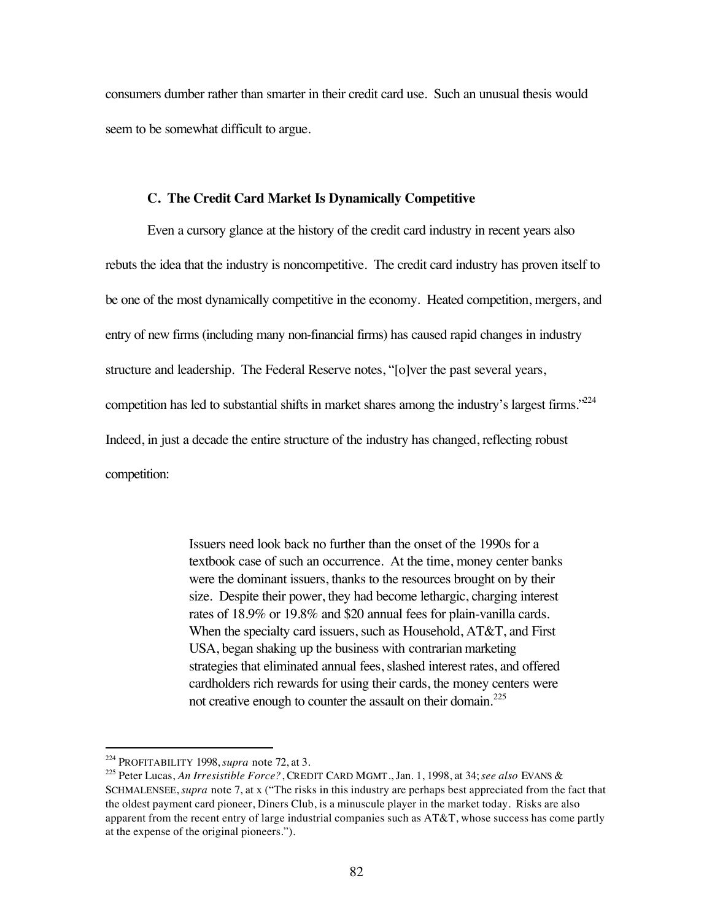consumers dumber rather than smarter in their credit card use. Such an unusual thesis would seem to be somewhat difficult to argue.

### C. The Credit Card Market Is Dynamically Competitive

Even a cursory glance at the history of the credit card industry in recent years also rebuts the idea that the industry is noncompetitive. The credit card industry has proven itself to be one of the most dynamically competitive in the economy. Heated competition, mergers, and entry of new firms (including many non-financial firms) has caused rapid changes in industry structure and leadership. The Federal Reserve notes, "[o]ver the past several years, competition has led to substantial shifts in market shares among the industry's largest firms."[224] Indeed, in just a decade the entire structure of the industry has changed, reflecting robust competition:

> Issuers need look back no further than the onset of the 1990s for a textbook case of such an occurrence. At the time, money center banks were the dominant issuers, thanks to the resources brought on by their size. Despite their power, they had become lethargic, charging interest rates of 18.9% or 19.8% and $20 annual fees for plain-vanilla cards. When the specialty card issuers, such as Household, AT&T, and First USA, began shaking up the business with contrarian marketing strategies that eliminated annual fees, slashed interest rates, and offered cardholders rich rewards for using their cards, the money centers were not creative enough to counter the assault on their domain.[225]

---

[224] PROFITABILITY 1998, *supra* note 72, at 3.

[225] Peter Lucas, *An Irresistible Force?*, CREDIT CARD MGMT., Jan. 1, 1998, at 34; *see also* EVANS & SCHMALENSEE, *supra* note 7, at x ("The risks in this industry are perhaps best appreciated from the fact that the oldest payment card pioneer, Diners Club, is a minuscule player in the market today. Risks are also apparent from the recent entry of large industrial companies such as AT&T, whose success has come partly at the expense of the original pioneers.").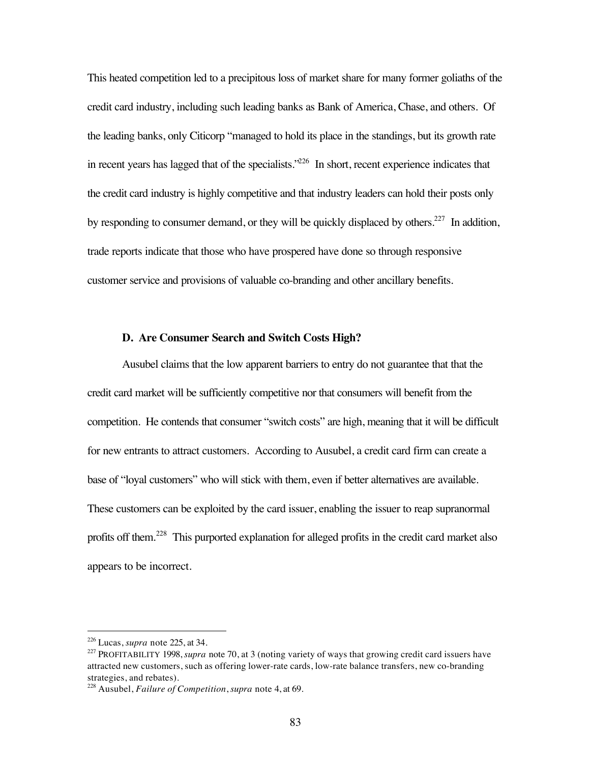This heated competition led to a precipitous loss of market share for many former goliaths of the credit card industry, including such leading banks as Bank of America, Chase, and others. Of the leading banks, only Citicorp "managed to hold its place in the standings, but its growth rate in recent years has lagged that of the specialists."[226] In short, recent experience indicates that the credit card industry is highly competitive and that industry leaders can hold their posts only by responding to consumer demand, or they will be quickly displaced by others.[227] In addition, trade reports indicate that those who have prospered have done so through responsive customer service and provisions of valuable co-branding and other ancillary benefits.

### D. Are Consumer Search and Switch Costs High?

Ausubel claims that the low apparent barriers to entry do not guarantee that that the credit card market will be sufficiently competitive nor that consumers will benefit from the competition. He contends that consumer "switch costs" are high, meaning that it will be difficult for new entrants to attract customers. According to Ausubel, a credit card firm can create a base of "loyal customers" who will stick with them, even if better alternatives are available. These customers can be exploited by the card issuer, enabling the issuer to reap supranormal profits off them.[228] This purported explanation for alleged profits in the credit card market also appears to be incorrect.

---

[226] Lucas, *supra* note 225, at 34.

[227] PROFITABILITY 1998, *supra* note 70, at 3 (noting variety of ways that growing credit card issuers have attracted new customers, such as offering lower-rate cards, low-rate balance transfers, new co-branding strategies, and rebates).

[228] Ausubel, *Failure of Competition*, *supra* note 4, at 69.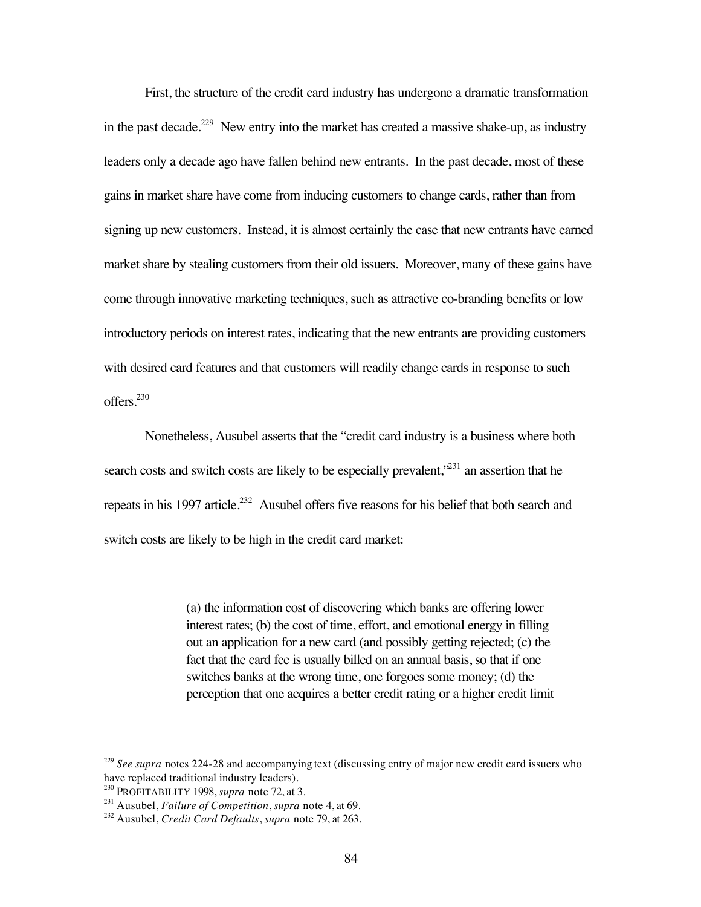First, the structure of the credit card industry has undergone a dramatic transformation in the past decade.[229] New entry into the market has created a massive shake-up, as industry leaders only a decade ago have fallen behind new entrants. In the past decade, most of these gains in market share have come from inducing customers to change cards, rather than from signing up new customers. Instead, it is almost certainly the case that new entrants have earned market share by stealing customers from their old issuers. Moreover, many of these gains have come through innovative marketing techniques, such as attractive co-branding benefits or low introductory periods on interest rates, indicating that the new entrants are providing customers with desired card features and that customers will readily change cards in response to such offers.[230]

Nonetheless, Ausubel asserts that the "credit card industry is a business where both search costs and switch costs are likely to be especially prevalent,"[231] an assertion that he repeats in his 1997 article.[232] Ausubel offers five reasons for his belief that both search and switch costs are likely to be high in the credit card market:

> (a) the information cost of discovering which banks are offering lower interest rates; (b) the cost of time, effort, and emotional energy in filling out an application for a new card (and possibly getting rejected; (c) the fact that the card fee is usually billed on an annual basis, so that if one switches banks at the wrong time, one forgoes some money; (d) the perception that one acquires a better credit rating or a higher credit limit

---

[229] *See supra* notes 224-28 and accompanying text (discussing entry of major new credit card issuers who have replaced traditional industry leaders).

[230] PROFITABILITY 1998, *supra* note 72, at 3.

[231] Ausubel, *Failure of Competition*, *supra* note 4, at 69.

[232] Ausubel, *Credit Card Defaults*, *supra* note 79, at 263.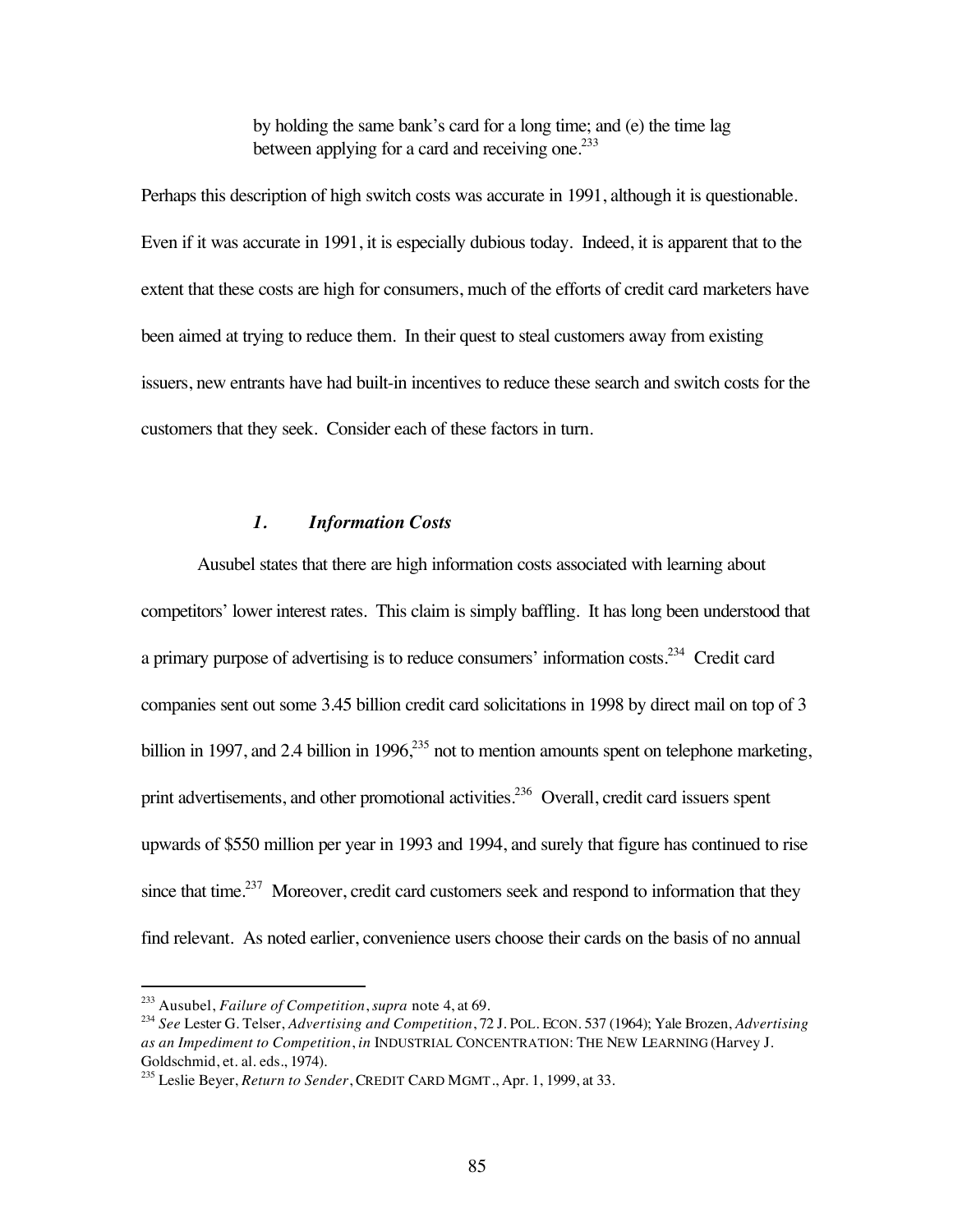> by holding the same bank's card for a long time; and (e) the time lag between applying for a card and receiving one.[233]

Perhaps this description of high switch costs was accurate in 1991, although it is questionable. Even if it was accurate in 1991, it is especially dubious today. Indeed, it is apparent that to the extent that these costs are high for consumers, much of the efforts of credit card marketers have been aimed at trying to reduce them. In their quest to steal customers away from existing issuers, new entrants have had built-in incentives to reduce these search and switch costs for the customers that they seek. Consider each of these factors in turn.

### *1. Information Costs*

Ausubel states that there are high information costs associated with learning about competitors' lower interest rates. This claim is simply baffling. It has long been understood that a primary purpose of advertising is to reduce consumers' information costs.[234] Credit card companies sent out some 3.45 billion credit card solicitations in 1998 by direct mail on top of 3 billion in 1997, and 2.4 billion in 1996,[235] not to mention amounts spent on telephone marketing, print advertisements, and other promotional activities.[236] Overall, credit card issuers spent upwards of $550 million per year in 1993 and 1994, and surely that figure has continued to rise since that time.[237] Moreover, credit card customers seek and respond to information that they find relevant. As noted earlier, convenience users choose their cards on the basis of no annual

---

[233] Ausubel, *Failure of Competition*, *supra* note 4, at 69.

[234] *See* Lester G. Telser, *Advertising and Competition*, 72 J. POL. ECON. 537 (1964); Yale Brozen, *Advertising as an Impediment to Competition*, *in* INDUSTRIAL CONCENTRATION: THE NEW LEARNING (Harvey J. Goldschmid, et. al. eds., 1974).

[235] Leslie Beyer, *Return to Sender*, CREDIT CARD MGMT., Apr. 1, 1999, at 33.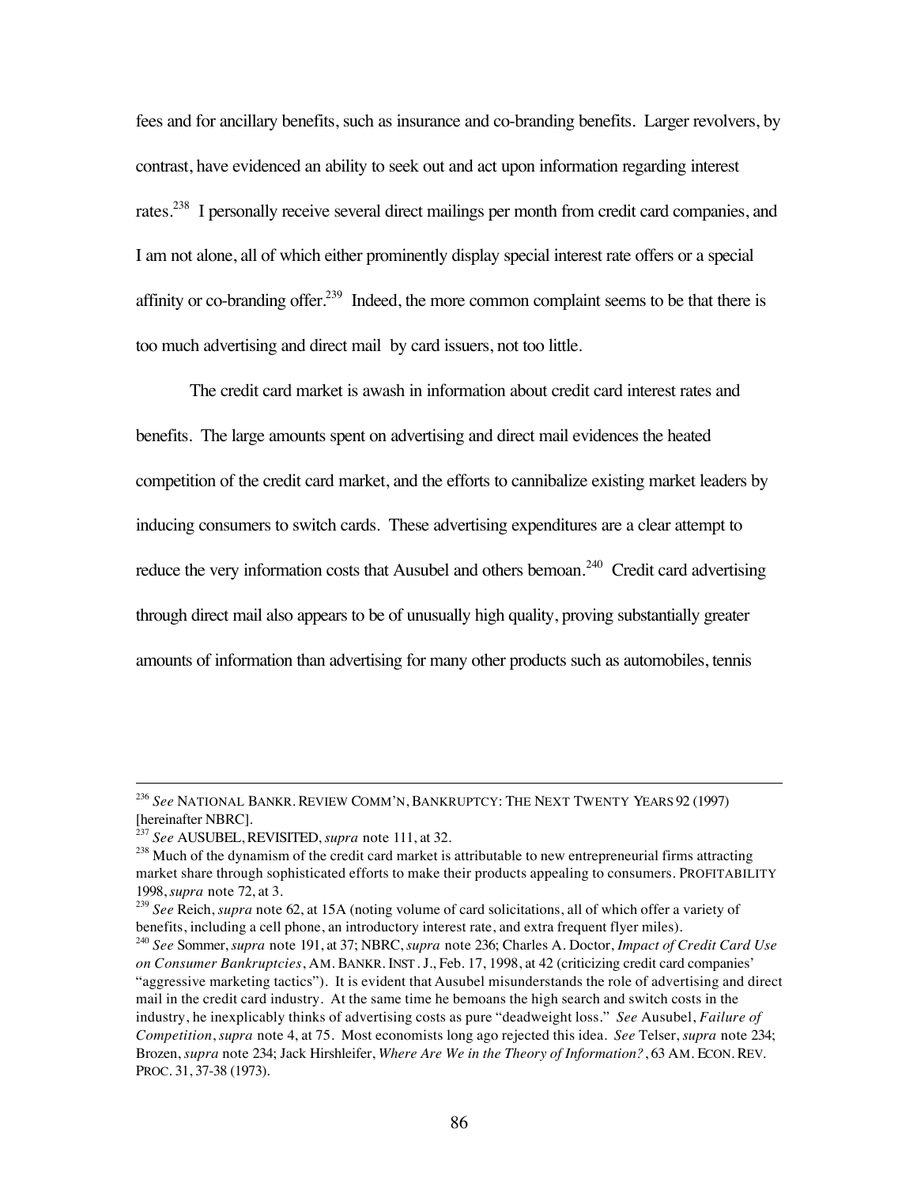fees and for ancillary benefits, such as insurance and co-branding benefits. Larger revolvers, by contrast, have evidenced an ability to seek out and act upon information regarding interest rates.[238] I personally receive several direct mailings per month from credit card companies, and I am not alone, all of which either prominently display special interest rate offers or a special affinity or co-branding offer.[239] Indeed, the more common complaint seems to be that there is too much advertising and direct mail by card issuers, not too little.

The credit card market is awash in information about credit card interest rates and benefits. The large amounts spent on advertising and direct mail evidences the heated competition of the credit card market, and the efforts to cannibalize existing market leaders by inducing consumers to switch cards. These advertising expenditures are a clear attempt to reduce the very information costs that Ausubel and others bemoan.[240] Credit card advertising through direct mail also appears to be of unusually high quality, proving substantially greater amounts of information than advertising for many other products such as automobiles, tennis

---

[236] *See* NATIONAL BANKR. REVIEW COMM'N, BANKRUPTCY: THE NEXT TWENTY YEARS 92 (1997) [hereinafter NBRC].

[237] *See* AUSUBEL, REVISITED, *supra* note 111, at 32.

[238] Much of the dynamism of the credit card market is attributable to new entrepreneurial firms attracting market share through sophisticated efforts to make their products appealing to consumers. PROFITABILITY 1998, *supra* note 72, at 3.

[239] *See* Reich, *supra* note 62, at 15A (noting volume of card solicitations, all of which offer a variety of benefits, including a cell phone, an introductory interest rate, and extra frequent flyer miles).

[240] *See* Sommer, *supra* note 191, at 37; NBRC, *supra* note 236; Charles A. Doctor, *Impact of Credit Card Use on Consumer Bankruptcies*, AM. BANKR. INST. J., Feb. 17, 1998, at 42 (criticizing credit card companies' "aggressive marketing tactics"). It is evident that Ausubel misunderstands the role of advertising and direct mail in the credit card industry. At the same time he bemoans the high search and switch costs in the industry, he inexplicably thinks of advertising costs as pure "deadweight loss." *See* Ausubel, *Failure of Competition*, *supra* note 4, at 75. Most economists long ago rejected this idea. *See* Telser, *supra* note 234; Brozen, *supra* note 234; Jack Hirshleifer, *Where Are We in the Theory of Information?*, 63 AM. ECON. REV. PROC. 31, 37-38 (1973).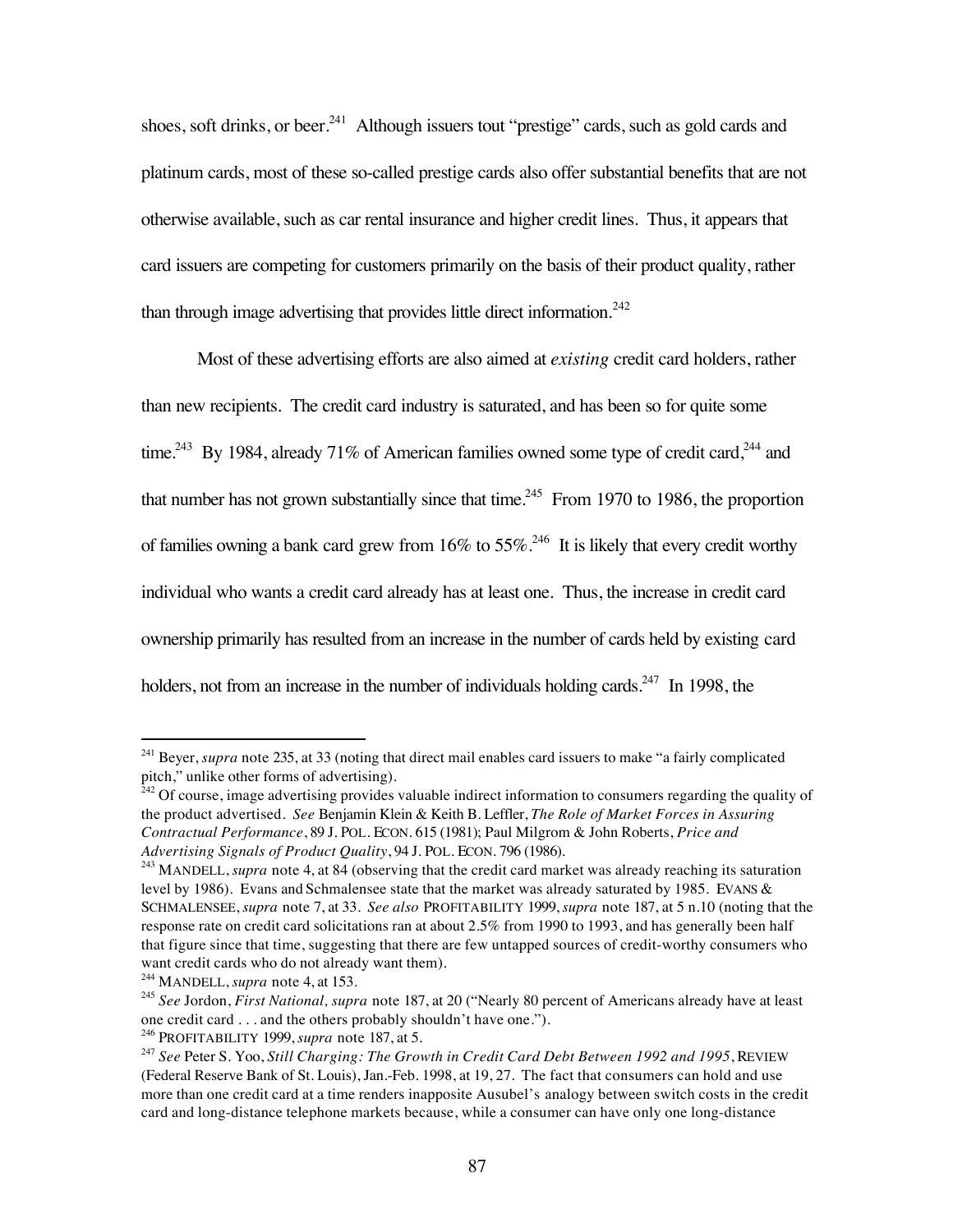shoes, soft drinks, or beer.[241] Although issuers tout "prestige" cards, such as gold cards and platinum cards, most of these so-called prestige cards also offer substantial benefits that are not otherwise available, such as car rental insurance and higher credit lines. Thus, it appears that card issuers are competing for customers primarily on the basis of their product quality, rather than through image advertising that provides little direct information.[242]

Most of these advertising efforts are also aimed at *existing* credit card holders, rather than new recipients. The credit card industry is saturated, and has been so for quite some time.[243] By 1984, already 71% of American families owned some type of credit card,[244] and that number has not grown substantially since that time.[245] From 1970 to 1986, the proportion of families owning a bank card grew from 16% to 55%.[246] It is likely that every credit worthy individual who wants a credit card already has at least one. Thus, the increase in credit card ownership primarily has resulted from an increase in the number of cards held by existing card holders, not from an increase in the number of individuals holding cards.[247] In 1998, the

---

[241] Beyer, *supra* note 235, at 33 (noting that direct mail enables card issuers to make "a fairly complicated pitch," unlike other forms of advertising).

[242] Of course, image advertising provides valuable indirect information to consumers regarding the quality of the product advertised. *See* Benjamin Klein & Keith B. Leffler, *The Role of Market Forces in Assuring Contractual Performance*, 89 J. POL. ECON. 615 (1981); Paul Milgrom & John Roberts, *Price and Advertising Signals of Product Quality*, 94 J. POL. ECON. 796 (1986).

[243] MANDELL, *supra* note 4, at 84 (observing that the credit card market was already reaching its saturation level by 1986). Evans and Schmalensee state that the market was already saturated by 1985. EVANS & SCHMALENSEE, *supra* note 7, at 33. *See also* PROFITABILITY 1999, *supra* note 187, at 5 n.10 (noting that the response rate on credit card solicitations ran at about 2.5% from 1990 to 1993, and has generally been half that figure since that time, suggesting that there are few untapped sources of credit-worthy consumers who want credit cards who do not already want them).

[244] MANDELL, *supra* note 4, at 153.

[245] *See* Jordon, *First National, supra* note 187, at 20 ("Nearly 80 percent of Americans already have at least one credit card . . . and the others probably shouldn't have one.").

[246] PROFITABILITY 1999, *supra* note 187, at 5.

[247] *See* Peter S. Yoo, *Still Charging: The Growth in Credit Card Debt Between 1992 and 1995*, REVIEW (Federal Reserve Bank of St. Louis), Jan.-Feb. 1998, at 19, 27. The fact that consumers can hold and use more than one credit card at a time renders inapposite Ausubel's analogy between switch costs in the credit card and long-distance telephone markets because, while a consumer can have only one long-distance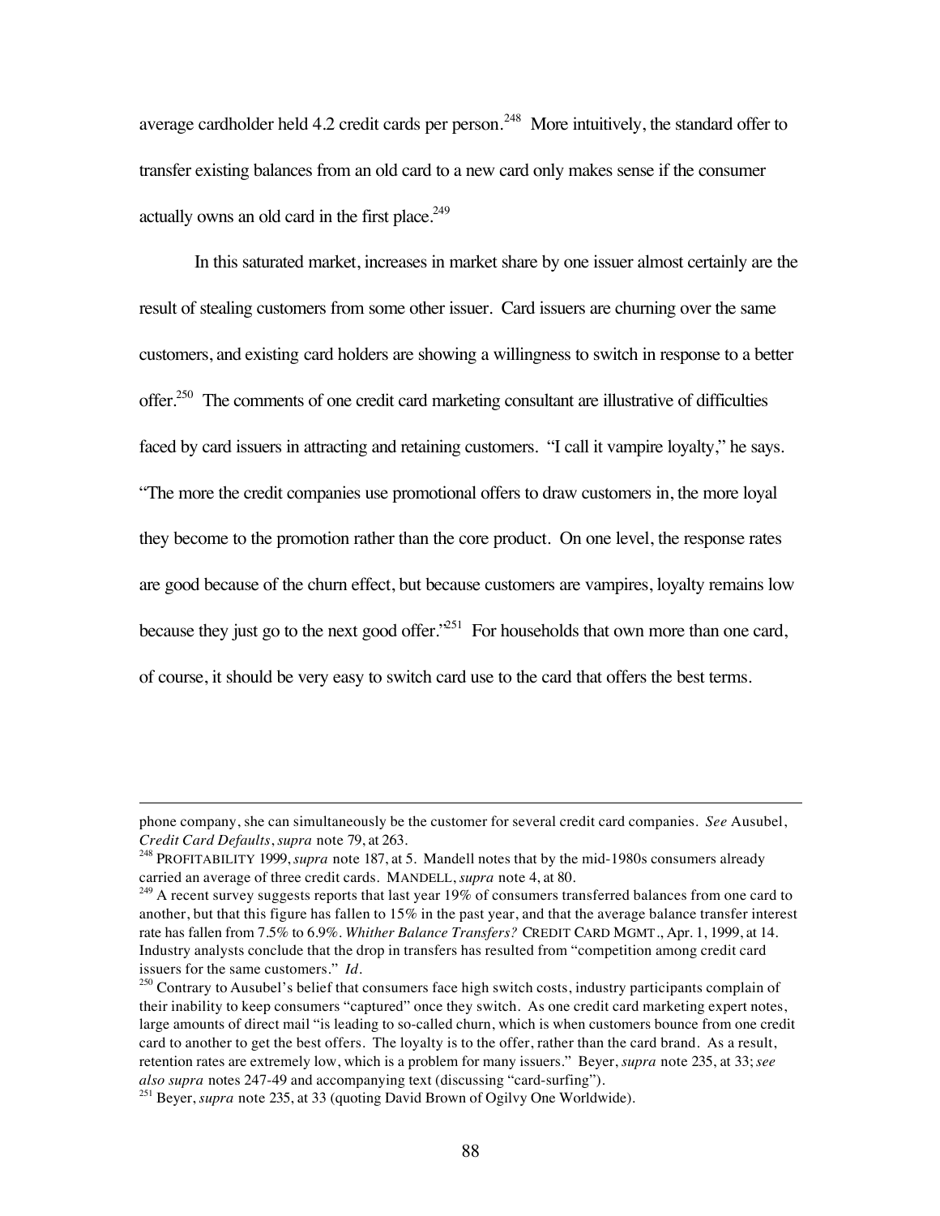average cardholder held 4.2 credit cards per person.[248] More intuitively, the standard offer to transfer existing balances from an old card to a new card only makes sense if the consumer actually owns an old card in the first place.[249]

In this saturated market, increases in market share by one issuer almost certainly are the result of stealing customers from some other issuer. Card issuers are churning over the same customers, and existing card holders are showing a willingness to switch in response to a better offer.[250] The comments of one credit card marketing consultant are illustrative of difficulties faced by card issuers in attracting and retaining customers. "I call it vampire loyalty," he says. "The more the credit companies use promotional offers to draw customers in, the more loyal they become to the promotion rather than the core product. On one level, the response rates are good because of the churn effect, but because customers are vampires, loyalty remains low because they just go to the next good offer."[251] For households that own more than one card, of course, it should be very easy to switch card use to the card that offers the best terms.

---

phone company, she can simultaneously be the customer for several credit card companies. *See* Ausubel, *Credit Card Defaults*, *supra* note 79, at 263.

[248] PROFITABILITY 1999, *supra* note 187, at 5. Mandell notes that by the mid-1980s consumers already carried an average of three credit cards. MANDELL, *supra* note 4, at 80.

[249] A recent survey suggests reports that last year 19% of consumers transferred balances from one card to another, but that this figure has fallen to 15% in the past year, and that the average balance transfer interest rate has fallen from 7.5% to 6.9%. *Whither Balance Transfers?* CREDIT CARD MGMT., Apr. 1, 1999, at 14. Industry analysts conclude that the drop in transfers has resulted from "competition among credit card issuers for the same customers." *Id.*

[250] Contrary to Ausubel's belief that consumers face high switch costs, industry participants complain of their inability to keep consumers "captured" once they switch. As one credit card marketing expert notes, large amounts of direct mail "is leading to so-called churn, which is when customers bounce from one credit card to another to get the best offers. The loyalty is to the offer, rather than the card brand. As a result, retention rates are extremely low, which is a problem for many issuers." Beyer, *supra* note 235, at 33; *see also supra* notes 247-49 and accompanying text (discussing "card-surfing").

[251] Beyer, *supra* note 235, at 33 (quoting David Brown of Ogilvy One Worldwide).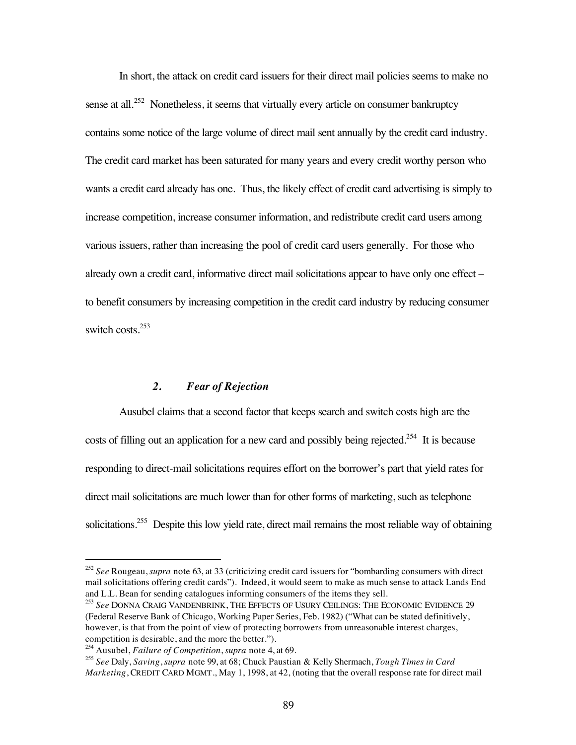In short, the attack on credit card issuers for their direct mail policies seems to make no sense at all.[252] Nonetheless, it seems that virtually every article on consumer bankruptcy contains some notice of the large volume of direct mail sent annually by the credit card industry. The credit card market has been saturated for many years and every credit worthy person who wants a credit card already has one. Thus, the likely effect of credit card advertising is simply to increase competition, increase consumer information, and redistribute credit card users among various issuers, rather than increasing the pool of credit card users generally. For those who already own a credit card, informative direct mail solicitations appear to have only one effect – to benefit consumers by increasing competition in the credit card industry by reducing consumer switch costs.[253]

### *2. Fear of Rejection*

Ausubel claims that a second factor that keeps search and switch costs high are the costs of filling out an application for a new card and possibly being rejected.[254] It is because responding to direct-mail solicitations requires effort on the borrower's part that yield rates for direct mail solicitations are much lower than for other forms of marketing, such as telephone solicitations.[255] Despite this low yield rate, direct mail remains the most reliable way of obtaining

---

[252] *See* Rougeau, *supra* note 63, at 33 (criticizing credit card issuers for "bombarding consumers with direct mail solicitations offering credit cards"). Indeed, it would seem to make as much sense to attack Lands End and L.L. Bean for sending catalogues informing consumers of the items they sell.

[253] *See* DONNA CRAIG VANDENBRINK, THE EFFECTS OF USURY CEILINGS: THE ECONOMIC EVIDENCE 29 (Federal Reserve Bank of Chicago, Working Paper Series, Feb. 1982) ("What can be stated definitively, however, is that from the point of view of protecting borrowers from unreasonable interest charges, competition is desirable, and the more the better.").

[254] Ausubel, *Failure of Competition*, *supra* note 4, at 69.

[255] *See* Daly, *Saving*, *supra* note 99, at 68; Chuck Paustian & Kelly Shermach, *Tough Times in Card Marketing*, CREDIT CARD MGMT., May 1, 1998, at 42, (noting that the overall response rate for direct mail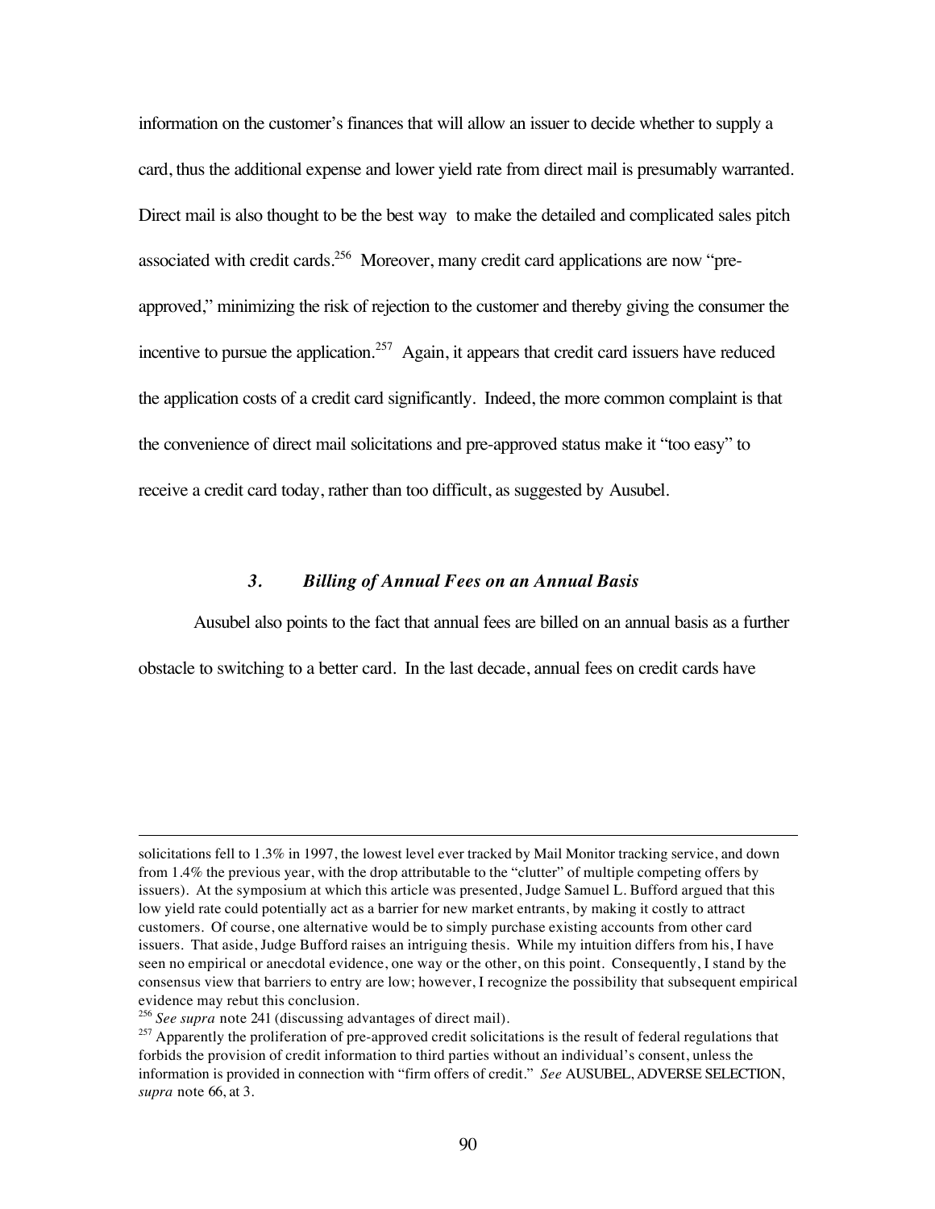information on the customer's finances that will allow an issuer to decide whether to supply a card, thus the additional expense and lower yield rate from direct mail is presumably warranted. Direct mail is also thought to be the best way to make the detailed and complicated sales pitch associated with credit cards.[256] Moreover, many credit card applications are now "pre-approved," minimizing the risk of rejection to the customer and thereby giving the consumer the incentive to pursue the application.[257] Again, it appears that credit card issuers have reduced the application costs of a credit card significantly. Indeed, the more common complaint is that the convenience of direct mail solicitations and pre-approved status make it "too easy" to receive a credit card today, rather than too difficult, as suggested by Ausubel.

### *3. Billing of Annual Fees on an Annual Basis*

Ausubel also points to the fact that annual fees are billed on an annual basis as a further obstacle to switching to a better card. In the last decade, annual fees on credit cards have

---

solicitations fell to 1.3% in 1997, the lowest level ever tracked by Mail Monitor tracking service, and down from 1.4% the previous year, with the drop attributable to the "clutter" of multiple competing offers by issuers). At the symposium at which this article was presented, Judge Samuel L. Bufford argued that this low yield rate could potentially act as a barrier for new market entrants, by making it costly to attract customers. Of course, one alternative would be to simply purchase existing accounts from other card issuers. That aside, Judge Bufford raises an intriguing thesis. While my intuition differs from his, I have seen no empirical or anecdotal evidence, one way or the other, on this point. Consequently, I stand by the consensus view that barriers to entry are low; however, I recognize the possibility that subsequent empirical evidence may rebut this conclusion.

[256] *See supra* note 241 (discussing advantages of direct mail).

[257] Apparently the proliferation of pre-approved credit solicitations is the result of federal regulations that forbids the provision of credit information to third parties without an individual's consent, unless the information is provided in connection with "firm offers of credit." *See* AUSUBEL, ADVERSE SELECTION, *supra* note 66, at 3.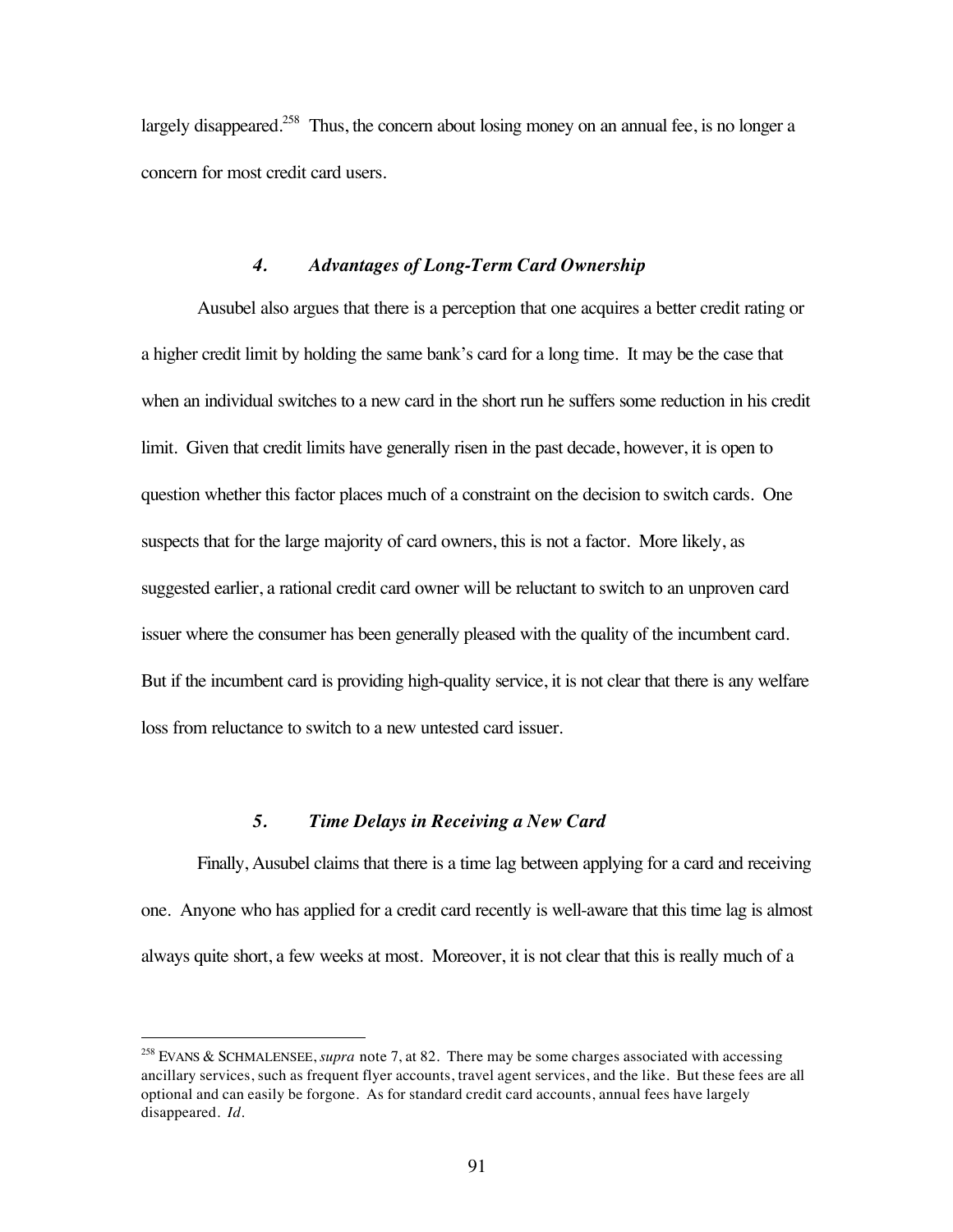largely disappeared.[258] Thus, the concern about losing money on an annual fee, is no longer a concern for most credit card users.

### *4. Advantages of Long-Term Card Ownership*

Ausubel also argues that there is a perception that one acquires a better credit rating or a higher credit limit by holding the same bank's card for a long time. It may be the case that when an individual switches to a new card in the short run he suffers some reduction in his credit limit. Given that credit limits have generally risen in the past decade, however, it is open to question whether this factor places much of a constraint on the decision to switch cards. One suspects that for the large majority of card owners, this is not a factor. More likely, as suggested earlier, a rational credit card owner will be reluctant to switch to an unproven card issuer where the consumer has been generally pleased with the quality of the incumbent card. But if the incumbent card is providing high-quality service, it is not clear that there is any welfare loss from reluctance to switch to a new untested card issuer.

### *5. Time Delays in Receiving a New Card*

Finally, Ausubel claims that there is a time lag between applying for a card and receiving one. Anyone who has applied for a credit card recently is well-aware that this time lag is almost always quite short, a few weeks at most. Moreover, it is not clear that this is really much of a

---

[258] EVANS & SCHMALENSEE, *supra* note 7, at 82. There may be some charges associated with accessing ancillary services, such as frequent flyer accounts, travel agent services, and the like. But these fees are all optional and can easily be forgone. As for standard credit card accounts, annual fees have largely disappeared. *Id.*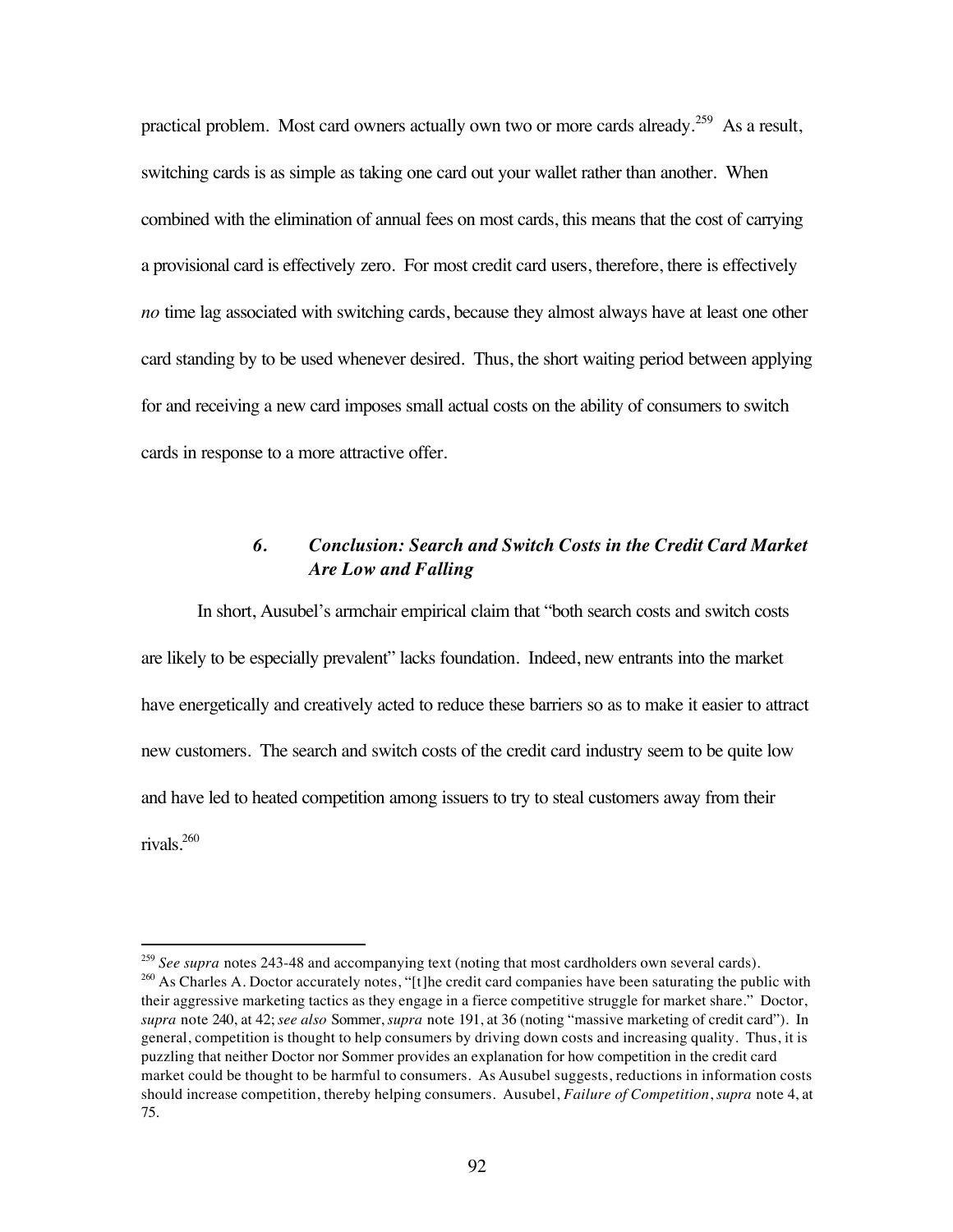practical problem. Most card owners actually own two or more cards already.[259] As a result, switching cards is as simple as taking one card out your wallet rather than another. When combined with the elimination of annual fees on most cards, this means that the cost of carrying a provisional card is effectively zero. For most credit card users, therefore, there is effectively *no* time lag associated with switching cards, because they almost always have at least one other card standing by to be used whenever desired. Thus, the short waiting period between applying for and receiving a new card imposes small actual costs on the ability of consumers to switch cards in response to a more attractive offer.

### *6. Conclusion: Search and Switch Costs in the Credit Card Market Are Low and Falling*

In short, Ausubel's armchair empirical claim that "both search costs and switch costs are likely to be especially prevalent" lacks foundation. Indeed, new entrants into the market have energetically and creatively acted to reduce these barriers so as to make it easier to attract new customers. The search and switch costs of the credit card industry seem to be quite low and have led to heated competition among issuers to try to steal customers away from their rivals.[260]

---

[259] *See supra* notes 243-48 and accompanying text (noting that most cardholders own several cards).

[260] As Charles A. Doctor accurately notes, "[t]he credit card companies have been saturating the public with their aggressive marketing tactics as they engage in a fierce competitive struggle for market share." Doctor, *supra* note 240, at 42; *see also* Sommer, *supra* note 191, at 36 (noting "massive marketing of credit card"). In general, competition is thought to help consumers by driving down costs and increasing quality. Thus, it is puzzling that neither Doctor nor Sommer provides an explanation for how competition in the credit card market could be thought to be harmful to consumers. As Ausubel suggests, reductions in information costs should increase competition, thereby helping consumers. Ausubel, *Failure of Competition*, *supra* note 4, at 75.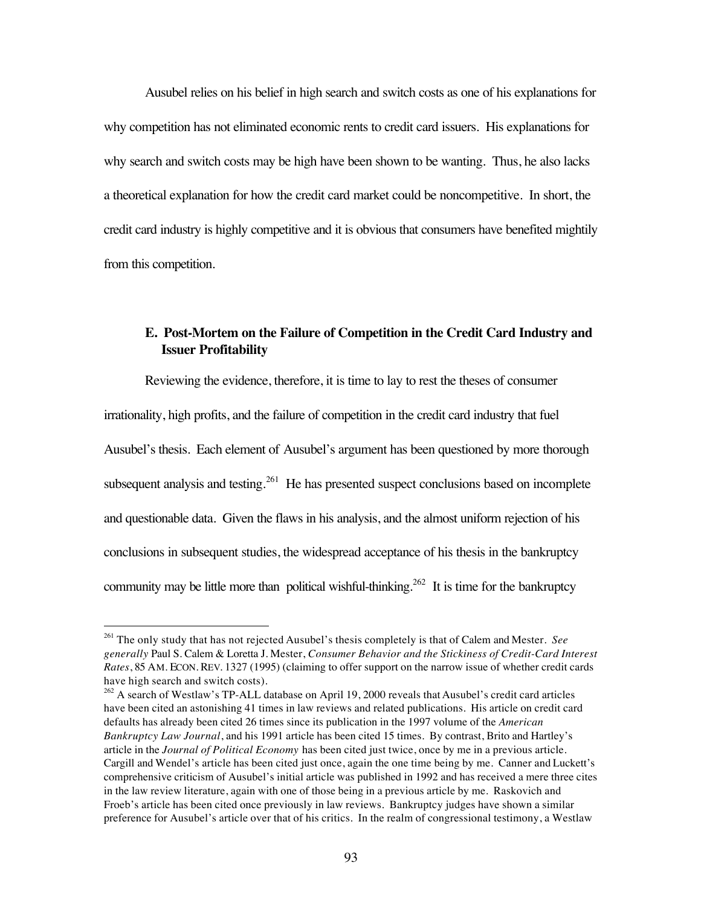Ausubel relies on his belief in high search and switch costs as one of his explanations for why competition has not eliminated economic rents to credit card issuers. His explanations for why search and switch costs may be high have been shown to be wanting. Thus, he also lacks a theoretical explanation for how the credit card market could be noncompetitive. In short, the credit card industry is highly competitive and it is obvious that consumers have benefited mightily from this competition.

### E. Post-Mortem on the Failure of Competition in the Credit Card Industry and Issuer Profitability

Reviewing the evidence, therefore, it is time to lay to rest the theses of consumer irrationality, high profits, and the failure of competition in the credit card industry that fuel Ausubel's thesis. Each element of Ausubel's argument has been questioned by more thorough subsequent analysis and testing.[261] He has presented suspect conclusions based on incomplete and questionable data. Given the flaws in his analysis, and the almost uniform rejection of his conclusions in subsequent studies, the widespread acceptance of his thesis in the bankruptcy community may be little more than political wishful-thinking.[262] It is time for the bankruptcy

---

[261] The only study that has not rejected Ausubel's thesis completely is that of Calem and Mester. *See generally* Paul S. Calem & Loretta J. Mester, *Consumer Behavior and the Stickiness of Credit-Card Interest Rates*, 85 AM. ECON. REV. 1327 (1995) (claiming to offer support on the narrow issue of whether credit cards have high search and switch costs).

[262] A search of Westlaw's TP-ALL database on April 19, 2000 reveals that Ausubel's credit card articles have been cited an astonishing 41 times in law reviews and related publications. His article on credit card defaults has already been cited 26 times since its publication in the 1997 volume of the *American Bankruptcy Law Journal*, and his 1991 article has been cited 15 times. By contrast, Brito and Hartley's article in the *Journal of Political Economy* has been cited just twice, once by me in a previous article. Cargill and Wendel's article has been cited just once, again the one time being by me. Canner and Luckett's comprehensive criticism of Ausubel's initial article was published in 1992 and has received a mere three cites in the law review literature, again with one of those being in a previous article by me. Raskovich and Froeb's article has been cited once previously in law reviews. Bankruptcy judges have shown a similar preference for Ausubel's article over that of his critics. In the realm of congressional testimony, a Westlaw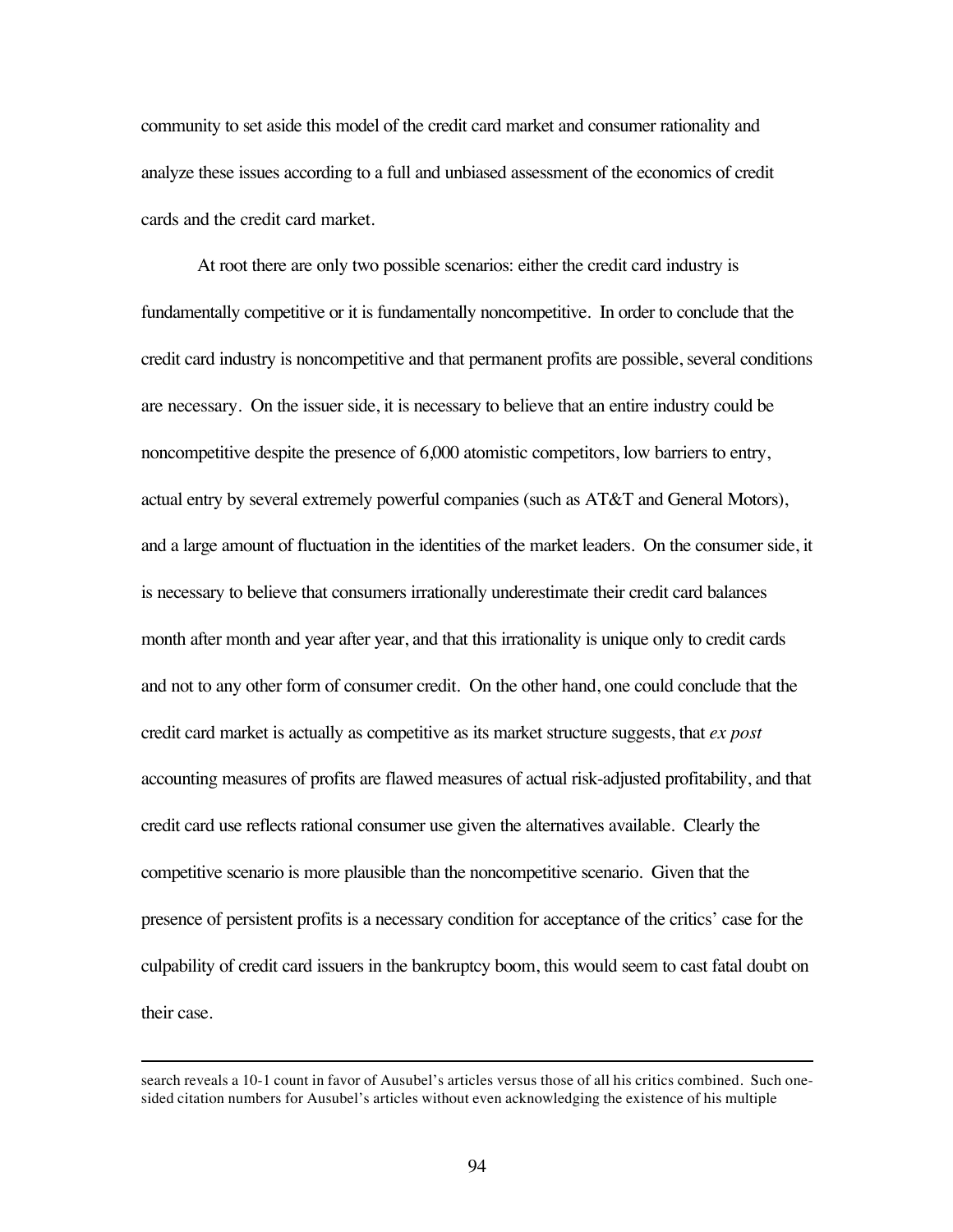community to set aside this model of the credit card market and consumer rationality and analyze these issues according to a full and unbiased assessment of the economics of credit cards and the credit card market.

At root there are only two possible scenarios: either the credit card industry is fundamentally competitive or it is fundamentally noncompetitive. In order to conclude that the credit card industry is noncompetitive and that permanent profits are possible, several conditions are necessary. On the issuer side, it is necessary to believe that an entire industry could be noncompetitive despite the presence of 6,000 atomistic competitors, low barriers to entry, actual entry by several extremely powerful companies (such as AT&T and General Motors), and a large amount of fluctuation in the identities of the market leaders. On the consumer side, it is necessary to believe that consumers irrationally underestimate their credit card balances month after month and year after year, and that this irrationality is unique only to credit cards and not to any other form of consumer credit. On the other hand, one could conclude that the credit card market is actually as competitive as its market structure suggests, that *ex post* accounting measures of profits are flawed measures of actual risk-adjusted profitability, and that credit card use reflects rational consumer use given the alternatives available. Clearly the competitive scenario is more plausible than the noncompetitive scenario. Given that the presence of persistent profits is a necessary condition for acceptance of the critics' case for the culpability of credit card issuers in the bankruptcy boom, this would seem to cast fatal doubt on their case.

---

search reveals a 10-1 count in favor of Ausubel's articles versus those of all his critics combined. Such one-sided citation numbers for Ausubel's articles without even acknowledging the existence of his multiple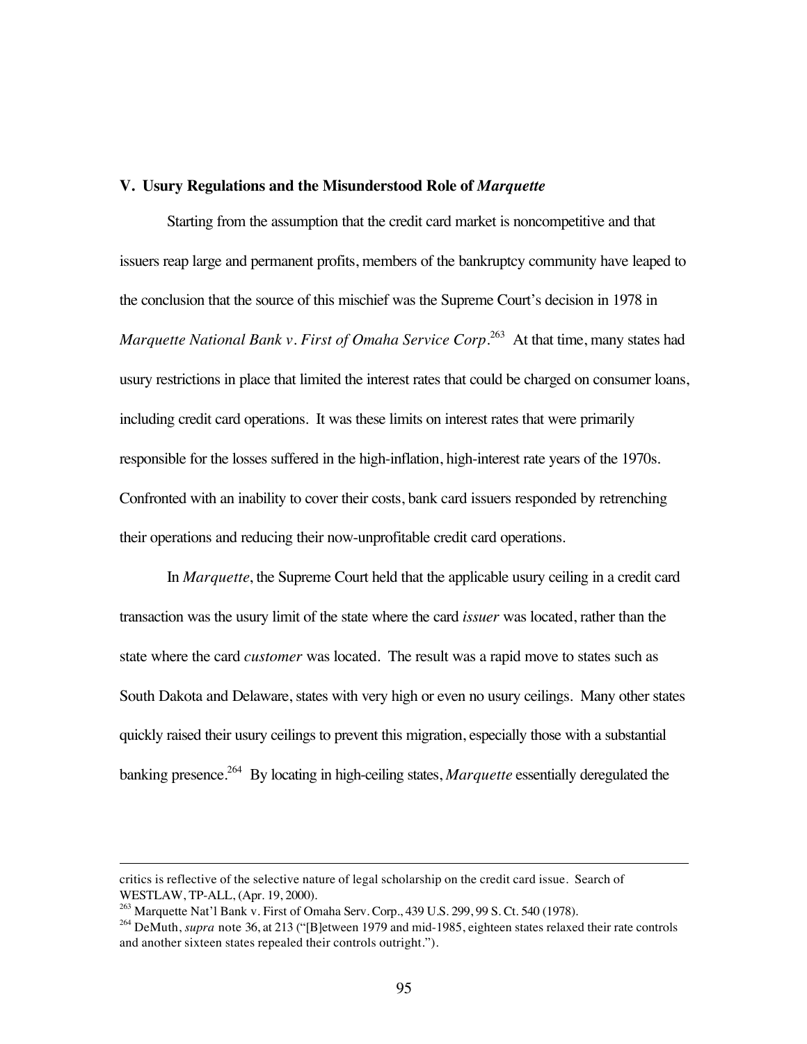## V. Usury Regulations and the Misunderstood Role of *Marquette*

Starting from the assumption that the credit card market is noncompetitive and that issuers reap large and permanent profits, members of the bankruptcy community have leaped to the conclusion that the source of this mischief was the Supreme Court's decision in 1978 in *Marquette National Bank v. First of Omaha Service Corp*.[263] At that time, many states had usury restrictions in place that limited the interest rates that could be charged on consumer loans, including credit card operations. It was these limits on interest rates that were primarily responsible for the losses suffered in the high-inflation, high-interest rate years of the 1970s. Confronted with an inability to cover their costs, bank card issuers responded by retrenching their operations and reducing their now-unprofitable credit card operations.

In *Marquette*, the Supreme Court held that the applicable usury ceiling in a credit card transaction was the usury limit of the state where the card *issuer* was located, rather than the state where the card *customer* was located. The result was a rapid move to states such as South Dakota and Delaware, states with very high or even no usury ceilings. Many other states quickly raised their usury ceilings to prevent this migration, especially those with a substantial banking presence.[264] By locating in high-ceiling states, *Marquette* essentially deregulated the

---

critics is reflective of the selective nature of legal scholarship on the credit card issue. Search of WESTLAW, TP-ALL, (Apr. 19, 2000).

[263] Marquette Nat'l Bank v. First of Omaha Serv. Corp., 439 U.S. 299, 99 S. Ct. 540 (1978).

[264] DeMuth, *supra* note 36, at 213 ("[B]etween 1979 and mid-1985, eighteen states relaxed their rate controls and another sixteen states repealed their controls outright.").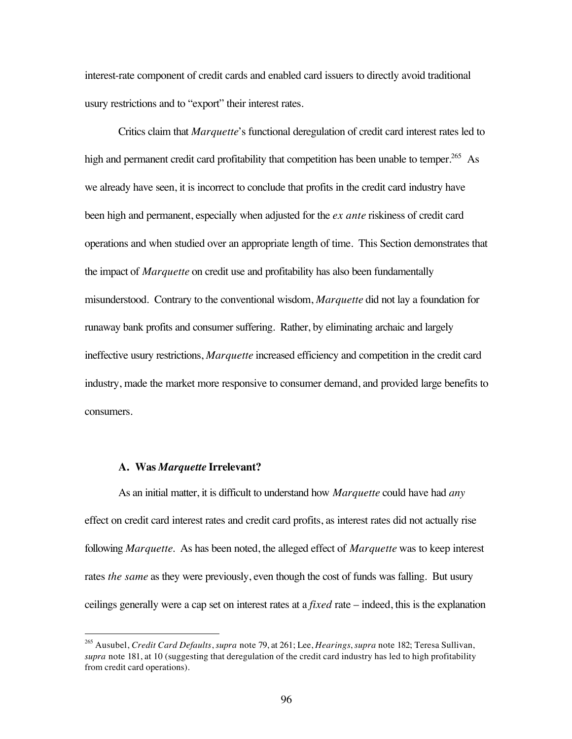interest-rate component of credit cards and enabled card issuers to directly avoid traditional usury restrictions and to "export" their interest rates.

Critics claim that *Marquette*'s functional deregulation of credit card interest rates led to high and permanent credit card profitability that competition has been unable to temper.[265] As we already have seen, it is incorrect to conclude that profits in the credit card industry have been high and permanent, especially when adjusted for the *ex ante* riskiness of credit card operations and when studied over an appropriate length of time. This Section demonstrates that the impact of *Marquette* on credit use and profitability has also been fundamentally misunderstood. Contrary to the conventional wisdom, *Marquette* did not lay a foundation for runaway bank profits and consumer suffering. Rather, by eliminating archaic and largely ineffective usury restrictions, *Marquette* increased efficiency and competition in the credit card industry, made the market more responsive to consumer demand, and provided large benefits to consumers.

### A. Was *Marquette* Irrelevant?

As an initial matter, it is difficult to understand how *Marquette* could have had *any* effect on credit card interest rates and credit card profits, as interest rates did not actually rise following *Marquette*. As has been noted, the alleged effect of *Marquette* was to keep interest rates *the same* as they were previously, even though the cost of funds was falling. But usury ceilings generally were a cap set on interest rates at a *fixed* rate – indeed, this is the explanation

---

[265] Ausubel, *Credit Card Defaults*, *supra* note 79, at 261; Lee, *Hearings*, *supra* note 182; Teresa Sullivan, *supra* note 181, at 10 (suggesting that deregulation of the credit card industry has led to high profitability from credit card operations).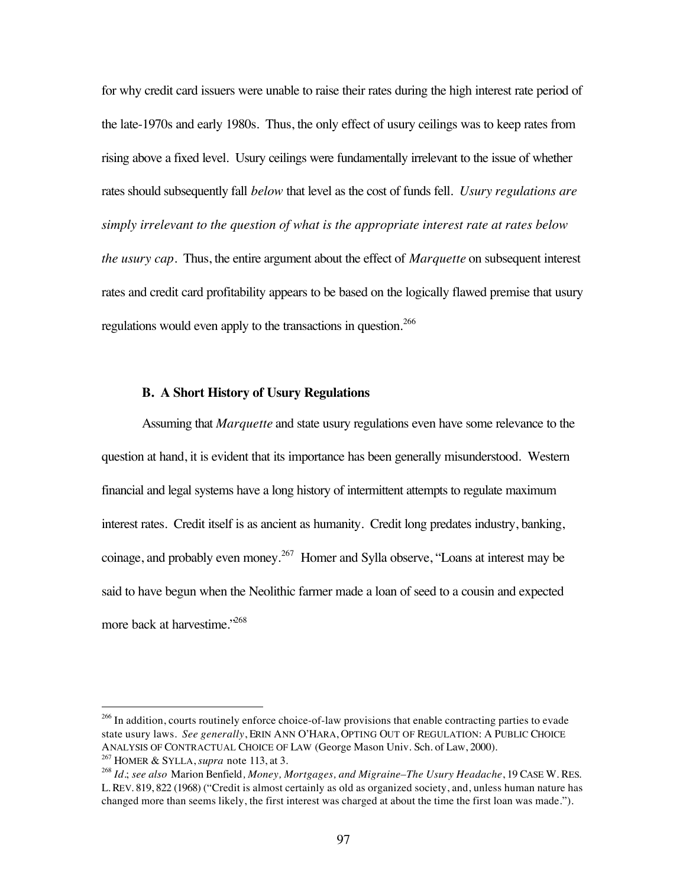for why credit card issuers were unable to raise their rates during the high interest rate period of the late-1970s and early 1980s. Thus, the only effect of usury ceilings was to keep rates from rising above a fixed level. Usury ceilings were fundamentally irrelevant to the issue of whether rates should subsequently fall *below* that level as the cost of funds fell. *Usury regulations are simply irrelevant to the question of what is the appropriate interest rate at rates below the usury cap*. Thus, the entire argument about the effect of *Marquette* on subsequent interest rates and credit card profitability appears to be based on the logically flawed premise that usury regulations would even apply to the transactions in question.[266]

### B. A Short History of Usury Regulations

Assuming that *Marquette* and state usury regulations even have some relevance to the question at hand, it is evident that its importance has been generally misunderstood. Western financial and legal systems have a long history of intermittent attempts to regulate maximum interest rates. Credit itself is as ancient as humanity. Credit long predates industry, banking, coinage, and probably even money.[267] Homer and Sylla observe, "Loans at interest may be said to have begun when the Neolithic farmer made a loan of seed to a cousin and expected more back at harvestime."[268]

---

[266] In addition, courts routinely enforce choice-of-law provisions that enable contracting parties to evade state usury laws. *See generally*, ERIN ANN O'HARA, OPTING OUT OF REGULATION: A PUBLIC CHOICE ANALYSIS OF CONTRACTUAL CHOICE OF LAW (George Mason Univ. Sch. of Law, 2000).

[267] HOMER & SYLLA, *supra* note 113, at 3.

[268] *Id.*; *see also* Marion Benfield, *Money, Mortgages, and Migraine–The Usury Headache*, 19 CASE W. RES. L. REV. 819, 822 (1968) ("Credit is almost certainly as old as organized society, and, unless human nature has changed more than seems likely, the first interest was charged at about the time the first loan was made.").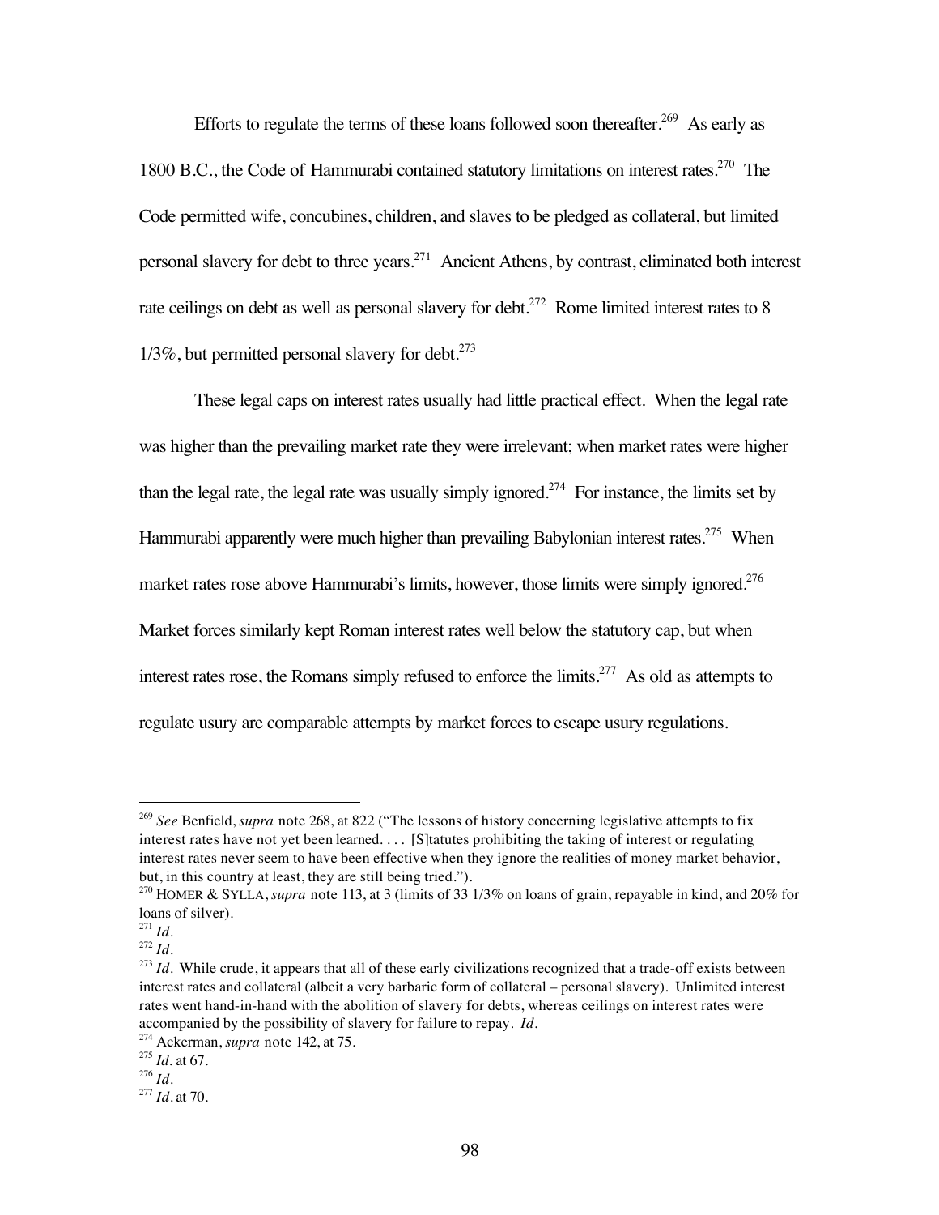Efforts to regulate the terms of these loans followed soon thereafter.[269] As early as 1800 B.C., the Code of Hammurabi contained statutory limitations on interest rates.[270] The Code permitted wife, concubines, children, and slaves to be pledged as collateral, but limited personal slavery for debt to three years.[271] Ancient Athens, by contrast, eliminated both interest rate ceilings on debt as well as personal slavery for debt.[272] Rome limited interest rates to 8 1/3%, but permitted personal slavery for debt.[273]

These legal caps on interest rates usually had little practical effect. When the legal rate was higher than the prevailing market rate they were irrelevant; when market rates were higher than the legal rate, the legal rate was usually simply ignored.[274] For instance, the limits set by Hammurabi apparently were much higher than prevailing Babylonian interest rates.[275] When market rates rose above Hammurabi's limits, however, those limits were simply ignored.[276] Market forces similarly kept Roman interest rates well below the statutory cap, but when interest rates rose, the Romans simply refused to enforce the limits.[277] As old as attempts to regulate usury are comparable attempts by market forces to escape usury regulations.

---

[269] *See* Benfield, *supra* note 268, at 822 ("The lessons of history concerning legislative attempts to fix interest rates have not yet been learned. . . . [S]tatutes prohibiting the taking of interest or regulating interest rates never seem to have been effective when they ignore the realities of money market behavior, but, in this country at least, they are still being tried.").

[270] HOMER & SYLLA, *supra* note 113, at 3 (limits of 33 1/3% on loans of grain, repayable in kind, and 20% for loans of silver).

[271] *Id.*

[272] *Id.*

[273] *Id.* While crude, it appears that all of these early civilizations recognized that a trade-off exists between interest rates and collateral (albeit a very barbaric form of collateral – personal slavery). Unlimited interest rates went hand-in-hand with the abolition of slavery for debts, whereas ceilings on interest rates were accompanied by the possibility of slavery for failure to repay. *Id.*

[274] Ackerman, *supra* note 142, at 75.

[275] *Id.* at 67.

[276] *Id.*

[277] *Id.* at 70.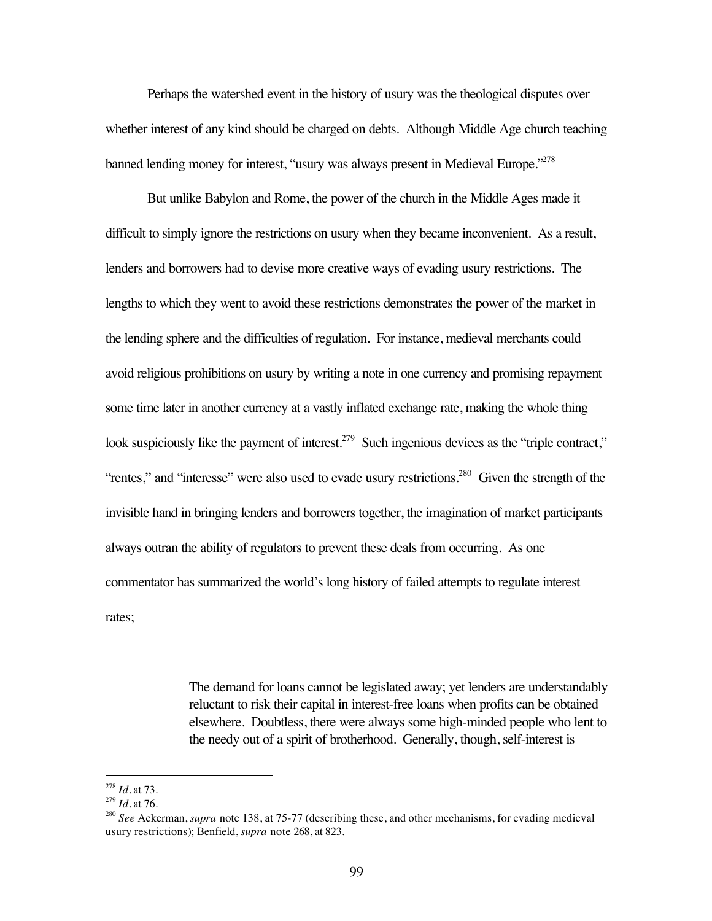Perhaps the watershed event in the history of usury was the theological disputes over whether interest of any kind should be charged on debts. Although Middle Age church teaching banned lending money for interest, "usury was always present in Medieval Europe."[278]

But unlike Babylon and Rome, the power of the church in the Middle Ages made it difficult to simply ignore the restrictions on usury when they became inconvenient. As a result, lenders and borrowers had to devise more creative ways of evading usury restrictions. The lengths to which they went to avoid these restrictions demonstrates the power of the market in the lending sphere and the difficulties of regulation. For instance, medieval merchants could avoid religious prohibitions on usury by writing a note in one currency and promising repayment some time later in another currency at a vastly inflated exchange rate, making the whole thing look suspiciously like the payment of interest.[279] Such ingenious devices as the "triple contract," "rentes," and "interesse" were also used to evade usury restrictions.[280] Given the strength of the invisible hand in bringing lenders and borrowers together, the imagination of market participants always outran the ability of regulators to prevent these deals from occurring. As one commentator has summarized the world's long history of failed attempts to regulate interest rates;

> The demand for loans cannot be legislated away; yet lenders are understandably reluctant to risk their capital in interest-free loans when profits can be obtained elsewhere. Doubtless, there were always some high-minded people who lent to the needy out of a spirit of brotherhood. Generally, though, self-interest is

---

[278] *Id.* at 73.

[279] *Id.* at 76.

[280] *See* Ackerman, *supra* note 138, at 75-77 (describing these, and other mechanisms, for evading medieval usury restrictions); Benfield, *supra* note 268, at 823.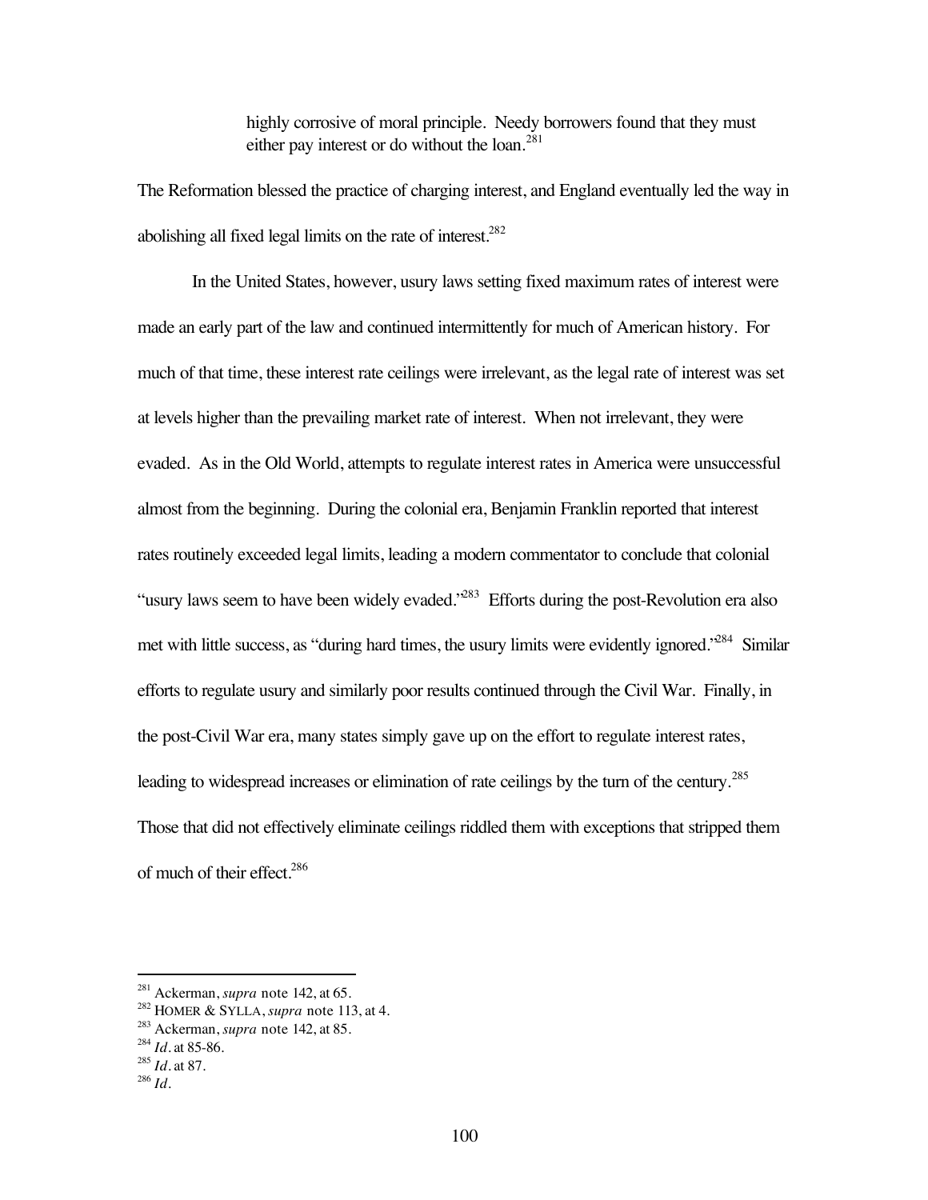> highly corrosive of moral principle. Needy borrowers found that they must either pay interest or do without the loan.[281]

The Reformation blessed the practice of charging interest, and England eventually led the way in abolishing all fixed legal limits on the rate of interest.[282]

In the United States, however, usury laws setting fixed maximum rates of interest were made an early part of the law and continued intermittently for much of American history. For much of that time, these interest rate ceilings were irrelevant, as the legal rate of interest was set at levels higher than the prevailing market rate of interest. When not irrelevant, they were evaded. As in the Old World, attempts to regulate interest rates in America were unsuccessful almost from the beginning. During the colonial era, Benjamin Franklin reported that interest rates routinely exceeded legal limits, leading a modern commentator to conclude that colonial "usury laws seem to have been widely evaded."[283] Efforts during the post-Revolution era also met with little success, as "during hard times, the usury limits were evidently ignored."[284] Similar efforts to regulate usury and similarly poor results continued through the Civil War. Finally, in the post-Civil War era, many states simply gave up on the effort to regulate interest rates, leading to widespread increases or elimination of rate ceilings by the turn of the century.[285] Those that did not effectively eliminate ceilings riddled them with exceptions that stripped them of much of their effect.[286]

---

[281] Ackerman, *supra* note 142, at 65.
[282] HOMER & SYLLA, *supra* note 113, at 4.
[283] Ackerman, *supra* note 142, at 85.
[284] *Id.* at 85-86.
[285] *Id.* at 87.
[286] *Id.*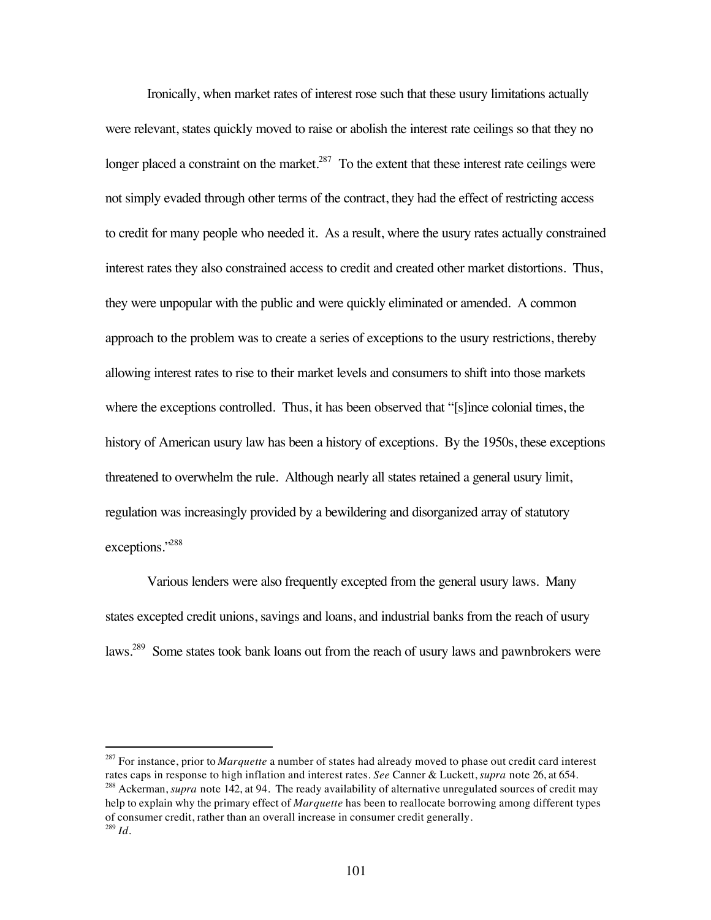Ironically, when market rates of interest rose such that these usury limitations actually were relevant, states quickly moved to raise or abolish the interest rate ceilings so that they no longer placed a constraint on the market.[287] To the extent that these interest rate ceilings were not simply evaded through other terms of the contract, they had the effect of restricting access to credit for many people who needed it. As a result, where the usury rates actually constrained interest rates they also constrained access to credit and created other market distortions. Thus, they were unpopular with the public and were quickly eliminated or amended. A common approach to the problem was to create a series of exceptions to the usury restrictions, thereby allowing interest rates to rise to their market levels and consumers to shift into those markets where the exceptions controlled. Thus, it has been observed that "[s]ince colonial times, the history of American usury law has been a history of exceptions. By the 1950s, these exceptions threatened to overwhelm the rule. Although nearly all states retained a general usury limit, regulation was increasingly provided by a bewildering and disorganized array of statutory exceptions."[288]

Various lenders were also frequently excepted from the general usury laws. Many states excepted credit unions, savings and loans, and industrial banks from the reach of usury laws.[289] Some states took bank loans out from the reach of usury laws and pawnbrokers were

---

[287] For instance, prior to *Marquette* a number of states had already moved to phase out credit card interest rates caps in response to high inflation and interest rates. *See* Canner & Luckett, *supra* note 26, at 654.

[288] Ackerman, *supra* note 142, at 94. The ready availability of alternative unregulated sources of credit may help to explain why the primary effect of *Marquette* has been to reallocate borrowing among different types of consumer credit, rather than an overall increase in consumer credit generally.

[289] *Id.*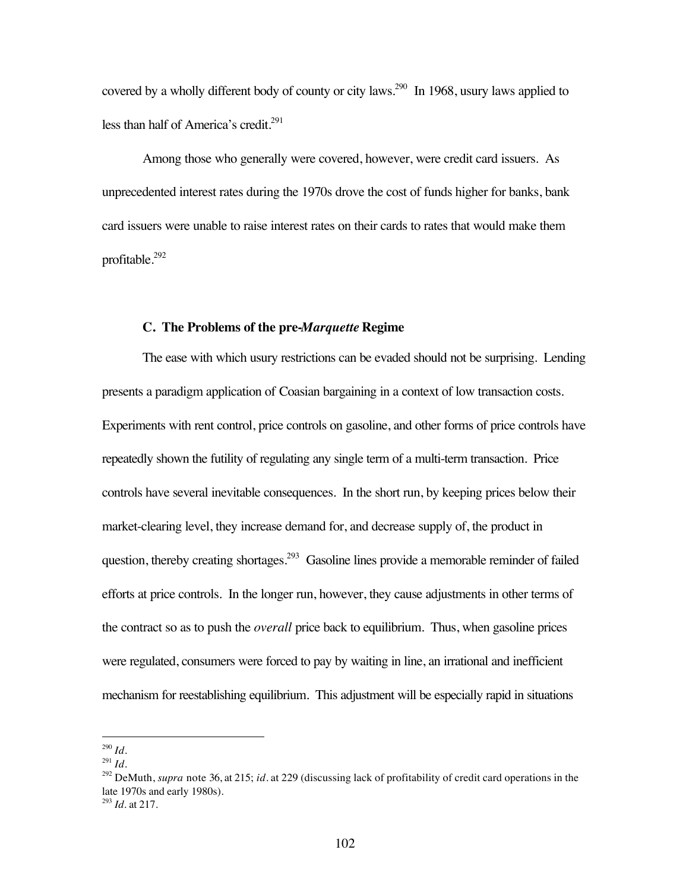covered by a wholly different body of county or city laws.[290] In 1968, usury laws applied to less than half of America's credit.[291]

Among those who generally were covered, however, were credit card issuers. As unprecedented interest rates during the 1970s drove the cost of funds higher for banks, bank card issuers were unable to raise interest rates on their cards to rates that would make them profitable.[292]

### C. The Problems of the pre-*Marquette* Regime

The ease with which usury restrictions can be evaded should not be surprising. Lending presents a paradigm application of Coasian bargaining in a context of low transaction costs. Experiments with rent control, price controls on gasoline, and other forms of price controls have repeatedly shown the futility of regulating any single term of a multi-term transaction. Price controls have several inevitable consequences. In the short run, by keeping prices below their market-clearing level, they increase demand for, and decrease supply of, the product in question, thereby creating shortages.[293] Gasoline lines provide a memorable reminder of failed efforts at price controls. In the longer run, however, they cause adjustments in other terms of the contract so as to push the *overall* price back to equilibrium. Thus, when gasoline prices were regulated, consumers were forced to pay by waiting in line, an irrational and inefficient mechanism for reestablishing equilibrium. This adjustment will be especially rapid in situations

---

[290] *Id.*

[291] *Id.*

[292] DeMuth, *supra* note 36, at 215; *id.* at 229 (discussing lack of profitability of credit card operations in the late 1970s and early 1980s).

[293] *Id.* at 217.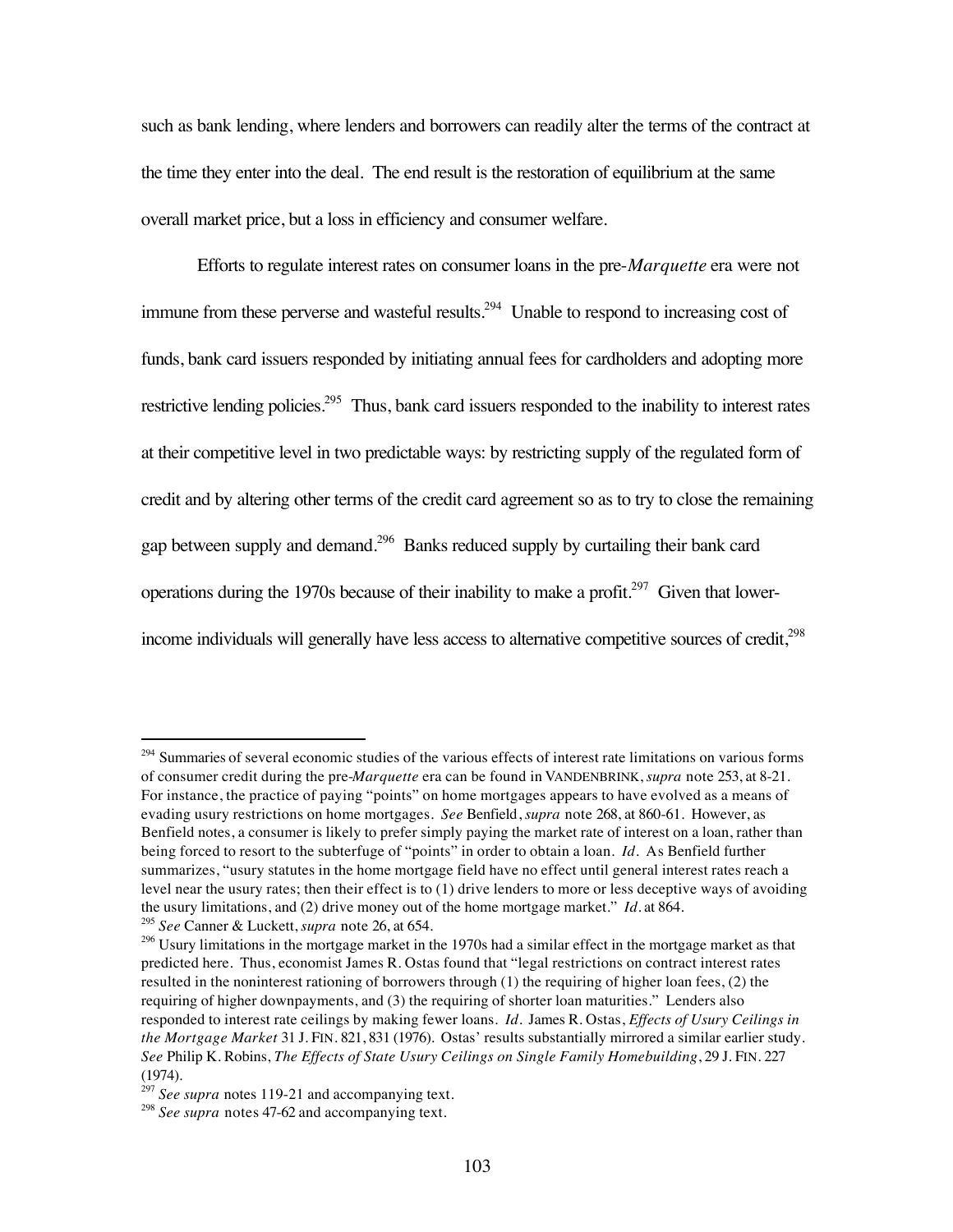such as bank lending, where lenders and borrowers can readily alter the terms of the contract at the time they enter into the deal. The end result is the restoration of equilibrium at the same overall market price, but a loss in efficiency and consumer welfare.

Efforts to regulate interest rates on consumer loans in the pre-*Marquette* era were not immune from these perverse and wasteful results.[294] Unable to respond to increasing cost of funds, bank card issuers responded by initiating annual fees for cardholders and adopting more restrictive lending policies.[295] Thus, bank card issuers responded to the inability to interest rates at their competitive level in two predictable ways: by restricting supply of the regulated form of credit and by altering other terms of the credit card agreement so as to try to close the remaining gap between supply and demand.[296] Banks reduced supply by curtailing their bank card operations during the 1970s because of their inability to make a profit.[297] Given that lower-income individuals will generally have less access to alternative competitive sources of credit,[298]

---

[294] Summaries of several economic studies of the various effects of interest rate limitations on various forms of consumer credit during the pre-*Marquette* era can be found in VANDENBRINK, *supra* note 253, at 8-21. For instance, the practice of paying "points" on home mortgages appears to have evolved as a means of evading usury restrictions on home mortgages. *See* Benfield, *supra* note 268, at 860-61. However, as Benfield notes, a consumer is likely to prefer simply paying the market rate of interest on a loan, rather than being forced to resort to the subterfuge of "points" in order to obtain a loan. *Id.* As Benfield further summarizes, "usury statutes in the home mortgage field have no effect until general interest rates reach a level near the usury rates; then their effect is to (1) drive lenders to more or less deceptive ways of avoiding the usury limitations, and (2) drive money out of the home mortgage market." *Id.* at 864.

[295] *See* Canner & Luckett, *supra* note 26, at 654.

[296] Usury limitations in the mortgage market in the 1970s had a similar effect in the mortgage market as that predicted here. Thus, economist James R. Ostas found that "legal restrictions on contract interest rates resulted in the noninterest rationing of borrowers through (1) the requiring of higher loan fees, (2) the requiring of higher downpayments, and (3) the requiring of shorter loan maturities." Lenders also responded to interest rate ceilings by making fewer loans. *Id.* James R. Ostas, *Effects of Usury Ceilings in the Mortgage Market* 31 J. FIN. 821, 831 (1976). Ostas' results substantially mirrored a similar earlier study. *See* Philip K. Robins, *The Effects of State Usury Ceilings on Single Family Homebuilding*, 29 J. FIN. 227 (1974).

[297] *See supra* notes 119-21 and accompanying text.

[298] *See supra* notes 47-62 and accompanying text.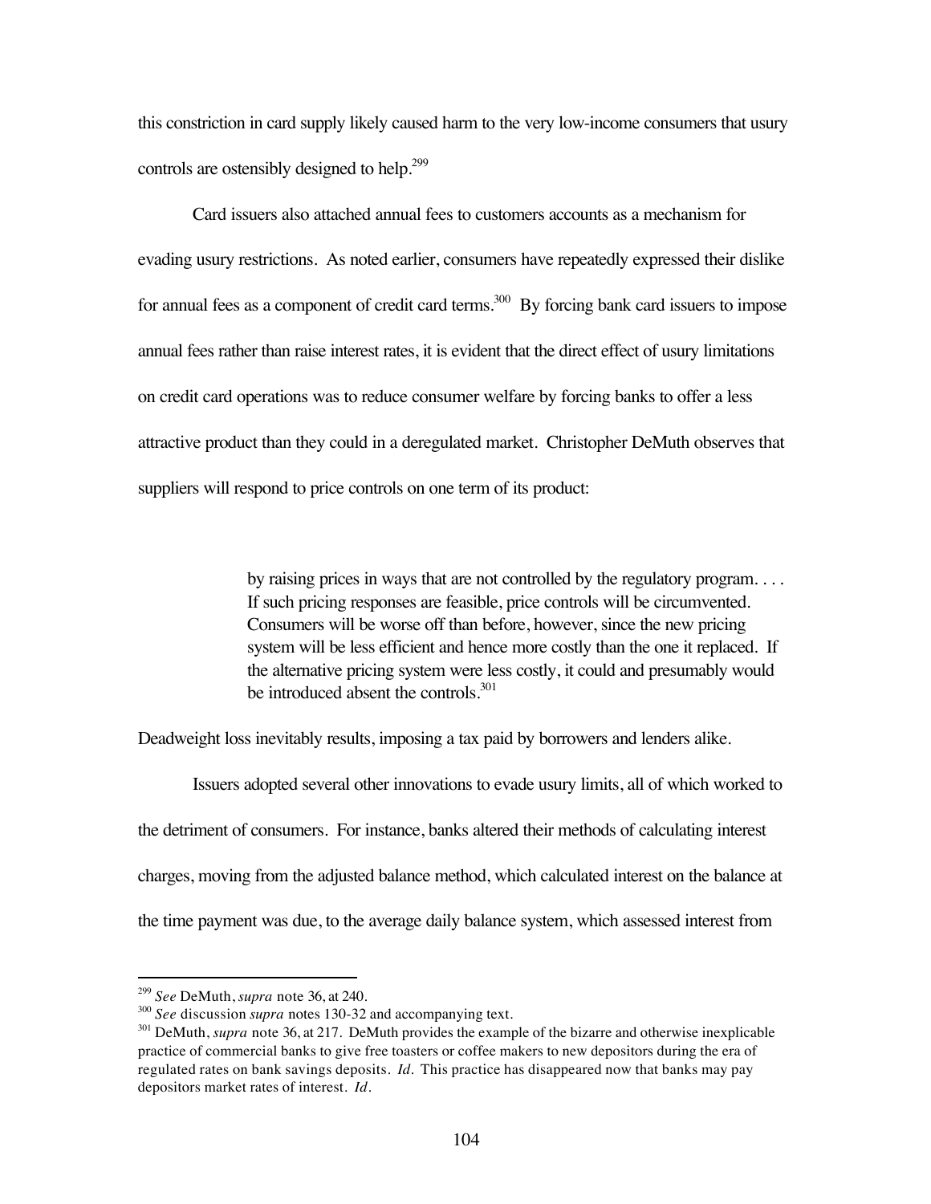this constriction in card supply likely caused harm to the very low-income consumers that usury controls are ostensibly designed to help.[299]

Card issuers also attached annual fees to customers accounts as a mechanism for evading usury restrictions. As noted earlier, consumers have repeatedly expressed their dislike for annual fees as a component of credit card terms.[300] By forcing bank card issuers to impose annual fees rather than raise interest rates, it is evident that the direct effect of usury limitations on credit card operations was to reduce consumer welfare by forcing banks to offer a less attractive product than they could in a deregulated market. Christopher DeMuth observes that suppliers will respond to price controls on one term of its product:

> by raising prices in ways that are not controlled by the regulatory program. . . . If such pricing responses are feasible, price controls will be circumvented. Consumers will be worse off than before, however, since the new pricing system will be less efficient and hence more costly than the one it replaced. If the alternative pricing system were less costly, it could and presumably would be introduced absent the controls.[301]

Deadweight loss inevitably results, imposing a tax paid by borrowers and lenders alike.

Issuers adopted several other innovations to evade usury limits, all of which worked to the detriment of consumers. For instance, banks altered their methods of calculating interest charges, moving from the adjusted balance method, which calculated interest on the balance at the time payment was due, to the average daily balance system, which assessed interest from

---

[299] *See* DeMuth, *supra* note 36, at 240.

[300] *See* discussion *supra* notes 130-32 and accompanying text.

[301] DeMuth, *supra* note 36, at 217. DeMuth provides the example of the bizarre and otherwise inexplicable practice of commercial banks to give free toasters or coffee makers to new depositors during the era of regulated rates on bank savings deposits. *Id.* This practice has disappeared now that banks may pay depositors market rates of interest. *Id.*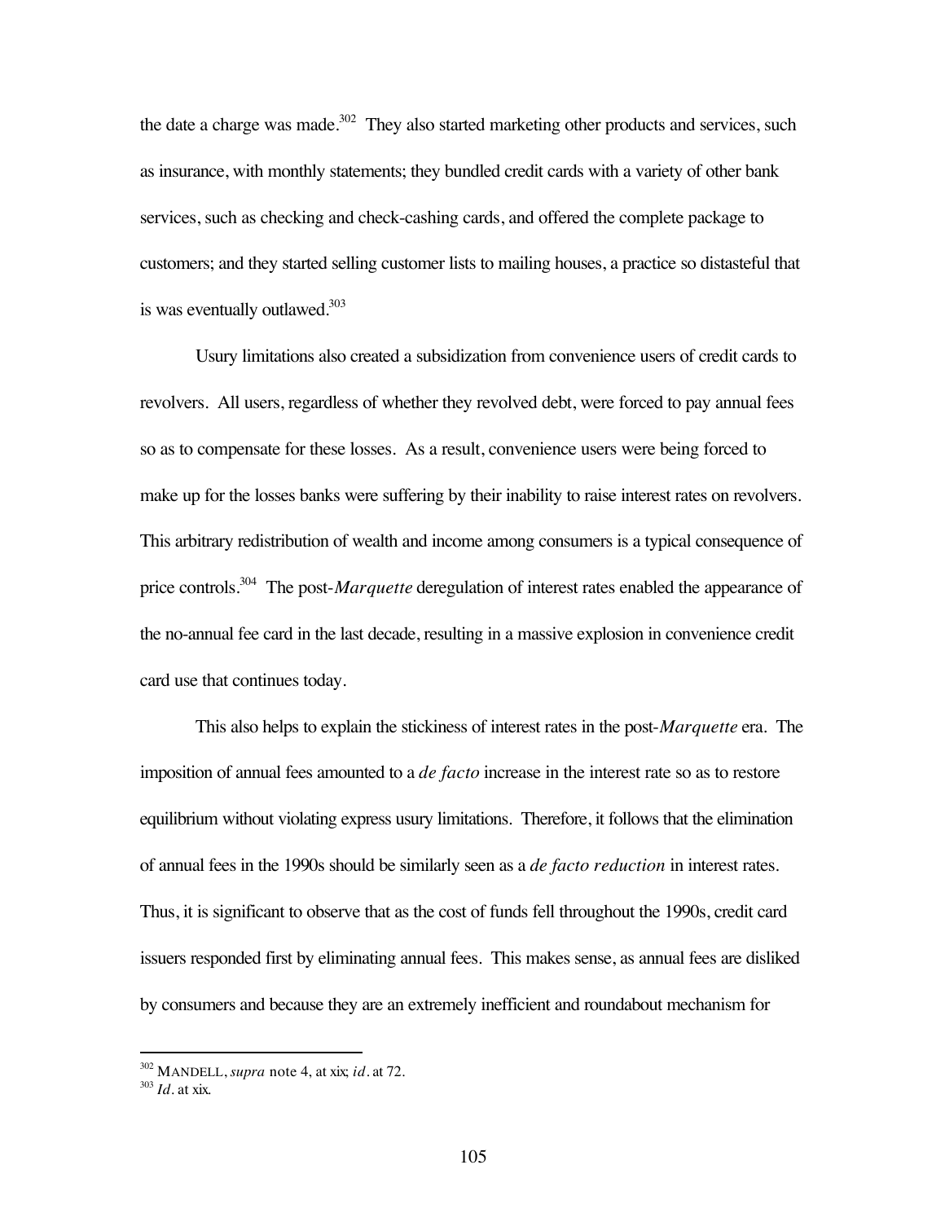the date a charge was made.[302] They also started marketing other products and services, such as insurance, with monthly statements; they bundled credit cards with a variety of other bank services, such as checking and check-cashing cards, and offered the complete package to customers; and they started selling customer lists to mailing houses, a practice so distasteful that is was eventually outlawed.[303]

Usury limitations also created a subsidization from convenience users of credit cards to revolvers. All users, regardless of whether they revolved debt, were forced to pay annual fees so as to compensate for these losses. As a result, convenience users were being forced to make up for the losses banks were suffering by their inability to raise interest rates on revolvers. This arbitrary redistribution of wealth and income among consumers is a typical consequence of price controls.[304] The post-*Marquette* deregulation of interest rates enabled the appearance of the no-annual fee card in the last decade, resulting in a massive explosion in convenience credit card use that continues today.

This also helps to explain the stickiness of interest rates in the post-*Marquette* era. The imposition of annual fees amounted to a *de facto* increase in the interest rate so as to restore equilibrium without violating express usury limitations. Therefore, it follows that the elimination of annual fees in the 1990s should be similarly seen as a *de facto reduction* in interest rates. Thus, it is significant to observe that as the cost of funds fell throughout the 1990s, credit card issuers responded first by eliminating annual fees. This makes sense, as annual fees are disliked by consumers and because they are an extremely inefficient and roundabout mechanism for

---

[302] MANDELL, *supra* note 4, at xix; *id*. at 72.

[303] *Id*. at xix.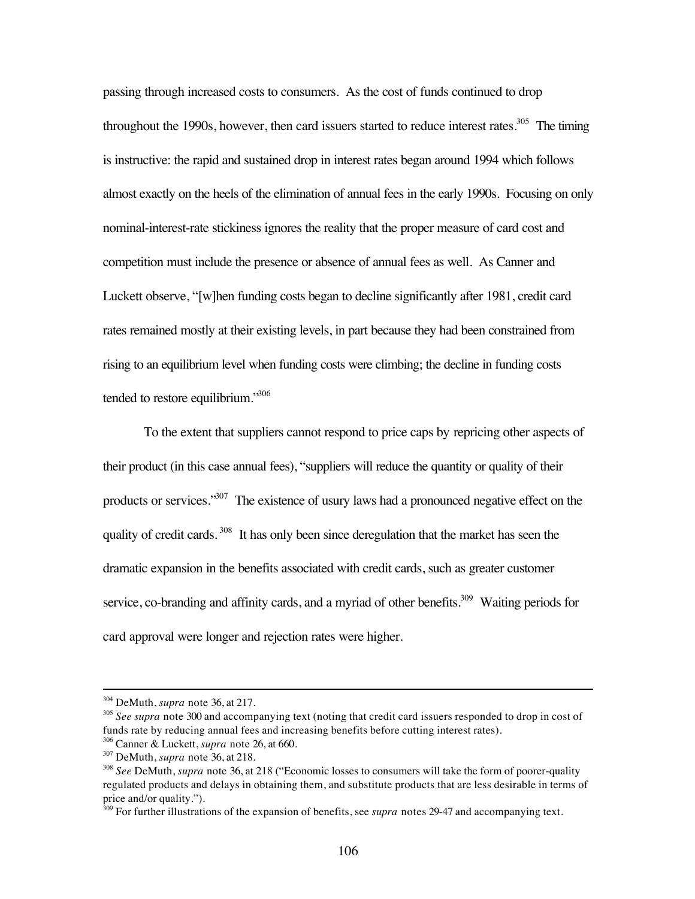passing through increased costs to consumers. As the cost of funds continued to drop throughout the 1990s, however, then card issuers started to reduce interest rates.[305] The timing is instructive: the rapid and sustained drop in interest rates began around 1994 which follows almost exactly on the heels of the elimination of annual fees in the early 1990s. Focusing on only nominal-interest-rate stickiness ignores the reality that the proper measure of card cost and competition must include the presence or absence of annual fees as well. As Canner and Luckett observe, "[w]hen funding costs began to decline significantly after 1981, credit card rates remained mostly at their existing levels, in part because they had been constrained from rising to an equilibrium level when funding costs were climbing; the decline in funding costs tended to restore equilibrium."[306]

To the extent that suppliers cannot respond to price caps by repricing other aspects of their product (in this case annual fees), "suppliers will reduce the quantity or quality of their products or services."[307] The existence of usury laws had a pronounced negative effect on the quality of credit cards.[308] It has only been since deregulation that the market has seen the dramatic expansion in the benefits associated with credit cards, such as greater customer service, co-branding and affinity cards, and a myriad of other benefits.[309] Waiting periods for card approval were longer and rejection rates were higher.

---

[304] DeMuth, *supra* note 36, at 217.

[305] *See supra* note 300 and accompanying text (noting that credit card issuers responded to drop in cost of funds rate by reducing annual fees and increasing benefits before cutting interest rates).

[306] Canner & Luckett, *supra* note 26, at 660.

[307] DeMuth, *supra* note 36, at 218.

[308] *See* DeMuth, *supra* note 36, at 218 ("Economic losses to consumers will take the form of poorer-quality regulated products and delays in obtaining them, and substitute products that are less desirable in terms of price and/or quality.").

[309] For further illustrations of the expansion of benefits, see *supra* notes 29-47 and accompanying text.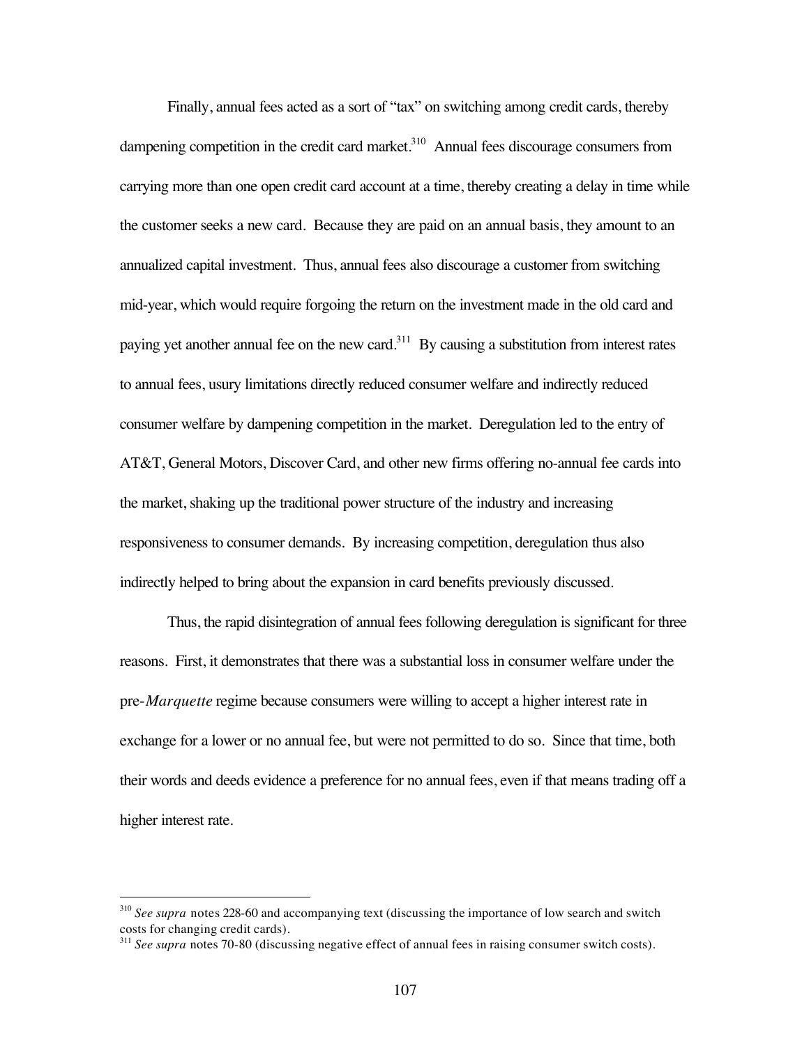Finally, annual fees acted as a sort of "tax" on switching among credit cards, thereby dampening competition in the credit card market.[310] Annual fees discourage consumers from carrying more than one open credit card account at a time, thereby creating a delay in time while the customer seeks a new card. Because they are paid on an annual basis, they amount to an annualized capital investment. Thus, annual fees also discourage a customer from switching mid-year, which would require forgoing the return on the investment made in the old card and paying yet another annual fee on the new card.[311] By causing a substitution from interest rates to annual fees, usury limitations directly reduced consumer welfare and indirectly reduced consumer welfare by dampening competition in the market. Deregulation led to the entry of AT&T, General Motors, Discover Card, and other new firms offering no-annual fee cards into the market, shaking up the traditional power structure of the industry and increasing responsiveness to consumer demands. By increasing competition, deregulation thus also indirectly helped to bring about the expansion in card benefits previously discussed.

Thus, the rapid disintegration of annual fees following deregulation is significant for three reasons. First, it demonstrates that there was a substantial loss in consumer welfare under the pre-*Marquette* regime because consumers were willing to accept a higher interest rate in exchange for a lower or no annual fee, but were not permitted to do so. Since that time, both their words and deeds evidence a preference for no annual fees, even if that means trading off a higher interest rate.

---

[310] *See supra* notes 228-60 and accompanying text (discussing the importance of low search and switch costs for changing credit cards).

[311] *See supra* notes 70-80 (discussing negative effect of annual fees in raising consumer switch costs).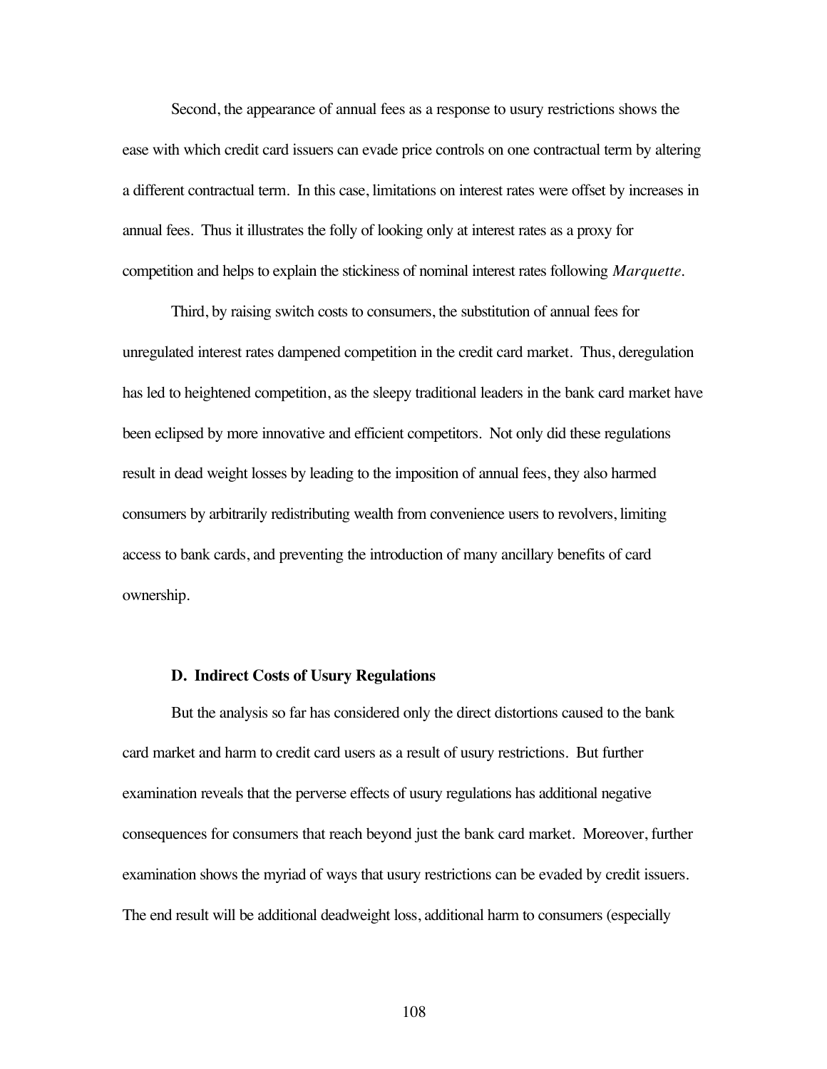Second, the appearance of annual fees as a response to usury restrictions shows the ease with which credit card issuers can evade price controls on one contractual term by altering a different contractual term. In this case, limitations on interest rates were offset by increases in annual fees. Thus it illustrates the folly of looking only at interest rates as a proxy for competition and helps to explain the stickiness of nominal interest rates following *Marquette*.

Third, by raising switch costs to consumers, the substitution of annual fees for unregulated interest rates dampened competition in the credit card market. Thus, deregulation has led to heightened competition, as the sleepy traditional leaders in the bank card market have been eclipsed by more innovative and efficient competitors. Not only did these regulations result in dead weight losses by leading to the imposition of annual fees, they also harmed consumers by arbitrarily redistributing wealth from convenience users to revolvers, limiting access to bank cards, and preventing the introduction of many ancillary benefits of card ownership.

### D. Indirect Costs of Usury Regulations

But the analysis so far has considered only the direct distortions caused to the bank card market and harm to credit card users as a result of usury restrictions. But further examination reveals that the perverse effects of usury regulations has additional negative consequences for consumers that reach beyond just the bank card market. Moreover, further examination shows the myriad of ways that usury restrictions can be evaded by credit issuers. The end result will be additional deadweight loss, additional harm to consumers (especially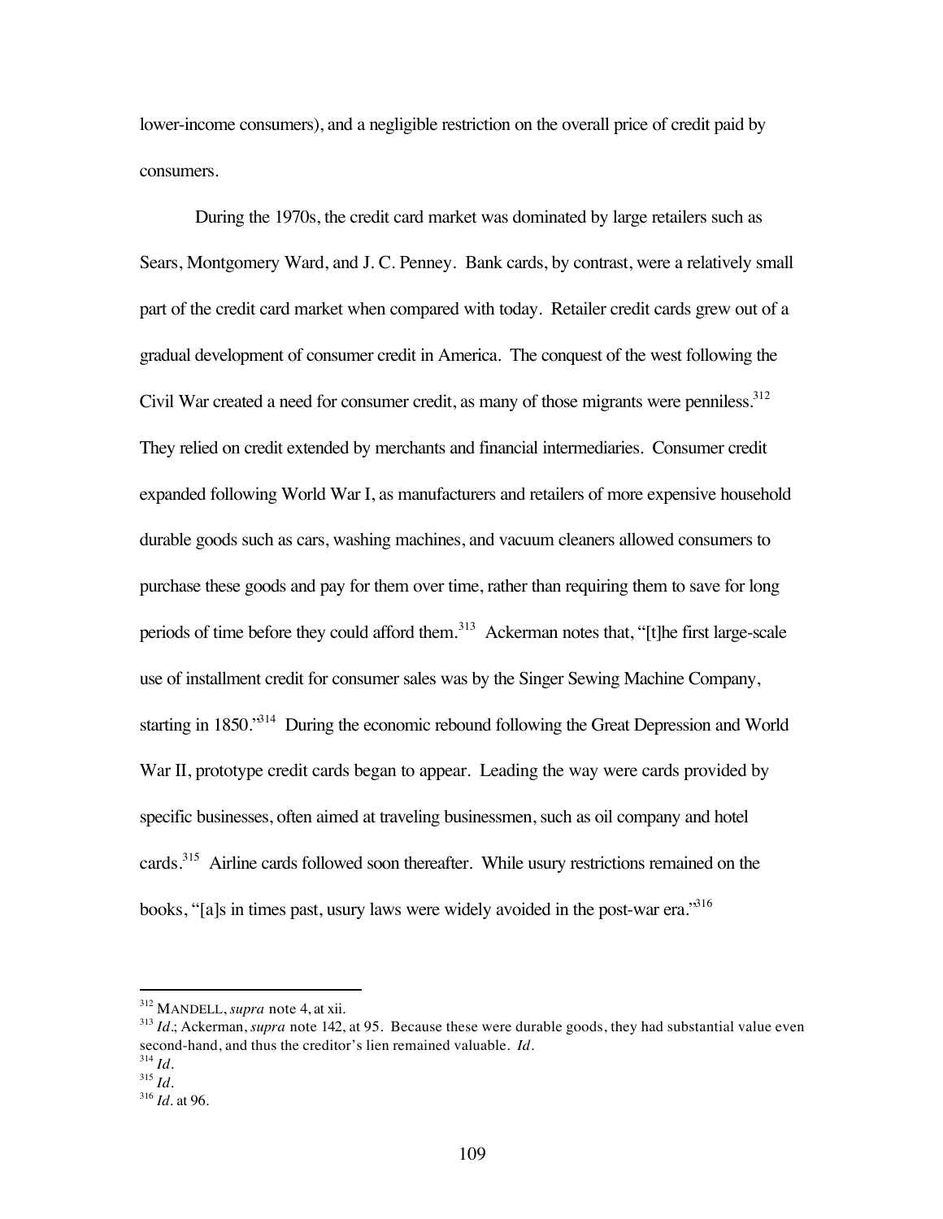lower-income consumers), and a negligible restriction on the overall price of credit paid by consumers.

During the 1970s, the credit card market was dominated by large retailers such as Sears, Montgomery Ward, and J. C. Penney. Bank cards, by contrast, were a relatively small part of the credit card market when compared with today. Retailer credit cards grew out of a gradual development of consumer credit in America. The conquest of the west following the Civil War created a need for consumer credit, as many of those migrants were penniless.[312] They relied on credit extended by merchants and financial intermediaries. Consumer credit expanded following World War I, as manufacturers and retailers of more expensive household durable goods such as cars, washing machines, and vacuum cleaners allowed consumers to purchase these goods and pay for them over time, rather than requiring them to save for long periods of time before they could afford them.[313] Ackerman notes that, "[t]he first large-scale use of installment credit for consumer sales was by the Singer Sewing Machine Company, starting in 1850."[314] During the economic rebound following the Great Depression and World War II, prototype credit cards began to appear. Leading the way were cards provided by specific businesses, often aimed at traveling businessmen, such as oil company and hotel cards.[315] Airline cards followed soon thereafter. While usury restrictions remained on the books, "[a]s in times past, usury laws were widely avoided in the post-war era."[316]

---

[312] MANDELL, *supra* note 4, at xii.

[313] *Id.*; Ackerman, *supra* note 142, at 95. Because these were durable goods, they had substantial value even second-hand, and thus the creditor's lien remained valuable. *Id.*

[314] *Id.*

[315] *Id.*

[316] *Id.* at 96.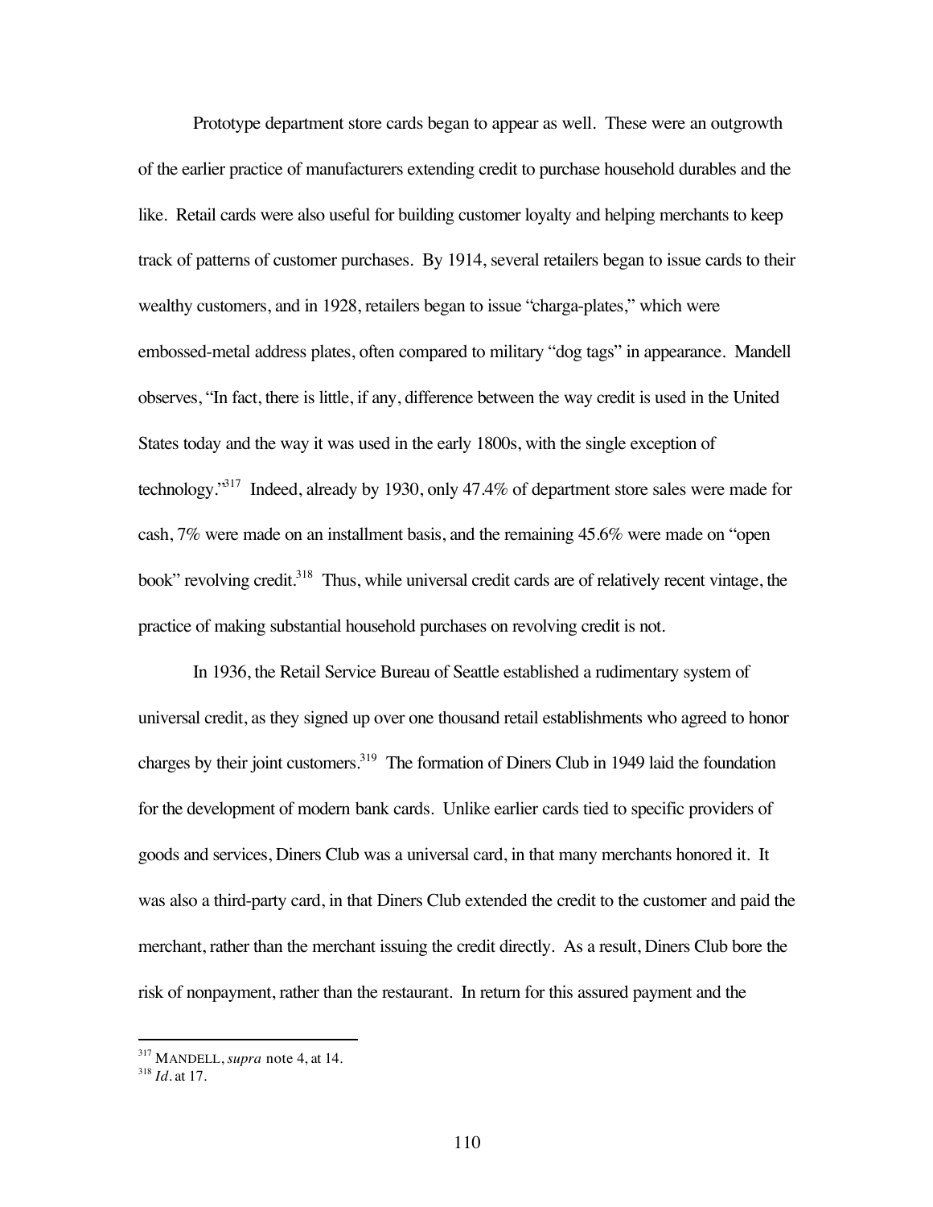Prototype department store cards began to appear as well. These were an outgrowth of the earlier practice of manufacturers extending credit to purchase household durables and the like. Retail cards were also useful for building customer loyalty and helping merchants to keep track of patterns of customer purchases. By 1914, several retailers began to issue cards to their wealthy customers, and in 1928, retailers began to issue "charga-plates," which were embossed-metal address plates, often compared to military "dog tags" in appearance. Mandell observes, "In fact, there is little, if any, difference between the way credit is used in the United States today and the way it was used in the early 1800s, with the single exception of technology."[317] Indeed, already by 1930, only 47.4% of department store sales were made for cash, 7% were made on an installment basis, and the remaining 45.6% were made on "open book" revolving credit.[318] Thus, while universal credit cards are of relatively recent vintage, the practice of making substantial household purchases on revolving credit is not.

In 1936, the Retail Service Bureau of Seattle established a rudimentary system of universal credit, as they signed up over one thousand retail establishments who agreed to honor charges by their joint customers.[319] The formation of Diners Club in 1949 laid the foundation for the development of modern bank cards. Unlike earlier cards tied to specific providers of goods and services, Diners Club was a universal card, in that many merchants honored it. It was also a third-party card, in that Diners Club extended the credit to the customer and paid the merchant, rather than the merchant issuing the credit directly. As a result, Diners Club bore the risk of nonpayment, rather than the restaurant. In return for this assured payment and the

---

[317] MANDELL, *supra* note 4, at 14.

[318] *Id.* at 17.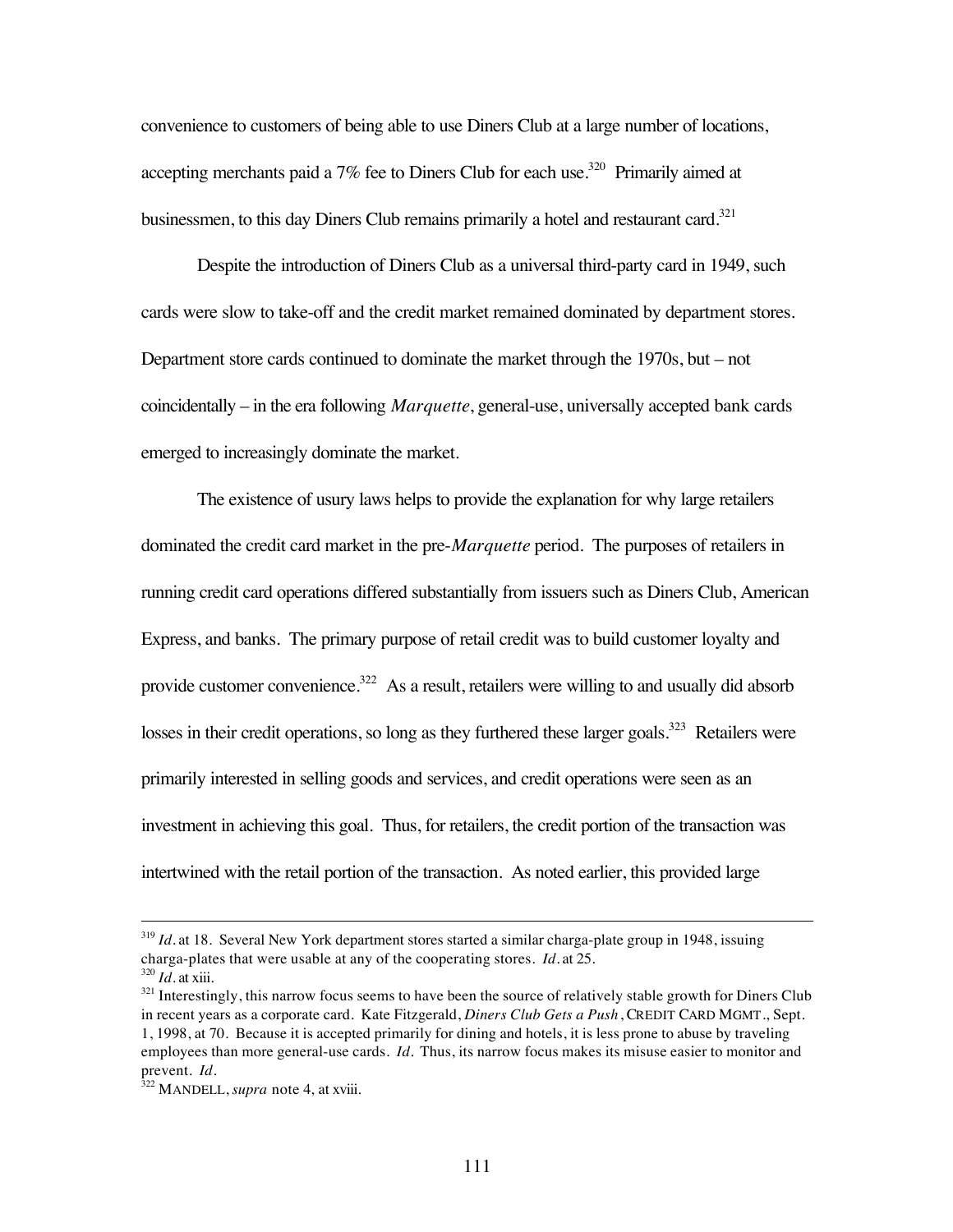convenience to customers of being able to use Diners Club at a large number of locations, accepting merchants paid a 7% fee to Diners Club for each use.[320] Primarily aimed at businessmen, to this day Diners Club remains primarily a hotel and restaurant card.[321]

Despite the introduction of Diners Club as a universal third-party card in 1949, such cards were slow to take-off and the credit market remained dominated by department stores. Department store cards continued to dominate the market through the 1970s, but – not coincidentally – in the era following *Marquette*, general-use, universally accepted bank cards emerged to increasingly dominate the market.

The existence of usury laws helps to provide the explanation for why large retailers dominated the credit card market in the pre-*Marquette* period. The purposes of retailers in running credit card operations differed substantially from issuers such as Diners Club, American Express, and banks. The primary purpose of retail credit was to build customer loyalty and provide customer convenience.[322] As a result, retailers were willing to and usually did absorb losses in their credit operations, so long as they furthered these larger goals.[323] Retailers were primarily interested in selling goods and services, and credit operations were seen as an investment in achieving this goal. Thus, for retailers, the credit portion of the transaction was intertwined with the retail portion of the transaction. As noted earlier, this provided large

---

[319] *Id.* at 18. Several New York department stores started a similar charga-plate group in 1948, issuing charga-plates that were usable at any of the cooperating stores. *Id.* at 25.

[320] *Id.* at xiii.

[321] Interestingly, this narrow focus seems to have been the source of relatively stable growth for Diners Club in recent years as a corporate card. Kate Fitzgerald, *Diners Club Gets a Push*, CREDIT CARD MGMT., Sept. 1, 1998, at 70. Because it is accepted primarily for dining and hotels, it is less prone to abuse by traveling employees than more general-use cards. *Id.* Thus, its narrow focus makes its misuse easier to monitor and prevent. *Id.*

[322] MANDELL, *supra* note 4, at xviii.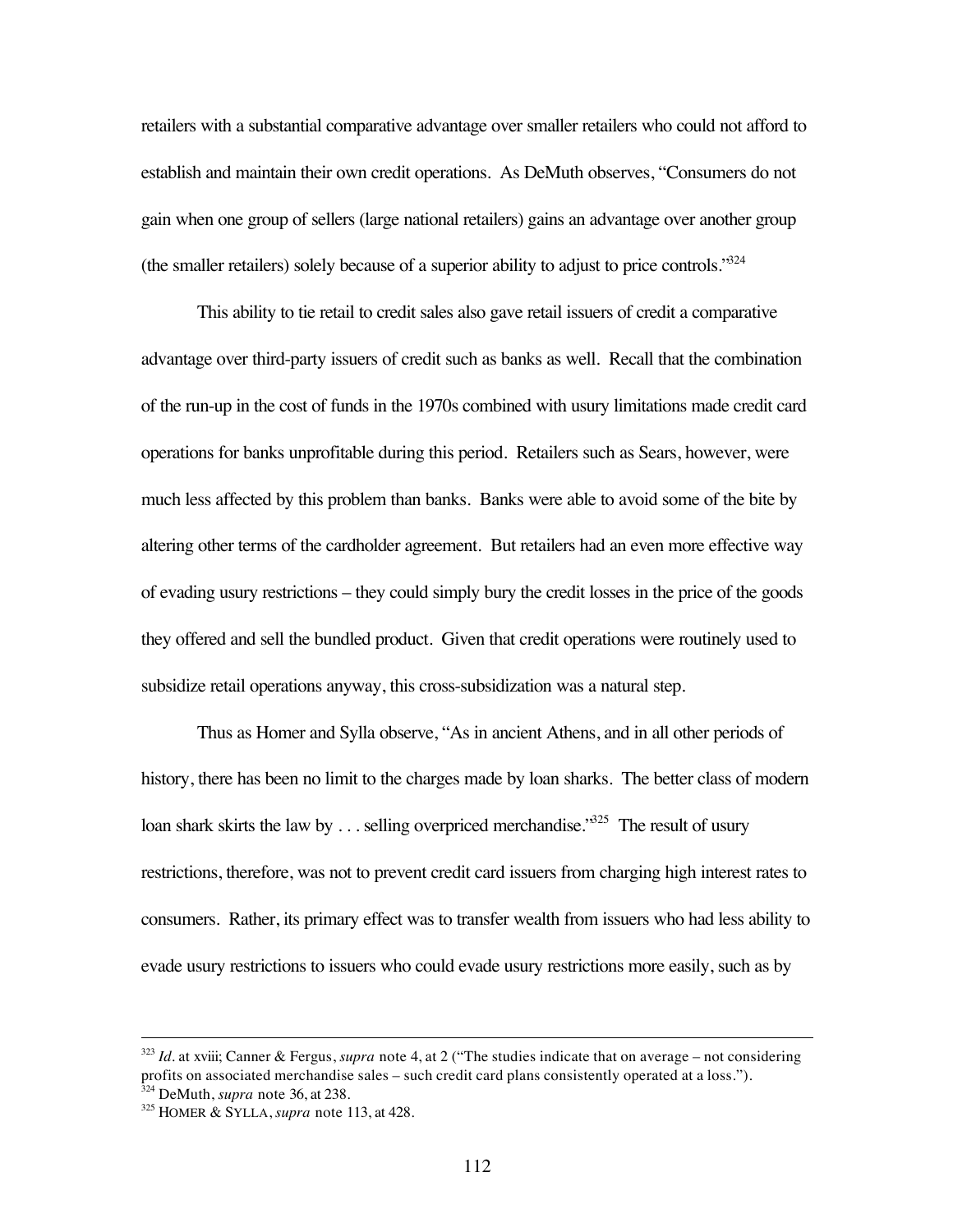retailers with a substantial comparative advantage over smaller retailers who could not afford to establish and maintain their own credit operations. As DeMuth observes, "Consumers do not gain when one group of sellers (large national retailers) gains an advantage over another group (the smaller retailers) solely because of a superior ability to adjust to price controls."[324]

This ability to tie retail to credit sales also gave retail issuers of credit a comparative advantage over third-party issuers of credit such as banks as well. Recall that the combination of the run-up in the cost of funds in the 1970s combined with usury limitations made credit card operations for banks unprofitable during this period. Retailers such as Sears, however, were much less affected by this problem than banks. Banks were able to avoid some of the bite by altering other terms of the cardholder agreement. But retailers had an even more effective way of evading usury restrictions – they could simply bury the credit losses in the price of the goods they offered and sell the bundled product. Given that credit operations were routinely used to subsidize retail operations anyway, this cross-subsidization was a natural step.

Thus as Homer and Sylla observe, "As in ancient Athens, and in all other periods of history, there has been no limit to the charges made by loan sharks. The better class of modern loan shark skirts the law by . . . selling overpriced merchandise."[325] The result of usury restrictions, therefore, was not to prevent credit card issuers from charging high interest rates to consumers. Rather, its primary effect was to transfer wealth from issuers who had less ability to evade usury restrictions to issuers who could evade usury restrictions more easily, such as by

---

[323] *Id.* at xviii; Canner & Fergus, *supra* note 4, at 2 ("The studies indicate that on average – not considering profits on associated merchandise sales – such credit card plans consistently operated at a loss.").

[324] DeMuth, *supra* note 36, at 238.

[325] HOMER & SYLLA, *supra* note 113, at 428.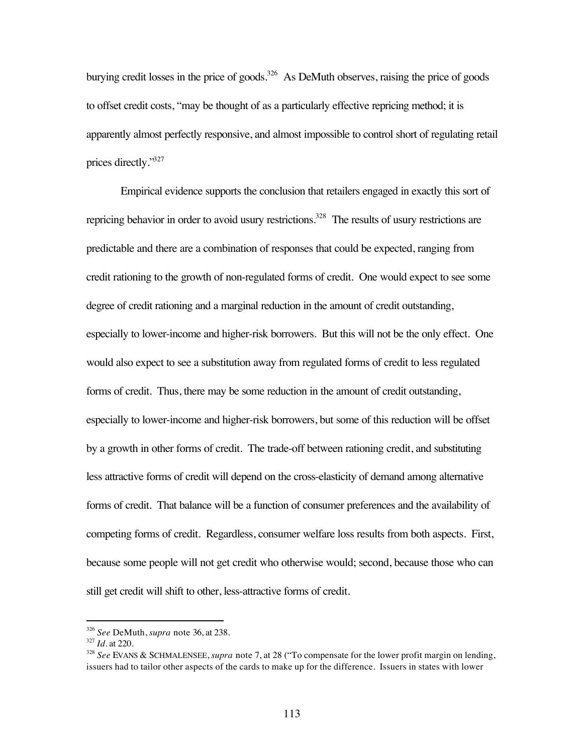burying credit losses in the price of goods.[326] As DeMuth observes, raising the price of goods to offset credit costs, "may be thought of as a particularly effective repricing method; it is apparently almost perfectly responsive, and almost impossible to control short of regulating retail prices directly."[327]

Empirical evidence supports the conclusion that retailers engaged in exactly this sort of repricing behavior in order to avoid usury restrictions.[328] The results of usury restrictions are predictable and there are a combination of responses that could be expected, ranging from credit rationing to the growth of non-regulated forms of credit. One would expect to see some degree of credit rationing and a marginal reduction in the amount of credit outstanding, especially to lower-income and higher-risk borrowers. But this will not be the only effect. One would also expect to see a substitution away from regulated forms of credit to less regulated forms of credit. Thus, there may be some reduction in the amount of credit outstanding, especially to lower-income and higher-risk borrowers, but some of this reduction will be offset by a growth in other forms of credit. The trade-off between rationing credit, and substituting less attractive forms of credit will depend on the cross-elasticity of demand among alternative forms of credit. That balance will be a function of consumer preferences and the availability of competing forms of credit. Regardless, consumer welfare loss results from both aspects. First, because some people will not get credit who otherwise would; second, because those who can still get credit will shift to other, less-attractive forms of credit.

---

[326] *See* DeMuth, *supra* note 36, at 238.

[327] *Id.* at 220.

[328] *See* EVANS & SCHMALENSEE, *supra* note 7, at 28 ("To compensate for the lower profit margin on lending, issuers had to tailor other aspects of the cards to make up for the difference. Issuers in states with lower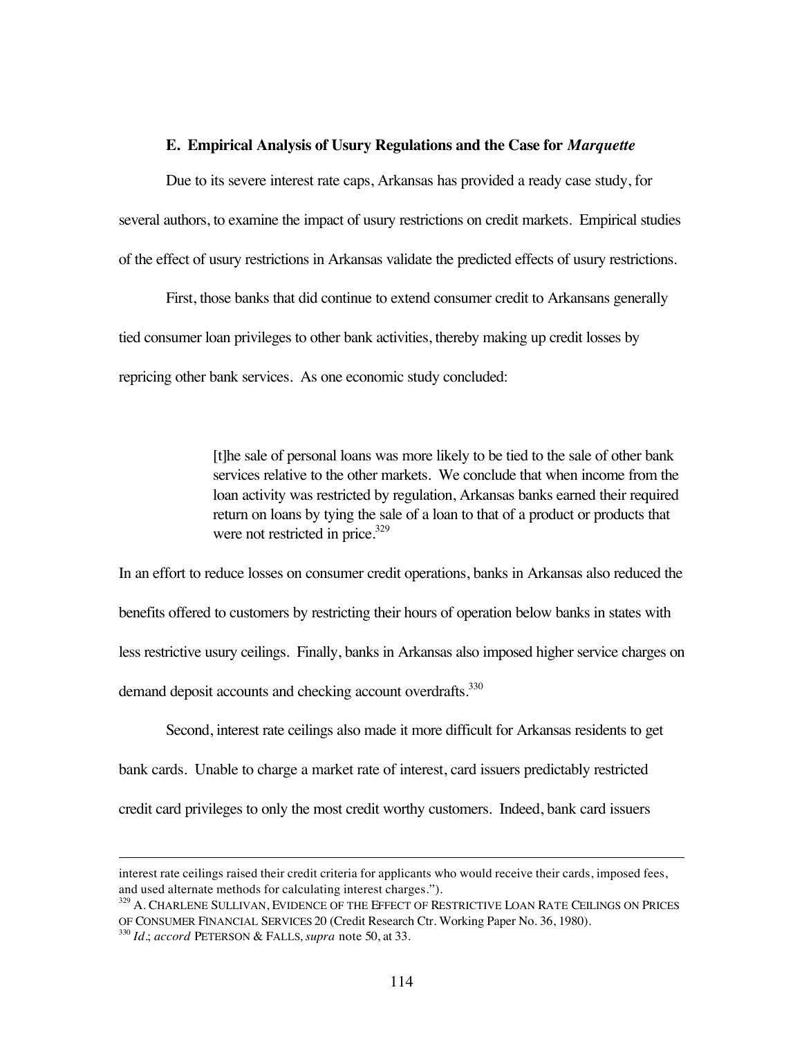### E. Empirical Analysis of Usury Regulations and the Case for *Marquette*

Due to its severe interest rate caps, Arkansas has provided a ready case study, for several authors, to examine the impact of usury restrictions on credit markets. Empirical studies of the effect of usury restrictions in Arkansas validate the predicted effects of usury restrictions.

First, those banks that did continue to extend consumer credit to Arkansans generally tied consumer loan privileges to other bank activities, thereby making up credit losses by repricing other bank services. As one economic study concluded:

> [t]he sale of personal loans was more likely to be tied to the sale of other bank services relative to the other markets. We conclude that when income from the loan activity was restricted by regulation, Arkansas banks earned their required return on loans by tying the sale of a loan to that of a product or products that were not restricted in price.[329]

In an effort to reduce losses on consumer credit operations, banks in Arkansas also reduced the benefits offered to customers by restricting their hours of operation below banks in states with less restrictive usury ceilings. Finally, banks in Arkansas also imposed higher service charges on demand deposit accounts and checking account overdrafts.[330]

Second, interest rate ceilings also made it more difficult for Arkansas residents to get bank cards. Unable to charge a market rate of interest, card issuers predictably restricted credit card privileges to only the most credit worthy customers. Indeed, bank card issuers

---

interest rate ceilings raised their credit criteria for applicants who would receive their cards, imposed fees, and used alternate methods for calculating interest charges.").

[329] A. CHARLENE SULLIVAN, EVIDENCE OF THE EFFECT OF RESTRICTIVE LOAN RATE CEILINGS ON PRICES OF CONSUMER FINANCIAL SERVICES 20 (Credit Research Ctr. Working Paper No. 36, 1980).

[330] *Id*.; *accord* PETERSON & FALLS, *supra* note 50, at 33.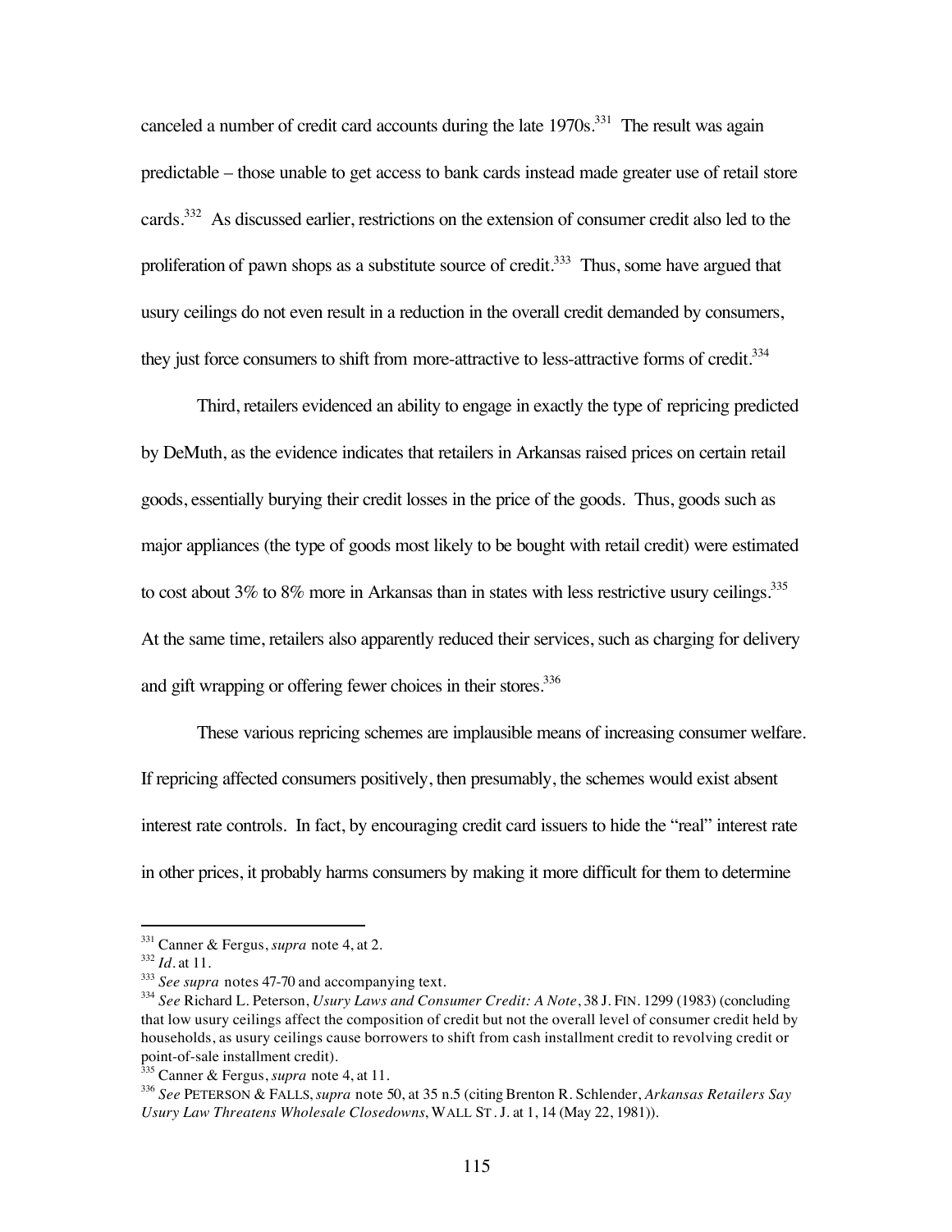canceled a number of credit card accounts during the late 1970s.[331] The result was again predictable – those unable to get access to bank cards instead made greater use of retail store cards.[332] As discussed earlier, restrictions on the extension of consumer credit also led to the proliferation of pawn shops as a substitute source of credit.[333] Thus, some have argued that usury ceilings do not even result in a reduction in the overall credit demanded by consumers, they just force consumers to shift from more-attractive to less-attractive forms of credit.[334]

Third, retailers evidenced an ability to engage in exactly the type of repricing predicted by DeMuth, as the evidence indicates that retailers in Arkansas raised prices on certain retail goods, essentially burying their credit losses in the price of the goods. Thus, goods such as major appliances (the type of goods most likely to be bought with retail credit) were estimated to cost about 3% to 8% more in Arkansas than in states with less restrictive usury ceilings.[335] At the same time, retailers also apparently reduced their services, such as charging for delivery and gift wrapping or offering fewer choices in their stores.[336]

These various repricing schemes are implausible means of increasing consumer welfare. If repricing affected consumers positively, then presumably, the schemes would exist absent interest rate controls. In fact, by encouraging credit card issuers to hide the "real" interest rate in other prices, it probably harms consumers by making it more difficult for them to determine

---

[331] Canner & Fergus, *supra* note 4, at 2.

[332] *Id.* at 11.

[333] *See supra* notes 47-70 and accompanying text.

[334] *See* Richard L. Peterson, *Usury Laws and Consumer Credit: A Note*, 38 J. FIN. 1299 (1983) (concluding that low usury ceilings affect the composition of credit but not the overall level of consumer credit held by households, as usury ceilings cause borrowers to shift from cash installment credit to revolving credit or point-of-sale installment credit).

[335] Canner & Fergus, *supra* note 4, at 11.

[336] *See* PETERSON & FALLS, *supra* note 50, at 35 n.5 (citing Brenton R. Schlender, *Arkansas Retailers Say Usury Law Threatens Wholesale Closedowns*, WALL ST. J. at 1, 14 (May 22, 1981)).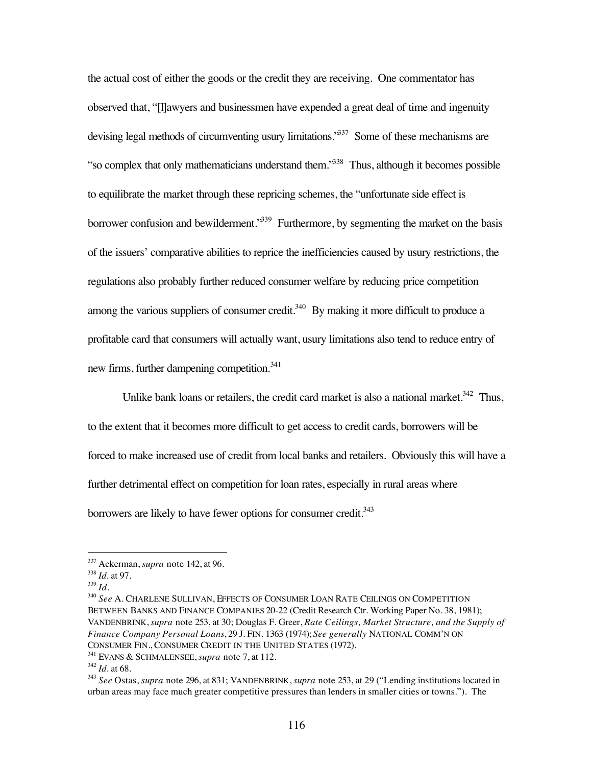the actual cost of either the goods or the credit they are receiving. One commentator has observed that, "[l]awyers and businessmen have expended a great deal of time and ingenuity devising legal methods of circumventing usury limitations."[337] Some of these mechanisms are "so complex that only mathematicians understand them."[338] Thus, although it becomes possible to equilibrate the market through these repricing schemes, the "unfortunate side effect is borrower confusion and bewilderment."[339] Furthermore, by segmenting the market on the basis of the issuers' comparative abilities to reprice the inefficiencies caused by usury restrictions, the regulations also probably further reduced consumer welfare by reducing price competition among the various suppliers of consumer credit.[340] By making it more difficult to produce a profitable card that consumers will actually want, usury limitations also tend to reduce entry of new firms, further dampening competition.[341]

Unlike bank loans or retailers, the credit card market is also a national market.[342] Thus, to the extent that it becomes more difficult to get access to credit cards, borrowers will be forced to make increased use of credit from local banks and retailers. Obviously this will have a further detrimental effect on competition for loan rates, especially in rural areas where borrowers are likely to have fewer options for consumer credit.[343]

---

[337] Ackerman, *supra* note 142, at 96.
[338] *Id.* at 97.
[339] *Id.*
[340] *See* A. CHARLENE SULLIVAN, EFFECTS OF CONSUMER LOAN RATE CEILINGS ON COMPETITION BETWEEN BANKS AND FINANCE COMPANIES 20-22 (Credit Research Ctr. Working Paper No. 38, 1981); VANDENBRINK, *supra* note 253, at 30; Douglas F. Greer, *Rate Ceilings, Market Structure, and the Supply of Finance Company Personal Loans*, 29 J. FIN. 1363 (1974); *See generally* NATIONAL COMM'N ON CONSUMER FIN., CONSUMER CREDIT IN THE UNITED STATES (1972).
[341] EVANS & SCHMALENSEE, *supra* note 7, at 112.
[342] *Id.* at 68.
[343] *See* Ostas, *supra* note 296, at 831; VANDENBRINK, *supra* note 253, at 29 ("Lending institutions located in urban areas may face much greater competitive pressures than lenders in smaller cities or towns."). The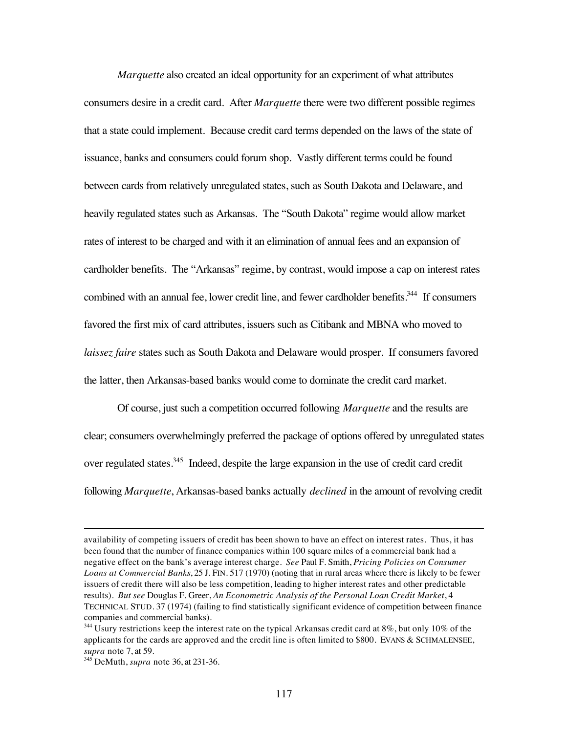*Marquette* also created an ideal opportunity for an experiment of what attributes consumers desire in a credit card. After *Marquette* there were two different possible regimes that a state could implement. Because credit card terms depended on the laws of the state of issuance, banks and consumers could forum shop. Vastly different terms could be found between cards from relatively unregulated states, such as South Dakota and Delaware, and heavily regulated states such as Arkansas. The "South Dakota" regime would allow market rates of interest to be charged and with it an elimination of annual fees and an expansion of cardholder benefits. The "Arkansas" regime, by contrast, would impose a cap on interest rates combined with an annual fee, lower credit line, and fewer cardholder benefits.[344] If consumers favored the first mix of card attributes, issuers such as Citibank and MBNA who moved to *laissez faire* states such as South Dakota and Delaware would prosper. If consumers favored the latter, then Arkansas-based banks would come to dominate the credit card market.

Of course, just such a competition occurred following *Marquette* and the results are clear; consumers overwhelmingly preferred the package of options offered by unregulated states over regulated states.[345] Indeed, despite the large expansion in the use of credit card credit following *Marquette*, Arkansas-based banks actually *declined* in the amount of revolving credit

---

availability of competing issuers of credit has been shown to have an effect on interest rates. Thus, it has been found that the number of finance companies within 100 square miles of a commercial bank had a negative effect on the bank's average interest charge. *See* Paul F. Smith, *Pricing Policies on Consumer Loans at Commercial Banks*, 25 J. FIN. 517 (1970) (noting that in rural areas where there is likely to be fewer issuers of credit there will also be less competition, leading to higher interest rates and other predictable results). *But see* Douglas F. Greer, *An Econometric Analysis of the Personal Loan Credit Market*, 4 TECHNICAL STUD. 37 (1974) (failing to find statistically significant evidence of competition between finance companies and commercial banks).

[344] Usury restrictions keep the interest rate on the typical Arkansas credit card at 8%, but only 10% of the applicants for the cards are approved and the credit line is often limited to $800. EVANS & SCHMALENSEE, *supra* note 7, at 59.

[345] DeMuth, *supra* note 36, at 231-36.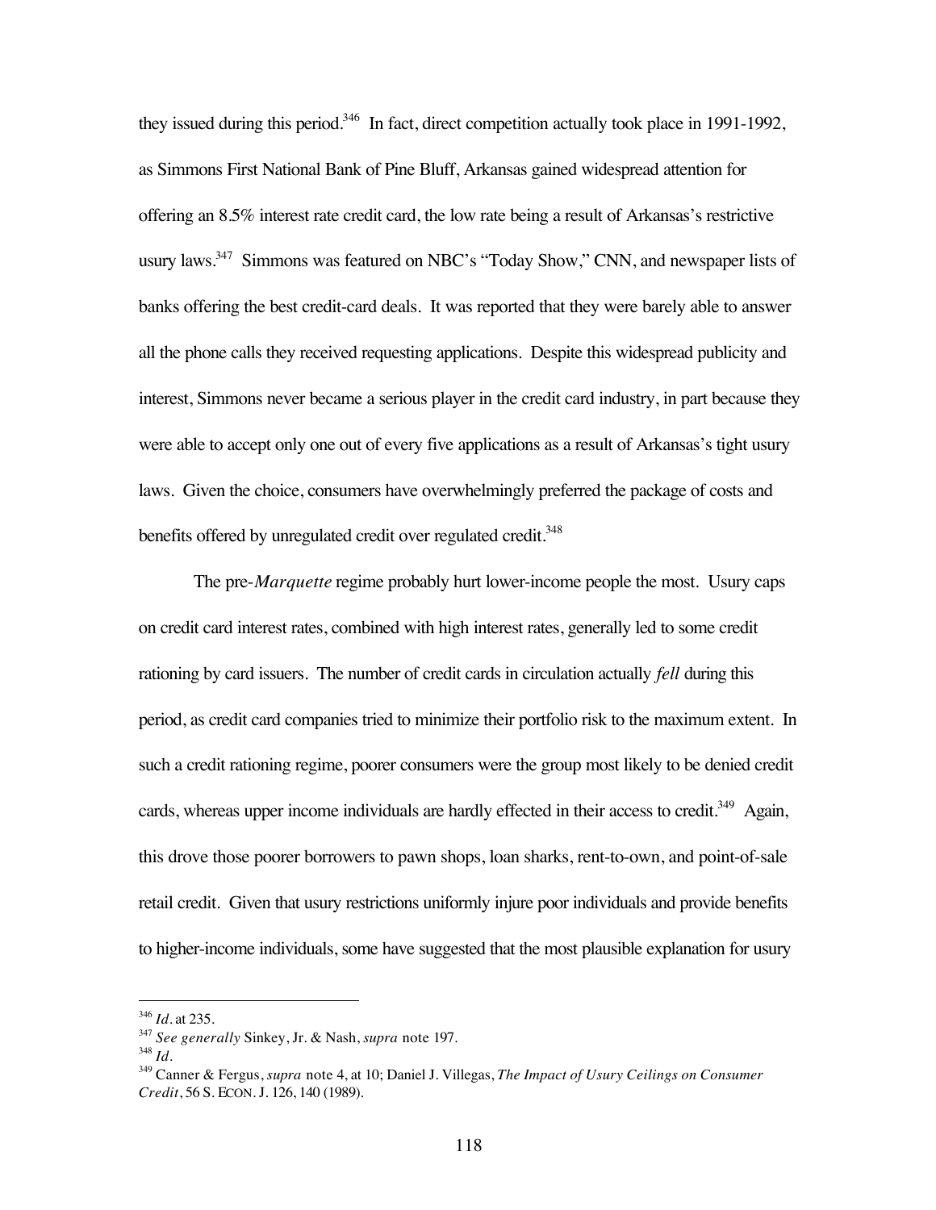they issued during this period.[346] In fact, direct competition actually took place in 1991-1992, as Simmons First National Bank of Pine Bluff, Arkansas gained widespread attention for offering an 8.5% interest rate credit card, the low rate being a result of Arkansas's restrictive usury laws.[347] Simmons was featured on NBC's "Today Show," CNN, and newspaper lists of banks offering the best credit-card deals. It was reported that they were barely able to answer all the phone calls they received requesting applications. Despite this widespread publicity and interest, Simmons never became a serious player in the credit card industry, in part because they were able to accept only one out of every five applications as a result of Arkansas's tight usury laws. Given the choice, consumers have overwhelmingly preferred the package of costs and benefits offered by unregulated credit over regulated credit.[348]

The pre-*Marquette* regime probably hurt lower-income people the most. Usury caps on credit card interest rates, combined with high interest rates, generally led to some credit rationing by card issuers. The number of credit cards in circulation actually *fell* during this period, as credit card companies tried to minimize their portfolio risk to the maximum extent. In such a credit rationing regime, poorer consumers were the group most likely to be denied credit cards, whereas upper income individuals are hardly effected in their access to credit.[349] Again, this drove those poorer borrowers to pawn shops, loan sharks, rent-to-own, and point-of-sale retail credit. Given that usury restrictions uniformly injure poor individuals and provide benefits to higher-income individuals, some have suggested that the most plausible explanation for usury

---

[346] *Id.* at 235.

[347] *See generally* Sinkey, Jr. & Nash, *supra* note 197.

[348] *Id.*

[349] Canner & Fergus, *supra* note 4, at 10; Daniel J. Villegas, *The Impact of Usury Ceilings on Consumer Credit*, 56 S. ECON. J. 126, 140 (1989).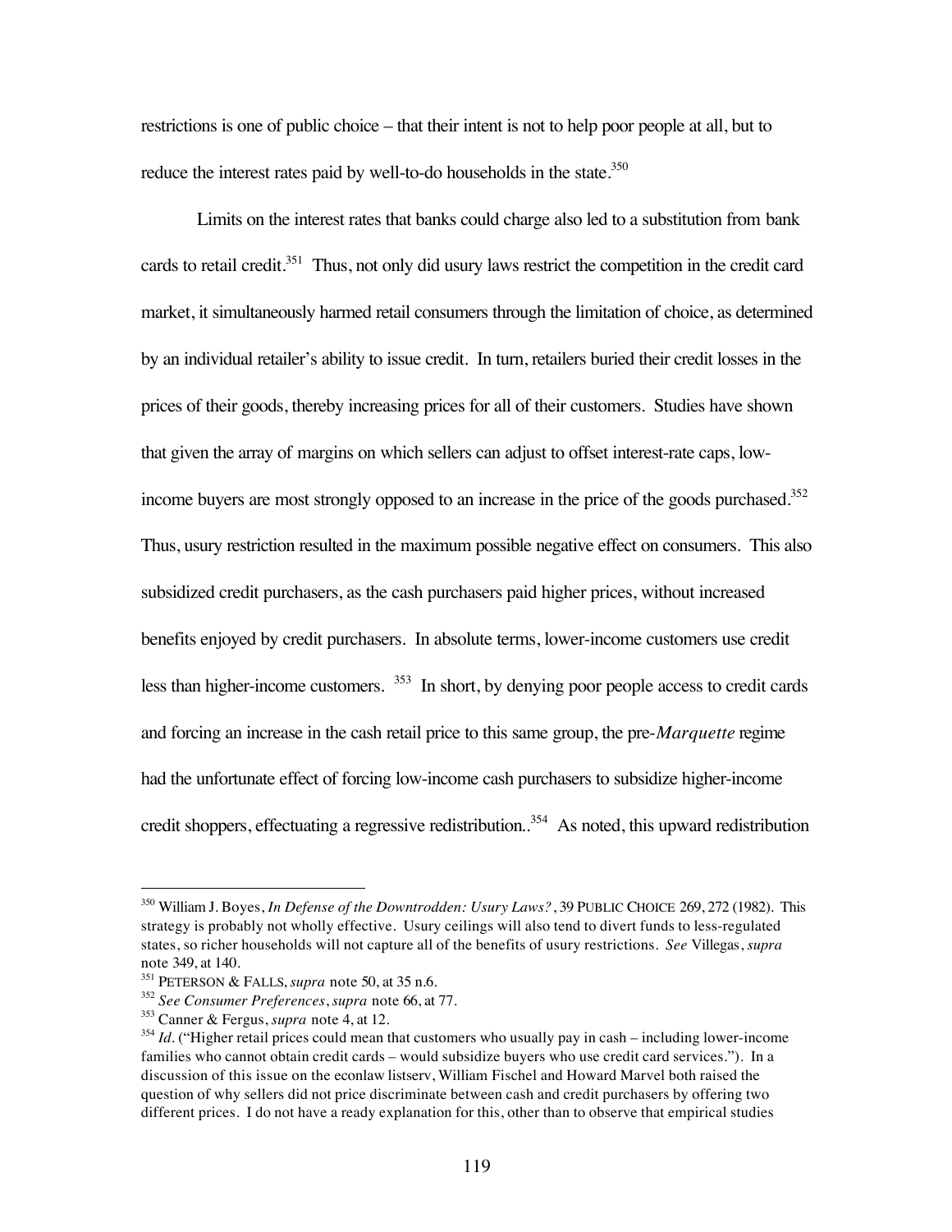restrictions is one of public choice – that their intent is not to help poor people at all, but to reduce the interest rates paid by well-to-do households in the state.[350]

Limits on the interest rates that banks could charge also led to a substitution from bank cards to retail credit.[351] Thus, not only did usury laws restrict the competition in the credit card market, it simultaneously harmed retail consumers through the limitation of choice, as determined by an individual retailer's ability to issue credit. In turn, retailers buried their credit losses in the prices of their goods, thereby increasing prices for all of their customers. Studies have shown that given the array of margins on which sellers can adjust to offset interest-rate caps, low-income buyers are most strongly opposed to an increase in the price of the goods purchased.[352] Thus, usury restriction resulted in the maximum possible negative effect on consumers. This also subsidized credit purchasers, as the cash purchasers paid higher prices, without increased benefits enjoyed by credit purchasers. In absolute terms, lower-income customers use credit less than higher-income customers. [353] In short, by denying poor people access to credit cards and forcing an increase in the cash retail price to this same group, the pre-*Marquette* regime had the unfortunate effect of forcing low-income cash purchasers to subsidize higher-income credit shoppers, effectuating a regressive redistribution..[354] As noted, this upward redistribution

---

[350] William J. Boyes, *In Defense of the Downtrodden: Usury Laws?*, 39 PUBLIC CHOICE 269, 272 (1982). This strategy is probably not wholly effective. Usury ceilings will also tend to divert funds to less-regulated states, so richer households will not capture all of the benefits of usury restrictions. *See* Villegas, *supra* note 349, at 140.

[351] PETERSON & FALLS, *supra* note 50, at 35 n.6.

[352] *See Consumer Preferences*, *supra* note 66, at 77.

[353] Canner & Fergus, *supra* note 4, at 12.

[354] *Id.* ("Higher retail prices could mean that customers who usually pay in cash – including lower-income families who cannot obtain credit cards – would subsidize buyers who use credit card services."). In a discussion of this issue on the econlaw listserv, William Fischel and Howard Marvel both raised the question of why sellers did not price discriminate between cash and credit purchasers by offering two different prices. I do not have a ready explanation for this, other than to observe that empirical studies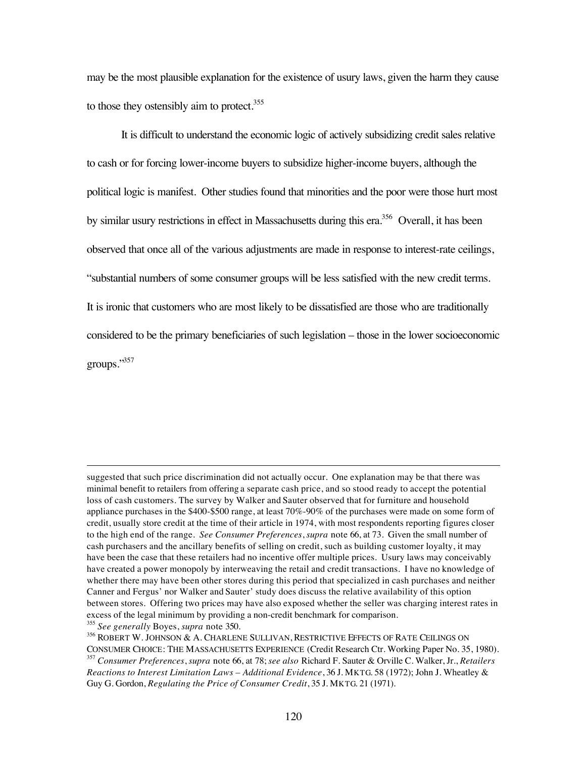may be the most plausible explanation for the existence of usury laws, given the harm they cause to those they ostensibly aim to protect.[355]

It is difficult to understand the economic logic of actively subsidizing credit sales relative to cash or for forcing lower-income buyers to subsidize higher-income buyers, although the political logic is manifest. Other studies found that minorities and the poor were those hurt most by similar usury restrictions in effect in Massachusetts during this era.[356] Overall, it has been observed that once all of the various adjustments are made in response to interest-rate ceilings, "substantial numbers of some consumer groups will be less satisfied with the new credit terms. It is ironic that customers who are most likely to be dissatisfied are those who are traditionally considered to be the primary beneficiaries of such legislation – those in the lower socioeconomic groups."[357]

---

suggested that such price discrimination did not actually occur. One explanation may be that there was minimal benefit to retailers from offering a separate cash price, and so stood ready to accept the potential loss of cash customers. The survey by Walker and Sauter observed that for furniture and household appliance purchases in the \$400-\$500 range, at least 70%-90% of the purchases were made on some form of credit, usually store credit at the time of their article in 1974, with most respondents reporting figures closer to the high end of the range. *See Consumer Preferences*, *supra* note 66, at 73. Given the small number of cash purchasers and the ancillary benefits of selling on credit, such as building customer loyalty, it may have been the case that these retailers had no incentive offer multiple prices. Usury laws may conceivably have created a power monopoly by interweaving the retail and credit transactions. I have no knowledge of whether there may have been other stores during this period that specialized in cash purchases and neither Canner and Fergus' nor Walker and Sauter' study does discuss the relative availability of this option between stores. Offering two prices may have also exposed whether the seller was charging interest rates in excess of the legal minimum by providing a non-credit benchmark for comparison.

[355] *See generally* Boyes, *supra* note 350.

[356] ROBERT W. JOHNSON & A. CHARLENE SULLIVAN, RESTRICTIVE EFFECTS OF RATE CEILINGS ON CONSUMER CHOICE: THE MASSACHUSETTS EXPERIENCE (Credit Research Ctr. Working Paper No. 35, 1980).

[357] *Consumer Preferences*, *supra* note 66, at 78; *see also* Richard F. Sauter & Orville C. Walker, Jr., *Retailers Reactions to Interest Limitation Laws – Additional Evidence*, 36 J. MKTG. 58 (1972); John J. Wheatley & Guy G. Gordon, *Regulating the Price of Consumer Credit*, 35 J. MKTG. 21 (1971).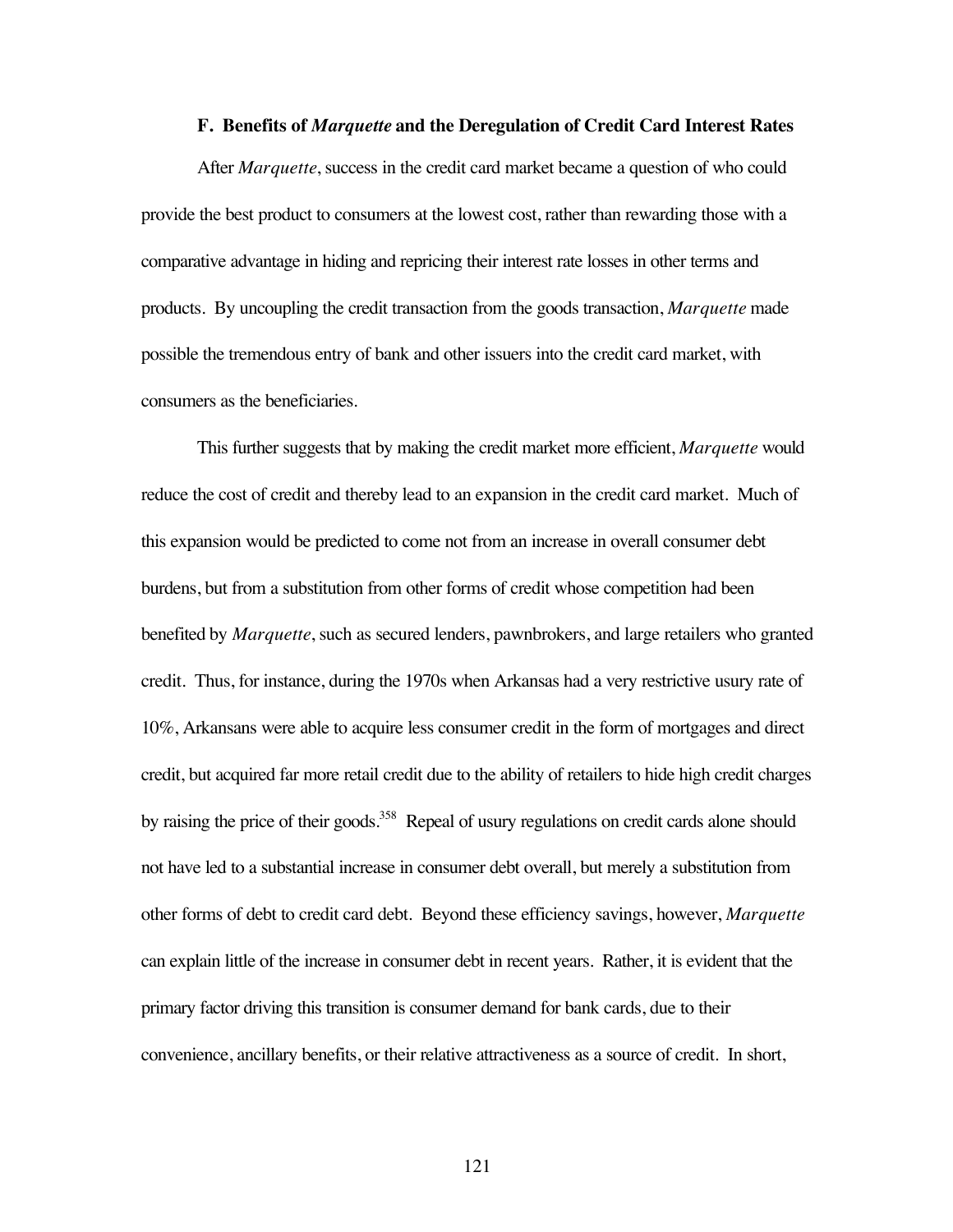### F. Benefits of *Marquette* and the Deregulation of Credit Card Interest Rates

After *Marquette*, success in the credit card market became a question of who could provide the best product to consumers at the lowest cost, rather than rewarding those with a comparative advantage in hiding and repricing their interest rate losses in other terms and products. By uncoupling the credit transaction from the goods transaction, *Marquette* made possible the tremendous entry of bank and other issuers into the credit card market, with consumers as the beneficiaries.

This further suggests that by making the credit market more efficient, *Marquette* would reduce the cost of credit and thereby lead to an expansion in the credit card market. Much of this expansion would be predicted to come not from an increase in overall consumer debt burdens, but from a substitution from other forms of credit whose competition had been benefited by *Marquette*, such as secured lenders, pawnbrokers, and large retailers who granted credit. Thus, for instance, during the 1970s when Arkansas had a very restrictive usury rate of 10%, Arkansans were able to acquire less consumer credit in the form of mortgages and direct credit, but acquired far more retail credit due to the ability of retailers to hide high credit charges by raising the price of their goods.[358] Repeal of usury regulations on credit cards alone should not have led to a substantial increase in consumer debt overall, but merely a substitution from other forms of debt to credit card debt. Beyond these efficiency savings, however, *Marquette* can explain little of the increase in consumer debt in recent years. Rather, it is evident that the primary factor driving this transition is consumer demand for bank cards, due to their convenience, ancillary benefits, or their relative attractiveness as a source of credit. In short,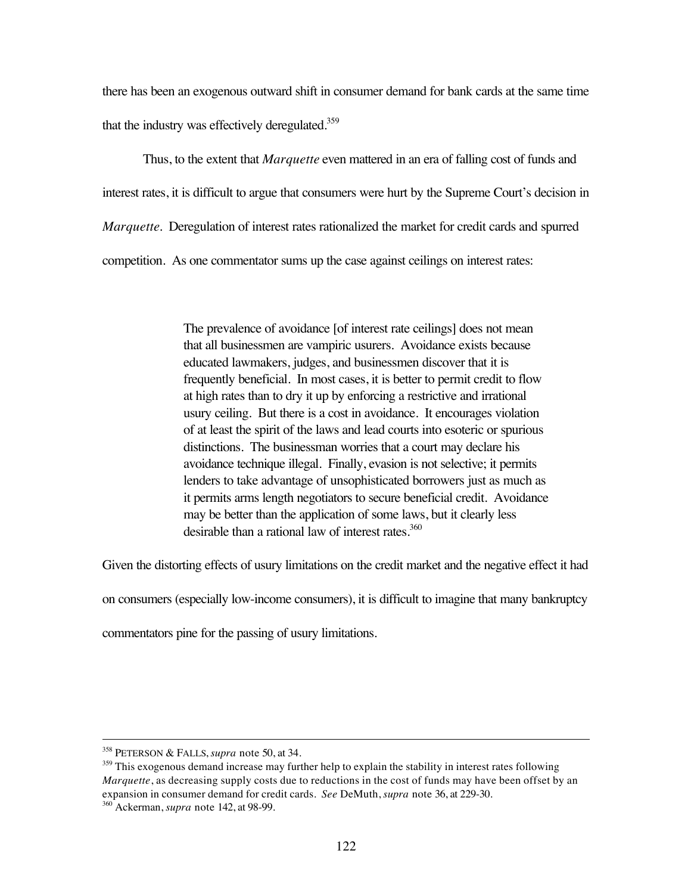there has been an exogenous outward shift in consumer demand for bank cards at the same time that the industry was effectively deregulated.[359]

Thus, to the extent that *Marquette* even mattered in an era of falling cost of funds and interest rates, it is difficult to argue that consumers were hurt by the Supreme Court's decision in *Marquette*. Deregulation of interest rates rationalized the market for credit cards and spurred competition. As one commentator sums up the case against ceilings on interest rates:

> The prevalence of avoidance [of interest rate ceilings] does not mean that all businessmen are vampiric usurers. Avoidance exists because educated lawmakers, judges, and businessmen discover that it is frequently beneficial. In most cases, it is better to permit credit to flow at high rates than to dry it up by enforcing a restrictive and irrational usury ceiling. But there is a cost in avoidance. It encourages violation of at least the spirit of the laws and lead courts into esoteric or spurious distinctions. The businessman worries that a court may declare his avoidance technique illegal. Finally, evasion is not selective; it permits lenders to take advantage of unsophisticated borrowers just as much as it permits arms length negotiators to secure beneficial credit. Avoidance may be better than the application of some laws, but it clearly less desirable than a rational law of interest rates.[360]

Given the distorting effects of usury limitations on the credit market and the negative effect it had on consumers (especially low-income consumers), it is difficult to imagine that many bankruptcy commentators pine for the passing of usury limitations.

---

[358] PETERSON & FALLS, *supra* note 50, at 34.

[359] This exogenous demand increase may further help to explain the stability in interest rates following *Marquette*, as decreasing supply costs due to reductions in the cost of funds may have been offset by an expansion in consumer demand for credit cards. *See* DeMuth, *supra* note 36, at 229-30.

[360] Ackerman, *supra* note 142, at 98-99.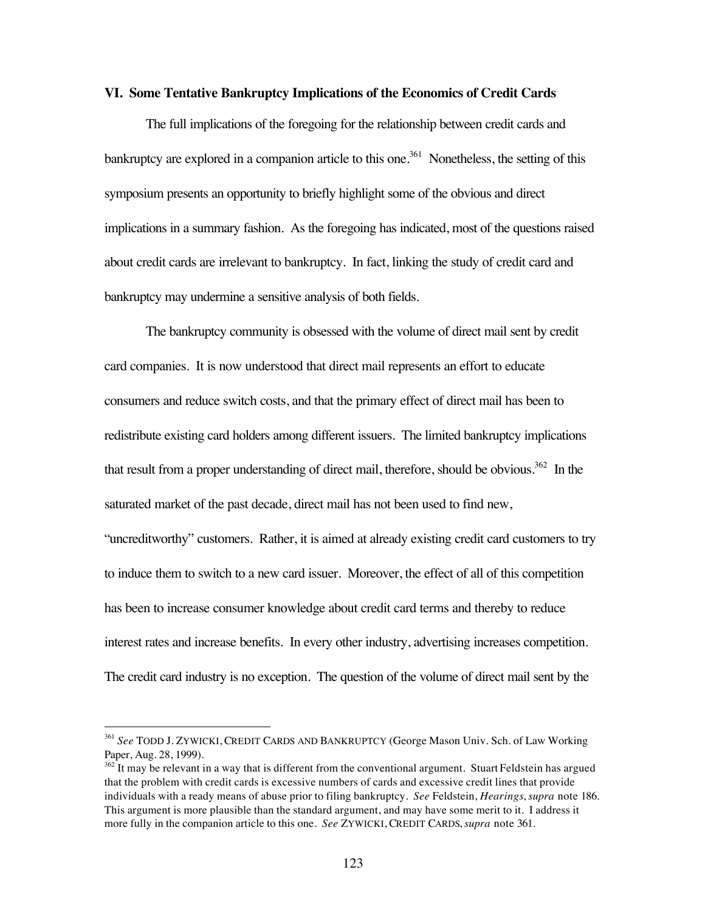### VI. Some Tentative Bankruptcy Implications of the Economics of Credit Cards

The full implications of the foregoing for the relationship between credit cards and bankruptcy are explored in a companion article to this one.[361] Nonetheless, the setting of this symposium presents an opportunity to briefly highlight some of the obvious and direct implications in a summary fashion. As the foregoing has indicated, most of the questions raised about credit cards are irrelevant to bankruptcy. In fact, linking the study of credit card and bankruptcy may undermine a sensitive analysis of both fields.

The bankruptcy community is obsessed with the volume of direct mail sent by credit card companies. It is now understood that direct mail represents an effort to educate consumers and reduce switch costs, and that the primary effect of direct mail has been to redistribute existing card holders among different issuers. The limited bankruptcy implications that result from a proper understanding of direct mail, therefore, should be obvious.[362] In the saturated market of the past decade, direct mail has not been used to find new, "uncreditworthy" customers. Rather, it is aimed at already existing credit card customers to try to induce them to switch to a new card issuer. Moreover, the effect of all of this competition has been to increase consumer knowledge about credit card terms and thereby to reduce interest rates and increase benefits. In every other industry, advertising increases competition. The credit card industry is no exception. The question of the volume of direct mail sent by the

---

[361] *See* TODD J. ZYWICKI, CREDIT CARDS AND BANKRUPTCY (George Mason Univ. Sch. of Law Working Paper, Aug. 28, 1999).

[362] It may be relevant in a way that is different from the conventional argument. Stuart Feldstein has argued that the problem with credit cards is excessive numbers of cards and excessive credit lines that provide individuals with a ready means of abuse prior to filing bankruptcy. *See* Feldstein, *Hearings*, *supra* note 186. This argument is more plausible than the standard argument, and may have some merit to it. I address it more fully in the companion article to this one. *See* ZYWICKI, CREDIT CARDS, *supra* note 361.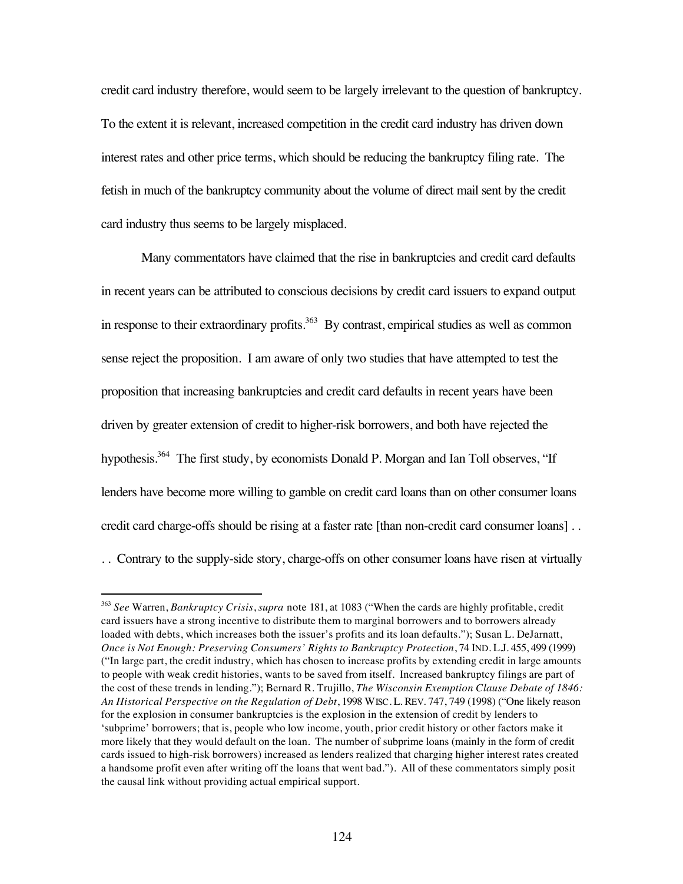credit card industry therefore, would seem to be largely irrelevant to the question of bankruptcy. To the extent it is relevant, increased competition in the credit card industry has driven down interest rates and other price terms, which should be reducing the bankruptcy filing rate. The fetish in much of the bankruptcy community about the volume of direct mail sent by the credit card industry thus seems to be largely misplaced.

Many commentators have claimed that the rise in bankruptcies and credit card defaults in recent years can be attributed to conscious decisions by credit card issuers to expand output in response to their extraordinary profits.[363] By contrast, empirical studies as well as common sense reject the proposition. I am aware of only two studies that have attempted to test the proposition that increasing bankruptcies and credit card defaults in recent years have been driven by greater extension of credit to higher-risk borrowers, and both have rejected the hypothesis.[364] The first study, by economists Donald P. Morgan and Ian Toll observes, "If lenders have become more willing to gamble on credit card loans than on other consumer loans credit card charge-offs should be rising at a faster rate [than non-credit card consumer loans] . . . . Contrary to the supply-side story, charge-offs on other consumer loans have risen at virtually

---

[363] *See* Warren, *Bankruptcy Crisis*, *supra* note 181, at 1083 ("When the cards are highly profitable, credit card issuers have a strong incentive to distribute them to marginal borrowers and to borrowers already loaded with debts, which increases both the issuer's profits and its loan defaults."); Susan L. DeJarnatt, *Once is Not Enough: Preserving Consumers' Rights to Bankruptcy Protection*, 74 IND. L.J. 455, 499 (1999) ("In large part, the credit industry, which has chosen to increase profits by extending credit in large amounts to people with weak credit histories, wants to be saved from itself. Increased bankruptcy filings are part of the cost of these trends in lending."); Bernard R. Trujillo, *The Wisconsin Exemption Clause Debate of 1846: An Historical Perspective on the Regulation of Debt*, 1998 WISC. L. REV. 747, 749 (1998) ("One likely reason for the explosion in consumer bankruptcies is the explosion in the extension of credit by lenders to 'subprime' borrowers; that is, people who low income, youth, prior credit history or other factors make it more likely that they would default on the loan. The number of subprime loans (mainly in the form of credit cards issued to high-risk borrowers) increased as lenders realized that charging higher interest rates created a handsome profit even after writing off the loans that went bad."). All of these commentators simply posit the causal link without providing actual empirical support.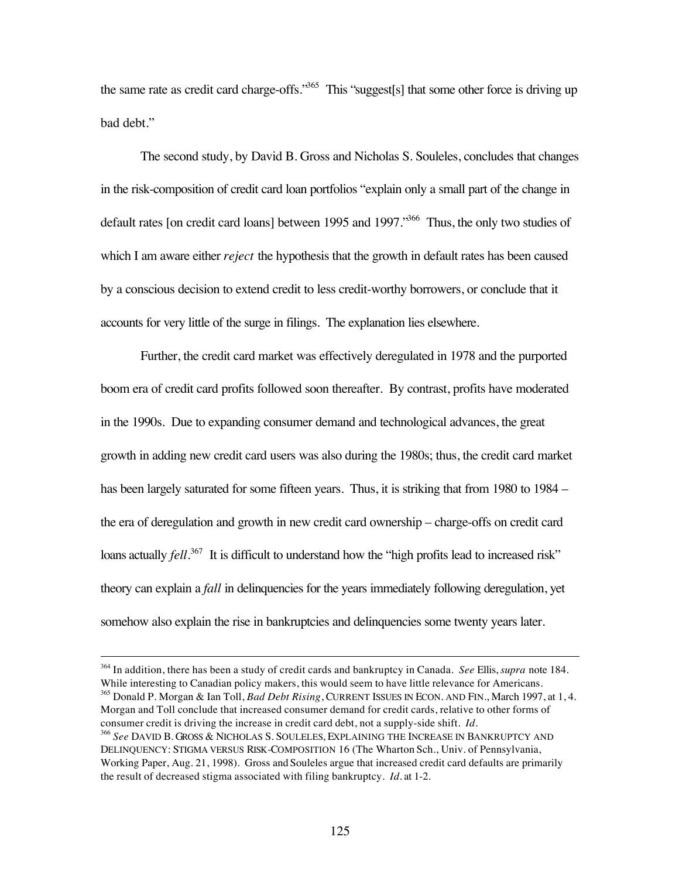the same rate as credit card charge-offs."[365] This "suggest[s] that some other force is driving up bad debt."

The second study, by David B. Gross and Nicholas S. Souleles, concludes that changes in the risk-composition of credit card loan portfolios "explain only a small part of the change in default rates [on credit card loans] between 1995 and 1997."[366] Thus, the only two studies of which I am aware either *reject* the hypothesis that the growth in default rates has been caused by a conscious decision to extend credit to less credit-worthy borrowers, or conclude that it accounts for very little of the surge in filings. The explanation lies elsewhere.

Further, the credit card market was effectively deregulated in 1978 and the purported boom era of credit card profits followed soon thereafter. By contrast, profits have moderated in the 1990s. Due to expanding consumer demand and technological advances, the great growth in adding new credit card users was also during the 1980s; thus, the credit card market has been largely saturated for some fifteen years. Thus, it is striking that from 1980 to 1984 – the era of deregulation and growth in new credit card ownership – charge-offs on credit card loans actually *fell*.[367] It is difficult to understand how the "high profits lead to increased risk" theory can explain a *fall* in delinquencies for the years immediately following deregulation, yet somehow also explain the rise in bankruptcies and delinquencies some twenty years later.

---

[364] In addition, there has been a study of credit cards and bankruptcy in Canada. *See* Ellis, *supra* note 184. While interesting to Canadian policy makers, this would seem to have little relevance for Americans.

[365] Donald P. Morgan & Ian Toll, *Bad Debt Rising*, CURRENT ISSUES IN ECON. AND FIN., March 1997, at 1, 4. Morgan and Toll conclude that increased consumer demand for credit cards, relative to other forms of consumer credit is driving the increase in credit card debt, not a supply-side shift. *Id.*

[366] *See* DAVID B. GROSS & NICHOLAS S. SOULELES, EXPLAINING THE INCREASE IN BANKRUPTCY AND DELINQUENCY: STIGMA VERSUS RISK-COMPOSITION 16 (The Wharton Sch., Univ. of Pennsylvania, Working Paper, Aug. 21, 1998). Gross and Souleles argue that increased credit card defaults are primarily the result of decreased stigma associated with filing bankruptcy. *Id.* at 1-2.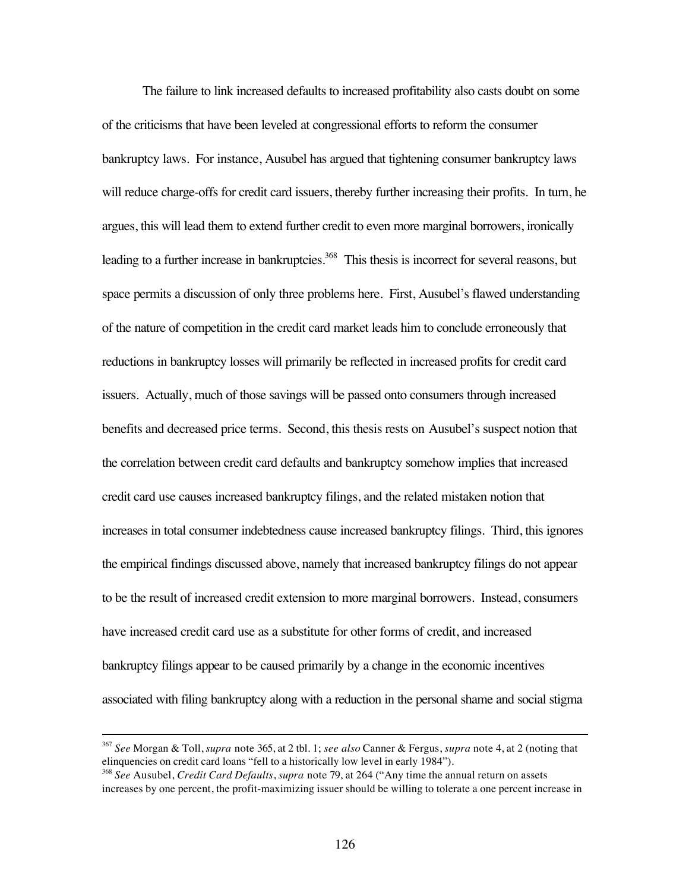The failure to link increased defaults to increased profitability also casts doubt on some of the criticisms that have been leveled at congressional efforts to reform the consumer bankruptcy laws. For instance, Ausubel has argued that tightening consumer bankruptcy laws will reduce charge-offs for credit card issuers, thereby further increasing their profits. In turn, he argues, this will lead them to extend further credit to even more marginal borrowers, ironically leading to a further increase in bankruptcies.[368] This thesis is incorrect for several reasons, but space permits a discussion of only three problems here. First, Ausubel's flawed understanding of the nature of competition in the credit card market leads him to conclude erroneously that reductions in bankruptcy losses will primarily be reflected in increased profits for credit card issuers. Actually, much of those savings will be passed onto consumers through increased benefits and decreased price terms. Second, this thesis rests on Ausubel's suspect notion that the correlation between credit card defaults and bankruptcy somehow implies that increased credit card use causes increased bankruptcy filings, and the related mistaken notion that increases in total consumer indebtedness cause increased bankruptcy filings. Third, this ignores the empirical findings discussed above, namely that increased bankruptcy filings do not appear to be the result of increased credit extension to more marginal borrowers. Instead, consumers have increased credit card use as a substitute for other forms of credit, and increased bankruptcy filings appear to be caused primarily by a change in the economic incentives associated with filing bankruptcy along with a reduction in the personal shame and social stigma

---

[367] *See* Morgan & Toll, *supra* note 365, at 2 tbl. 1; *see also* Canner & Fergus, *supra* note 4, at 2 (noting that elinquencies on credit card loans "fell to a historically low level in early 1984").

[368] *See* Ausubel, *Credit Card Defaults*, *supra* note 79, at 264 ("Any time the annual return on assets increases by one percent, the profit-maximizing issuer should be willing to tolerate a one percent increase in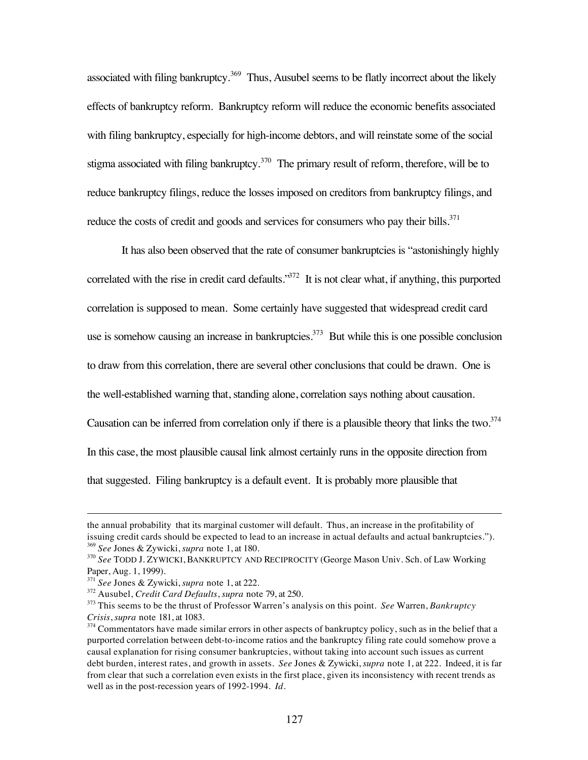associated with filing bankruptcy.[369] Thus, Ausubel seems to be flatly incorrect about the likely effects of bankruptcy reform. Bankruptcy reform will reduce the economic benefits associated with filing bankruptcy, especially for high-income debtors, and will reinstate some of the social stigma associated with filing bankruptcy.[370] The primary result of reform, therefore, will be to reduce bankruptcy filings, reduce the losses imposed on creditors from bankruptcy filings, and reduce the costs of credit and goods and services for consumers who pay their bills.[371]

It has also been observed that the rate of consumer bankruptcies is "astonishingly highly correlated with the rise in credit card defaults."[372] It is not clear what, if anything, this purported correlation is supposed to mean. Some certainly have suggested that widespread credit card use is somehow causing an increase in bankruptcies.[373] But while this is one possible conclusion to draw from this correlation, there are several other conclusions that could be drawn. One is the well-established warning that, standing alone, correlation says nothing about causation. Causation can be inferred from correlation only if there is a plausible theory that links the two.[374] In this case, the most plausible causal link almost certainly runs in the opposite direction from that suggested. Filing bankruptcy is a default event. It is probably more plausible that

---

the annual probability that its marginal customer will default. Thus, an increase in the profitability of issuing credit cards should be expected to lead to an increase in actual defaults and actual bankruptcies.").

[369] *See* Jones & Zywicki, *supra* note 1, at 180.

[370] *See* TODD J. ZYWICKI, BANKRUPTCY AND RECIPROCITY (George Mason Univ. Sch. of Law Working Paper, Aug. 1, 1999).

[371] *See* Jones & Zywicki, *supra* note 1, at 222.

[372] Ausubel, *Credit Card Defaults*, *supra* note 79, at 250.

[373] This seems to be the thrust of Professor Warren's analysis on this point. *See* Warren, *Bankruptcy Crisis*, *supra* note 181, at 1083.

[374] Commentators have made similar errors in other aspects of bankruptcy policy, such as in the belief that a purported correlation between debt-to-income ratios and the bankruptcy filing rate could somehow prove a causal explanation for rising consumer bankruptcies, without taking into account such issues as current debt burden, interest rates, and growth in assets. *See* Jones & Zywicki, *supra* note 1, at 222. Indeed, it is far from clear that such a correlation even exists in the first place, given its inconsistency with recent trends as well as in the post-recession years of 1992-1994. *Id*.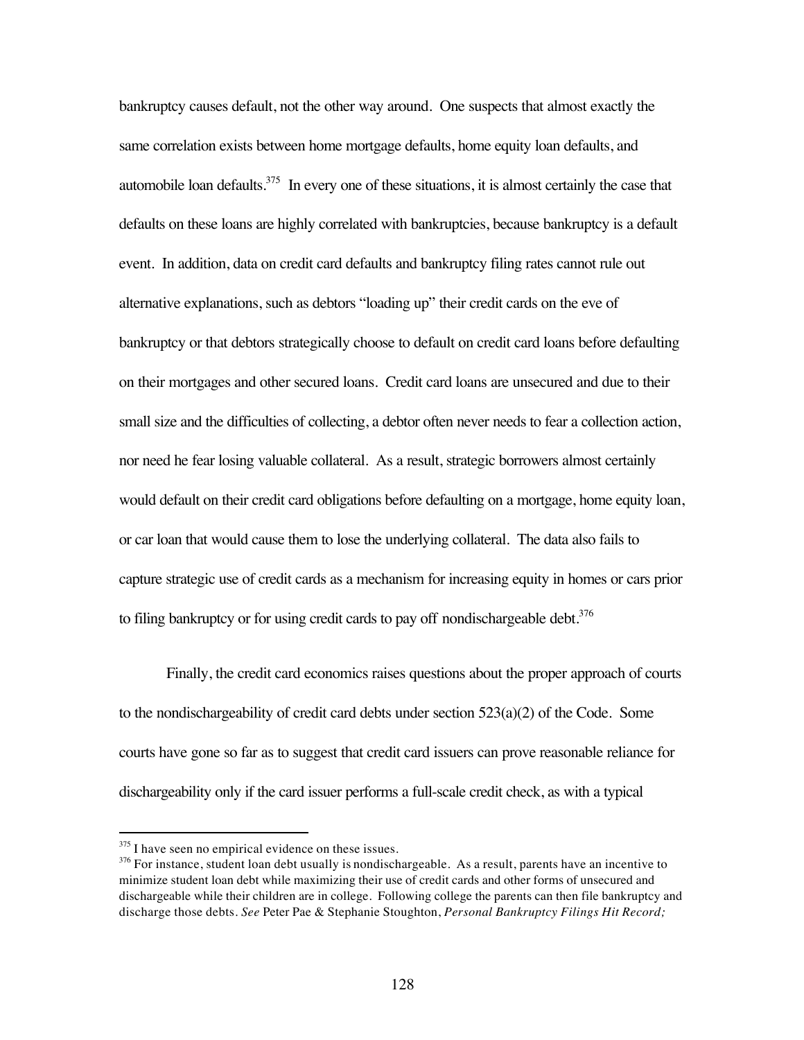bankruptcy causes default, not the other way around. One suspects that almost exactly the same correlation exists between home mortgage defaults, home equity loan defaults, and automobile loan defaults.[375] In every one of these situations, it is almost certainly the case that defaults on these loans are highly correlated with bankruptcies, because bankruptcy is a default event. In addition, data on credit card defaults and bankruptcy filing rates cannot rule out alternative explanations, such as debtors "loading up" their credit cards on the eve of bankruptcy or that debtors strategically choose to default on credit card loans before defaulting on their mortgages and other secured loans. Credit card loans are unsecured and due to their small size and the difficulties of collecting, a debtor often never needs to fear a collection action, nor need he fear losing valuable collateral. As a result, strategic borrowers almost certainly would default on their credit card obligations before defaulting on a mortgage, home equity loan, or car loan that would cause them to lose the underlying collateral. The data also fails to capture strategic use of credit cards as a mechanism for increasing equity in homes or cars prior to filing bankruptcy or for using credit cards to pay off nondischargeable debt.[376]

Finally, the credit card economics raises questions about the proper approach of courts to the nondischargeability of credit card debts under section 523(a)(2) of the Code. Some courts have gone so far as to suggest that credit card issuers can prove reasonable reliance for dischargeability only if the card issuer performs a full-scale credit check, as with a typical

---

[375] I have seen no empirical evidence on these issues.

[376] For instance, student loan debt usually is nondischargeable. As a result, parents have an incentive to minimize student loan debt while maximizing their use of credit cards and other forms of unsecured and dischargeable while their children are in college. Following college the parents can then file bankruptcy and discharge those debts. *See* Peter Pae & Stephanie Stoughton, *Personal Bankruptcy Filings Hit Record;*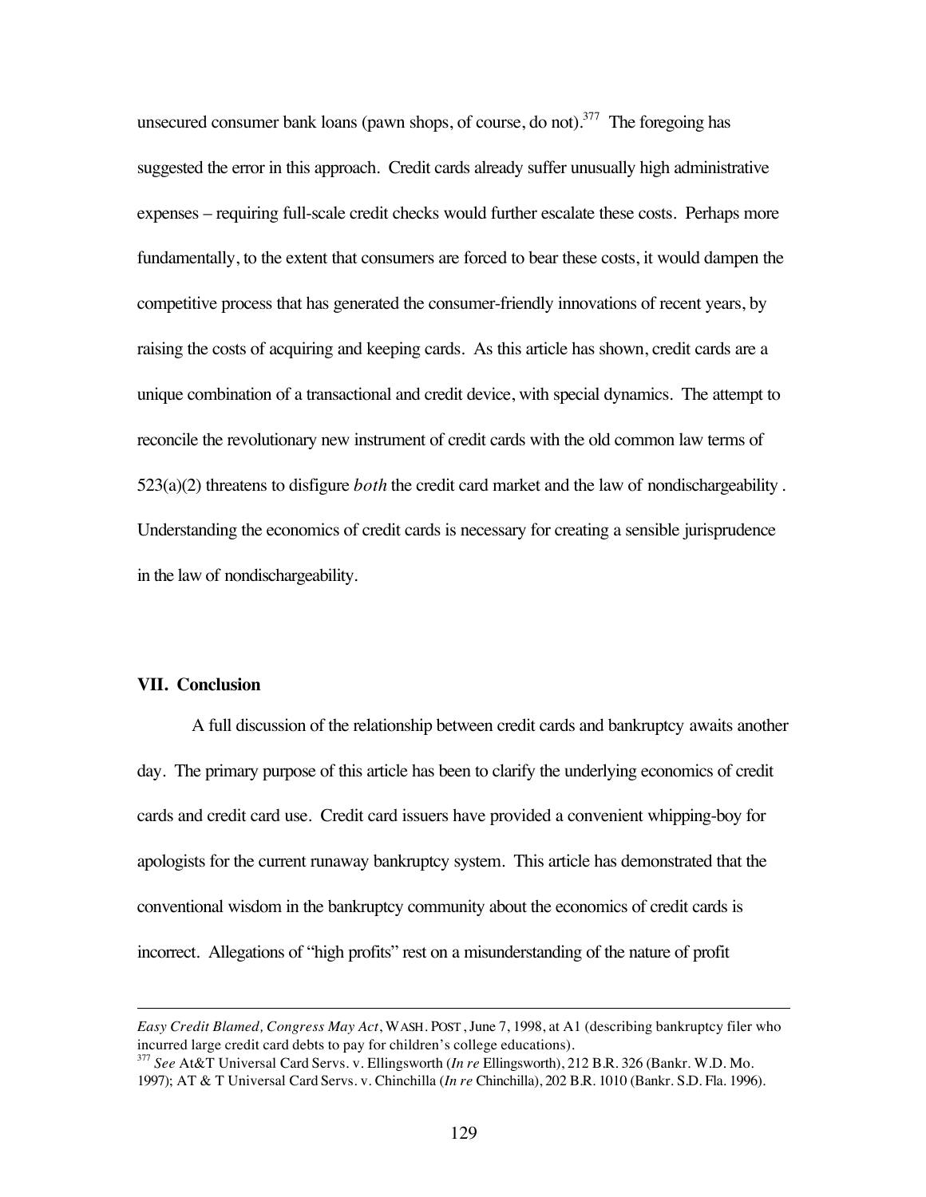unsecured consumer bank loans (pawn shops, of course, do not).[377] The foregoing has suggested the error in this approach. Credit cards already suffer unusually high administrative expenses – requiring full-scale credit checks would further escalate these costs. Perhaps more fundamentally, to the extent that consumers are forced to bear these costs, it would dampen the competitive process that has generated the consumer-friendly innovations of recent years, by raising the costs of acquiring and keeping cards. As this article has shown, credit cards are a unique combination of a transactional and credit device, with special dynamics. The attempt to reconcile the revolutionary new instrument of credit cards with the old common law terms of 523(a)(2) threatens to disfigure *both* the credit card market and the law of nondischargeability . Understanding the economics of credit cards is necessary for creating a sensible jurisprudence in the law of nondischargeability.

## VII. Conclusion

A full discussion of the relationship between credit cards and bankruptcy awaits another day. The primary purpose of this article has been to clarify the underlying economics of credit cards and credit card use. Credit card issuers have provided a convenient whipping-boy for apologists for the current runaway bankruptcy system. This article has demonstrated that the conventional wisdom in the bankruptcy community about the economics of credit cards is incorrect. Allegations of "high profits" rest on a misunderstanding of the nature of profit

---

*Easy Credit Blamed, Congress May Act*, WASH. POST, June 7, 1998, at A1 (describing bankruptcy filer who incurred large credit card debts to pay for children's college educations).

[377] *See* At&T Universal Card Servs. v. Ellingsworth (*In re* Ellingsworth), 212 B.R. 326 (Bankr. W.D. Mo. 1997); AT & T Universal Card Servs. v. Chinchilla (*In re* Chinchilla), 202 B.R. 1010 (Bankr. S.D. Fla. 1996).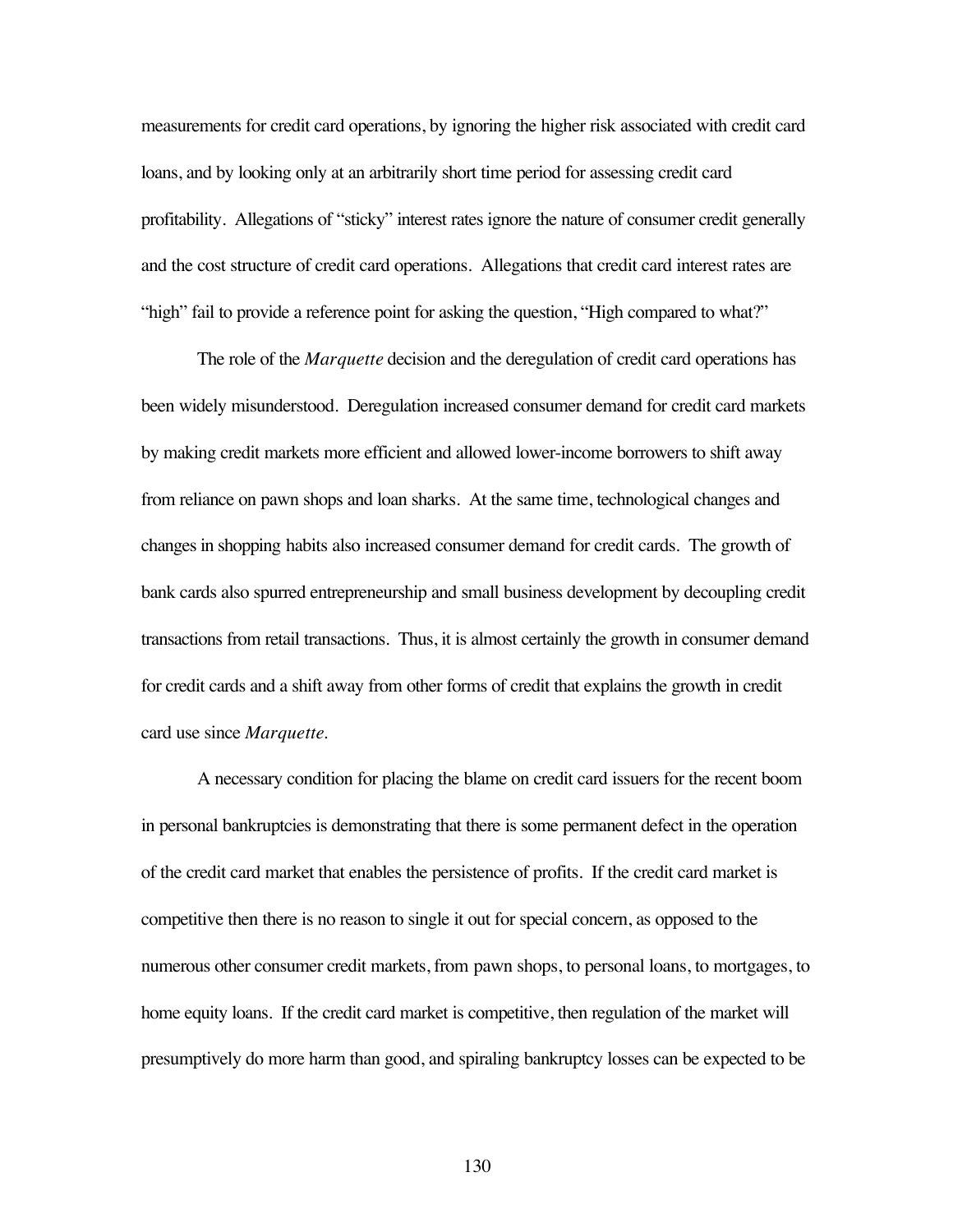measurements for credit card operations, by ignoring the higher risk associated with credit card loans, and by looking only at an arbitrarily short time period for assessing credit card profitability. Allegations of "sticky" interest rates ignore the nature of consumer credit generally and the cost structure of credit card operations. Allegations that credit card interest rates are "high" fail to provide a reference point for asking the question, "High compared to what?"

The role of the *Marquette* decision and the deregulation of credit card operations has been widely misunderstood. Deregulation increased consumer demand for credit card markets by making credit markets more efficient and allowed lower-income borrowers to shift away from reliance on pawn shops and loan sharks. At the same time, technological changes and changes in shopping habits also increased consumer demand for credit cards. The growth of bank cards also spurred entrepreneurship and small business development by decoupling credit transactions from retail transactions. Thus, it is almost certainly the growth in consumer demand for credit cards and a shift away from other forms of credit that explains the growth in credit card use since *Marquette*.

A necessary condition for placing the blame on credit card issuers for the recent boom in personal bankruptcies is demonstrating that there is some permanent defect in the operation of the credit card market that enables the persistence of profits. If the credit card market is competitive then there is no reason to single it out for special concern, as opposed to the numerous other consumer credit markets, from pawn shops, to personal loans, to mortgages, to home equity loans. If the credit card market is competitive, then regulation of the market will presumptively do more harm than good, and spiraling bankruptcy losses can be expected to be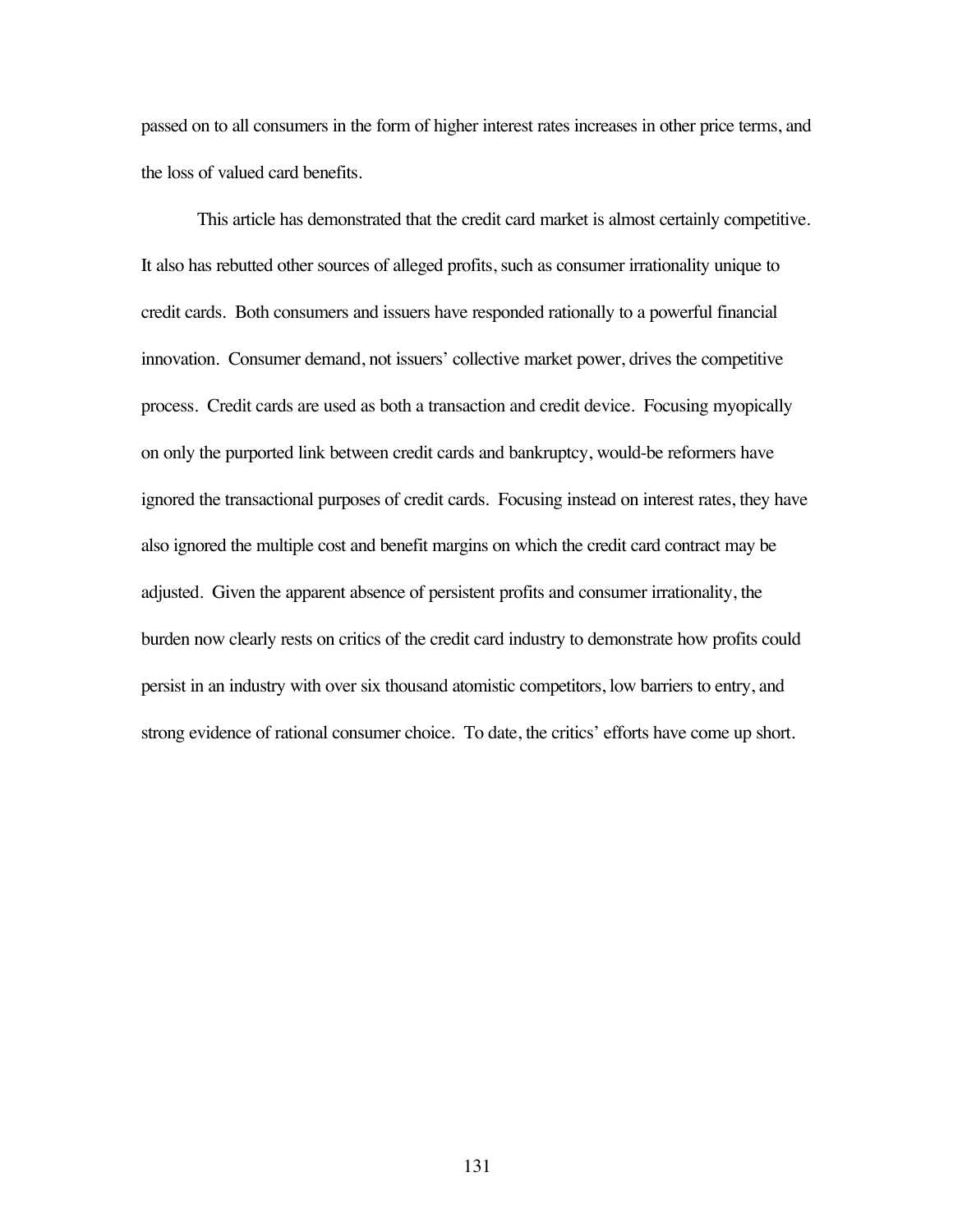passed on to all consumers in the form of higher interest rates increases in other price terms, and the loss of valued card benefits.

This article has demonstrated that the credit card market is almost certainly competitive. It also has rebutted other sources of alleged profits, such as consumer irrationality unique to credit cards. Both consumers and issuers have responded rationally to a powerful financial innovation. Consumer demand, not issuers' collective market power, drives the competitive process. Credit cards are used as both a transaction and credit device. Focusing myopically on only the purported link between credit cards and bankruptcy, would-be reformers have ignored the transactional purposes of credit cards. Focusing instead on interest rates, they have also ignored the multiple cost and benefit margins on which the credit card contract may be adjusted. Given the apparent absence of persistent profits and consumer irrationality, the burden now clearly rests on critics of the credit card industry to demonstrate how profits could persist in an industry with over six thousand atomistic competitors, low barriers to entry, and strong evidence of rational consumer choice. To date, the critics' efforts have come up short.